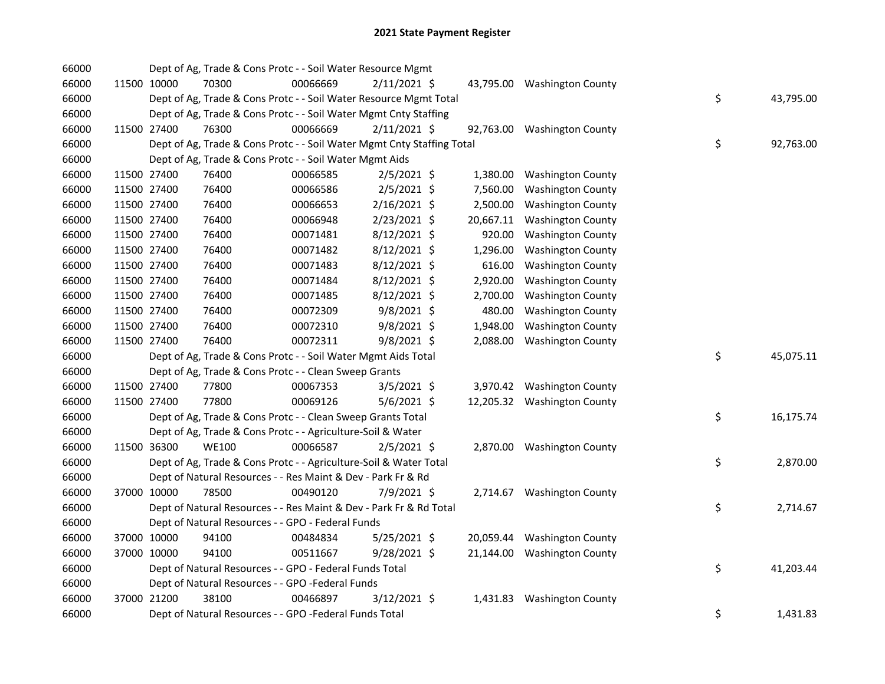# 2021 State Payment Register

| | | | | | | | | | |
|---|---|---|---|---|---|---|---|---|---|
| 66000 | | | Dept of Ag, Trade & Cons Protc - - Soil Water Resource Mgmt | | | | | | |
| 66000 | 11500 | 10000 | 70300 | 00066669 | 2/11/2021 | $ 43,795.00 | Washington County | | |
| 66000 | | | Dept of Ag, Trade & Cons Protc - - Soil Water Resource Mgmt Total | | | | | $ | 43,795.00 |
| 66000 | | | Dept of Ag, Trade & Cons Protc - - Soil Water Mgmt Cnty Staffing | | | | | | |
| 66000 | 11500 | 27400 | 76300 | 00066669 | 2/11/2021 | $ 92,763.00 | Washington County | | |
| 66000 | | | Dept of Ag, Trade & Cons Protc - - Soil Water Mgmt Cnty Staffing Total | | | | | $ | 92,763.00 |
| 66000 | | | Dept of Ag, Trade & Cons Protc - - Soil Water Mgmt Aids | | | | | | |
| 66000 | 11500 | 27400 | 76400 | 00066585 | 2/5/2021 | $ 1,380.00 | Washington County | | |
| 66000 | 11500 | 27400 | 76400 | 00066586 | 2/5/2021 | $ 7,560.00 | Washington County | | |
| 66000 | 11500 | 27400 | 76400 | 00066653 | 2/16/2021 | $ 2,500.00 | Washington County | | |
| 66000 | 11500 | 27400 | 76400 | 00066948 | 2/23/2021 | $ 20,667.11 | Washington County | | |
| 66000 | 11500 | 27400 | 76400 | 00071481 | 8/12/2021 | $ 920.00 | Washington County | | |
| 66000 | 11500 | 27400 | 76400 | 00071482 | 8/12/2021 | $ 1,296.00 | Washington County | | |
| 66000 | 11500 | 27400 | 76400 | 00071483 | 8/12/2021 | $ 616.00 | Washington County | | |
| 66000 | 11500 | 27400 | 76400 | 00071484 | 8/12/2021 | $ 2,920.00 | Washington County | | |
| 66000 | 11500 | 27400 | 76400 | 00071485 | 8/12/2021 | $ 2,700.00 | Washington County | | |
| 66000 | 11500 | 27400 | 76400 | 00072309 | 9/8/2021 | $ 480.00 | Washington County | | |
| 66000 | 11500 | 27400 | 76400 | 00072310 | 9/8/2021 | $ 1,948.00 | Washington County | | |
| 66000 | 11500 | 27400 | 76400 | 00072311 | 9/8/2021 | $ 2,088.00 | Washington County | | |
| 66000 | | | Dept of Ag, Trade & Cons Protc - - Soil Water Mgmt Aids Total | | | | | $ | 45,075.11 |
| 66000 | | | Dept of Ag, Trade & Cons Protc - - Clean Sweep Grants | | | | | | |
| 66000 | 11500 | 27400 | 77800 | 00067353 | 3/5/2021 | $ 3,970.42 | Washington County | | |
| 66000 | 11500 | 27400 | 77800 | 00069126 | 5/6/2021 | $ 12,205.32 | Washington County | | |
| 66000 | | | Dept of Ag, Trade & Cons Protc - - Clean Sweep Grants Total | | | | | $ | 16,175.74 |
| 66000 | | | Dept of Ag, Trade & Cons Protc - - Agriculture-Soil & Water | | | | | | |
| 66000 | 11500 | 36300 | WE100 | 00066587 | 2/5/2021 | $ 2,870.00 | Washington County | | |
| 66000 | | | Dept of Ag, Trade & Cons Protc - - Agriculture-Soil & Water Total | | | | | $ | 2,870.00 |
| 66000 | | | Dept of Natural Resources - - Res Maint & Dev - Park Fr & Rd | | | | | | |
| 66000 | 37000 | 10000 | 78500 | 00490120 | 7/9/2021 | $ 2,714.67 | Washington County | | |
| 66000 | | | Dept of Natural Resources - - Res Maint & Dev - Park Fr & Rd Total | | | | | $ | 2,714.67 |
| 66000 | | | Dept of Natural Resources - - GPO - Federal Funds | | | | | | |
| 66000 | 37000 | 10000 | 94100 | 00484834 | 5/25/2021 | $ 20,059.44 | Washington County | | |
| 66000 | 37000 | 10000 | 94100 | 00511667 | 9/28/2021 | $ 21,144.00 | Washington County | | |
| 66000 | | | Dept of Natural Resources - - GPO - Federal Funds Total | | | | | $ | 41,203.44 |
| 66000 | | | Dept of Natural Resources - - GPO -Federal Funds | | | | | | |
| 66000 | 37000 | 21200 | 38100 | 00466897 | 3/12/2021 | $ 1,431.83 | Washington County | | |
| 66000 | | | Dept of Natural Resources - - GPO -Federal Funds Total | | | | | $ | 1,431.83 |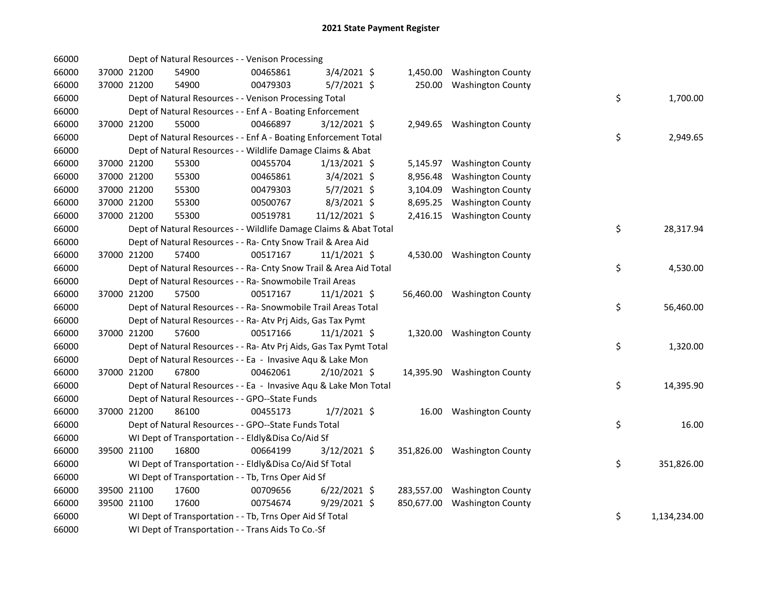## 2021 State Payment Register

| | | | | | | | | | |
|---|---|---|---|---|---|---|---|---|---|
| 66000 | | | Dept of Natural Resources - - Venison Processing | | | | | | |
| 66000 | 37000 | 21200 | 54900 | 00465861 | 3/4/2021 | $ | 1,450.00 | Washington County | |
| 66000 | 37000 | 21200 | 54900 | 00479303 | 5/7/2021 | $ | 250.00 | Washington County | |
| 66000 | | | Dept of Natural Resources - - Venison Processing Total | | | | | | $ 1,700.00 |
| 66000 | | | Dept of Natural Resources - - Enf A - Boating Enforcement | | | | | | |
| 66000 | 37000 | 21200 | 55000 | 00466897 | 3/12/2021 | $ | 2,949.65 | Washington County | |
| 66000 | | | Dept of Natural Resources - - Enf A - Boating Enforcement Total | | | | | | $ 2,949.65 |
| 66000 | | | Dept of Natural Resources - - Wildlife Damage Claims & Abat | | | | | | |
| 66000 | 37000 | 21200 | 55300 | 00455704 | 1/13/2021 | $ | 5,145.97 | Washington County | |
| 66000 | 37000 | 21200 | 55300 | 00465861 | 3/4/2021 | $ | 8,956.48 | Washington County | |
| 66000 | 37000 | 21200 | 55300 | 00479303 | 5/7/2021 | $ | 3,104.09 | Washington County | |
| 66000 | 37000 | 21200 | 55300 | 00500767 | 8/3/2021 | $ | 8,695.25 | Washington County | |
| 66000 | 37000 | 21200 | 55300 | 00519781 | 11/12/2021 | $ | 2,416.15 | Washington County | |
| 66000 | | | Dept of Natural Resources - - Wildlife Damage Claims & Abat Total | | | | | | $ 28,317.94 |
| 66000 | | | Dept of Natural Resources - - Ra- Cnty Snow Trail & Area Aid | | | | | | |
| 66000 | 37000 | 21200 | 57400 | 00517167 | 11/1/2021 | $ | 4,530.00 | Washington County | |
| 66000 | | | Dept of Natural Resources - - Ra- Cnty Snow Trail & Area Aid Total | | | | | | $ 4,530.00 |
| 66000 | | | Dept of Natural Resources - - Ra- Snowmobile Trail Areas | | | | | | |
| 66000 | 37000 | 21200 | 57500 | 00517167 | 11/1/2021 | $ | 56,460.00 | Washington County | |
| 66000 | | | Dept of Natural Resources - - Ra- Snowmobile Trail Areas Total | | | | | | $ 56,460.00 |
| 66000 | | | Dept of Natural Resources - - Ra- Atv Prj Aids, Gas Tax Pymt | | | | | | |
| 66000 | 37000 | 21200 | 57600 | 00517166 | 11/1/2021 | $ | 1,320.00 | Washington County | |
| 66000 | | | Dept of Natural Resources - - Ra- Atv Prj Aids, Gas Tax Pymt Total | | | | | | $ 1,320.00 |
| 66000 | | | Dept of Natural Resources - - Ea - Invasive Aqu & Lake Mon | | | | | | |
| 66000 | 37000 | 21200 | 67800 | 00462061 | 2/10/2021 | $ | 14,395.90 | Washington County | |
| 66000 | | | Dept of Natural Resources - - Ea - Invasive Aqu & Lake Mon Total | | | | | | $ 14,395.90 |
| 66000 | | | Dept of Natural Resources - - GPO--State Funds | | | | | | |
| 66000 | 37000 | 21200 | 86100 | 00455173 | 1/7/2021 | $ | 16.00 | Washington County | |
| 66000 | | | Dept of Natural Resources - - GPO--State Funds Total | | | | | | $ 16.00 |
| 66000 | | | WI Dept of Transportation - - Eldly&Disa Co/Aid Sf | | | | | | |
| 66000 | 39500 | 21100 | 16800 | 00664199 | 3/12/2021 | $ | 351,826.00 | Washington County | |
| 66000 | | | WI Dept of Transportation - - Eldly&Disa Co/Aid Sf Total | | | | | | $ 351,826.00 |
| 66000 | | | WI Dept of Transportation - - Tb, Trns Oper Aid Sf | | | | | | |
| 66000 | 39500 | 21100 | 17600 | 00709656 | 6/22/2021 | $ | 283,557.00 | Washington County | |
| 66000 | 39500 | 21100 | 17600 | 00754674 | 9/29/2021 | $ | 850,677.00 | Washington County | |
| 66000 | | | WI Dept of Transportation - - Tb, Trns Oper Aid Sf Total | | | | | | $ 1,134,234.00 |
| 66000 | | | WI Dept of Transportation - - Trans Aids To Co.-Sf | | | | | | |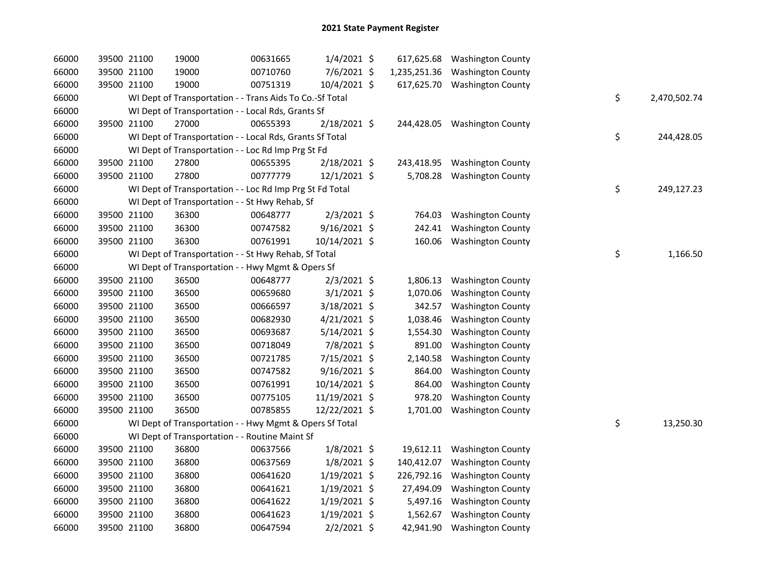# 2021 State Payment Register

| | | | | | | | | |
|---|---|---|---|---|---|---|---|---|
| 66000 | 39500 | 21100 | 19000 | 00631665 | 1/4/2021 | $ 617,625.68 | Washington County | |
| 66000 | 39500 | 21100 | 19000 | 00710760 | 7/6/2021 | $ 1,235,251.36 | Washington County | |
| 66000 | 39500 | 21100 | 19000 | 00751319 | 10/4/2021 | $ 617,625.70 | Washington County | |
| 66000 | | WI Dept of Transportation - - Trans Aids To Co.-Sf Total | | | | | | $ 2,470,502.74 |
| 66000 | | WI Dept of Transportation - - Local Rds, Grants Sf | | | | | | |
| 66000 | 39500 | 21100 | 27000 | 00655393 | 2/18/2021 | $ 244,428.05 | Washington County | |
| 66000 | | WI Dept of Transportation - - Local Rds, Grants Sf Total | | | | | | $ 244,428.05 |
| 66000 | | WI Dept of Transportation - - Loc Rd Imp Prg St Fd | | | | | | |
| 66000 | 39500 | 21100 | 27800 | 00655395 | 2/18/2021 | $ 243,418.95 | Washington County | |
| 66000 | 39500 | 21100 | 27800 | 00777779 | 12/1/2021 | $ 5,708.28 | Washington County | |
| 66000 | | WI Dept of Transportation - - Loc Rd Imp Prg St Fd Total | | | | | | $ 249,127.23 |
| 66000 | | WI Dept of Transportation - - St Hwy Rehab, Sf | | | | | | |
| 66000 | 39500 | 21100 | 36300 | 00648777 | 2/3/2021 | $ 764.03 | Washington County | |
| 66000 | 39500 | 21100 | 36300 | 00747582 | 9/16/2021 | $ 242.41 | Washington County | |
| 66000 | 39500 | 21100 | 36300 | 00761991 | 10/14/2021 | $ 160.06 | Washington County | |
| 66000 | | WI Dept of Transportation - - St Hwy Rehab, Sf Total | | | | | | $ 1,166.50 |
| 66000 | | WI Dept of Transportation - - Hwy Mgmt & Opers Sf | | | | | | |
| 66000 | 39500 | 21100 | 36500 | 00648777 | 2/3/2021 | $ 1,806.13 | Washington County | |
| 66000 | 39500 | 21100 | 36500 | 00659680 | 3/1/2021 | $ 1,070.06 | Washington County | |
| 66000 | 39500 | 21100 | 36500 | 00666597 | 3/18/2021 | $ 342.57 | Washington County | |
| 66000 | 39500 | 21100 | 36500 | 00682930 | 4/21/2021 | $ 1,038.46 | Washington County | |
| 66000 | 39500 | 21100 | 36500 | 00693687 | 5/14/2021 | $ 1,554.30 | Washington County | |
| 66000 | 39500 | 21100 | 36500 | 00718049 | 7/8/2021 | $ 891.00 | Washington County | |
| 66000 | 39500 | 21100 | 36500 | 00721785 | 7/15/2021 | $ 2,140.58 | Washington County | |
| 66000 | 39500 | 21100 | 36500 | 00747582 | 9/16/2021 | $ 864.00 | Washington County | |
| 66000 | 39500 | 21100 | 36500 | 00761991 | 10/14/2021 | $ 864.00 | Washington County | |
| 66000 | 39500 | 21100 | 36500 | 00775105 | 11/19/2021 | $ 978.20 | Washington County | |
| 66000 | 39500 | 21100 | 36500 | 00785855 | 12/22/2021 | $ 1,701.00 | Washington County | |
| 66000 | | WI Dept of Transportation - - Hwy Mgmt & Opers Sf Total | | | | | | $ 13,250.30 |
| 66000 | | WI Dept of Transportation - - Routine Maint Sf | | | | | | |
| 66000 | 39500 | 21100 | 36800 | 00637566 | 1/8/2021 | $ 19,612.11 | Washington County | |
| 66000 | 39500 | 21100 | 36800 | 00637569 | 1/8/2021 | $ 140,412.07 | Washington County | |
| 66000 | 39500 | 21100 | 36800 | 00641620 | 1/19/2021 | $ 226,792.16 | Washington County | |
| 66000 | 39500 | 21100 | 36800 | 00641621 | 1/19/2021 | $ 27,494.09 | Washington County | |
| 66000 | 39500 | 21100 | 36800 | 00641622 | 1/19/2021 | $ 5,497.16 | Washington County | |
| 66000 | 39500 | 21100 | 36800 | 00641623 | 1/19/2021 | $ 1,562.67 | Washington County | |
| 66000 | 39500 | 21100 | 36800 | 00647594 | 2/2/2021 | $ 42,941.90 | Washington County | |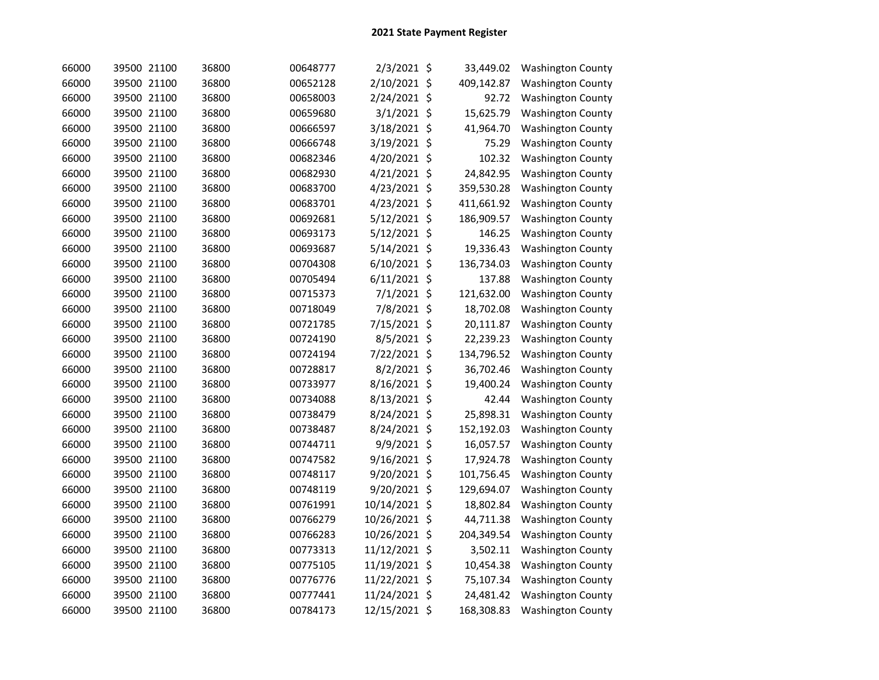## 2021 State Payment Register

| | | | | | | | |
|---|---|---|---|---|---|---|---|
| 66000 | 39500 | 21100 | 36800 | 00648777 | 2/3/2021 | $ 33,449.02 | Washington County |
| 66000 | 39500 | 21100 | 36800 | 00652128 | 2/10/2021 | $ 409,142.87 | Washington County |
| 66000 | 39500 | 21100 | 36800 | 00658003 | 2/24/2021 | $ 92.72 | Washington County |
| 66000 | 39500 | 21100 | 36800 | 00659680 | 3/1/2021 | $ 15,625.79 | Washington County |
| 66000 | 39500 | 21100 | 36800 | 00666597 | 3/18/2021 | $ 41,964.70 | Washington County |
| 66000 | 39500 | 21100 | 36800 | 00666748 | 3/19/2021 | $ 75.29 | Washington County |
| 66000 | 39500 | 21100 | 36800 | 00682346 | 4/20/2021 | $ 102.32 | Washington County |
| 66000 | 39500 | 21100 | 36800 | 00682930 | 4/21/2021 | $ 24,842.95 | Washington County |
| 66000 | 39500 | 21100 | 36800 | 00683700 | 4/23/2021 | $ 359,530.28 | Washington County |
| 66000 | 39500 | 21100 | 36800 | 00683701 | 4/23/2021 | $ 411,661.92 | Washington County |
| 66000 | 39500 | 21100 | 36800 | 00692681 | 5/12/2021 | $ 186,909.57 | Washington County |
| 66000 | 39500 | 21100 | 36800 | 00693173 | 5/12/2021 | $ 146.25 | Washington County |
| 66000 | 39500 | 21100 | 36800 | 00693687 | 5/14/2021 | $ 19,336.43 | Washington County |
| 66000 | 39500 | 21100 | 36800 | 00704308 | 6/10/2021 | $ 136,734.03 | Washington County |
| 66000 | 39500 | 21100 | 36800 | 00705494 | 6/11/2021 | $ 137.88 | Washington County |
| 66000 | 39500 | 21100 | 36800 | 00715373 | 7/1/2021 | $ 121,632.00 | Washington County |
| 66000 | 39500 | 21100 | 36800 | 00718049 | 7/8/2021 | $ 18,702.08 | Washington County |
| 66000 | 39500 | 21100 | 36800 | 00721785 | 7/15/2021 | $ 20,111.87 | Washington County |
| 66000 | 39500 | 21100 | 36800 | 00724190 | 8/5/2021 | $ 22,239.23 | Washington County |
| 66000 | 39500 | 21100 | 36800 | 00724194 | 7/22/2021 | $ 134,796.52 | Washington County |
| 66000 | 39500 | 21100 | 36800 | 00728817 | 8/2/2021 | $ 36,702.46 | Washington County |
| 66000 | 39500 | 21100 | 36800 | 00733977 | 8/16/2021 | $ 19,400.24 | Washington County |
| 66000 | 39500 | 21100 | 36800 | 00734088 | 8/13/2021 | $ 42.44 | Washington County |
| 66000 | 39500 | 21100 | 36800 | 00738479 | 8/24/2021 | $ 25,898.31 | Washington County |
| 66000 | 39500 | 21100 | 36800 | 00738487 | 8/24/2021 | $ 152,192.03 | Washington County |
| 66000 | 39500 | 21100 | 36800 | 00744711 | 9/9/2021 | $ 16,057.57 | Washington County |
| 66000 | 39500 | 21100 | 36800 | 00747582 | 9/16/2021 | $ 17,924.78 | Washington County |
| 66000 | 39500 | 21100 | 36800 | 00748117 | 9/20/2021 | $ 101,756.45 | Washington County |
| 66000 | 39500 | 21100 | 36800 | 00748119 | 9/20/2021 | $ 129,694.07 | Washington County |
| 66000 | 39500 | 21100 | 36800 | 00761991 | 10/14/2021 | $ 18,802.84 | Washington County |
| 66000 | 39500 | 21100 | 36800 | 00766279 | 10/26/2021 | $ 44,711.38 | Washington County |
| 66000 | 39500 | 21100 | 36800 | 00766283 | 10/26/2021 | $ 204,349.54 | Washington County |
| 66000 | 39500 | 21100 | 36800 | 00773313 | 11/12/2021 | $ 3,502.11 | Washington County |
| 66000 | 39500 | 21100 | 36800 | 00775105 | 11/19/2021 | $ 10,454.38 | Washington County |
| 66000 | 39500 | 21100 | 36800 | 00776776 | 11/22/2021 | $ 75,107.34 | Washington County |
| 66000 | 39500 | 21100 | 36800 | 00777441 | 11/24/2021 | $ 24,481.42 | Washington County |
| 66000 | 39500 | 21100 | 36800 | 00784173 | 12/15/2021 | $ 168,308.83 | Washington County |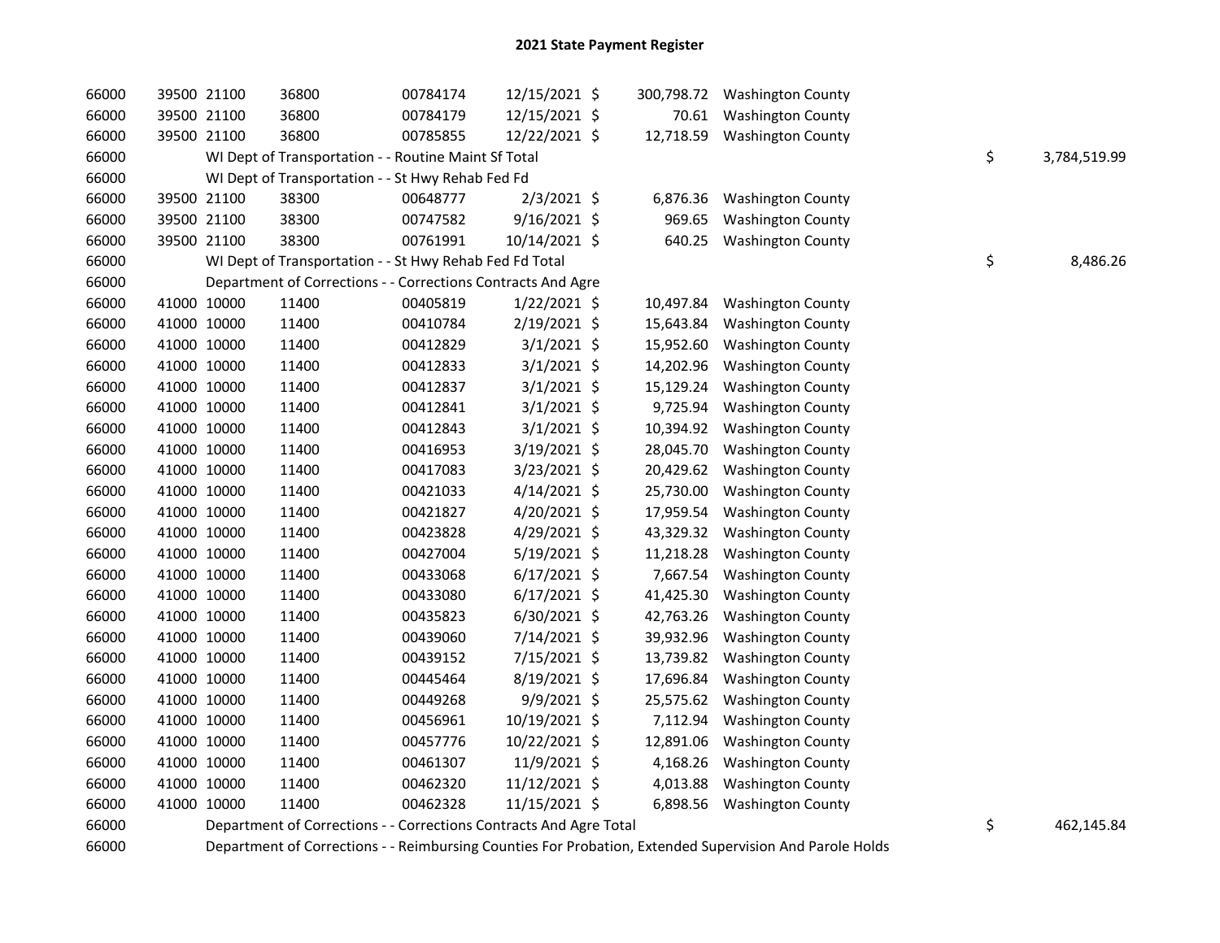# 2021 State Payment Register

| | | | | | | | | | |
|---|---|---|---|---|---|---|---|---|---|
| 66000 | 39500 | 21100 | 36800 | 00784174 | 12/15/2021 | $ 300,798.72 | Washington County | | |
| 66000 | 39500 | 21100 | 36800 | 00784179 | 12/15/2021 | $ 70.61 | Washington County | | |
| 66000 | 39500 | 21100 | 36800 | 00785855 | 12/22/2021 | $ 12,718.59 | Washington County | | |
| 66000 | | WI Dept of Transportation - - Routine Maint Sf Total | | | | | | $ | 3,784,519.99 |
| 66000 | | WI Dept of Transportation - - St Hwy Rehab Fed Fd | | | | | | | |
| 66000 | 39500 | 21100 | 38300 | 00648777 | 2/3/2021 | $ 6,876.36 | Washington County | | |
| 66000 | 39500 | 21100 | 38300 | 00747582 | 9/16/2021 | $ 969.65 | Washington County | | |
| 66000 | 39500 | 21100 | 38300 | 00761991 | 10/14/2021 | $ 640.25 | Washington County | | |
| 66000 | | WI Dept of Transportation - - St Hwy Rehab Fed Fd Total | | | | | | $ | 8,486.26 |
| 66000 | | Department of Corrections - - Corrections Contracts And Agre | | | | | | | |
| 66000 | 41000 | 10000 | 11400 | 00405819 | 1/22/2021 | $ 10,497.84 | Washington County | | |
| 66000 | 41000 | 10000 | 11400 | 00410784 | 2/19/2021 | $ 15,643.84 | Washington County | | |
| 66000 | 41000 | 10000 | 11400 | 00412829 | 3/1/2021 | $ 15,952.60 | Washington County | | |
| 66000 | 41000 | 10000 | 11400 | 00412833 | 3/1/2021 | $ 14,202.96 | Washington County | | |
| 66000 | 41000 | 10000 | 11400 | 00412837 | 3/1/2021 | $ 15,129.24 | Washington County | | |
| 66000 | 41000 | 10000 | 11400 | 00412841 | 3/1/2021 | $ 9,725.94 | Washington County | | |
| 66000 | 41000 | 10000 | 11400 | 00412843 | 3/1/2021 | $ 10,394.92 | Washington County | | |
| 66000 | 41000 | 10000 | 11400 | 00416953 | 3/19/2021 | $ 28,045.70 | Washington County | | |
| 66000 | 41000 | 10000 | 11400 | 00417083 | 3/23/2021 | $ 20,429.62 | Washington County | | |
| 66000 | 41000 | 10000 | 11400 | 00421033 | 4/14/2021 | $ 25,730.00 | Washington County | | |
| 66000 | 41000 | 10000 | 11400 | 00421827 | 4/20/2021 | $ 17,959.54 | Washington County | | |
| 66000 | 41000 | 10000 | 11400 | 00423828 | 4/29/2021 | $ 43,329.32 | Washington County | | |
| 66000 | 41000 | 10000 | 11400 | 00427004 | 5/19/2021 | $ 11,218.28 | Washington County | | |
| 66000 | 41000 | 10000 | 11400 | 00433068 | 6/17/2021 | $ 7,667.54 | Washington County | | |
| 66000 | 41000 | 10000 | 11400 | 00433080 | 6/17/2021 | $ 41,425.30 | Washington County | | |
| 66000 | 41000 | 10000 | 11400 | 00435823 | 6/30/2021 | $ 42,763.26 | Washington County | | |
| 66000 | 41000 | 10000 | 11400 | 00439060 | 7/14/2021 | $ 39,932.96 | Washington County | | |
| 66000 | 41000 | 10000 | 11400 | 00439152 | 7/15/2021 | $ 13,739.82 | Washington County | | |
| 66000 | 41000 | 10000 | 11400 | 00445464 | 8/19/2021 | $ 17,696.84 | Washington County | | |
| 66000 | 41000 | 10000 | 11400 | 00449268 | 9/9/2021 | $ 25,575.62 | Washington County | | |
| 66000 | 41000 | 10000 | 11400 | 00456961 | 10/19/2021 | $ 7,112.94 | Washington County | | |
| 66000 | 41000 | 10000 | 11400 | 00457776 | 10/22/2021 | $ 12,891.06 | Washington County | | |
| 66000 | 41000 | 10000 | 11400 | 00461307 | 11/9/2021 | $ 4,168.26 | Washington County | | |
| 66000 | 41000 | 10000 | 11400 | 00462320 | 11/12/2021 | $ 4,013.88 | Washington County | | |
| 66000 | 41000 | 10000 | 11400 | 00462328 | 11/15/2021 | $ 6,898.56 | Washington County | | |
| 66000 | | Department of Corrections - - Corrections Contracts And Agre Total | | | | | | $ | 462,145.84 |
| 66000 | | Department of Corrections - - Reimbursing Counties For Probation, Extended Supervision And Parole Holds | | | | | | | |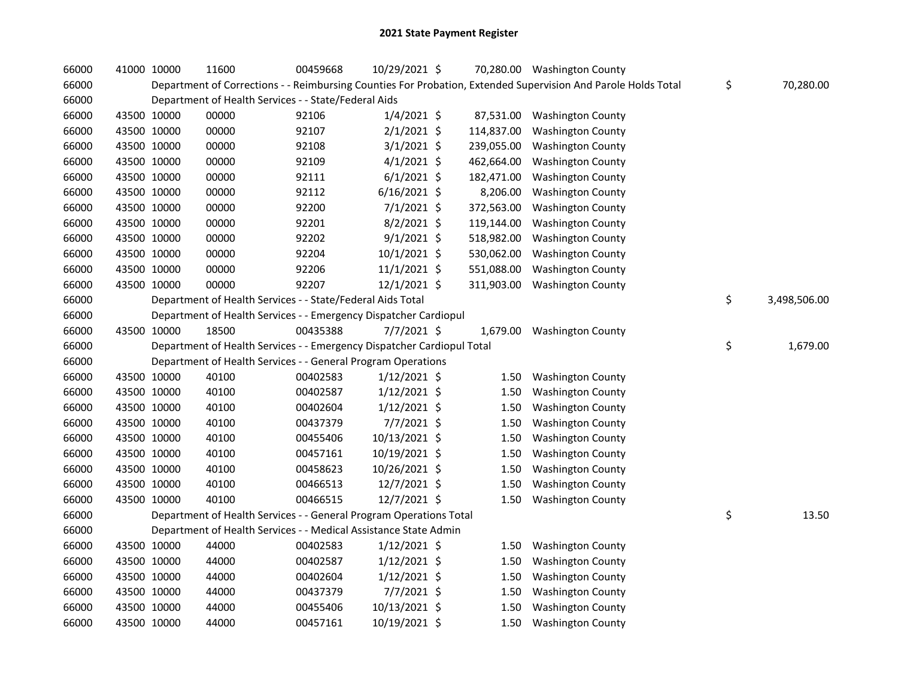# 2021 State Payment Register

| | | | | | | | | | |
|---|---|---|---|---|---|---|---|---|---|
| 66000 | 41000 | 10000 | 11600 | 00459668 | 10/29/2021 | $ | 70,280.00 | Washington County | |
| 66000 | | Department of Corrections - - Reimbursing Counties For Probation, Extended Supervision And Parole Holds Total | | | | | | | $ 70,280.00 |
| 66000 | | Department of Health Services - - State/Federal Aids | | | | | | | |
| 66000 | 43500 | 10000 | 00000 | 92106 | 1/4/2021 | $ | 87,531.00 | Washington County | |
| 66000 | 43500 | 10000 | 00000 | 92107 | 2/1/2021 | $ | 114,837.00 | Washington County | |
| 66000 | 43500 | 10000 | 00000 | 92108 | 3/1/2021 | $ | 239,055.00 | Washington County | |
| 66000 | 43500 | 10000 | 00000 | 92109 | 4/1/2021 | $ | 462,664.00 | Washington County | |
| 66000 | 43500 | 10000 | 00000 | 92111 | 6/1/2021 | $ | 182,471.00 | Washington County | |
| 66000 | 43500 | 10000 | 00000 | 92112 | 6/16/2021 | $ | 8,206.00 | Washington County | |
| 66000 | 43500 | 10000 | 00000 | 92200 | 7/1/2021 | $ | 372,563.00 | Washington County | |
| 66000 | 43500 | 10000 | 00000 | 92201 | 8/2/2021 | $ | 119,144.00 | Washington County | |
| 66000 | 43500 | 10000 | 00000 | 92202 | 9/1/2021 | $ | 518,982.00 | Washington County | |
| 66000 | 43500 | 10000 | 00000 | 92204 | 10/1/2021 | $ | 530,062.00 | Washington County | |
| 66000 | 43500 | 10000 | 00000 | 92206 | 11/1/2021 | $ | 551,088.00 | Washington County | |
| 66000 | 43500 | 10000 | 00000 | 92207 | 12/1/2021 | $ | 311,903.00 | Washington County | |
| 66000 | | Department of Health Services - - State/Federal Aids Total | | | | | | | $ 3,498,506.00 |
| 66000 | | Department of Health Services - - Emergency Dispatcher Cardiopul | | | | | | | |
| 66000 | 43500 | 10000 | 18500 | 00435388 | 7/7/2021 | $ | 1,679.00 | Washington County | |
| 66000 | | Department of Health Services - - Emergency Dispatcher Cardiopul Total | | | | | | | $ 1,679.00 |
| 66000 | | Department of Health Services - - General Program Operations | | | | | | | |
| 66000 | 43500 | 10000 | 40100 | 00402583 | 1/12/2021 | $ | 1.50 | Washington County | |
| 66000 | 43500 | 10000 | 40100 | 00402587 | 1/12/2021 | $ | 1.50 | Washington County | |
| 66000 | 43500 | 10000 | 40100 | 00402604 | 1/12/2021 | $ | 1.50 | Washington County | |
| 66000 | 43500 | 10000 | 40100 | 00437379 | 7/7/2021 | $ | 1.50 | Washington County | |
| 66000 | 43500 | 10000 | 40100 | 00455406 | 10/13/2021 | $ | 1.50 | Washington County | |
| 66000 | 43500 | 10000 | 40100 | 00457161 | 10/19/2021 | $ | 1.50 | Washington County | |
| 66000 | 43500 | 10000 | 40100 | 00458623 | 10/26/2021 | $ | 1.50 | Washington County | |
| 66000 | 43500 | 10000 | 40100 | 00466513 | 12/7/2021 | $ | 1.50 | Washington County | |
| 66000 | 43500 | 10000 | 40100 | 00466515 | 12/7/2021 | $ | 1.50 | Washington County | |
| 66000 | | Department of Health Services - - General Program Operations Total | | | | | | | $ 13.50 |
| 66000 | | Department of Health Services - - Medical Assistance State Admin | | | | | | | |
| 66000 | 43500 | 10000 | 44000 | 00402583 | 1/12/2021 | $ | 1.50 | Washington County | |
| 66000 | 43500 | 10000 | 44000 | 00402587 | 1/12/2021 | $ | 1.50 | Washington County | |
| 66000 | 43500 | 10000 | 44000 | 00402604 | 1/12/2021 | $ | 1.50 | Washington County | |
| 66000 | 43500 | 10000 | 44000 | 00437379 | 7/7/2021 | $ | 1.50 | Washington County | |
| 66000 | 43500 | 10000 | 44000 | 00455406 | 10/13/2021 | $ | 1.50 | Washington County | |
| 66000 | 43500 | 10000 | 44000 | 00457161 | 10/19/2021 | $ | 1.50 | Washington County | |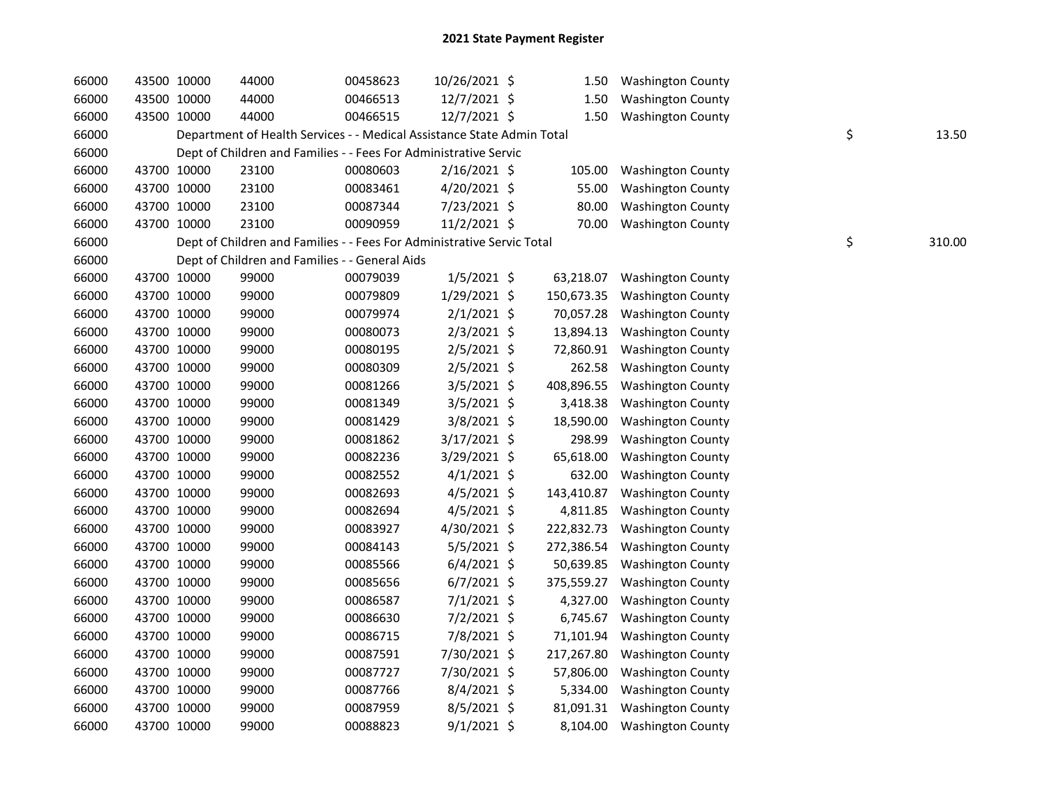# 2021 State Payment Register

| | | | | | | | | | |
|---|---|---|---|---|---|---|---|---|---|
| 66000 | 43500 | 10000 | 44000 | 00458623 | 10/26/2021 | $ 1.50 | Washington County | | |
| 66000 | 43500 | 10000 | 44000 | 00466513 | 12/7/2021 | $ 1.50 | Washington County | | |
| 66000 | 43500 | 10000 | 44000 | 00466515 | 12/7/2021 | $ 1.50 | Washington County | | |
| 66000 | | Department of Health Services - - Medical Assistance State Admin Total | | | | | | $ | 13.50 |
| 66000 | | Dept of Children and Families - - Fees For Administrative Servic | | | | | | | |
| 66000 | 43700 | 10000 | 23100 | 00080603 | 2/16/2021 | $ 105.00 | Washington County | | |
| 66000 | 43700 | 10000 | 23100 | 00083461 | 4/20/2021 | $ 55.00 | Washington County | | |
| 66000 | 43700 | 10000 | 23100 | 00087344 | 7/23/2021 | $ 80.00 | Washington County | | |
| 66000 | 43700 | 10000 | 23100 | 00090959 | 11/2/2021 | $ 70.00 | Washington County | | |
| 66000 | | Dept of Children and Families - - Fees For Administrative Servic Total | | | | | | $ | 310.00 |
| 66000 | | Dept of Children and Families - - General Aids | | | | | | | |
| 66000 | 43700 | 10000 | 99000 | 00079039 | 1/5/2021 | $ 63,218.07 | Washington County | | |
| 66000 | 43700 | 10000 | 99000 | 00079809 | 1/29/2021 | $ 150,673.35 | Washington County | | |
| 66000 | 43700 | 10000 | 99000 | 00079974 | 2/1/2021 | $ 70,057.28 | Washington County | | |
| 66000 | 43700 | 10000 | 99000 | 00080073 | 2/3/2021 | $ 13,894.13 | Washington County | | |
| 66000 | 43700 | 10000 | 99000 | 00080195 | 2/5/2021 | $ 72,860.91 | Washington County | | |
| 66000 | 43700 | 10000 | 99000 | 00080309 | 2/5/2021 | $ 262.58 | Washington County | | |
| 66000 | 43700 | 10000 | 99000 | 00081266 | 3/5/2021 | $ 408,896.55 | Washington County | | |
| 66000 | 43700 | 10000 | 99000 | 00081349 | 3/5/2021 | $ 3,418.38 | Washington County | | |
| 66000 | 43700 | 10000 | 99000 | 00081429 | 3/8/2021 | $ 18,590.00 | Washington County | | |
| 66000 | 43700 | 10000 | 99000 | 00081862 | 3/17/2021 | $ 298.99 | Washington County | | |
| 66000 | 43700 | 10000 | 99000 | 00082236 | 3/29/2021 | $ 65,618.00 | Washington County | | |
| 66000 | 43700 | 10000 | 99000 | 00082552 | 4/1/2021 | $ 632.00 | Washington County | | |
| 66000 | 43700 | 10000 | 99000 | 00082693 | 4/5/2021 | $ 143,410.87 | Washington County | | |
| 66000 | 43700 | 10000 | 99000 | 00082694 | 4/5/2021 | $ 4,811.85 | Washington County | | |
| 66000 | 43700 | 10000 | 99000 | 00083927 | 4/30/2021 | $ 222,832.73 | Washington County | | |
| 66000 | 43700 | 10000 | 99000 | 00084143 | 5/5/2021 | $ 272,386.54 | Washington County | | |
| 66000 | 43700 | 10000 | 99000 | 00085566 | 6/4/2021 | $ 50,639.85 | Washington County | | |
| 66000 | 43700 | 10000 | 99000 | 00085656 | 6/7/2021 | $ 375,559.27 | Washington County | | |
| 66000 | 43700 | 10000 | 99000 | 00086587 | 7/1/2021 | $ 4,327.00 | Washington County | | |
| 66000 | 43700 | 10000 | 99000 | 00086630 | 7/2/2021 | $ 6,745.67 | Washington County | | |
| 66000 | 43700 | 10000 | 99000 | 00086715 | 7/8/2021 | $ 71,101.94 | Washington County | | |
| 66000 | 43700 | 10000 | 99000 | 00087591 | 7/30/2021 | $ 217,267.80 | Washington County | | |
| 66000 | 43700 | 10000 | 99000 | 00087727 | 7/30/2021 | $ 57,806.00 | Washington County | | |
| 66000 | 43700 | 10000 | 99000 | 00087766 | 8/4/2021 | $ 5,334.00 | Washington County | | |
| 66000 | 43700 | 10000 | 99000 | 00087959 | 8/5/2021 | $ 81,091.31 | Washington County | | |
| 66000 | 43700 | 10000 | 99000 | 00088823 | 9/1/2021 | $ 8,104.00 | Washington County | | |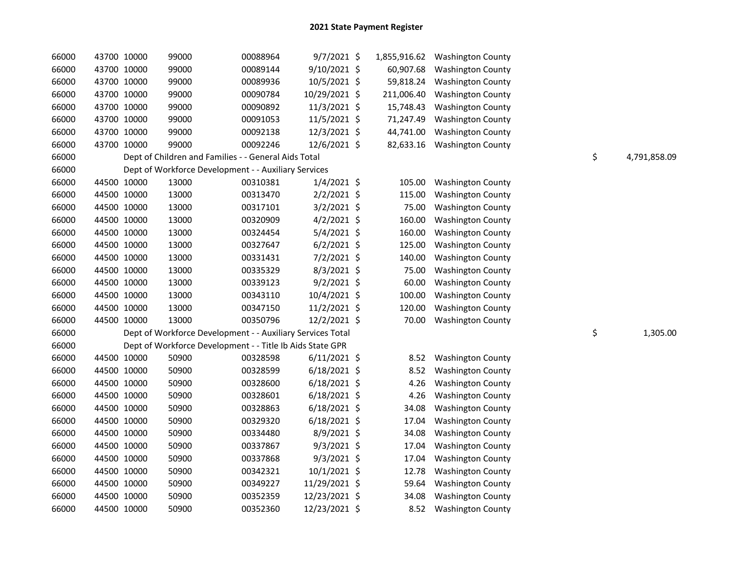## 2021 State Payment Register

| | | | | | | | | | |
|---|---|---|---|---|---|---|---|---|---|
| 66000 | 43700 | 10000 | 99000 | 00088964 | 9/7/2021 | $ | 1,855,916.62 | Washington County | |
| 66000 | 43700 | 10000 | 99000 | 00089144 | 9/10/2021 | $ | 60,907.68 | Washington County | |
| 66000 | 43700 | 10000 | 99000 | 00089936 | 10/5/2021 | $ | 59,818.24 | Washington County | |
| 66000 | 43700 | 10000 | 99000 | 00090784 | 10/29/2021 | $ | 211,006.40 | Washington County | |
| 66000 | 43700 | 10000 | 99000 | 00090892 | 11/3/2021 | $ | 15,748.43 | Washington County | |
| 66000 | 43700 | 10000 | 99000 | 00091053 | 11/5/2021 | $ | 71,247.49 | Washington County | |
| 66000 | 43700 | 10000 | 99000 | 00092138 | 12/3/2021 | $ | 44,741.00 | Washington County | |
| 66000 | 43700 | 10000 | 99000 | 00092246 | 12/6/2021 | $ | 82,633.16 | Washington County | |
| 66000 | Dept of Children and Families - - General Aids Total | | | | | | | | $ 4,791,858.09 |
| 66000 | Dept of Workforce Development - - Auxiliary Services | | | | | | | | |
| 66000 | 44500 | 10000 | 13000 | 00310381 | 1/4/2021 | $ | 105.00 | Washington County | |
| 66000 | 44500 | 10000 | 13000 | 00313470 | 2/2/2021 | $ | 115.00 | Washington County | |
| 66000 | 44500 | 10000 | 13000 | 00317101 | 3/2/2021 | $ | 75.00 | Washington County | |
| 66000 | 44500 | 10000 | 13000 | 00320909 | 4/2/2021 | $ | 160.00 | Washington County | |
| 66000 | 44500 | 10000 | 13000 | 00324454 | 5/4/2021 | $ | 160.00 | Washington County | |
| 66000 | 44500 | 10000 | 13000 | 00327647 | 6/2/2021 | $ | 125.00 | Washington County | |
| 66000 | 44500 | 10000 | 13000 | 00331431 | 7/2/2021 | $ | 140.00 | Washington County | |
| 66000 | 44500 | 10000 | 13000 | 00335329 | 8/3/2021 | $ | 75.00 | Washington County | |
| 66000 | 44500 | 10000 | 13000 | 00339123 | 9/2/2021 | $ | 60.00 | Washington County | |
| 66000 | 44500 | 10000 | 13000 | 00343110 | 10/4/2021 | $ | 100.00 | Washington County | |
| 66000 | 44500 | 10000 | 13000 | 00347150 | 11/2/2021 | $ | 120.00 | Washington County | |
| 66000 | 44500 | 10000 | 13000 | 00350796 | 12/2/2021 | $ | 70.00 | Washington County | |
| 66000 | Dept of Workforce Development - - Auxiliary Services Total | | | | | | | | $ 1,305.00 |
| 66000 | Dept of Workforce Development - - Title Ib Aids State GPR | | | | | | | | |
| 66000 | 44500 | 10000 | 50900 | 00328598 | 6/11/2021 | $ | 8.52 | Washington County | |
| 66000 | 44500 | 10000 | 50900 | 00328599 | 6/18/2021 | $ | 8.52 | Washington County | |
| 66000 | 44500 | 10000 | 50900 | 00328600 | 6/18/2021 | $ | 4.26 | Washington County | |
| 66000 | 44500 | 10000 | 50900 | 00328601 | 6/18/2021 | $ | 4.26 | Washington County | |
| 66000 | 44500 | 10000 | 50900 | 00328863 | 6/18/2021 | $ | 34.08 | Washington County | |
| 66000 | 44500 | 10000 | 50900 | 00329320 | 6/18/2021 | $ | 17.04 | Washington County | |
| 66000 | 44500 | 10000 | 50900 | 00334480 | 8/9/2021 | $ | 34.08 | Washington County | |
| 66000 | 44500 | 10000 | 50900 | 00337867 | 9/3/2021 | $ | 17.04 | Washington County | |
| 66000 | 44500 | 10000 | 50900 | 00337868 | 9/3/2021 | $ | 17.04 | Washington County | |
| 66000 | 44500 | 10000 | 50900 | 00342321 | 10/1/2021 | $ | 12.78 | Washington County | |
| 66000 | 44500 | 10000 | 50900 | 00349227 | 11/29/2021 | $ | 59.64 | Washington County | |
| 66000 | 44500 | 10000 | 50900 | 00352359 | 12/23/2021 | $ | 34.08 | Washington County | |
| 66000 | 44500 | 10000 | 50900 | 00352360 | 12/23/2021 | $ | 8.52 | Washington County | |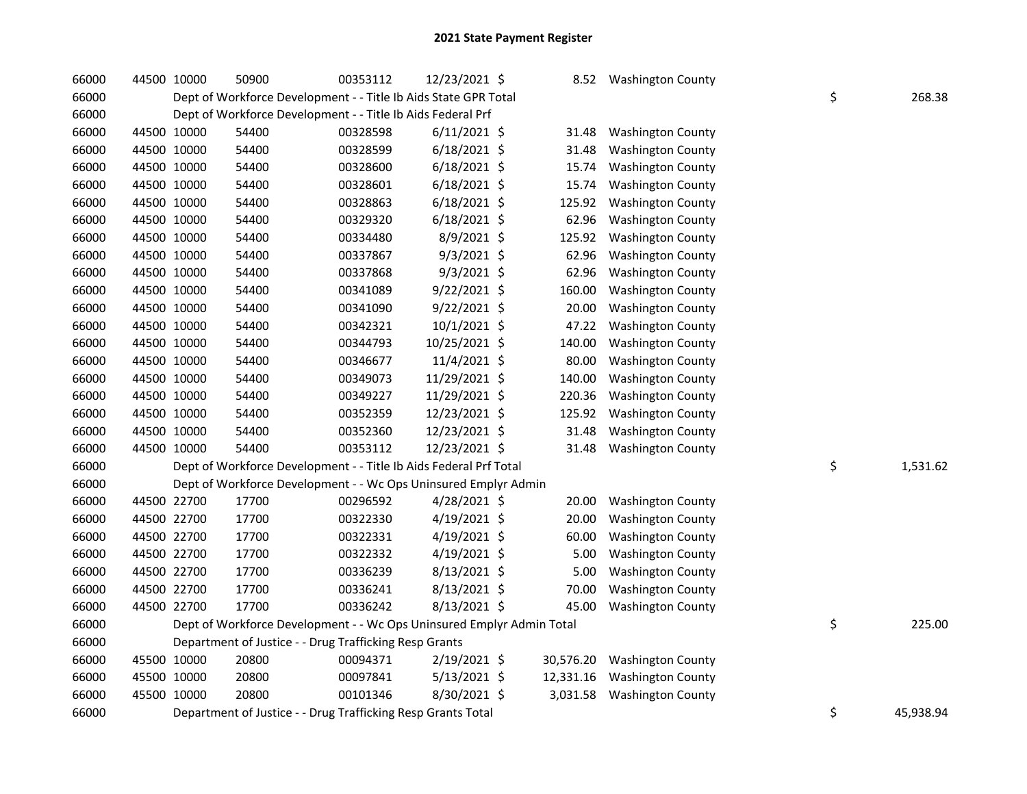# 2021 State Payment Register

| | | | | | | | | |
|---|---|---|---|---|---|---|---|---|
| 66000 | 44500 | 10000 | 50900 | 00353112 | 12/23/2021 | $ 8.52 | Washington County | |
| 66000 | | Dept of Workforce Development - - Title Ib Aids State GPR Total | | | | | | $ 268.38 |
| 66000 | | Dept of Workforce Development - - Title Ib Aids Federal Prf | | | | | | |
| 66000 | 44500 | 10000 | 54400 | 00328598 | 6/11/2021 | $ 31.48 | Washington County | |
| 66000 | 44500 | 10000 | 54400 | 00328599 | 6/18/2021 | $ 31.48 | Washington County | |
| 66000 | 44500 | 10000 | 54400 | 00328600 | 6/18/2021 | $ 15.74 | Washington County | |
| 66000 | 44500 | 10000 | 54400 | 00328601 | 6/18/2021 | $ 15.74 | Washington County | |
| 66000 | 44500 | 10000 | 54400 | 00328863 | 6/18/2021 | $ 125.92 | Washington County | |
| 66000 | 44500 | 10000 | 54400 | 00329320 | 6/18/2021 | $ 62.96 | Washington County | |
| 66000 | 44500 | 10000 | 54400 | 00334480 | 8/9/2021 | $ 125.92 | Washington County | |
| 66000 | 44500 | 10000 | 54400 | 00337867 | 9/3/2021 | $ 62.96 | Washington County | |
| 66000 | 44500 | 10000 | 54400 | 00337868 | 9/3/2021 | $ 62.96 | Washington County | |
| 66000 | 44500 | 10000 | 54400 | 00341089 | 9/22/2021 | $ 160.00 | Washington County | |
| 66000 | 44500 | 10000 | 54400 | 00341090 | 9/22/2021 | $ 20.00 | Washington County | |
| 66000 | 44500 | 10000 | 54400 | 00342321 | 10/1/2021 | $ 47.22 | Washington County | |
| 66000 | 44500 | 10000 | 54400 | 00344793 | 10/25/2021 | $ 140.00 | Washington County | |
| 66000 | 44500 | 10000 | 54400 | 00346677 | 11/4/2021 | $ 80.00 | Washington County | |
| 66000 | 44500 | 10000 | 54400 | 00349073 | 11/29/2021 | $ 140.00 | Washington County | |
| 66000 | 44500 | 10000 | 54400 | 00349227 | 11/29/2021 | $ 220.36 | Washington County | |
| 66000 | 44500 | 10000 | 54400 | 00352359 | 12/23/2021 | $ 125.92 | Washington County | |
| 66000 | 44500 | 10000 | 54400 | 00352360 | 12/23/2021 | $ 31.48 | Washington County | |
| 66000 | 44500 | 10000 | 54400 | 00353112 | 12/23/2021 | $ 31.48 | Washington County | |
| 66000 | | Dept of Workforce Development - - Title Ib Aids Federal Prf Total | | | | | | $ 1,531.62 |
| 66000 | | Dept of Workforce Development - - Wc Ops Uninsured Emplyr Admin | | | | | | |
| 66000 | 44500 | 22700 | 17700 | 00296592 | 4/28/2021 | $ 20.00 | Washington County | |
| 66000 | 44500 | 22700 | 17700 | 00322330 | 4/19/2021 | $ 20.00 | Washington County | |
| 66000 | 44500 | 22700 | 17700 | 00322331 | 4/19/2021 | $ 60.00 | Washington County | |
| 66000 | 44500 | 22700 | 17700 | 00322332 | 4/19/2021 | $ 5.00 | Washington County | |
| 66000 | 44500 | 22700 | 17700 | 00336239 | 8/13/2021 | $ 5.00 | Washington County | |
| 66000 | 44500 | 22700 | 17700 | 00336241 | 8/13/2021 | $ 70.00 | Washington County | |
| 66000 | 44500 | 22700 | 17700 | 00336242 | 8/13/2021 | $ 45.00 | Washington County | |
| 66000 | | Dept of Workforce Development - - Wc Ops Uninsured Emplyr Admin Total | | | | | | $ 225.00 |
| 66000 | | Department of Justice - - Drug Trafficking Resp Grants | | | | | | |
| 66000 | 45500 | 10000 | 20800 | 00094371 | 2/19/2021 | $ 30,576.20 | Washington County | |
| 66000 | 45500 | 10000 | 20800 | 00097841 | 5/13/2021 | $ 12,331.16 | Washington County | |
| 66000 | 45500 | 10000 | 20800 | 00101346 | 8/30/2021 | $ 3,031.58 | Washington County | |
| 66000 | | Department of Justice - - Drug Trafficking Resp Grants Total | | | | | | $ 45,938.94 |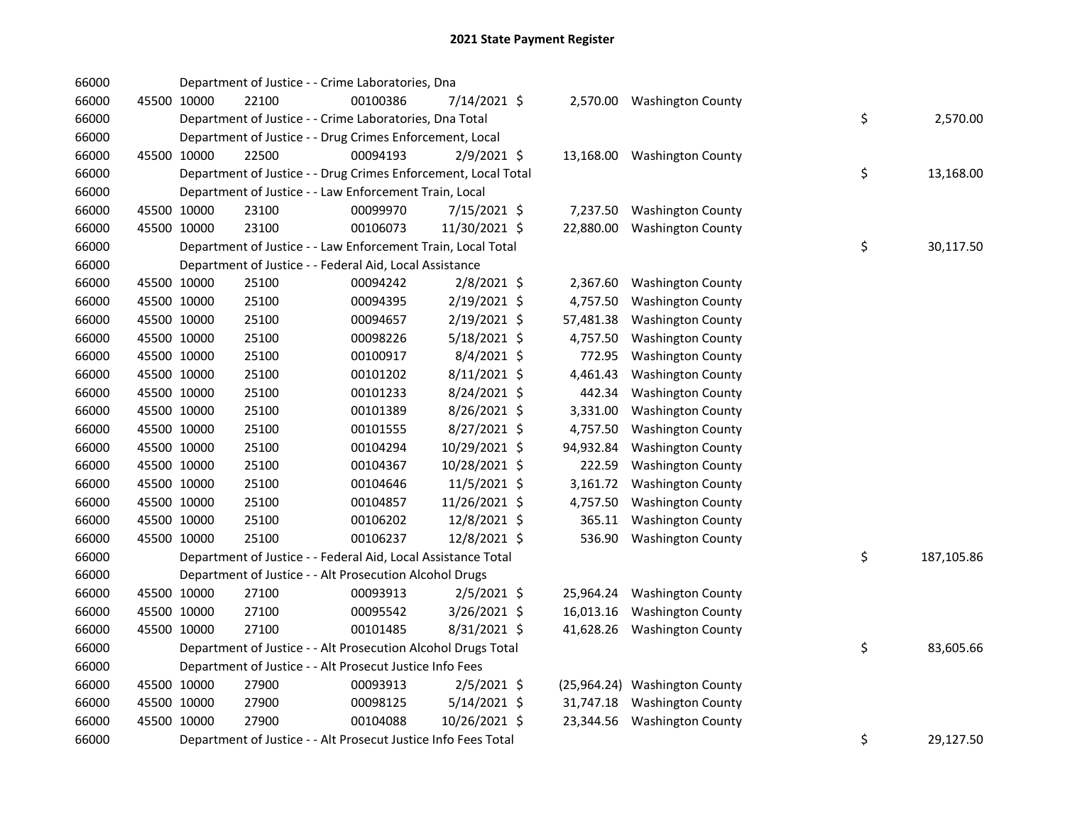# 2021 State Payment Register

| | | | | | | | | | |
|---|---|---|---|---|---|---|---|---|---|
| 66000 | | | Department of Justice - - Crime Laboratories, Dna | | | | | | |
| 66000 | 45500 | 10000 | 22100 | 00100386 | 7/14/2021 | $ | 2,570.00 | Washington County | |
| 66000 | | | Department of Justice - - Crime Laboratories, Dna Total | | | | | | $ 2,570.00 |
| 66000 | | | Department of Justice - - Drug Crimes Enforcement, Local | | | | | | |
| 66000 | 45500 | 10000 | 22500 | 00094193 | 2/9/2021 | $ | 13,168.00 | Washington County | |
| 66000 | | | Department of Justice - - Drug Crimes Enforcement, Local Total | | | | | | $ 13,168.00 |
| 66000 | | | Department of Justice - - Law Enforcement Train, Local | | | | | | |
| 66000 | 45500 | 10000 | 23100 | 00099970 | 7/15/2021 | $ | 7,237.50 | Washington County | |
| 66000 | 45500 | 10000 | 23100 | 00106073 | 11/30/2021 | $ | 22,880.00 | Washington County | |
| 66000 | | | Department of Justice - - Law Enforcement Train, Local Total | | | | | | $ 30,117.50 |
| 66000 | | | Department of Justice - - Federal Aid, Local Assistance | | | | | | |
| 66000 | 45500 | 10000 | 25100 | 00094242 | 2/8/2021 | $ | 2,367.60 | Washington County | |
| 66000 | 45500 | 10000 | 25100 | 00094395 | 2/19/2021 | $ | 4,757.50 | Washington County | |
| 66000 | 45500 | 10000 | 25100 | 00094657 | 2/19/2021 | $ | 57,481.38 | Washington County | |
| 66000 | 45500 | 10000 | 25100 | 00098226 | 5/18/2021 | $ | 4,757.50 | Washington County | |
| 66000 | 45500 | 10000 | 25100 | 00100917 | 8/4/2021 | $ | 772.95 | Washington County | |
| 66000 | 45500 | 10000 | 25100 | 00101202 | 8/11/2021 | $ | 4,461.43 | Washington County | |
| 66000 | 45500 | 10000 | 25100 | 00101233 | 8/24/2021 | $ | 442.34 | Washington County | |
| 66000 | 45500 | 10000 | 25100 | 00101389 | 8/26/2021 | $ | 3,331.00 | Washington County | |
| 66000 | 45500 | 10000 | 25100 | 00101555 | 8/27/2021 | $ | 4,757.50 | Washington County | |
| 66000 | 45500 | 10000 | 25100 | 00104294 | 10/29/2021 | $ | 94,932.84 | Washington County | |
| 66000 | 45500 | 10000 | 25100 | 00104367 | 10/28/2021 | $ | 222.59 | Washington County | |
| 66000 | 45500 | 10000 | 25100 | 00104646 | 11/5/2021 | $ | 3,161.72 | Washington County | |
| 66000 | 45500 | 10000 | 25100 | 00104857 | 11/26/2021 | $ | 4,757.50 | Washington County | |
| 66000 | 45500 | 10000 | 25100 | 00106202 | 12/8/2021 | $ | 365.11 | Washington County | |
| 66000 | 45500 | 10000 | 25100 | 00106237 | 12/8/2021 | $ | 536.90 | Washington County | |
| 66000 | | | Department of Justice - - Federal Aid, Local Assistance Total | | | | | | $ 187,105.86 |
| 66000 | | | Department of Justice - - Alt Prosecution Alcohol Drugs | | | | | | |
| 66000 | 45500 | 10000 | 27100 | 00093913 | 2/5/2021 | $ | 25,964.24 | Washington County | |
| 66000 | 45500 | 10000 | 27100 | 00095542 | 3/26/2021 | $ | 16,013.16 | Washington County | |
| 66000 | 45500 | 10000 | 27100 | 00101485 | 8/31/2021 | $ | 41,628.26 | Washington County | |
| 66000 | | | Department of Justice - - Alt Prosecution Alcohol Drugs Total | | | | | | $ 83,605.66 |
| 66000 | | | Department of Justice - - Alt Prosecut Justice Info Fees | | | | | | |
| 66000 | 45500 | 10000 | 27900 | 00093913 | 2/5/2021 | $ | (25,964.24) | Washington County | |
| 66000 | 45500 | 10000 | 27900 | 00098125 | 5/14/2021 | $ | 31,747.18 | Washington County | |
| 66000 | 45500 | 10000 | 27900 | 00104088 | 10/26/2021 | $ | 23,344.56 | Washington County | |
| 66000 | | | Department of Justice - - Alt Prosecut Justice Info Fees Total | | | | | | $ 29,127.50 |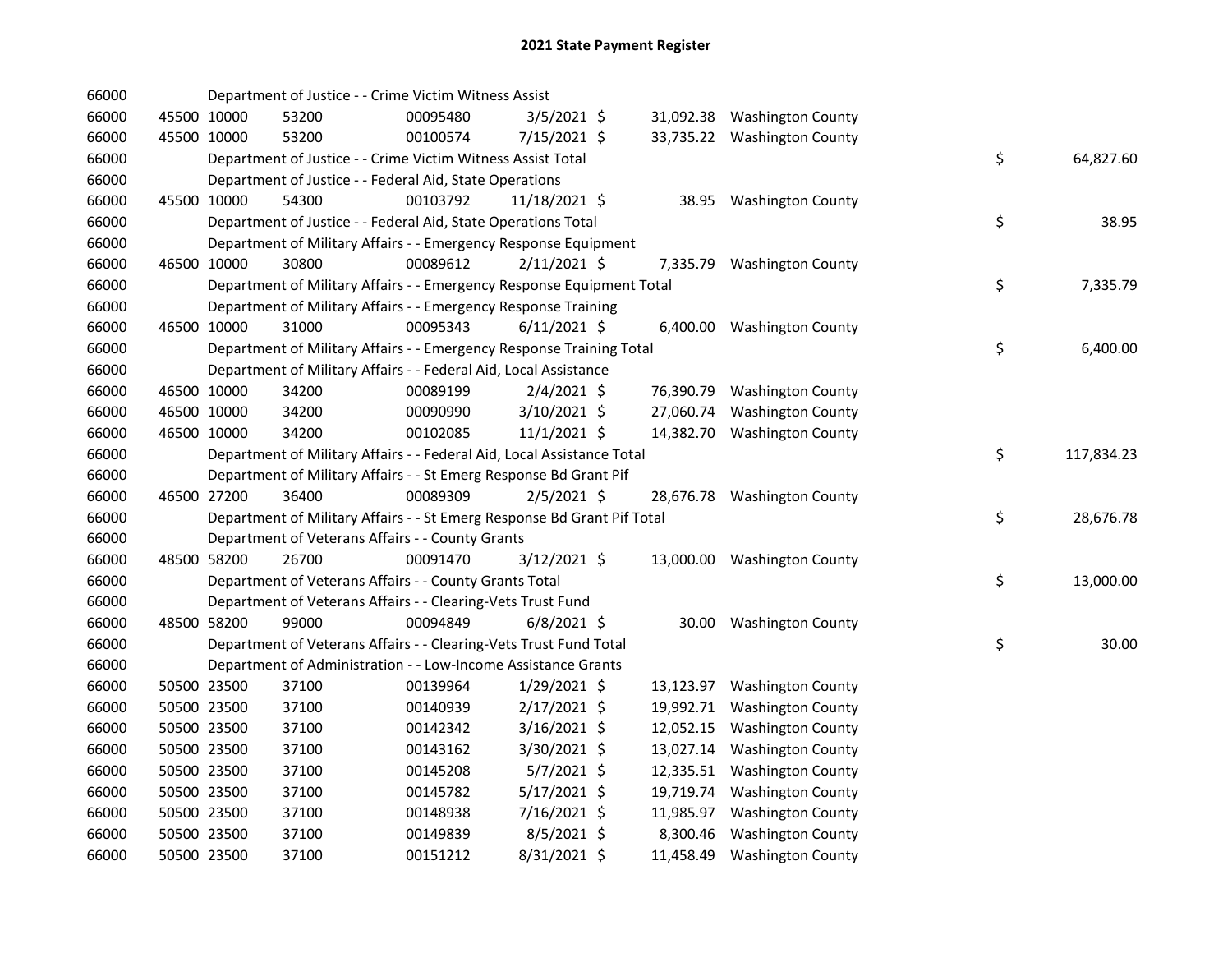# 2021 State Payment Register

| | | | | | | | | | |
|---|---|---|---|---|---|---|---|---|---|
| 66000 | | | Department of Justice - - Crime Victim Witness Assist | | | | | | |
| 66000 | 45500 | 10000 | 53200 | 00095480 | 3/5/2021 | $ 31,092.38 | Washington County | | |
| 66000 | 45500 | 10000 | 53200 | 00100574 | 7/15/2021 | $ 33,735.22 | Washington County | | |
| 66000 | | | Department of Justice - - Crime Victim Witness Assist Total | | | | | $ | 64,827.60 |
| 66000 | | | Department of Justice - - Federal Aid, State Operations | | | | | | |
| 66000 | 45500 | 10000 | 54300 | 00103792 | 11/18/2021 | $ 38.95 | Washington County | | |
| 66000 | | | Department of Justice - - Federal Aid, State Operations Total | | | | | $ | 38.95 |
| 66000 | | | Department of Military Affairs - - Emergency Response Equipment | | | | | | |
| 66000 | 46500 | 10000 | 30800 | 00089612 | 2/11/2021 | $ 7,335.79 | Washington County | | |
| 66000 | | | Department of Military Affairs - - Emergency Response Equipment Total | | | | | $ | 7,335.79 |
| 66000 | | | Department of Military Affairs - - Emergency Response Training | | | | | | |
| 66000 | 46500 | 10000 | 31000 | 00095343 | 6/11/2021 | $ 6,400.00 | Washington County | | |
| 66000 | | | Department of Military Affairs - - Emergency Response Training Total | | | | | $ | 6,400.00 |
| 66000 | | | Department of Military Affairs - - Federal Aid, Local Assistance | | | | | | |
| 66000 | 46500 | 10000 | 34200 | 00089199 | 2/4/2021 | $ 76,390.79 | Washington County | | |
| 66000 | 46500 | 10000 | 34200 | 00090990 | 3/10/2021 | $ 27,060.74 | Washington County | | |
| 66000 | 46500 | 10000 | 34200 | 00102085 | 11/1/2021 | $ 14,382.70 | Washington County | | |
| 66000 | | | Department of Military Affairs - - Federal Aid, Local Assistance Total | | | | | $ | 117,834.23 |
| 66000 | | | Department of Military Affairs - - St Emerg Response Bd Grant Pif | | | | | | |
| 66000 | 46500 | 27200 | 36400 | 00089309 | 2/5/2021 | $ 28,676.78 | Washington County | | |
| 66000 | | | Department of Military Affairs - - St Emerg Response Bd Grant Pif Total | | | | | $ | 28,676.78 |
| 66000 | | | Department of Veterans Affairs - - County Grants | | | | | | |
| 66000 | 48500 | 58200 | 26700 | 00091470 | 3/12/2021 | $ 13,000.00 | Washington County | | |
| 66000 | | | Department of Veterans Affairs - - County Grants Total | | | | | $ | 13,000.00 |
| 66000 | | | Department of Veterans Affairs - - Clearing-Vets Trust Fund | | | | | | |
| 66000 | 48500 | 58200 | 99000 | 00094849 | 6/8/2021 | $ 30.00 | Washington County | | |
| 66000 | | | Department of Veterans Affairs - - Clearing-Vets Trust Fund Total | | | | | $ | 30.00 |
| 66000 | | | Department of Administration - - Low-Income Assistance Grants | | | | | | |
| 66000 | 50500 | 23500 | 37100 | 00139964 | 1/29/2021 | $ 13,123.97 | Washington County | | |
| 66000 | 50500 | 23500 | 37100 | 00140939 | 2/17/2021 | $ 19,992.71 | Washington County | | |
| 66000 | 50500 | 23500 | 37100 | 00142342 | 3/16/2021 | $ 12,052.15 | Washington County | | |
| 66000 | 50500 | 23500 | 37100 | 00143162 | 3/30/2021 | $ 13,027.14 | Washington County | | |
| 66000 | 50500 | 23500 | 37100 | 00145208 | 5/7/2021 | $ 12,335.51 | Washington County | | |
| 66000 | 50500 | 23500 | 37100 | 00145782 | 5/17/2021 | $ 19,719.74 | Washington County | | |
| 66000 | 50500 | 23500 | 37100 | 00148938 | 7/16/2021 | $ 11,985.97 | Washington County | | |
| 66000 | 50500 | 23500 | 37100 | 00149839 | 8/5/2021 | $ 8,300.46 | Washington County | | |
| 66000 | 50500 | 23500 | 37100 | 00151212 | 8/31/2021 | $ 11,458.49 | Washington County | | |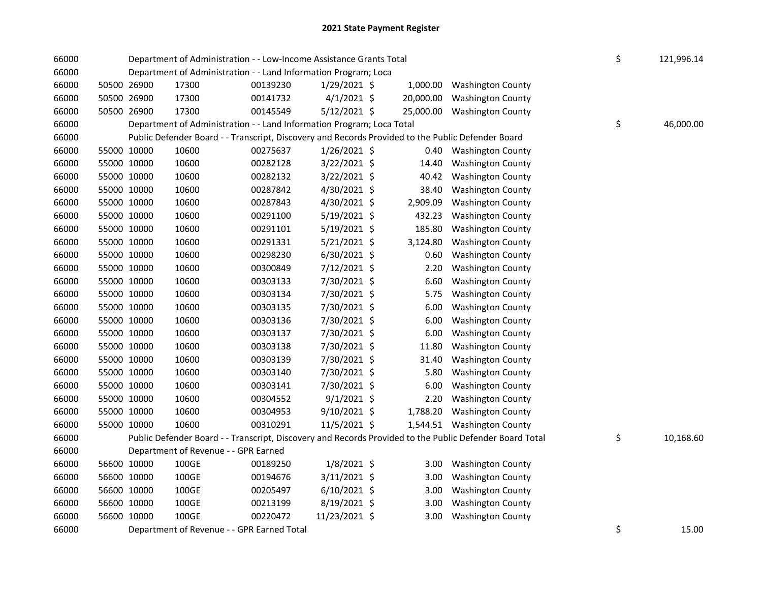# 2021 State Payment Register

| | | | | | | | | | |
|---|---|---|---|---|---|---|---|---|---|
| 66000 | | | Department of Administration - - Low-Income Assistance Grants Total | | | | | $ | 121,996.14 |
| 66000 | | | Department of Administration - - Land Information Program; Loca | | | | | | |
| 66000 | 50500 | 26900 | 17300 | 00139230 | 1/29/2021 | $ 1,000.00 | Washington County | | |
| 66000 | 50500 | 26900 | 17300 | 00141732 | 4/1/2021 | $ 20,000.00 | Washington County | | |
| 66000 | 50500 | 26900 | 17300 | 00145549 | 5/12/2021 | $ 25,000.00 | Washington County | | |
| 66000 | | | Department of Administration - - Land Information Program; Loca Total | | | | | $ | 46,000.00 |
| 66000 | | | Public Defender Board - - Transcript, Discovery and Records Provided to the Public Defender Board | | | | | | |
| 66000 | 55000 | 10000 | 10600 | 00275637 | 1/26/2021 | $ 0.40 | Washington County | | |
| 66000 | 55000 | 10000 | 10600 | 00282128 | 3/22/2021 | $ 14.40 | Washington County | | |
| 66000 | 55000 | 10000 | 10600 | 00282132 | 3/22/2021 | $ 40.42 | Washington County | | |
| 66000 | 55000 | 10000 | 10600 | 00287842 | 4/30/2021 | $ 38.40 | Washington County | | |
| 66000 | 55000 | 10000 | 10600 | 00287843 | 4/30/2021 | $ 2,909.09 | Washington County | | |
| 66000 | 55000 | 10000 | 10600 | 00291100 | 5/19/2021 | $ 432.23 | Washington County | | |
| 66000 | 55000 | 10000 | 10600 | 00291101 | 5/19/2021 | $ 185.80 | Washington County | | |
| 66000 | 55000 | 10000 | 10600 | 00291331 | 5/21/2021 | $ 3,124.80 | Washington County | | |
| 66000 | 55000 | 10000 | 10600 | 00298230 | 6/30/2021 | $ 0.60 | Washington County | | |
| 66000 | 55000 | 10000 | 10600 | 00300849 | 7/12/2021 | $ 2.20 | Washington County | | |
| 66000 | 55000 | 10000 | 10600 | 00303133 | 7/30/2021 | $ 6.60 | Washington County | | |
| 66000 | 55000 | 10000 | 10600 | 00303134 | 7/30/2021 | $ 5.75 | Washington County | | |
| 66000 | 55000 | 10000 | 10600 | 00303135 | 7/30/2021 | $ 6.00 | Washington County | | |
| 66000 | 55000 | 10000 | 10600 | 00303136 | 7/30/2021 | $ 6.00 | Washington County | | |
| 66000 | 55000 | 10000 | 10600 | 00303137 | 7/30/2021 | $ 6.00 | Washington County | | |
| 66000 | 55000 | 10000 | 10600 | 00303138 | 7/30/2021 | $ 11.80 | Washington County | | |
| 66000 | 55000 | 10000 | 10600 | 00303139 | 7/30/2021 | $ 31.40 | Washington County | | |
| 66000 | 55000 | 10000 | 10600 | 00303140 | 7/30/2021 | $ 5.80 | Washington County | | |
| 66000 | 55000 | 10000 | 10600 | 00303141 | 7/30/2021 | $ 6.00 | Washington County | | |
| 66000 | 55000 | 10000 | 10600 | 00304552 | 9/1/2021 | $ 2.20 | Washington County | | |
| 66000 | 55000 | 10000 | 10600 | 00304953 | 9/10/2021 | $ 1,788.20 | Washington County | | |
| 66000 | 55000 | 10000 | 10600 | 00310291 | 11/5/2021 | $ 1,544.51 | Washington County | | |
| 66000 | | | Public Defender Board - - Transcript, Discovery and Records Provided to the Public Defender Board Total | | | | | $ | 10,168.60 |
| 66000 | | | Department of Revenue - - GPR Earned | | | | | | |
| 66000 | 56600 | 10000 | 100GE | 00189250 | 1/8/2021 | $ 3.00 | Washington County | | |
| 66000 | 56600 | 10000 | 100GE | 00194676 | 3/11/2021 | $ 3.00 | Washington County | | |
| 66000 | 56600 | 10000 | 100GE | 00205497 | 6/10/2021 | $ 3.00 | Washington County | | |
| 66000 | 56600 | 10000 | 100GE | 00213199 | 8/19/2021 | $ 3.00 | Washington County | | |
| 66000 | 56600 | 10000 | 100GE | 00220472 | 11/23/2021 | $ 3.00 | Washington County | | |
| 66000 | | | Department of Revenue - - GPR Earned Total | | | | | $ | 15.00 |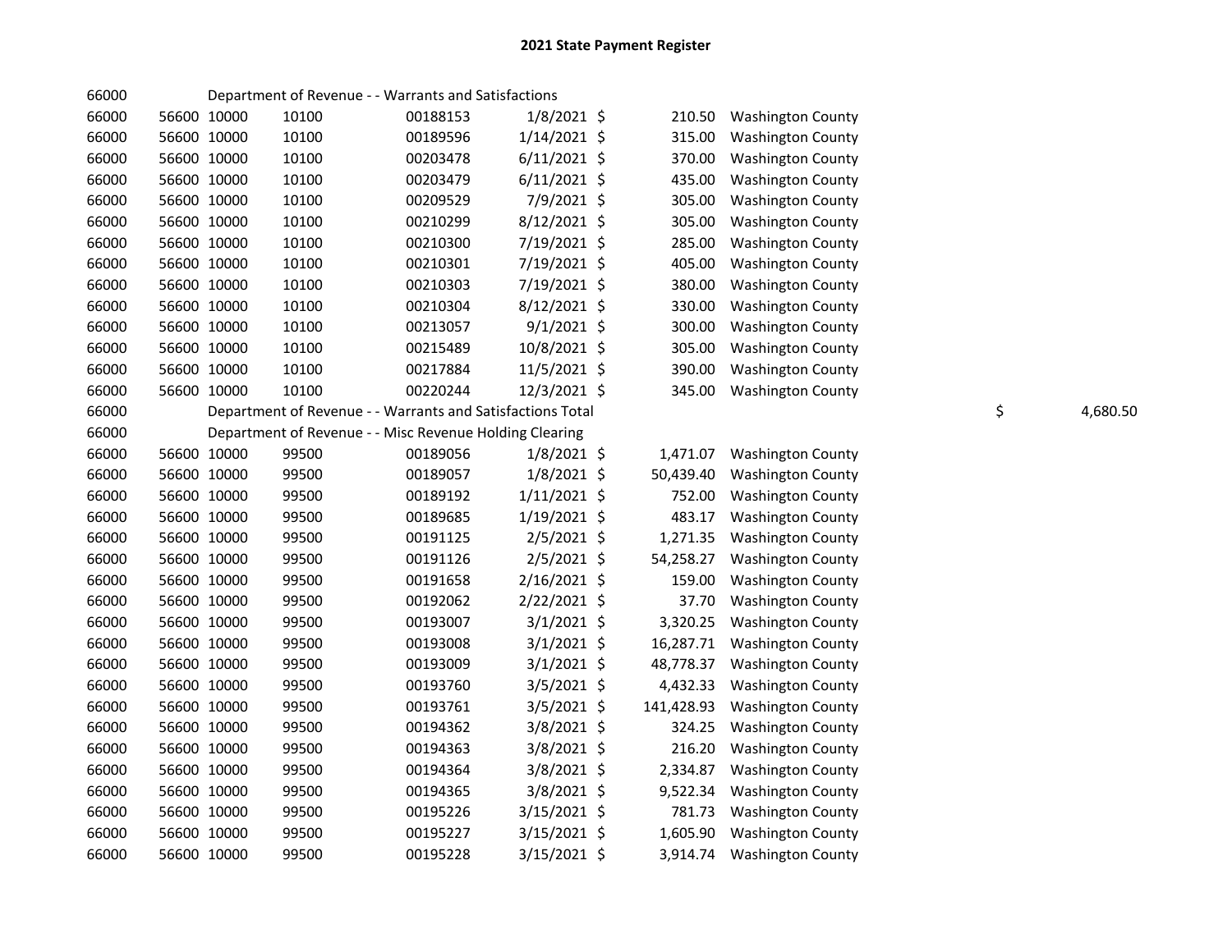# 2021 State Payment Register

| | | | | | | | | | |
|---|---|---|---|---|---|---|---|---|---|
| 66000 | | | Department of Revenue - - Warrants and Satisfactions | | | | | | |
| 66000 | 56600 | 10000 | 10100 | 00188153 | 1/8/2021 | $ | 210.50 | Washington County | |
| 66000 | 56600 | 10000 | 10100 | 00189596 | 1/14/2021 | $ | 315.00 | Washington County | |
| 66000 | 56600 | 10000 | 10100 | 00203478 | 6/11/2021 | $ | 370.00 | Washington County | |
| 66000 | 56600 | 10000 | 10100 | 00203479 | 6/11/2021 | $ | 435.00 | Washington County | |
| 66000 | 56600 | 10000 | 10100 | 00209529 | 7/9/2021 | $ | 305.00 | Washington County | |
| 66000 | 56600 | 10000 | 10100 | 00210299 | 8/12/2021 | $ | 305.00 | Washington County | |
| 66000 | 56600 | 10000 | 10100 | 00210300 | 7/19/2021 | $ | 285.00 | Washington County | |
| 66000 | 56600 | 10000 | 10100 | 00210301 | 7/19/2021 | $ | 405.00 | Washington County | |
| 66000 | 56600 | 10000 | 10100 | 00210303 | 7/19/2021 | $ | 380.00 | Washington County | |
| 66000 | 56600 | 10000 | 10100 | 00210304 | 8/12/2021 | $ | 330.00 | Washington County | |
| 66000 | 56600 | 10000 | 10100 | 00213057 | 9/1/2021 | $ | 300.00 | Washington County | |
| 66000 | 56600 | 10000 | 10100 | 00215489 | 10/8/2021 | $ | 305.00 | Washington County | |
| 66000 | 56600 | 10000 | 10100 | 00217884 | 11/5/2021 | $ | 390.00 | Washington County | |
| 66000 | 56600 | 10000 | 10100 | 00220244 | 12/3/2021 | $ | 345.00 | Washington County | |
| 66000 | | | Department of Revenue - - Warrants and Satisfactions Total | | | | | | $ 4,680.50 |
| 66000 | | | Department of Revenue - - Misc Revenue Holding Clearing | | | | | | |
| 66000 | 56600 | 10000 | 99500 | 00189056 | 1/8/2021 | $ | 1,471.07 | Washington County | |
| 66000 | 56600 | 10000 | 99500 | 00189057 | 1/8/2021 | $ | 50,439.40 | Washington County | |
| 66000 | 56600 | 10000 | 99500 | 00189192 | 1/11/2021 | $ | 752.00 | Washington County | |
| 66000 | 56600 | 10000 | 99500 | 00189685 | 1/19/2021 | $ | 483.17 | Washington County | |
| 66000 | 56600 | 10000 | 99500 | 00191125 | 2/5/2021 | $ | 1,271.35 | Washington County | |
| 66000 | 56600 | 10000 | 99500 | 00191126 | 2/5/2021 | $ | 54,258.27 | Washington County | |
| 66000 | 56600 | 10000 | 99500 | 00191658 | 2/16/2021 | $ | 159.00 | Washington County | |
| 66000 | 56600 | 10000 | 99500 | 00192062 | 2/22/2021 | $ | 37.70 | Washington County | |
| 66000 | 56600 | 10000 | 99500 | 00193007 | 3/1/2021 | $ | 3,320.25 | Washington County | |
| 66000 | 56600 | 10000 | 99500 | 00193008 | 3/1/2021 | $ | 16,287.71 | Washington County | |
| 66000 | 56600 | 10000 | 99500 | 00193009 | 3/1/2021 | $ | 48,778.37 | Washington County | |
| 66000 | 56600 | 10000 | 99500 | 00193760 | 3/5/2021 | $ | 4,432.33 | Washington County | |
| 66000 | 56600 | 10000 | 99500 | 00193761 | 3/5/2021 | $ | 141,428.93 | Washington County | |
| 66000 | 56600 | 10000 | 99500 | 00194362 | 3/8/2021 | $ | 324.25 | Washington County | |
| 66000 | 56600 | 10000 | 99500 | 00194363 | 3/8/2021 | $ | 216.20 | Washington County | |
| 66000 | 56600 | 10000 | 99500 | 00194364 | 3/8/2021 | $ | 2,334.87 | Washington County | |
| 66000 | 56600 | 10000 | 99500 | 00194365 | 3/8/2021 | $ | 9,522.34 | Washington County | |
| 66000 | 56600 | 10000 | 99500 | 00195226 | 3/15/2021 | $ | 781.73 | Washington County | |
| 66000 | 56600 | 10000 | 99500 | 00195227 | 3/15/2021 | $ | 1,605.90 | Washington County | |
| 66000 | 56600 | 10000 | 99500 | 00195228 | 3/15/2021 | $ | 3,914.74 | Washington County | |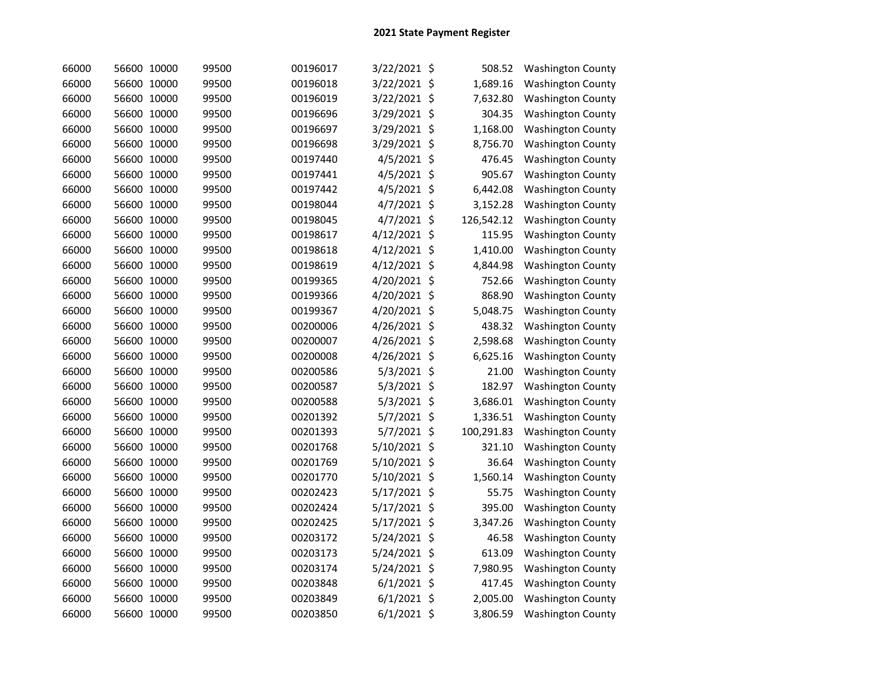## 2021 State Payment Register

| | | | | | | | |
|---|---|---|---|---|---|---|---|
| 66000 | 56600 | 10000 | 99500 | 00196017 | 3/22/2021 | $ 508.52 | Washington County |
| 66000 | 56600 | 10000 | 99500 | 00196018 | 3/22/2021 | $ 1,689.16 | Washington County |
| 66000 | 56600 | 10000 | 99500 | 00196019 | 3/22/2021 | $ 7,632.80 | Washington County |
| 66000 | 56600 | 10000 | 99500 | 00196696 | 3/29/2021 | $ 304.35 | Washington County |
| 66000 | 56600 | 10000 | 99500 | 00196697 | 3/29/2021 | $ 1,168.00 | Washington County |
| 66000 | 56600 | 10000 | 99500 | 00196698 | 3/29/2021 | $ 8,756.70 | Washington County |
| 66000 | 56600 | 10000 | 99500 | 00197440 | 4/5/2021 | $ 476.45 | Washington County |
| 66000 | 56600 | 10000 | 99500 | 00197441 | 4/5/2021 | $ 905.67 | Washington County |
| 66000 | 56600 | 10000 | 99500 | 00197442 | 4/5/2021 | $ 6,442.08 | Washington County |
| 66000 | 56600 | 10000 | 99500 | 00198044 | 4/7/2021 | $ 3,152.28 | Washington County |
| 66000 | 56600 | 10000 | 99500 | 00198045 | 4/7/2021 | $ 126,542.12 | Washington County |
| 66000 | 56600 | 10000 | 99500 | 00198617 | 4/12/2021 | $ 115.95 | Washington County |
| 66000 | 56600 | 10000 | 99500 | 00198618 | 4/12/2021 | $ 1,410.00 | Washington County |
| 66000 | 56600 | 10000 | 99500 | 00198619 | 4/12/2021 | $ 4,844.98 | Washington County |
| 66000 | 56600 | 10000 | 99500 | 00199365 | 4/20/2021 | $ 752.66 | Washington County |
| 66000 | 56600 | 10000 | 99500 | 00199366 | 4/20/2021 | $ 868.90 | Washington County |
| 66000 | 56600 | 10000 | 99500 | 00199367 | 4/20/2021 | $ 5,048.75 | Washington County |
| 66000 | 56600 | 10000 | 99500 | 00200006 | 4/26/2021 | $ 438.32 | Washington County |
| 66000 | 56600 | 10000 | 99500 | 00200007 | 4/26/2021 | $ 2,598.68 | Washington County |
| 66000 | 56600 | 10000 | 99500 | 00200008 | 4/26/2021 | $ 6,625.16 | Washington County |
| 66000 | 56600 | 10000 | 99500 | 00200586 | 5/3/2021 | $ 21.00 | Washington County |
| 66000 | 56600 | 10000 | 99500 | 00200587 | 5/3/2021 | $ 182.97 | Washington County |
| 66000 | 56600 | 10000 | 99500 | 00200588 | 5/3/2021 | $ 3,686.01 | Washington County |
| 66000 | 56600 | 10000 | 99500 | 00201392 | 5/7/2021 | $ 1,336.51 | Washington County |
| 66000 | 56600 | 10000 | 99500 | 00201393 | 5/7/2021 | $ 100,291.83 | Washington County |
| 66000 | 56600 | 10000 | 99500 | 00201768 | 5/10/2021 | $ 321.10 | Washington County |
| 66000 | 56600 | 10000 | 99500 | 00201769 | 5/10/2021 | $ 36.64 | Washington County |
| 66000 | 56600 | 10000 | 99500 | 00201770 | 5/10/2021 | $ 1,560.14 | Washington County |
| 66000 | 56600 | 10000 | 99500 | 00202423 | 5/17/2021 | $ 55.75 | Washington County |
| 66000 | 56600 | 10000 | 99500 | 00202424 | 5/17/2021 | $ 395.00 | Washington County |
| 66000 | 56600 | 10000 | 99500 | 00202425 | 5/17/2021 | $ 3,347.26 | Washington County |
| 66000 | 56600 | 10000 | 99500 | 00203172 | 5/24/2021 | $ 46.58 | Washington County |
| 66000 | 56600 | 10000 | 99500 | 00203173 | 5/24/2021 | $ 613.09 | Washington County |
| 66000 | 56600 | 10000 | 99500 | 00203174 | 5/24/2021 | $ 7,980.95 | Washington County |
| 66000 | 56600 | 10000 | 99500 | 00203848 | 6/1/2021 | $ 417.45 | Washington County |
| 66000 | 56600 | 10000 | 99500 | 00203849 | 6/1/2021 | $ 2,005.00 | Washington County |
| 66000 | 56600 | 10000 | 99500 | 00203850 | 6/1/2021 | $ 3,806.59 | Washington County |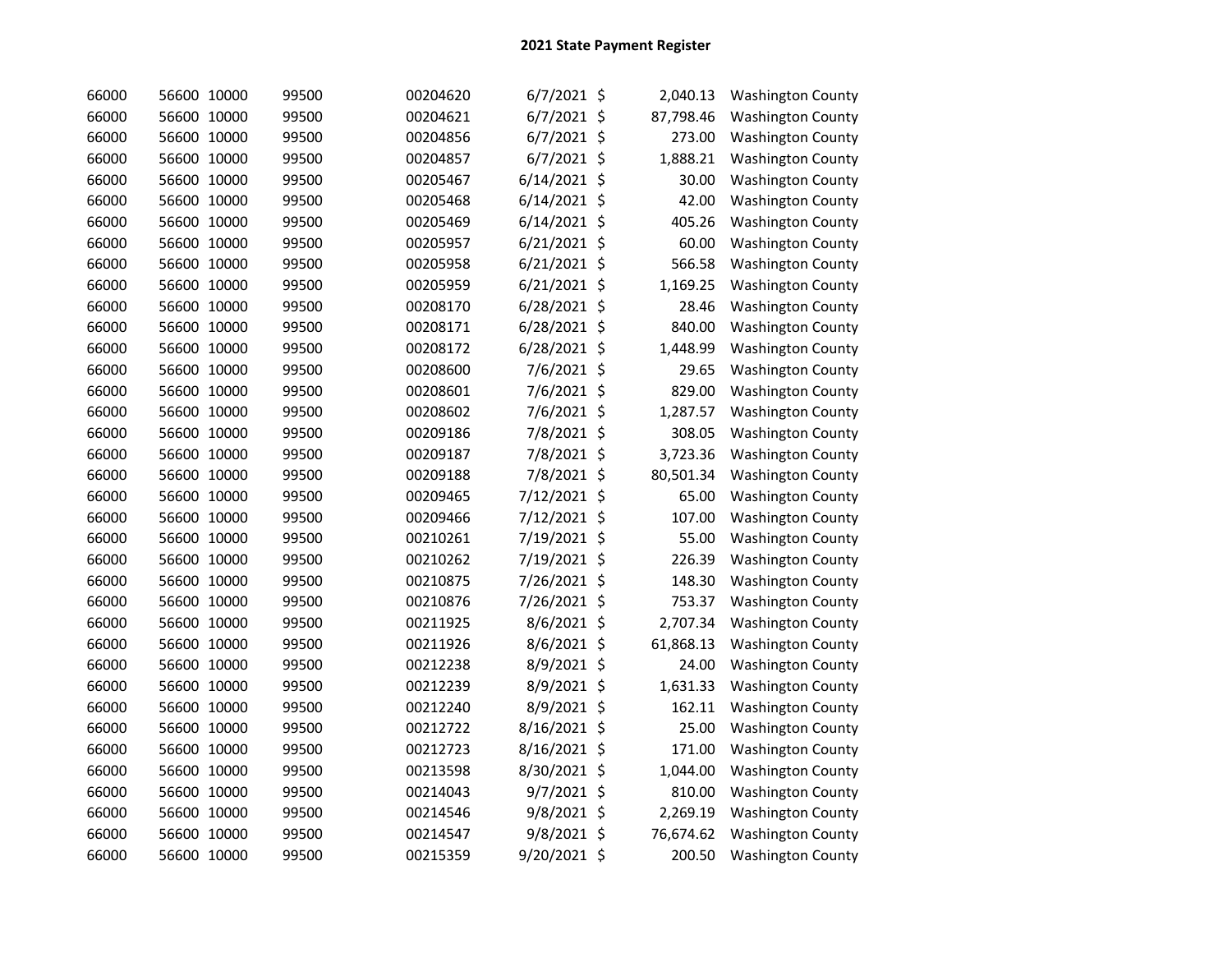# 2021 State Payment Register

| | | | | | | | | |
|---|---|---|---|---|---|---|---|---|
| 66000 | 56600 | 10000 | 99500 | 00204620 | 6/7/2021 | $ | 2,040.13 | Washington County |
| 66000 | 56600 | 10000 | 99500 | 00204621 | 6/7/2021 | $ | 87,798.46 | Washington County |
| 66000 | 56600 | 10000 | 99500 | 00204856 | 6/7/2021 | $ | 273.00 | Washington County |
| 66000 | 56600 | 10000 | 99500 | 00204857 | 6/7/2021 | $ | 1,888.21 | Washington County |
| 66000 | 56600 | 10000 | 99500 | 00205467 | 6/14/2021 | $ | 30.00 | Washington County |
| 66000 | 56600 | 10000 | 99500 | 00205468 | 6/14/2021 | $ | 42.00 | Washington County |
| 66000 | 56600 | 10000 | 99500 | 00205469 | 6/14/2021 | $ | 405.26 | Washington County |
| 66000 | 56600 | 10000 | 99500 | 00205957 | 6/21/2021 | $ | 60.00 | Washington County |
| 66000 | 56600 | 10000 | 99500 | 00205958 | 6/21/2021 | $ | 566.58 | Washington County |
| 66000 | 56600 | 10000 | 99500 | 00205959 | 6/21/2021 | $ | 1,169.25 | Washington County |
| 66000 | 56600 | 10000 | 99500 | 00208170 | 6/28/2021 | $ | 28.46 | Washington County |
| 66000 | 56600 | 10000 | 99500 | 00208171 | 6/28/2021 | $ | 840.00 | Washington County |
| 66000 | 56600 | 10000 | 99500 | 00208172 | 6/28/2021 | $ | 1,448.99 | Washington County |
| 66000 | 56600 | 10000 | 99500 | 00208600 | 7/6/2021 | $ | 29.65 | Washington County |
| 66000 | 56600 | 10000 | 99500 | 00208601 | 7/6/2021 | $ | 829.00 | Washington County |
| 66000 | 56600 | 10000 | 99500 | 00208602 | 7/6/2021 | $ | 1,287.57 | Washington County |
| 66000 | 56600 | 10000 | 99500 | 00209186 | 7/8/2021 | $ | 308.05 | Washington County |
| 66000 | 56600 | 10000 | 99500 | 00209187 | 7/8/2021 | $ | 3,723.36 | Washington County |
| 66000 | 56600 | 10000 | 99500 | 00209188 | 7/8/2021 | $ | 80,501.34 | Washington County |
| 66000 | 56600 | 10000 | 99500 | 00209465 | 7/12/2021 | $ | 65.00 | Washington County |
| 66000 | 56600 | 10000 | 99500 | 00209466 | 7/12/2021 | $ | 107.00 | Washington County |
| 66000 | 56600 | 10000 | 99500 | 00210261 | 7/19/2021 | $ | 55.00 | Washington County |
| 66000 | 56600 | 10000 | 99500 | 00210262 | 7/19/2021 | $ | 226.39 | Washington County |
| 66000 | 56600 | 10000 | 99500 | 00210875 | 7/26/2021 | $ | 148.30 | Washington County |
| 66000 | 56600 | 10000 | 99500 | 00210876 | 7/26/2021 | $ | 753.37 | Washington County |
| 66000 | 56600 | 10000 | 99500 | 00211925 | 8/6/2021 | $ | 2,707.34 | Washington County |
| 66000 | 56600 | 10000 | 99500 | 00211926 | 8/6/2021 | $ | 61,868.13 | Washington County |
| 66000 | 56600 | 10000 | 99500 | 00212238 | 8/9/2021 | $ | 24.00 | Washington County |
| 66000 | 56600 | 10000 | 99500 | 00212239 | 8/9/2021 | $ | 1,631.33 | Washington County |
| 66000 | 56600 | 10000 | 99500 | 00212240 | 8/9/2021 | $ | 162.11 | Washington County |
| 66000 | 56600 | 10000 | 99500 | 00212722 | 8/16/2021 | $ | 25.00 | Washington County |
| 66000 | 56600 | 10000 | 99500 | 00212723 | 8/16/2021 | $ | 171.00 | Washington County |
| 66000 | 56600 | 10000 | 99500 | 00213598 | 8/30/2021 | $ | 1,044.00 | Washington County |
| 66000 | 56600 | 10000 | 99500 | 00214043 | 9/7/2021 | $ | 810.00 | Washington County |
| 66000 | 56600 | 10000 | 99500 | 00214546 | 9/8/2021 | $ | 2,269.19 | Washington County |
| 66000 | 56600 | 10000 | 99500 | 00214547 | 9/8/2021 | $ | 76,674.62 | Washington County |
| 66000 | 56600 | 10000 | 99500 | 00215359 | 9/20/2021 | $ | 200.50 | Washington County |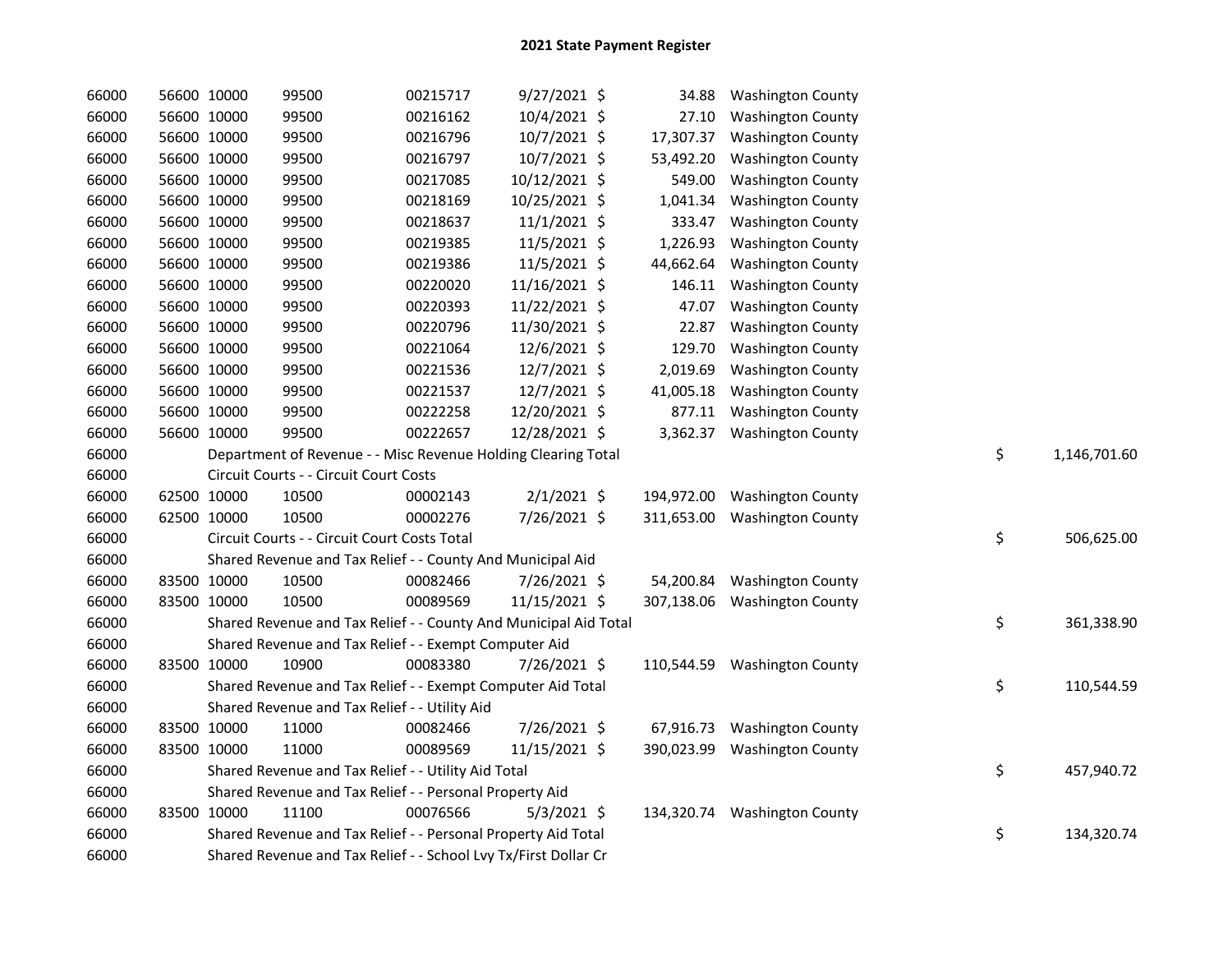# 2021 State Payment Register

| | | | | | | | | |
|---|---|---|---|---|---|---|---|---|
| 66000 | 56600 | 10000 | 99500 | 00215717 | 9/27/2021 | $ 34.88 | Washington County | |
| 66000 | 56600 | 10000 | 99500 | 00216162 | 10/4/2021 | $ 27.10 | Washington County | |
| 66000 | 56600 | 10000 | 99500 | 00216796 | 10/7/2021 | $ 17,307.37 | Washington County | |
| 66000 | 56600 | 10000 | 99500 | 00216797 | 10/7/2021 | $ 53,492.20 | Washington County | |
| 66000 | 56600 | 10000 | 99500 | 00217085 | 10/12/2021 | $ 549.00 | Washington County | |
| 66000 | 56600 | 10000 | 99500 | 00218169 | 10/25/2021 | $ 1,041.34 | Washington County | |
| 66000 | 56600 | 10000 | 99500 | 00218637 | 11/1/2021 | $ 333.47 | Washington County | |
| 66000 | 56600 | 10000 | 99500 | 00219385 | 11/5/2021 | $ 1,226.93 | Washington County | |
| 66000 | 56600 | 10000 | 99500 | 00219386 | 11/5/2021 | $ 44,662.64 | Washington County | |
| 66000 | 56600 | 10000 | 99500 | 00220020 | 11/16/2021 | $ 146.11 | Washington County | |
| 66000 | 56600 | 10000 | 99500 | 00220393 | 11/22/2021 | $ 47.07 | Washington County | |
| 66000 | 56600 | 10000 | 99500 | 00220796 | 11/30/2021 | $ 22.87 | Washington County | |
| 66000 | 56600 | 10000 | 99500 | 00221064 | 12/6/2021 | $ 129.70 | Washington County | |
| 66000 | 56600 | 10000 | 99500 | 00221536 | 12/7/2021 | $ 2,019.69 | Washington County | |
| 66000 | 56600 | 10000 | 99500 | 00221537 | 12/7/2021 | $ 41,005.18 | Washington County | |
| 66000 | 56600 | 10000 | 99500 | 00222258 | 12/20/2021 | $ 877.11 | Washington County | |
| 66000 | 56600 | 10000 | 99500 | 00222657 | 12/28/2021 | $ 3,362.37 | Washington County | |
| 66000 | | Department of Revenue - - Misc Revenue Holding Clearing Total | | | | | | $ 1,146,701.60 |
| 66000 | | Circuit Courts - - Circuit Court Costs | | | | | | |
| 66000 | 62500 | 10000 | 10500 | 00002143 | 2/1/2021 | $ 194,972.00 | Washington County | |
| 66000 | 62500 | 10000 | 10500 | 00002276 | 7/26/2021 | $ 311,653.00 | Washington County | |
| 66000 | | Circuit Courts - - Circuit Court Costs Total | | | | | | $ 506,625.00 |
| 66000 | | Shared Revenue and Tax Relief - - County And Municipal Aid | | | | | | |
| 66000 | 83500 | 10000 | 10500 | 00082466 | 7/26/2021 | $ 54,200.84 | Washington County | |
| 66000 | 83500 | 10000 | 10500 | 00089569 | 11/15/2021 | $ 307,138.06 | Washington County | |
| 66000 | | Shared Revenue and Tax Relief - - County And Municipal Aid Total | | | | | | $ 361,338.90 |
| 66000 | | Shared Revenue and Tax Relief - - Exempt Computer Aid | | | | | | |
| 66000 | 83500 | 10000 | 10900 | 00083380 | 7/26/2021 | $ 110,544.59 | Washington County | |
| 66000 | | Shared Revenue and Tax Relief - - Exempt Computer Aid Total | | | | | | $ 110,544.59 |
| 66000 | | Shared Revenue and Tax Relief - - Utility Aid | | | | | | |
| 66000 | 83500 | 10000 | 11000 | 00082466 | 7/26/2021 | $ 67,916.73 | Washington County | |
| 66000 | 83500 | 10000 | 11000 | 00089569 | 11/15/2021 | $ 390,023.99 | Washington County | |
| 66000 | | Shared Revenue and Tax Relief - - Utility Aid Total | | | | | | $ 457,940.72 |
| 66000 | | Shared Revenue and Tax Relief - - Personal Property Aid | | | | | | |
| 66000 | 83500 | 10000 | 11100 | 00076566 | 5/3/2021 | $ 134,320.74 | Washington County | |
| 66000 | | Shared Revenue and Tax Relief - - Personal Property Aid Total | | | | | | $ 134,320.74 |
| 66000 | | Shared Revenue and Tax Relief - - School Lvy Tx/First Dollar Cr | | | | | | |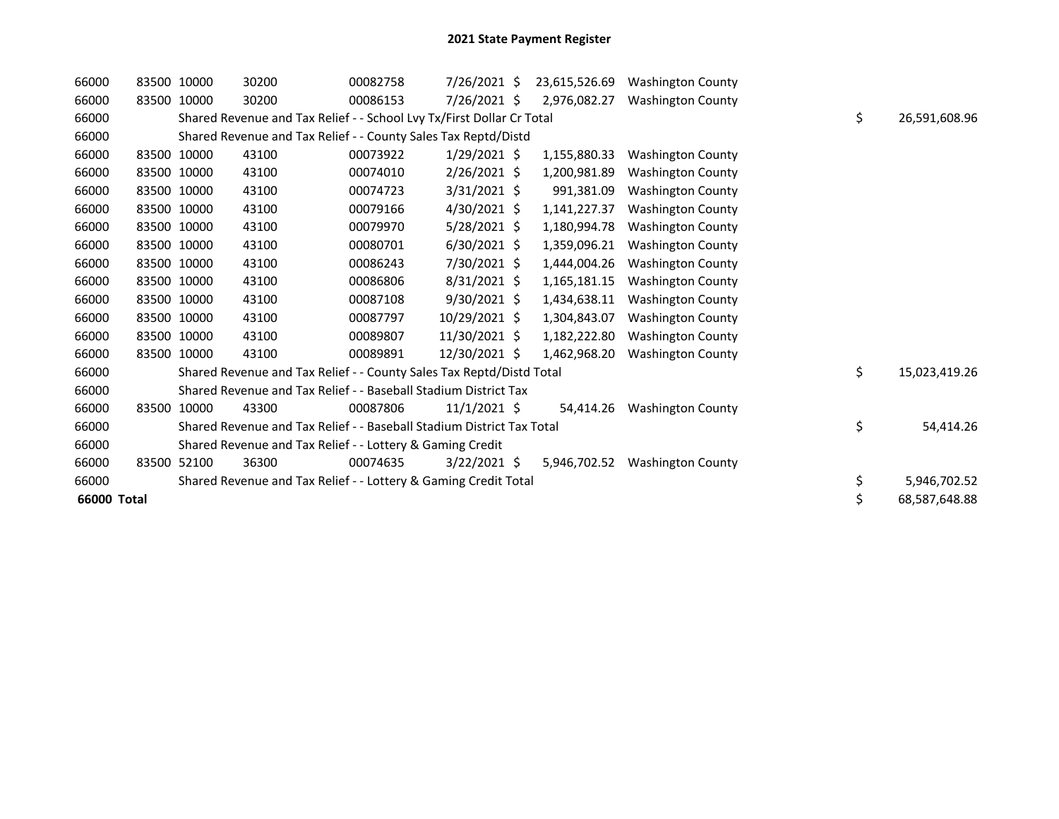# 2021 State Payment Register

| | | | | | | | | |
|---|---|---|---|---|---|---|---|---|
| 66000 | 83500 | 10000 | 30200 | 00082758 | 7/26/2021 | $ 23,615,526.69 | Washington County | |
| 66000 | 83500 | 10000 | 30200 | 00086153 | 7/26/2021 | $ 2,976,082.27 | Washington County | |
| 66000 | | Shared Revenue and Tax Relief - - School Lvy Tx/First Dollar Cr Total | | | | | | $ 26,591,608.96 |
| 66000 | | Shared Revenue and Tax Relief - - County Sales Tax Reptd/Distd | | | | | | |
| 66000 | 83500 | 10000 | 43100 | 00073922 | 1/29/2021 | $ 1,155,880.33 | Washington County | |
| 66000 | 83500 | 10000 | 43100 | 00074010 | 2/26/2021 | $ 1,200,981.89 | Washington County | |
| 66000 | 83500 | 10000 | 43100 | 00074723 | 3/31/2021 | $ 991,381.09 | Washington County | |
| 66000 | 83500 | 10000 | 43100 | 00079166 | 4/30/2021 | $ 1,141,227.37 | Washington County | |
| 66000 | 83500 | 10000 | 43100 | 00079970 | 5/28/2021 | $ 1,180,994.78 | Washington County | |
| 66000 | 83500 | 10000 | 43100 | 00080701 | 6/30/2021 | $ 1,359,096.21 | Washington County | |
| 66000 | 83500 | 10000 | 43100 | 00086243 | 7/30/2021 | $ 1,444,004.26 | Washington County | |
| 66000 | 83500 | 10000 | 43100 | 00086806 | 8/31/2021 | $ 1,165,181.15 | Washington County | |
| 66000 | 83500 | 10000 | 43100 | 00087108 | 9/30/2021 | $ 1,434,638.11 | Washington County | |
| 66000 | 83500 | 10000 | 43100 | 00087797 | 10/29/2021 | $ 1,304,843.07 | Washington County | |
| 66000 | 83500 | 10000 | 43100 | 00089807 | 11/30/2021 | $ 1,182,222.80 | Washington County | |
| 66000 | 83500 | 10000 | 43100 | 00089891 | 12/30/2021 | $ 1,462,968.20 | Washington County | |
| 66000 | | Shared Revenue and Tax Relief - - County Sales Tax Reptd/Distd Total | | | | | | $ 15,023,419.26 |
| 66000 | | Shared Revenue and Tax Relief - - Baseball Stadium District Tax | | | | | | |
| 66000 | 83500 | 10000 | 43300 | 00087806 | 11/1/2021 | $ 54,414.26 | Washington County | |
| 66000 | | Shared Revenue and Tax Relief - - Baseball Stadium District Tax Total | | | | | | $ 54,414.26 |
| 66000 | | Shared Revenue and Tax Relief - - Lottery & Gaming Credit | | | | | | |
| 66000 | 83500 | 52100 | 36300 | 00074635 | 3/22/2021 | $ 5,946,702.52 | Washington County | |
| 66000 | | Shared Revenue and Tax Relief - - Lottery & Gaming Credit Total | | | | | | $ 5,946,702.52 |
| **66000 Total** | | | | | | | | $ 68,587,648.88 |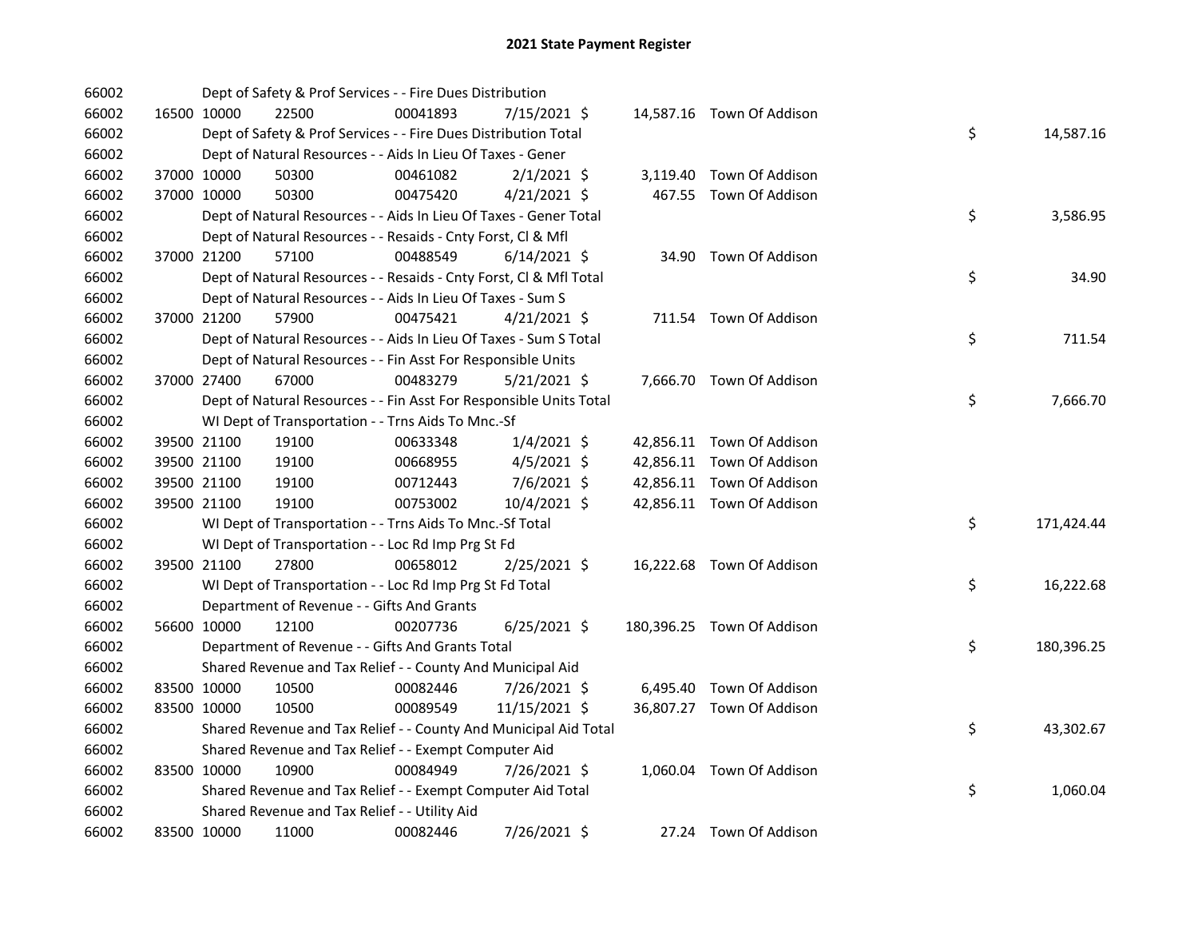# 2021 State Payment Register

| | | | | | | | | |
|---|---|---|---|---|---|---|---|---|
| 66002 | | | Dept of Safety & Prof Services - - Fire Dues Distribution | | | | | |
| 66002 | 16500 10000 | 22500 | 00041893 | 7/15/2021 $ | 14,587.16 | Town Of Addison | | |
| 66002 | | | Dept of Safety & Prof Services - - Fire Dues Distribution Total | | | | $ | 14,587.16 |
| 66002 | | | Dept of Natural Resources - - Aids In Lieu Of Taxes - Gener | | | | | |
| 66002 | 37000 10000 | 50300 | 00461082 | 2/1/2021 $ | 3,119.40 | Town Of Addison | | |
| 66002 | 37000 10000 | 50300 | 00475420 | 4/21/2021 $ | 467.55 | Town Of Addison | | |
| 66002 | | | Dept of Natural Resources - - Aids In Lieu Of Taxes - Gener Total | | | | $ | 3,586.95 |
| 66002 | | | Dept of Natural Resources - - Resaids - Cnty Forst, Cl & Mfl | | | | | |
| 66002 | 37000 21200 | 57100 | 00488549 | 6/14/2021 $ | 34.90 | Town Of Addison | | |
| 66002 | | | Dept of Natural Resources - - Resaids - Cnty Forst, Cl & Mfl Total | | | | $ | 34.90 |
| 66002 | | | Dept of Natural Resources - - Aids In Lieu Of Taxes - Sum S | | | | | |
| 66002 | 37000 21200 | 57900 | 00475421 | 4/21/2021 $ | 711.54 | Town Of Addison | | |
| 66002 | | | Dept of Natural Resources - - Aids In Lieu Of Taxes - Sum S Total | | | | $ | 711.54 |
| 66002 | | | Dept of Natural Resources - - Fin Asst For Responsible Units | | | | | |
| 66002 | 37000 27400 | 67000 | 00483279 | 5/21/2021 $ | 7,666.70 | Town Of Addison | | |
| 66002 | | | Dept of Natural Resources - - Fin Asst For Responsible Units Total | | | | $ | 7,666.70 |
| 66002 | | | WI Dept of Transportation - - Trns Aids To Mnc.-Sf | | | | | |
| 66002 | 39500 21100 | 19100 | 00633348 | 1/4/2021 $ | 42,856.11 | Town Of Addison | | |
| 66002 | 39500 21100 | 19100 | 00668955 | 4/5/2021 $ | 42,856.11 | Town Of Addison | | |
| 66002 | 39500 21100 | 19100 | 00712443 | 7/6/2021 $ | 42,856.11 | Town Of Addison | | |
| 66002 | 39500 21100 | 19100 | 00753002 | 10/4/2021 $ | 42,856.11 | Town Of Addison | | |
| 66002 | | | WI Dept of Transportation - - Trns Aids To Mnc.-Sf Total | | | | $ | 171,424.44 |
| 66002 | | | WI Dept of Transportation - - Loc Rd Imp Prg St Fd | | | | | |
| 66002 | 39500 21100 | 27800 | 00658012 | 2/25/2021 $ | 16,222.68 | Town Of Addison | | |
| 66002 | | | WI Dept of Transportation - - Loc Rd Imp Prg St Fd Total | | | | $ | 16,222.68 |
| 66002 | | | Department of Revenue - - Gifts And Grants | | | | | |
| 66002 | 56600 10000 | 12100 | 00207736 | 6/25/2021 $ | 180,396.25 | Town Of Addison | | |
| 66002 | | | Department of Revenue - - Gifts And Grants Total | | | | $ | 180,396.25 |
| 66002 | | | Shared Revenue and Tax Relief - - County And Municipal Aid | | | | | |
| 66002 | 83500 10000 | 10500 | 00082446 | 7/26/2021 $ | 6,495.40 | Town Of Addison | | |
| 66002 | 83500 10000 | 10500 | 00089549 | 11/15/2021 $ | 36,807.27 | Town Of Addison | | |
| 66002 | | | Shared Revenue and Tax Relief - - County And Municipal Aid Total | | | | $ | 43,302.67 |
| 66002 | | | Shared Revenue and Tax Relief - - Exempt Computer Aid | | | | | |
| 66002 | 83500 10000 | 10900 | 00084949 | 7/26/2021 $ | 1,060.04 | Town Of Addison | | |
| 66002 | | | Shared Revenue and Tax Relief - - Exempt Computer Aid Total | | | | $ | 1,060.04 |
| 66002 | | | Shared Revenue and Tax Relief - - Utility Aid | | | | | |
| 66002 | 83500 10000 | 11000 | 00082446 | 7/26/2021 $ | 27.24 | Town Of Addison | | |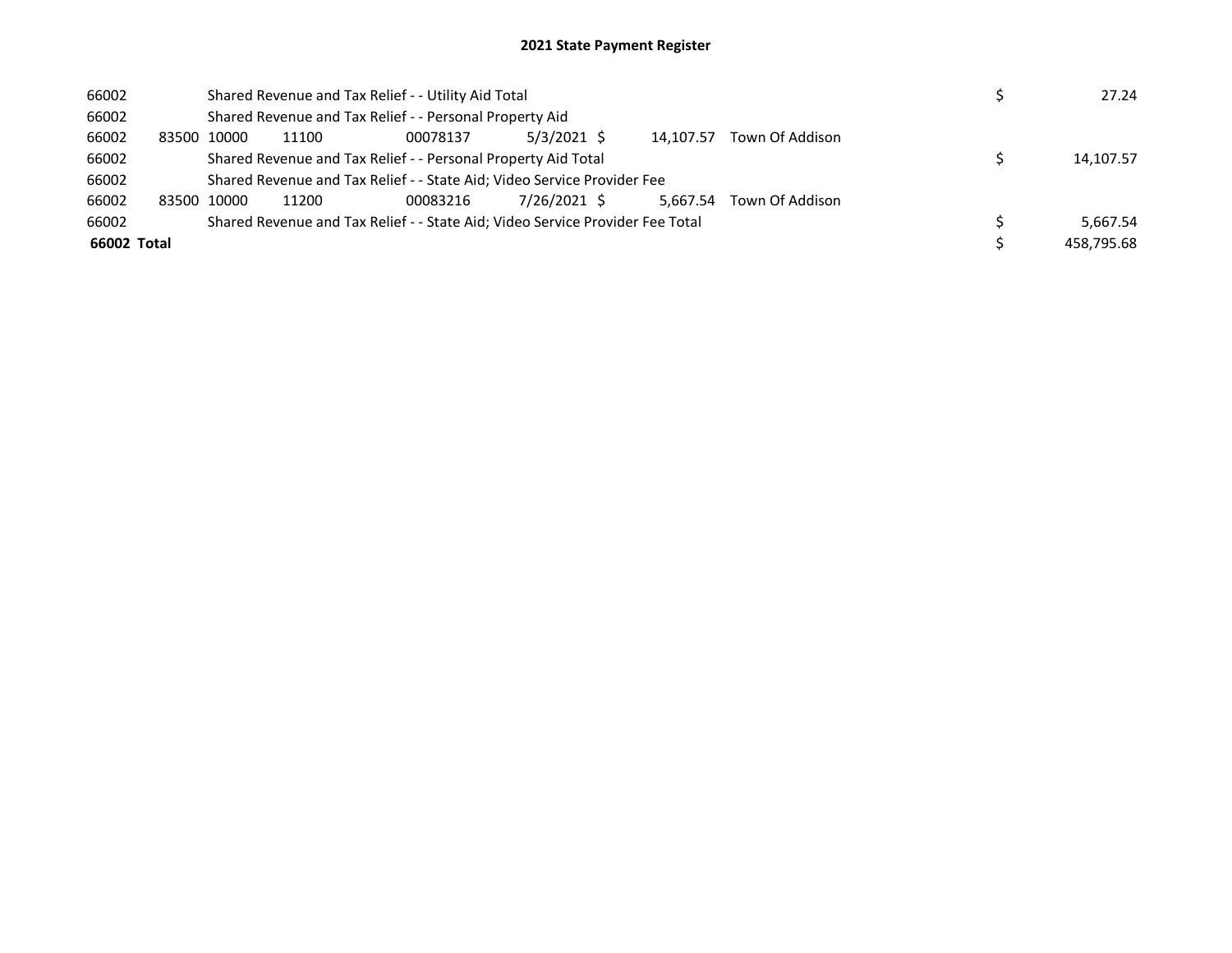# 2021 State Payment Register

| | | | | | | | | | | |
|---|---|---|---|---|---|---|---|---|---|---|
| 66002 | | Shared Revenue and Tax Relief - - Utility Aid Total | | | | | | | $ | 27.24 |
| 66002 | | Shared Revenue and Tax Relief - - Personal Property Aid | | | | | | | | |
| 66002 | 83500 | 10000 | 11100 | 00078137 | 5/3/2021 | $ | 14,107.57 | Town Of Addison | | |
| 66002 | | Shared Revenue and Tax Relief - - Personal Property Aid Total | | | | | | | $ | 14,107.57 |
| 66002 | | Shared Revenue and Tax Relief - - State Aid; Video Service Provider Fee | | | | | | | | |
| 66002 | 83500 | 10000 | 11200 | 00083216 | 7/26/2021 | $ | 5,667.54 | Town Of Addison | | |
| 66002 | | Shared Revenue and Tax Relief - - State Aid; Video Service Provider Fee Total | | | | | | | $ | 5,667.54 |
| **66002 Total** | | | | | | | | | $ | 458,795.68 |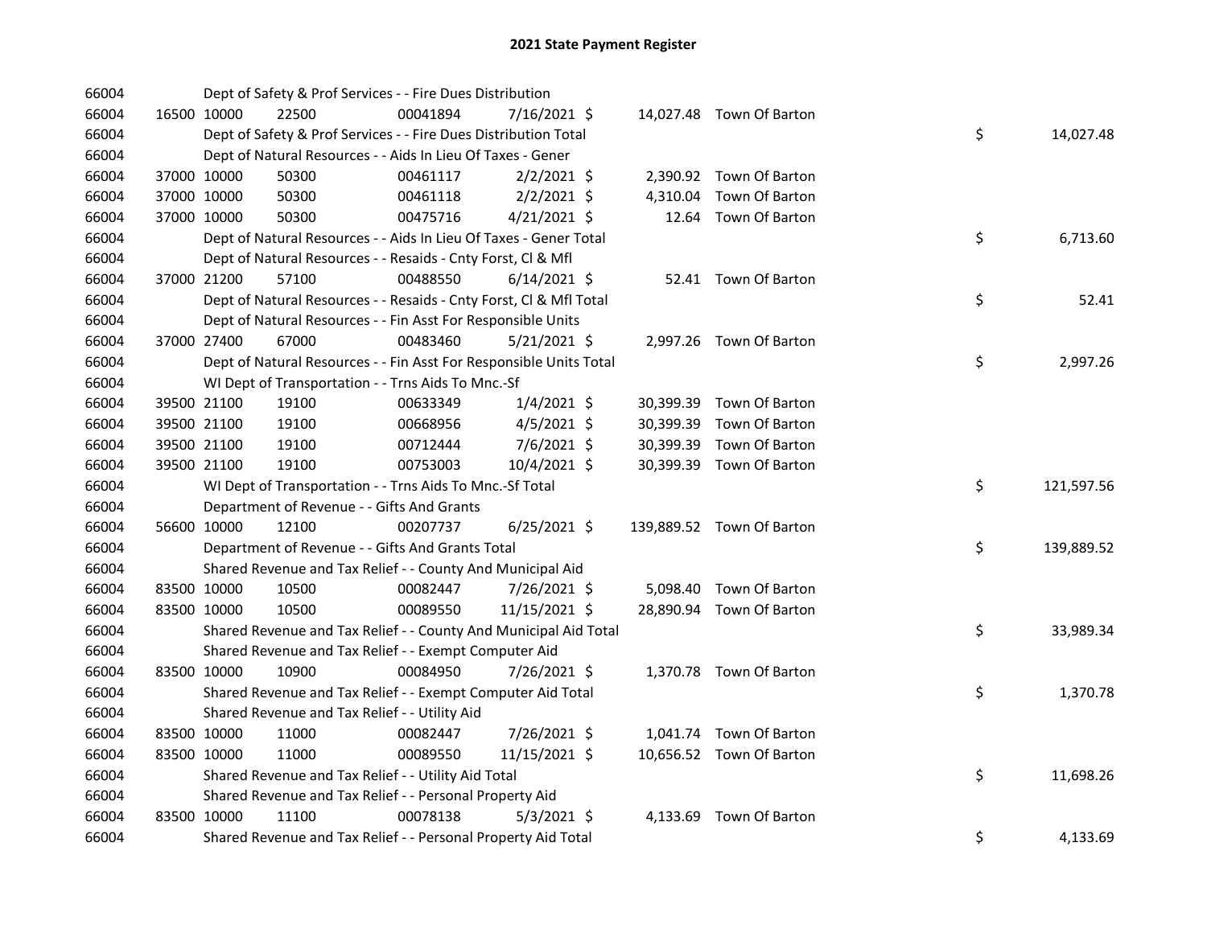# 2021 State Payment Register

| | | | | | | | | | |
|---|---|---|---|---|---|---|---|---|---|
| 66004 | | Dept of Safety & Prof Services - - Fire Dues Distribution | | | | | | | |
| 66004 | 16500 | 10000 | 22500 | 00041894 | 7/16/2021 | $ 14,027.48 | Town Of Barton | | |
| 66004 | | Dept of Safety & Prof Services - - Fire Dues Distribution Total | | | | | | $ | 14,027.48 |
| 66004 | | Dept of Natural Resources - - Aids In Lieu Of Taxes - Gener | | | | | | | |
| 66004 | 37000 | 10000 | 50300 | 00461117 | 2/2/2021 | $ 2,390.92 | Town Of Barton | | |
| 66004 | 37000 | 10000 | 50300 | 00461118 | 2/2/2021 | $ 4,310.04 | Town Of Barton | | |
| 66004 | 37000 | 10000 | 50300 | 00475716 | 4/21/2021 | $ 12.64 | Town Of Barton | | |
| 66004 | | Dept of Natural Resources - - Aids In Lieu Of Taxes - Gener Total | | | | | | $ | 6,713.60 |
| 66004 | | Dept of Natural Resources - - Resaids - Cnty Forst, Cl & Mfl | | | | | | | |
| 66004 | 37000 | 21200 | 57100 | 00488550 | 6/14/2021 | $ 52.41 | Town Of Barton | | |
| 66004 | | Dept of Natural Resources - - Resaids - Cnty Forst, Cl & Mfl Total | | | | | | $ | 52.41 |
| 66004 | | Dept of Natural Resources - - Fin Asst For Responsible Units | | | | | | | |
| 66004 | 37000 | 27400 | 67000 | 00483460 | 5/21/2021 | $ 2,997.26 | Town Of Barton | | |
| 66004 | | Dept of Natural Resources - - Fin Asst For Responsible Units Total | | | | | | $ | 2,997.26 |
| 66004 | | WI Dept of Transportation - - Trns Aids To Mnc.-Sf | | | | | | | |
| 66004 | 39500 | 21100 | 19100 | 00633349 | 1/4/2021 | $ 30,399.39 | Town Of Barton | | |
| 66004 | 39500 | 21100 | 19100 | 00668956 | 4/5/2021 | $ 30,399.39 | Town Of Barton | | |
| 66004 | 39500 | 21100 | 19100 | 00712444 | 7/6/2021 | $ 30,399.39 | Town Of Barton | | |
| 66004 | 39500 | 21100 | 19100 | 00753003 | 10/4/2021 | $ 30,399.39 | Town Of Barton | | |
| 66004 | | WI Dept of Transportation - - Trns Aids To Mnc.-Sf Total | | | | | | $ | 121,597.56 |
| 66004 | | Department of Revenue - - Gifts And Grants | | | | | | | |
| 66004 | 56600 | 10000 | 12100 | 00207737 | 6/25/2021 | $ 139,889.52 | Town Of Barton | | |
| 66004 | | Department of Revenue - - Gifts And Grants Total | | | | | | $ | 139,889.52 |
| 66004 | | Shared Revenue and Tax Relief - - County And Municipal Aid | | | | | | | |
| 66004 | 83500 | 10000 | 10500 | 00082447 | 7/26/2021 | $ 5,098.40 | Town Of Barton | | |
| 66004 | 83500 | 10000 | 10500 | 00089550 | 11/15/2021 | $ 28,890.94 | Town Of Barton | | |
| 66004 | | Shared Revenue and Tax Relief - - County And Municipal Aid Total | | | | | | $ | 33,989.34 |
| 66004 | | Shared Revenue and Tax Relief - - Exempt Computer Aid | | | | | | | |
| 66004 | 83500 | 10000 | 10900 | 00084950 | 7/26/2021 | $ 1,370.78 | Town Of Barton | | |
| 66004 | | Shared Revenue and Tax Relief - - Exempt Computer Aid Total | | | | | | $ | 1,370.78 |
| 66004 | | Shared Revenue and Tax Relief - - Utility Aid | | | | | | | |
| 66004 | 83500 | 10000 | 11000 | 00082447 | 7/26/2021 | $ 1,041.74 | Town Of Barton | | |
| 66004 | 83500 | 10000 | 11000 | 00089550 | 11/15/2021 | $ 10,656.52 | Town Of Barton | | |
| 66004 | | Shared Revenue and Tax Relief - - Utility Aid Total | | | | | | $ | 11,698.26 |
| 66004 | | Shared Revenue and Tax Relief - - Personal Property Aid | | | | | | | |
| 66004 | 83500 | 10000 | 11100 | 00078138 | 5/3/2021 | $ 4,133.69 | Town Of Barton | | |
| 66004 | | Shared Revenue and Tax Relief - - Personal Property Aid Total | | | | | | $ | 4,133.69 |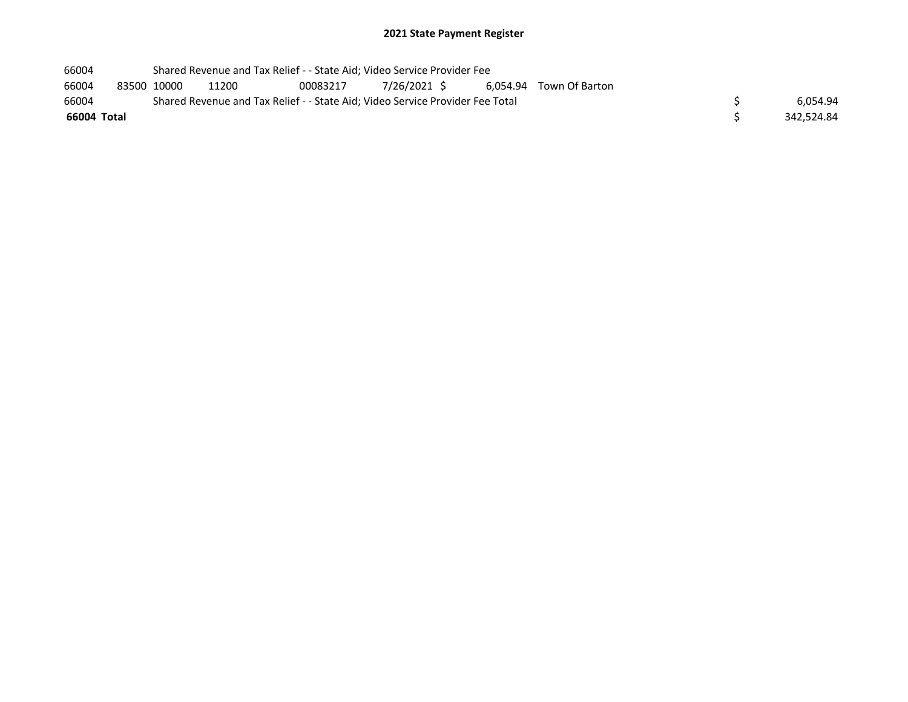## 2021 State Payment Register

| | | | | | | | | | |
|---|---|---|---|---|---|---|---|---|---|
| 66004 | | Shared Revenue and Tax Relief - - State Aid; Video Service Provider Fee | | | | | | | |
| 66004 | 83500 | 10000 | 11200 | 00083217 | 7/26/2021 | $ 6,054.94 | Town Of Barton | | |
| 66004 | | Shared Revenue and Tax Relief - - State Aid; Video Service Provider Fee Total | | | | | | $ | 6,054.94 |
| **66004 Total** | | | | | | | | $ | 342,524.84 |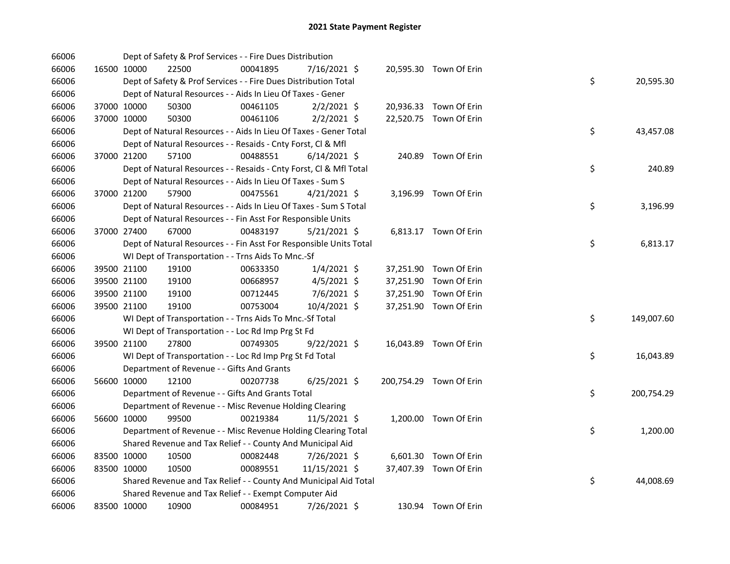# 2021 State Payment Register

| | | | | | | | | |
|---|---|---|---|---|---|---|---|---|
| 66006 | | | Dept of Safety & Prof Services - - Fire Dues Distribution | | | | | |
| 66006 | 16500 10000 | 22500 | 00041895 | 7/16/2021 $ | 20,595.30 | Town Of Erin | | |
| 66006 | | | Dept of Safety & Prof Services - - Fire Dues Distribution Total | | | | $ | 20,595.30 |
| 66006 | | | Dept of Natural Resources - - Aids In Lieu Of Taxes - Gener | | | | | |
| 66006 | 37000 10000 | 50300 | 00461105 | 2/2/2021 $ | 20,936.33 | Town Of Erin | | |
| 66006 | 37000 10000 | 50300 | 00461106 | 2/2/2021 $ | 22,520.75 | Town Of Erin | | |
| 66006 | | | Dept of Natural Resources - - Aids In Lieu Of Taxes - Gener Total | | | | $ | 43,457.08 |
| 66006 | | | Dept of Natural Resources - - Resaids - Cnty Forst, Cl & Mfl | | | | | |
| 66006 | 37000 21200 | 57100 | 00488551 | 6/14/2021 $ | 240.89 | Town Of Erin | | |
| 66006 | | | Dept of Natural Resources - - Resaids - Cnty Forst, Cl & Mfl Total | | | | $ | 240.89 |
| 66006 | | | Dept of Natural Resources - - Aids In Lieu Of Taxes - Sum S | | | | | |
| 66006 | 37000 21200 | 57900 | 00475561 | 4/21/2021 $ | 3,196.99 | Town Of Erin | | |
| 66006 | | | Dept of Natural Resources - - Aids In Lieu Of Taxes - Sum S Total | | | | $ | 3,196.99 |
| 66006 | | | Dept of Natural Resources - - Fin Asst For Responsible Units | | | | | |
| 66006 | 37000 27400 | 67000 | 00483197 | 5/21/2021 $ | 6,813.17 | Town Of Erin | | |
| 66006 | | | Dept of Natural Resources - - Fin Asst For Responsible Units Total | | | | $ | 6,813.17 |
| 66006 | | | WI Dept of Transportation - - Trns Aids To Mnc.-Sf | | | | | |
| 66006 | 39500 21100 | 19100 | 00633350 | 1/4/2021 $ | 37,251.90 | Town Of Erin | | |
| 66006 | 39500 21100 | 19100 | 00668957 | 4/5/2021 $ | 37,251.90 | Town Of Erin | | |
| 66006 | 39500 21100 | 19100 | 00712445 | 7/6/2021 $ | 37,251.90 | Town Of Erin | | |
| 66006 | 39500 21100 | 19100 | 00753004 | 10/4/2021 $ | 37,251.90 | Town Of Erin | | |
| 66006 | | | WI Dept of Transportation - - Trns Aids To Mnc.-Sf Total | | | | $ | 149,007.60 |
| 66006 | | | WI Dept of Transportation - - Loc Rd Imp Prg St Fd | | | | | |
| 66006 | 39500 21100 | 27800 | 00749305 | 9/22/2021 $ | 16,043.89 | Town Of Erin | | |
| 66006 | | | WI Dept of Transportation - - Loc Rd Imp Prg St Fd Total | | | | $ | 16,043.89 |
| 66006 | | | Department of Revenue - - Gifts And Grants | | | | | |
| 66006 | 56600 10000 | 12100 | 00207738 | 6/25/2021 $ | 200,754.29 | Town Of Erin | | |
| 66006 | | | Department of Revenue - - Gifts And Grants Total | | | | $ | 200,754.29 |
| 66006 | | | Department of Revenue - - Misc Revenue Holding Clearing | | | | | |
| 66006 | 56600 10000 | 99500 | 00219384 | 11/5/2021 $ | 1,200.00 | Town Of Erin | | |
| 66006 | | | Department of Revenue - - Misc Revenue Holding Clearing Total | | | | $ | 1,200.00 |
| 66006 | | | Shared Revenue and Tax Relief - - County And Municipal Aid | | | | | |
| 66006 | 83500 10000 | 10500 | 00082448 | 7/26/2021 $ | 6,601.30 | Town Of Erin | | |
| 66006 | 83500 10000 | 10500 | 00089551 | 11/15/2021 $ | 37,407.39 | Town Of Erin | | |
| 66006 | | | Shared Revenue and Tax Relief - - County And Municipal Aid Total | | | | $ | 44,008.69 |
| 66006 | | | Shared Revenue and Tax Relief - - Exempt Computer Aid | | | | | |
| 66006 | 83500 10000 | 10900 | 00084951 | 7/26/2021 $ | 130.94 | Town Of Erin | | |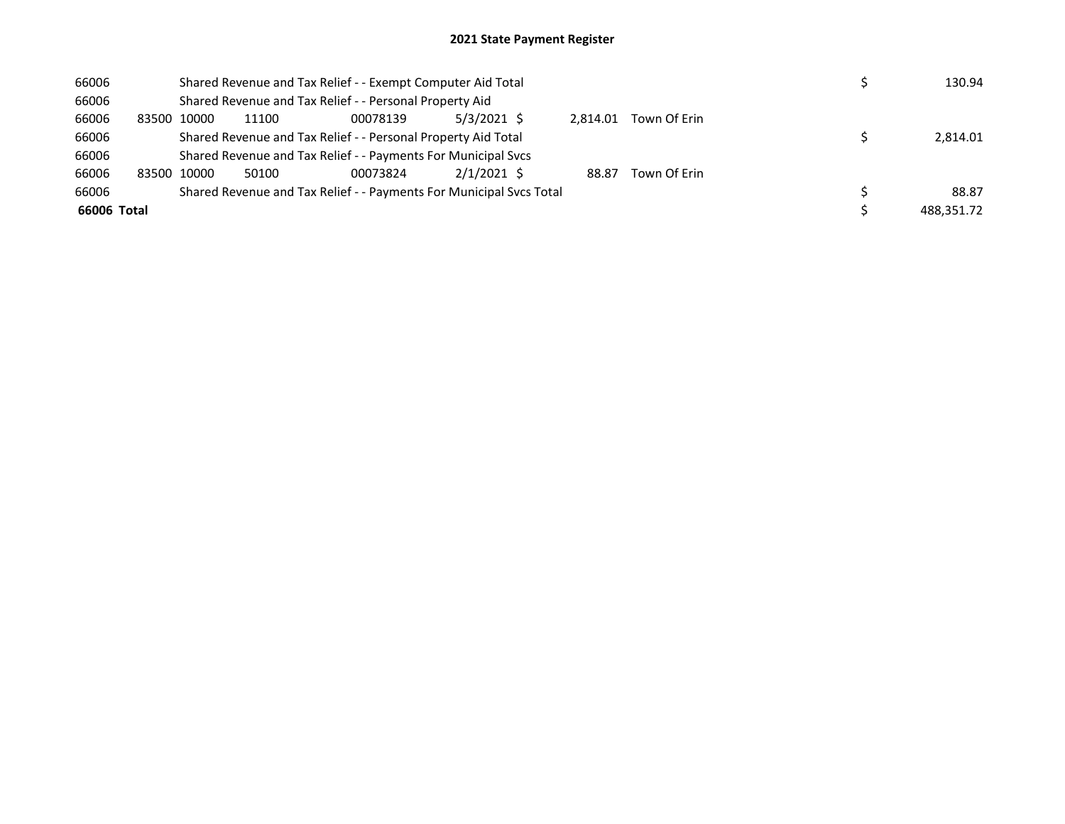# 2021 State Payment Register

| | | | | | | | | | |
|---|---|---|---|---|---|---|---|---|---|
| 66006 | | Shared Revenue and Tax Relief - - Exempt Computer Aid Total | | | | | | $ | 130.94 |
| 66006 | | Shared Revenue and Tax Relief - - Personal Property Aid | | | | | | | |
| 66006 | 83500 | 10000 | 11100 | 00078139 | 5/3/2021 | $ 2,814.01 | Town Of Erin | | |
| 66006 | | Shared Revenue and Tax Relief - - Personal Property Aid Total | | | | | | $ | 2,814.01 |
| 66006 | | Shared Revenue and Tax Relief - - Payments For Municipal Svcs | | | | | | | |
| 66006 | 83500 | 10000 | 50100 | 00073824 | 2/1/2021 | $ 88.87 | Town Of Erin | | |
| 66006 | | Shared Revenue and Tax Relief - - Payments For Municipal Svcs Total | | | | | | $ | 88.87 |
| **66006 Total** | | | | | | | | $ | 488,351.72 |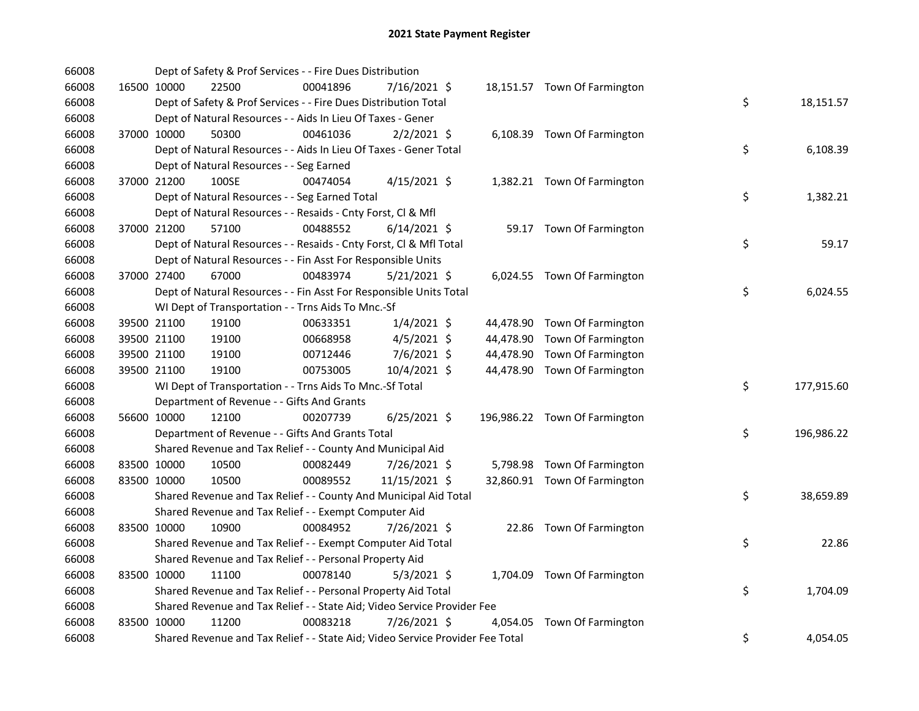# 2021 State Payment Register

| | | | | | | | | | |
|---|---|---|---|---|---|---|---|---|---|
| 66008 | | Dept of Safety & Prof Services - - Fire Dues Distribution | | | | | | | |
| 66008 | 16500 | 10000 | 22500 | 00041896 | 7/16/2021 | $ 18,151.57 | Town Of Farmington | | |
| 66008 | | Dept of Safety & Prof Services - - Fire Dues Distribution Total | | | | | | $ | 18,151.57 |
| 66008 | | Dept of Natural Resources - - Aids In Lieu Of Taxes - Gener | | | | | | | |
| 66008 | 37000 | 10000 | 50300 | 00461036 | 2/2/2021 | $ 6,108.39 | Town Of Farmington | | |
| 66008 | | Dept of Natural Resources - - Aids In Lieu Of Taxes - Gener Total | | | | | | $ | 6,108.39 |
| 66008 | | Dept of Natural Resources - - Seg Earned | | | | | | | |
| 66008 | 37000 | 21200 | 100SE | 00474054 | 4/15/2021 | $ 1,382.21 | Town Of Farmington | | |
| 66008 | | Dept of Natural Resources - - Seg Earned Total | | | | | | $ | 1,382.21 |
| 66008 | | Dept of Natural Resources - - Resaids - Cnty Forst, Cl & Mfl | | | | | | | |
| 66008 | 37000 | 21200 | 57100 | 00488552 | 6/14/2021 | $ 59.17 | Town Of Farmington | | |
| 66008 | | Dept of Natural Resources - - Resaids - Cnty Forst, Cl & Mfl Total | | | | | | $ | 59.17 |
| 66008 | | Dept of Natural Resources - - Fin Asst For Responsible Units | | | | | | | |
| 66008 | 37000 | 27400 | 67000 | 00483974 | 5/21/2021 | $ 6,024.55 | Town Of Farmington | | |
| 66008 | | Dept of Natural Resources - - Fin Asst For Responsible Units Total | | | | | | $ | 6,024.55 |
| 66008 | | WI Dept of Transportation - - Trns Aids To Mnc.-Sf | | | | | | | |
| 66008 | 39500 | 21100 | 19100 | 00633351 | 1/4/2021 | $ 44,478.90 | Town Of Farmington | | |
| 66008 | 39500 | 21100 | 19100 | 00668958 | 4/5/2021 | $ 44,478.90 | Town Of Farmington | | |
| 66008 | 39500 | 21100 | 19100 | 00712446 | 7/6/2021 | $ 44,478.90 | Town Of Farmington | | |
| 66008 | 39500 | 21100 | 19100 | 00753005 | 10/4/2021 | $ 44,478.90 | Town Of Farmington | | |
| 66008 | | WI Dept of Transportation - - Trns Aids To Mnc.-Sf Total | | | | | | $ | 177,915.60 |
| 66008 | | Department of Revenue - - Gifts And Grants | | | | | | | |
| 66008 | 56600 | 10000 | 12100 | 00207739 | 6/25/2021 | $ 196,986.22 | Town Of Farmington | | |
| 66008 | | Department of Revenue - - Gifts And Grants Total | | | | | | $ | 196,986.22 |
| 66008 | | Shared Revenue and Tax Relief - - County And Municipal Aid | | | | | | | |
| 66008 | 83500 | 10000 | 10500 | 00082449 | 7/26/2021 | $ 5,798.98 | Town Of Farmington | | |
| 66008 | 83500 | 10000 | 10500 | 00089552 | 11/15/2021 | $ 32,860.91 | Town Of Farmington | | |
| 66008 | | Shared Revenue and Tax Relief - - County And Municipal Aid Total | | | | | | $ | 38,659.89 |
| 66008 | | Shared Revenue and Tax Relief - - Exempt Computer Aid | | | | | | | |
| 66008 | 83500 | 10000 | 10900 | 00084952 | 7/26/2021 | $ 22.86 | Town Of Farmington | | |
| 66008 | | Shared Revenue and Tax Relief - - Exempt Computer Aid Total | | | | | | $ | 22.86 |
| 66008 | | Shared Revenue and Tax Relief - - Personal Property Aid | | | | | | | |
| 66008 | 83500 | 10000 | 11100 | 00078140 | 5/3/2021 | $ 1,704.09 | Town Of Farmington | | |
| 66008 | | Shared Revenue and Tax Relief - - Personal Property Aid Total | | | | | | $ | 1,704.09 |
| 66008 | | Shared Revenue and Tax Relief - - State Aid; Video Service Provider Fee | | | | | | | |
| 66008 | 83500 | 10000 | 11200 | 00083218 | 7/26/2021 | $ 4,054.05 | Town Of Farmington | | |
| 66008 | | Shared Revenue and Tax Relief - - State Aid; Video Service Provider Fee Total | | | | | | $ | 4,054.05 |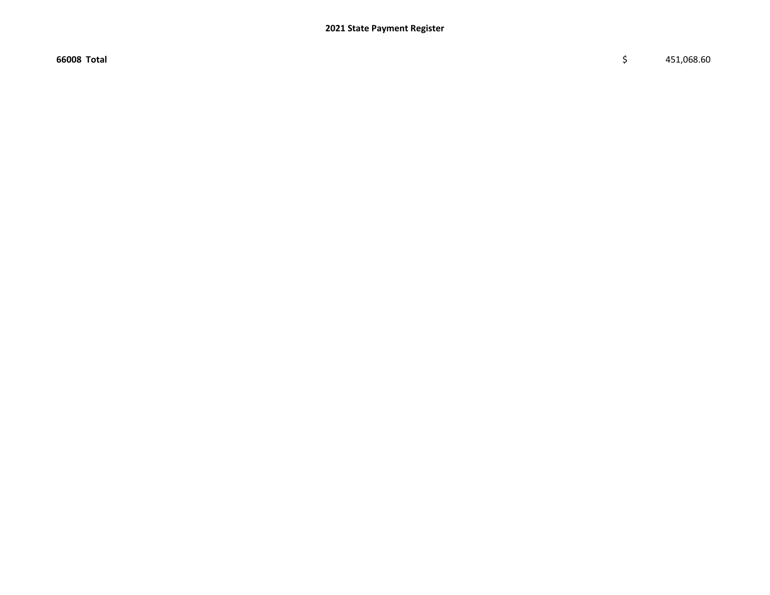**2021 State Payment Register**

| | | |
|---|---|---|
| **66008 Total** | $ | 451,068.60 |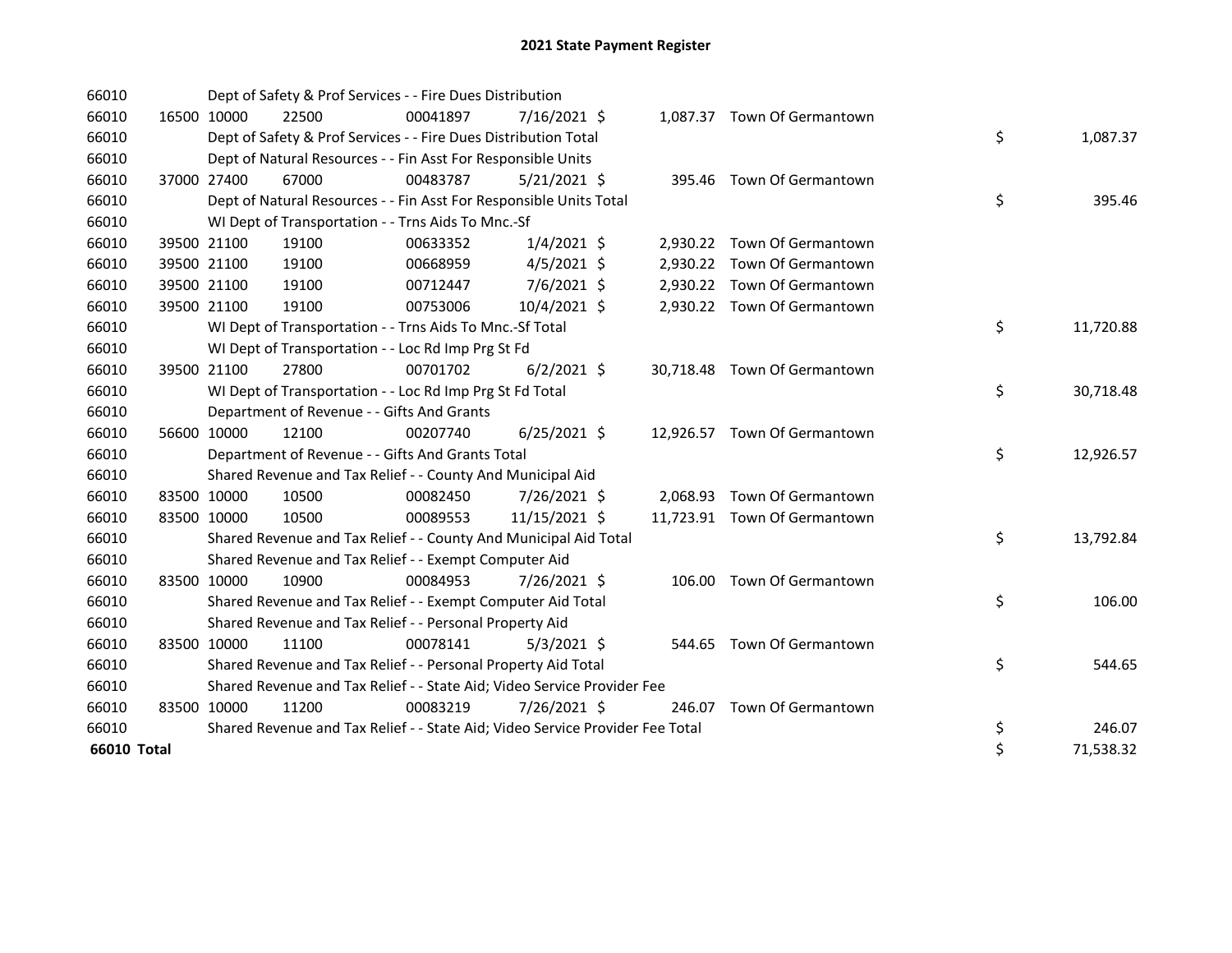# 2021 State Payment Register

| | | | | | | | | | |
|---|---|---|---|---|---|---|---|---|---|
| 66010 | | | Dept of Safety & Prof Services - - Fire Dues Distribution | | | | | | |
| 66010 | 16500 | 10000 | 22500 | 00041897 | 7/16/2021 | $ 1,087.37 | Town Of Germantown | | |
| 66010 | | | Dept of Safety & Prof Services - - Fire Dues Distribution Total | | | | | $ | 1,087.37 |
| 66010 | | | Dept of Natural Resources - - Fin Asst For Responsible Units | | | | | | |
| 66010 | 37000 | 27400 | 67000 | 00483787 | 5/21/2021 | $ 395.46 | Town Of Germantown | | |
| 66010 | | | Dept of Natural Resources - - Fin Asst For Responsible Units Total | | | | | $ | 395.46 |
| 66010 | | | WI Dept of Transportation - - Trns Aids To Mnc.-Sf | | | | | | |
| 66010 | 39500 | 21100 | 19100 | 00633352 | 1/4/2021 | $ 2,930.22 | Town Of Germantown | | |
| 66010 | 39500 | 21100 | 19100 | 00668959 | 4/5/2021 | $ 2,930.22 | Town Of Germantown | | |
| 66010 | 39500 | 21100 | 19100 | 00712447 | 7/6/2021 | $ 2,930.22 | Town Of Germantown | | |
| 66010 | 39500 | 21100 | 19100 | 00753006 | 10/4/2021 | $ 2,930.22 | Town Of Germantown | | |
| 66010 | | | WI Dept of Transportation - - Trns Aids To Mnc.-Sf Total | | | | | $ | 11,720.88 |
| 66010 | | | WI Dept of Transportation - - Loc Rd Imp Prg St Fd | | | | | | |
| 66010 | 39500 | 21100 | 27800 | 00701702 | 6/2/2021 | $ 30,718.48 | Town Of Germantown | | |
| 66010 | | | WI Dept of Transportation - - Loc Rd Imp Prg St Fd Total | | | | | $ | 30,718.48 |
| 66010 | | | Department of Revenue - - Gifts And Grants | | | | | | |
| 66010 | 56600 | 10000 | 12100 | 00207740 | 6/25/2021 | $ 12,926.57 | Town Of Germantown | | |
| 66010 | | | Department of Revenue - - Gifts And Grants Total | | | | | $ | 12,926.57 |
| 66010 | | | Shared Revenue and Tax Relief - - County And Municipal Aid | | | | | | |
| 66010 | 83500 | 10000 | 10500 | 00082450 | 7/26/2021 | $ 2,068.93 | Town Of Germantown | | |
| 66010 | 83500 | 10000 | 10500 | 00089553 | 11/15/2021 | $ 11,723.91 | Town Of Germantown | | |
| 66010 | | | Shared Revenue and Tax Relief - - County And Municipal Aid Total | | | | | $ | 13,792.84 |
| 66010 | | | Shared Revenue and Tax Relief - - Exempt Computer Aid | | | | | | |
| 66010 | 83500 | 10000 | 10900 | 00084953 | 7/26/2021 | $ 106.00 | Town Of Germantown | | |
| 66010 | | | Shared Revenue and Tax Relief - - Exempt Computer Aid Total | | | | | $ | 106.00 |
| 66010 | | | Shared Revenue and Tax Relief - - Personal Property Aid | | | | | | |
| 66010 | 83500 | 10000 | 11100 | 00078141 | 5/3/2021 | $ 544.65 | Town Of Germantown | | |
| 66010 | | | Shared Revenue and Tax Relief - - Personal Property Aid Total | | | | | $ | 544.65 |
| 66010 | | | Shared Revenue and Tax Relief - - State Aid; Video Service Provider Fee | | | | | | |
| 66010 | 83500 | 10000 | 11200 | 00083219 | 7/26/2021 | $ 246.07 | Town Of Germantown | | |
| 66010 | | | Shared Revenue and Tax Relief - - State Aid; Video Service Provider Fee Total | | | | | $ | 246.07 |
| **66010 Total** | | | | | | | | $ | 71,538.32 |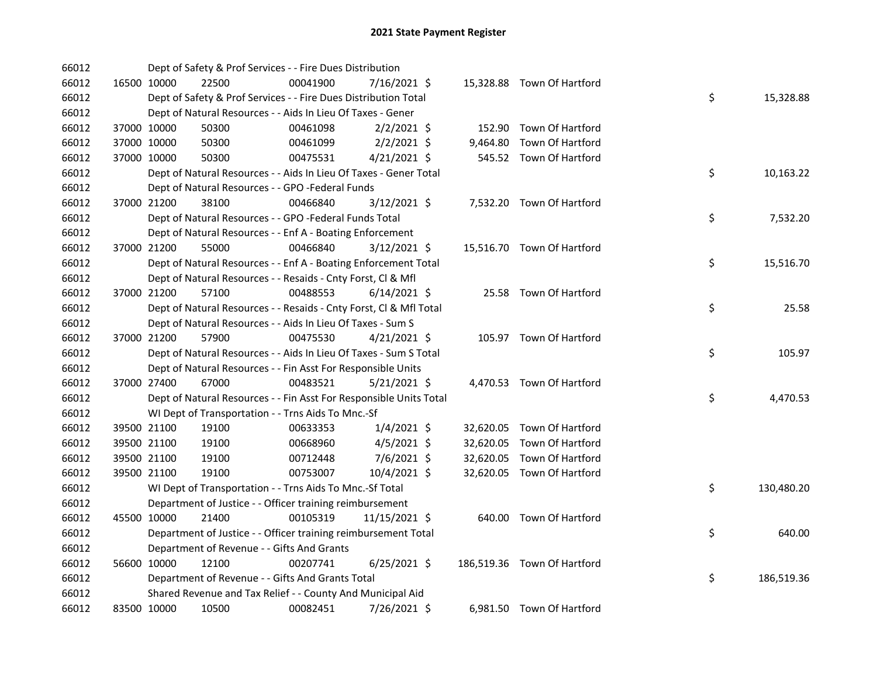# 2021 State Payment Register

| | | | | | | | | | |
|---|---|---|---|---|---|---|---|---|---|
| 66012 | | | Dept of Safety & Prof Services - - Fire Dues Distribution | | | | | | |
| 66012 | 16500 | 10000 | 22500 | 00041900 | 7/16/2021 | $ 15,328.88 | Town Of Hartford | | |
| 66012 | | | Dept of Safety & Prof Services - - Fire Dues Distribution Total | | | | | $ | 15,328.88 |
| 66012 | | | Dept of Natural Resources - - Aids In Lieu Of Taxes - Gener | | | | | | |
| 66012 | 37000 | 10000 | 50300 | 00461098 | 2/2/2021 | $ 152.90 | Town Of Hartford | | |
| 66012 | 37000 | 10000 | 50300 | 00461099 | 2/2/2021 | $ 9,464.80 | Town Of Hartford | | |
| 66012 | 37000 | 10000 | 50300 | 00475531 | 4/21/2021 | $ 545.52 | Town Of Hartford | | |
| 66012 | | | Dept of Natural Resources - - Aids In Lieu Of Taxes - Gener Total | | | | | $ | 10,163.22 |
| 66012 | | | Dept of Natural Resources - - GPO -Federal Funds | | | | | | |
| 66012 | 37000 | 21200 | 38100 | 00466840 | 3/12/2021 | $ 7,532.20 | Town Of Hartford | | |
| 66012 | | | Dept of Natural Resources - - GPO -Federal Funds Total | | | | | $ | 7,532.20 |
| 66012 | | | Dept of Natural Resources - - Enf A - Boating Enforcement | | | | | | |
| 66012 | 37000 | 21200 | 55000 | 00466840 | 3/12/2021 | $ 15,516.70 | Town Of Hartford | | |
| 66012 | | | Dept of Natural Resources - - Enf A - Boating Enforcement Total | | | | | $ | 15,516.70 |
| 66012 | | | Dept of Natural Resources - - Resaids - Cnty Forst, Cl & Mfl | | | | | | |
| 66012 | 37000 | 21200 | 57100 | 00488553 | 6/14/2021 | $ 25.58 | Town Of Hartford | | |
| 66012 | | | Dept of Natural Resources - - Resaids - Cnty Forst, Cl & Mfl Total | | | | | $ | 25.58 |
| 66012 | | | Dept of Natural Resources - - Aids In Lieu Of Taxes - Sum S | | | | | | |
| 66012 | 37000 | 21200 | 57900 | 00475530 | 4/21/2021 | $ 105.97 | Town Of Hartford | | |
| 66012 | | | Dept of Natural Resources - - Aids In Lieu Of Taxes - Sum S Total | | | | | $ | 105.97 |
| 66012 | | | Dept of Natural Resources - - Fin Asst For Responsible Units | | | | | | |
| 66012 | 37000 | 27400 | 67000 | 00483521 | 5/21/2021 | $ 4,470.53 | Town Of Hartford | | |
| 66012 | | | Dept of Natural Resources - - Fin Asst For Responsible Units Total | | | | | $ | 4,470.53 |
| 66012 | | | WI Dept of Transportation - - Trns Aids To Mnc.-Sf | | | | | | |
| 66012 | 39500 | 21100 | 19100 | 00633353 | 1/4/2021 | $ 32,620.05 | Town Of Hartford | | |
| 66012 | 39500 | 21100 | 19100 | 00668960 | 4/5/2021 | $ 32,620.05 | Town Of Hartford | | |
| 66012 | 39500 | 21100 | 19100 | 00712448 | 7/6/2021 | $ 32,620.05 | Town Of Hartford | | |
| 66012 | 39500 | 21100 | 19100 | 00753007 | 10/4/2021 | $ 32,620.05 | Town Of Hartford | | |
| 66012 | | | WI Dept of Transportation - - Trns Aids To Mnc.-Sf Total | | | | | $ | 130,480.20 |
| 66012 | | | Department of Justice - - Officer training reimbursement | | | | | | |
| 66012 | 45500 | 10000 | 21400 | 00105319 | 11/15/2021 | $ 640.00 | Town Of Hartford | | |
| 66012 | | | Department of Justice - - Officer training reimbursement Total | | | | | $ | 640.00 |
| 66012 | | | Department of Revenue - - Gifts And Grants | | | | | | |
| 66012 | 56600 | 10000 | 12100 | 00207741 | 6/25/2021 | $ 186,519.36 | Town Of Hartford | | |
| 66012 | | | Department of Revenue - - Gifts And Grants Total | | | | | $ | 186,519.36 |
| 66012 | | | Shared Revenue and Tax Relief - - County And Municipal Aid | | | | | | |
| 66012 | 83500 | 10000 | 10500 | 00082451 | 7/26/2021 | $ 6,981.50 | Town Of Hartford | | |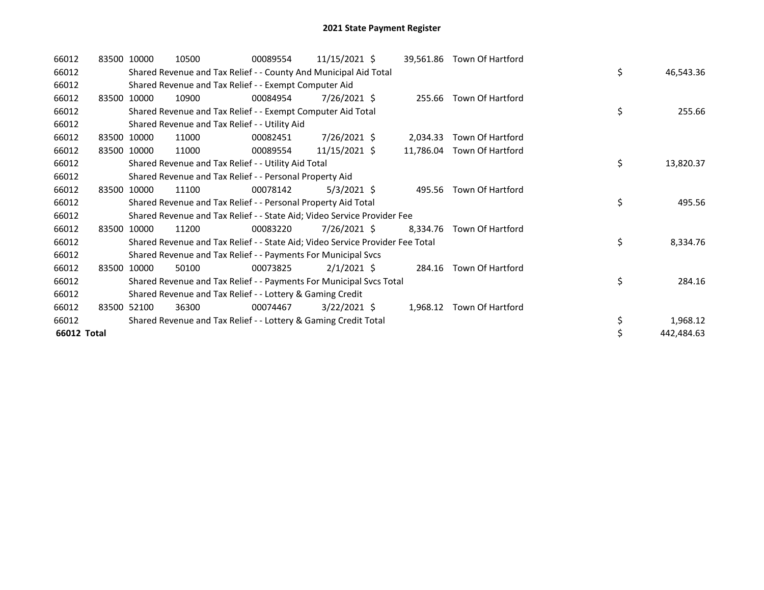# 2021 State Payment Register

| | | | | | | | | | |
|---|---|---|---|---|---|---|---|---|---|
| 66012 | 83500 | 10000 | 10500 | 00089554 | 11/15/2021 | $ 39,561.86 | Town Of Hartford | | |
| 66012 | | Shared Revenue and Tax Relief - - County And Municipal Aid Total | | | | | | $ | 46,543.36 |
| 66012 | | Shared Revenue and Tax Relief - - Exempt Computer Aid | | | | | | | |
| 66012 | 83500 | 10000 | 10900 | 00084954 | 7/26/2021 | $ 255.66 | Town Of Hartford | | |
| 66012 | | Shared Revenue and Tax Relief - - Exempt Computer Aid Total | | | | | | $ | 255.66 |
| 66012 | | Shared Revenue and Tax Relief - - Utility Aid | | | | | | | |
| 66012 | 83500 | 10000 | 11000 | 00082451 | 7/26/2021 | $ 2,034.33 | Town Of Hartford | | |
| 66012 | 83500 | 10000 | 11000 | 00089554 | 11/15/2021 | $ 11,786.04 | Town Of Hartford | | |
| 66012 | | Shared Revenue and Tax Relief - - Utility Aid Total | | | | | | $ | 13,820.37 |
| 66012 | | Shared Revenue and Tax Relief - - Personal Property Aid | | | | | | | |
| 66012 | 83500 | 10000 | 11100 | 00078142 | 5/3/2021 | $ 495.56 | Town Of Hartford | | |
| 66012 | | Shared Revenue and Tax Relief - - Personal Property Aid Total | | | | | | $ | 495.56 |
| 66012 | | Shared Revenue and Tax Relief - - State Aid; Video Service Provider Fee | | | | | | | |
| 66012 | 83500 | 10000 | 11200 | 00083220 | 7/26/2021 | $ 8,334.76 | Town Of Hartford | | |
| 66012 | | Shared Revenue and Tax Relief - - State Aid; Video Service Provider Fee Total | | | | | | $ | 8,334.76 |
| 66012 | | Shared Revenue and Tax Relief - - Payments For Municipal Svcs | | | | | | | |
| 66012 | 83500 | 10000 | 50100 | 00073825 | 2/1/2021 | $ 284.16 | Town Of Hartford | | |
| 66012 | | Shared Revenue and Tax Relief - - Payments For Municipal Svcs Total | | | | | | $ | 284.16 |
| 66012 | | Shared Revenue and Tax Relief - - Lottery & Gaming Credit | | | | | | | |
| 66012 | 83500 | 52100 | 36300 | 00074467 | 3/22/2021 | $ 1,968.12 | Town Of Hartford | | |
| 66012 | | Shared Revenue and Tax Relief - - Lottery & Gaming Credit Total | | | | | | $ | 1,968.12 |
| **66012 Total** | | | | | | | | $ | 442,484.63 |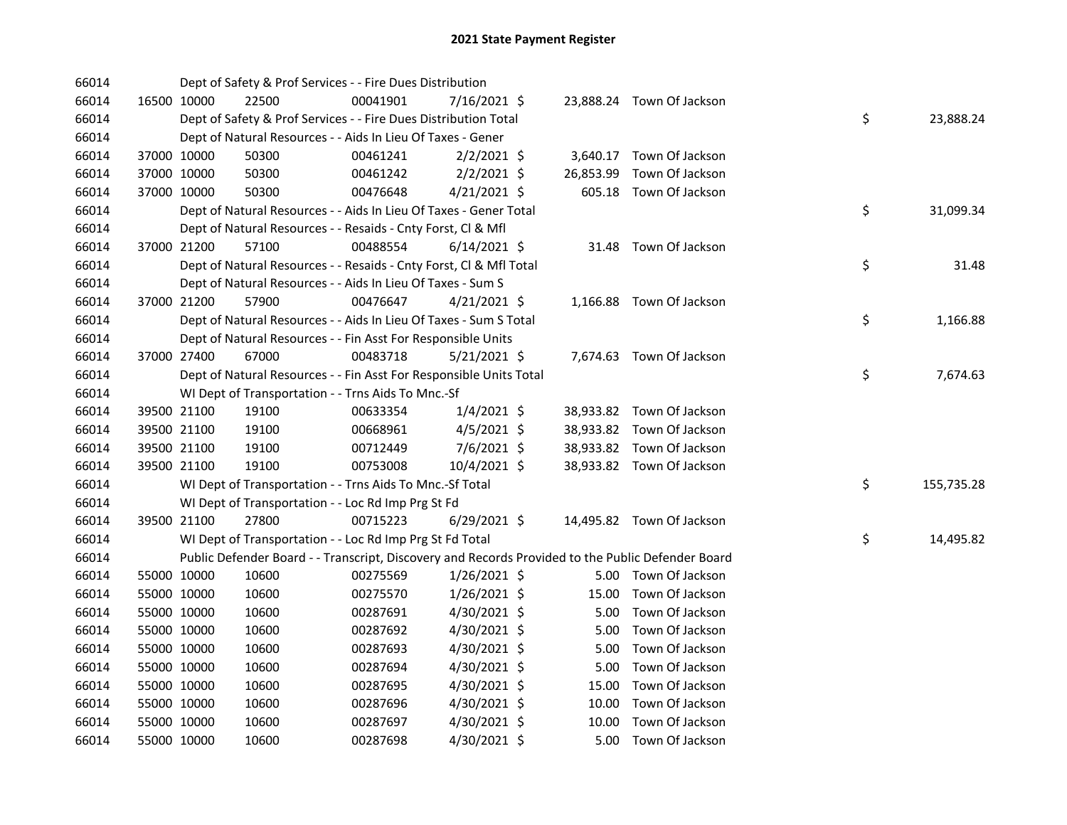# 2021 State Payment Register

| | | | | | | | | | |
|---|---|---|---|---|---|---|---|---|---|
| 66014 | | | Dept of Safety & Prof Services - - Fire Dues Distribution | | | | | | |
| 66014 | 16500 | 10000 | 22500 | 00041901 | 7/16/2021 | $ 23,888.24 | Town Of Jackson | | |
| 66014 | | | Dept of Safety & Prof Services - - Fire Dues Distribution Total | | | | | $ | 23,888.24 |
| 66014 | | | Dept of Natural Resources - - Aids In Lieu Of Taxes - Gener | | | | | | |
| 66014 | 37000 | 10000 | 50300 | 00461241 | 2/2/2021 | $ 3,640.17 | Town Of Jackson | | |
| 66014 | 37000 | 10000 | 50300 | 00461242 | 2/2/2021 | $ 26,853.99 | Town Of Jackson | | |
| 66014 | 37000 | 10000 | 50300 | 00476648 | 4/21/2021 | $ 605.18 | Town Of Jackson | | |
| 66014 | | | Dept of Natural Resources - - Aids In Lieu Of Taxes - Gener Total | | | | | $ | 31,099.34 |
| 66014 | | | Dept of Natural Resources - - Resaids - Cnty Forst, Cl & Mfl | | | | | | |
| 66014 | 37000 | 21200 | 57100 | 00488554 | 6/14/2021 | $ 31.48 | Town Of Jackson | | |
| 66014 | | | Dept of Natural Resources - - Resaids - Cnty Forst, Cl & Mfl Total | | | | | $ | 31.48 |
| 66014 | | | Dept of Natural Resources - - Aids In Lieu Of Taxes - Sum S | | | | | | |
| 66014 | 37000 | 21200 | 57900 | 00476647 | 4/21/2021 | $ 1,166.88 | Town Of Jackson | | |
| 66014 | | | Dept of Natural Resources - - Aids In Lieu Of Taxes - Sum S Total | | | | | $ | 1,166.88 |
| 66014 | | | Dept of Natural Resources - - Fin Asst For Responsible Units | | | | | | |
| 66014 | 37000 | 27400 | 67000 | 00483718 | 5/21/2021 | $ 7,674.63 | Town Of Jackson | | |
| 66014 | | | Dept of Natural Resources - - Fin Asst For Responsible Units Total | | | | | $ | 7,674.63 |
| 66014 | | | WI Dept of Transportation - - Trns Aids To Mnc.-Sf | | | | | | |
| 66014 | 39500 | 21100 | 19100 | 00633354 | 1/4/2021 | $ 38,933.82 | Town Of Jackson | | |
| 66014 | 39500 | 21100 | 19100 | 00668961 | 4/5/2021 | $ 38,933.82 | Town Of Jackson | | |
| 66014 | 39500 | 21100 | 19100 | 00712449 | 7/6/2021 | $ 38,933.82 | Town Of Jackson | | |
| 66014 | 39500 | 21100 | 19100 | 00753008 | 10/4/2021 | $ 38,933.82 | Town Of Jackson | | |
| 66014 | | | WI Dept of Transportation - - Trns Aids To Mnc.-Sf Total | | | | | $ | 155,735.28 |
| 66014 | | | WI Dept of Transportation - - Loc Rd Imp Prg St Fd | | | | | | |
| 66014 | 39500 | 21100 | 27800 | 00715223 | 6/29/2021 | $ 14,495.82 | Town Of Jackson | | |
| 66014 | | | WI Dept of Transportation - - Loc Rd Imp Prg St Fd Total | | | | | $ | 14,495.82 |
| 66014 | | | Public Defender Board - - Transcript, Discovery and Records Provided to the Public Defender Board | | | | | | |
| 66014 | 55000 | 10000 | 10600 | 00275569 | 1/26/2021 | $ 5.00 | Town Of Jackson | | |
| 66014 | 55000 | 10000 | 10600 | 00275570 | 1/26/2021 | $ 15.00 | Town Of Jackson | | |
| 66014 | 55000 | 10000 | 10600 | 00287691 | 4/30/2021 | $ 5.00 | Town Of Jackson | | |
| 66014 | 55000 | 10000 | 10600 | 00287692 | 4/30/2021 | $ 5.00 | Town Of Jackson | | |
| 66014 | 55000 | 10000 | 10600 | 00287693 | 4/30/2021 | $ 5.00 | Town Of Jackson | | |
| 66014 | 55000 | 10000 | 10600 | 00287694 | 4/30/2021 | $ 5.00 | Town Of Jackson | | |
| 66014 | 55000 | 10000 | 10600 | 00287695 | 4/30/2021 | $ 15.00 | Town Of Jackson | | |
| 66014 | 55000 | 10000 | 10600 | 00287696 | 4/30/2021 | $ 10.00 | Town Of Jackson | | |
| 66014 | 55000 | 10000 | 10600 | 00287697 | 4/30/2021 | $ 10.00 | Town Of Jackson | | |
| 66014 | 55000 | 10000 | 10600 | 00287698 | 4/30/2021 | $ 5.00 | Town Of Jackson | | |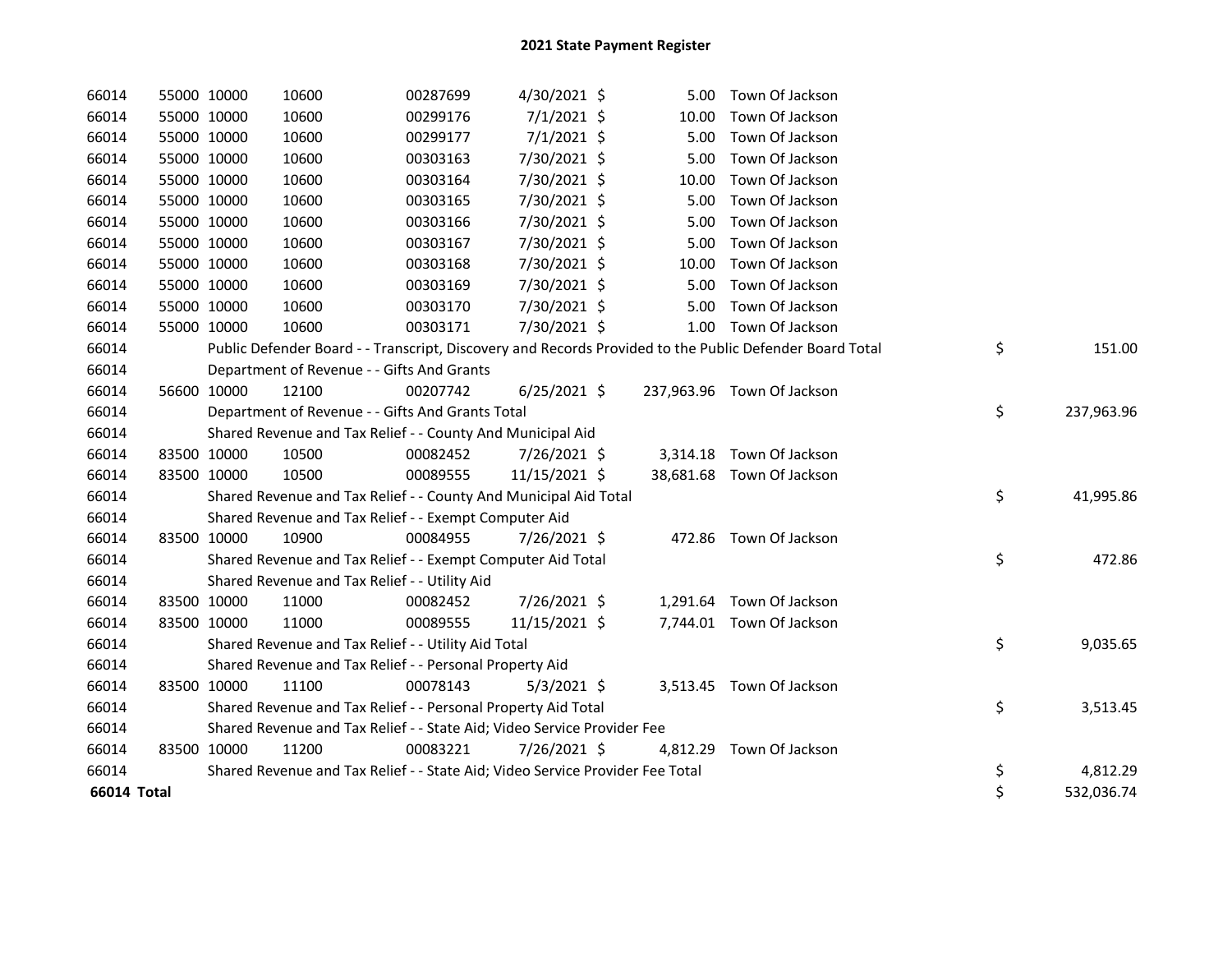# 2021 State Payment Register

| | | | | | | | | | |
|---|---|---|---|---|---|---|---|---|---|
| 66014 | 55000 | 10000 | 10600 | 00287699 | 4/30/2021 | $ 5.00 | Town Of Jackson | | |
| 66014 | 55000 | 10000 | 10600 | 00299176 | 7/1/2021 | $ 10.00 | Town Of Jackson | | |
| 66014 | 55000 | 10000 | 10600 | 00299177 | 7/1/2021 | $ 5.00 | Town Of Jackson | | |
| 66014 | 55000 | 10000 | 10600 | 00303163 | 7/30/2021 | $ 5.00 | Town Of Jackson | | |
| 66014 | 55000 | 10000 | 10600 | 00303164 | 7/30/2021 | $ 10.00 | Town Of Jackson | | |
| 66014 | 55000 | 10000 | 10600 | 00303165 | 7/30/2021 | $ 5.00 | Town Of Jackson | | |
| 66014 | 55000 | 10000 | 10600 | 00303166 | 7/30/2021 | $ 5.00 | Town Of Jackson | | |
| 66014 | 55000 | 10000 | 10600 | 00303167 | 7/30/2021 | $ 5.00 | Town Of Jackson | | |
| 66014 | 55000 | 10000 | 10600 | 00303168 | 7/30/2021 | $ 10.00 | Town Of Jackson | | |
| 66014 | 55000 | 10000 | 10600 | 00303169 | 7/30/2021 | $ 5.00 | Town Of Jackson | | |
| 66014 | 55000 | 10000 | 10600 | 00303170 | 7/30/2021 | $ 5.00 | Town Of Jackson | | |
| 66014 | 55000 | 10000 | 10600 | 00303171 | 7/30/2021 | $ 1.00 | Town Of Jackson | | |
| 66014 | | Public Defender Board - - Transcript, Discovery and Records Provided to the Public Defender Board Total | | | | | | $ | 151.00 |
| 66014 | | Department of Revenue - - Gifts And Grants | | | | | | | |
| 66014 | 56600 | 10000 | 12100 | 00207742 | 6/25/2021 | $ 237,963.96 | Town Of Jackson | | |
| 66014 | | Department of Revenue - - Gifts And Grants Total | | | | | | $ | 237,963.96 |
| 66014 | | Shared Revenue and Tax Relief - - County And Municipal Aid | | | | | | | |
| 66014 | 83500 | 10000 | 10500 | 00082452 | 7/26/2021 | $ 3,314.18 | Town Of Jackson | | |
| 66014 | 83500 | 10000 | 10500 | 00089555 | 11/15/2021 | $ 38,681.68 | Town Of Jackson | | |
| 66014 | | Shared Revenue and Tax Relief - - County And Municipal Aid Total | | | | | | $ | 41,995.86 |
| 66014 | | Shared Revenue and Tax Relief - - Exempt Computer Aid | | | | | | | |
| 66014 | 83500 | 10000 | 10900 | 00084955 | 7/26/2021 | $ 472.86 | Town Of Jackson | | |
| 66014 | | Shared Revenue and Tax Relief - - Exempt Computer Aid Total | | | | | | $ | 472.86 |
| 66014 | | Shared Revenue and Tax Relief - - Utility Aid | | | | | | | |
| 66014 | 83500 | 10000 | 11000 | 00082452 | 7/26/2021 | $ 1,291.64 | Town Of Jackson | | |
| 66014 | 83500 | 10000 | 11000 | 00089555 | 11/15/2021 | $ 7,744.01 | Town Of Jackson | | |
| 66014 | | Shared Revenue and Tax Relief - - Utility Aid Total | | | | | | $ | 9,035.65 |
| 66014 | | Shared Revenue and Tax Relief - - Personal Property Aid | | | | | | | |
| 66014 | 83500 | 10000 | 11100 | 00078143 | 5/3/2021 | $ 3,513.45 | Town Of Jackson | | |
| 66014 | | Shared Revenue and Tax Relief - - Personal Property Aid Total | | | | | | $ | 3,513.45 |
| 66014 | | Shared Revenue and Tax Relief - - State Aid; Video Service Provider Fee | | | | | | | |
| 66014 | 83500 | 10000 | 11200 | 00083221 | 7/26/2021 | $ 4,812.29 | Town Of Jackson | | |
| 66014 | | Shared Revenue and Tax Relief - - State Aid; Video Service Provider Fee Total | | | | | | $ | 4,812.29 |
| **66014 Total** | | | | | | | | $ | 532,036.74 |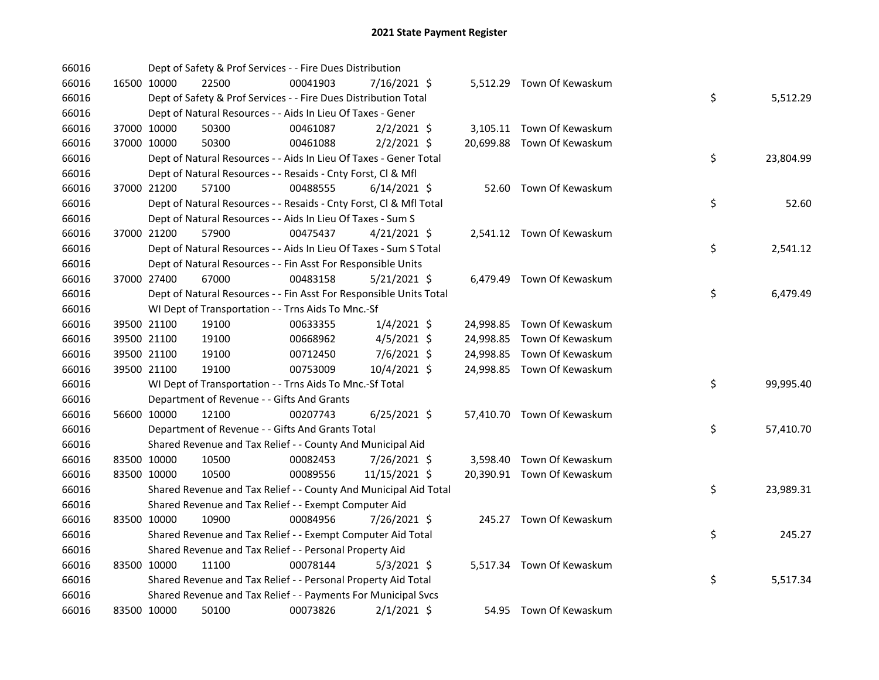# 2021 State Payment Register

| | | | | | | | | |
|---|---|---|---|---|---|---|---|---|
| 66016 | | | Dept of Safety & Prof Services - - Fire Dues Distribution | | | | | |
| 66016 | 16500 | 10000 | 22500 | 00041903 | 7/16/2021 | $ 5,512.29 | Town Of Kewaskum | |
| 66016 | | | Dept of Safety & Prof Services - - Fire Dues Distribution Total | | | | | $ 5,512.29 |
| 66016 | | | Dept of Natural Resources - - Aids In Lieu Of Taxes - Gener | | | | | |
| 66016 | 37000 | 10000 | 50300 | 00461087 | 2/2/2021 | $ 3,105.11 | Town Of Kewaskum | |
| 66016 | 37000 | 10000 | 50300 | 00461088 | 2/2/2021 | $ 20,699.88 | Town Of Kewaskum | |
| 66016 | | | Dept of Natural Resources - - Aids In Lieu Of Taxes - Gener Total | | | | | $ 23,804.99 |
| 66016 | | | Dept of Natural Resources - - Resaids - Cnty Forst, Cl & Mfl | | | | | |
| 66016 | 37000 | 21200 | 57100 | 00488555 | 6/14/2021 | $ 52.60 | Town Of Kewaskum | |
| 66016 | | | Dept of Natural Resources - - Resaids - Cnty Forst, Cl & Mfl Total | | | | | $ 52.60 |
| 66016 | | | Dept of Natural Resources - - Aids In Lieu Of Taxes - Sum S | | | | | |
| 66016 | 37000 | 21200 | 57900 | 00475437 | 4/21/2021 | $ 2,541.12 | Town Of Kewaskum | |
| 66016 | | | Dept of Natural Resources - - Aids In Lieu Of Taxes - Sum S Total | | | | | $ 2,541.12 |
| 66016 | | | Dept of Natural Resources - - Fin Asst For Responsible Units | | | | | |
| 66016 | 37000 | 27400 | 67000 | 00483158 | 5/21/2021 | $ 6,479.49 | Town Of Kewaskum | |
| 66016 | | | Dept of Natural Resources - - Fin Asst For Responsible Units Total | | | | | $ 6,479.49 |
| 66016 | | | WI Dept of Transportation - - Trns Aids To Mnc.-Sf | | | | | |
| 66016 | 39500 | 21100 | 19100 | 00633355 | 1/4/2021 | $ 24,998.85 | Town Of Kewaskum | |
| 66016 | 39500 | 21100 | 19100 | 00668962 | 4/5/2021 | $ 24,998.85 | Town Of Kewaskum | |
| 66016 | 39500 | 21100 | 19100 | 00712450 | 7/6/2021 | $ 24,998.85 | Town Of Kewaskum | |
| 66016 | 39500 | 21100 | 19100 | 00753009 | 10/4/2021 | $ 24,998.85 | Town Of Kewaskum | |
| 66016 | | | WI Dept of Transportation - - Trns Aids To Mnc.-Sf Total | | | | | $ 99,995.40 |
| 66016 | | | Department of Revenue - - Gifts And Grants | | | | | |
| 66016 | 56600 | 10000 | 12100 | 00207743 | 6/25/2021 | $ 57,410.70 | Town Of Kewaskum | |
| 66016 | | | Department of Revenue - - Gifts And Grants Total | | | | | $ 57,410.70 |
| 66016 | | | Shared Revenue and Tax Relief - - County And Municipal Aid | | | | | |
| 66016 | 83500 | 10000 | 10500 | 00082453 | 7/26/2021 | $ 3,598.40 | Town Of Kewaskum | |
| 66016 | 83500 | 10000 | 10500 | 00089556 | 11/15/2021 | $ 20,390.91 | Town Of Kewaskum | |
| 66016 | | | Shared Revenue and Tax Relief - - County And Municipal Aid Total | | | | | $ 23,989.31 |
| 66016 | | | Shared Revenue and Tax Relief - - Exempt Computer Aid | | | | | |
| 66016 | 83500 | 10000 | 10900 | 00084956 | 7/26/2021 | $ 245.27 | Town Of Kewaskum | |
| 66016 | | | Shared Revenue and Tax Relief - - Exempt Computer Aid Total | | | | | $ 245.27 |
| 66016 | | | Shared Revenue and Tax Relief - - Personal Property Aid | | | | | |
| 66016 | 83500 | 10000 | 11100 | 00078144 | 5/3/2021 | $ 5,517.34 | Town Of Kewaskum | |
| 66016 | | | Shared Revenue and Tax Relief - - Personal Property Aid Total | | | | | $ 5,517.34 |
| 66016 | | | Shared Revenue and Tax Relief - - Payments For Municipal Svcs | | | | | |
| 66016 | 83500 | 10000 | 50100 | 00073826 | 2/1/2021 | $ 54.95 | Town Of Kewaskum | |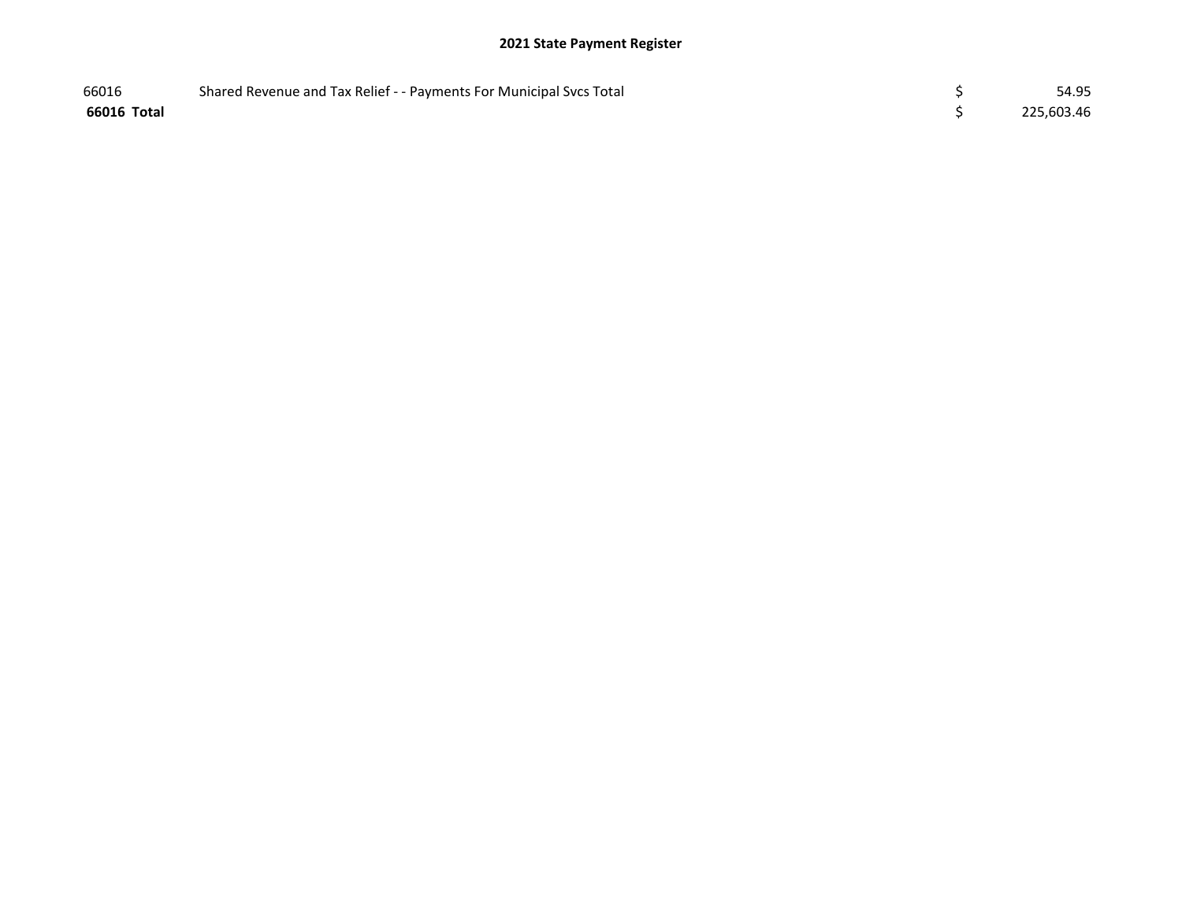## 2021 State Payment Register

| | | | |
|---|---|---|---|
| 66016 | Shared Revenue and Tax Relief - - Payments For Municipal Svcs Total | $ | 54.95 |
| **66016 Total** | | $ | 225,603.46 |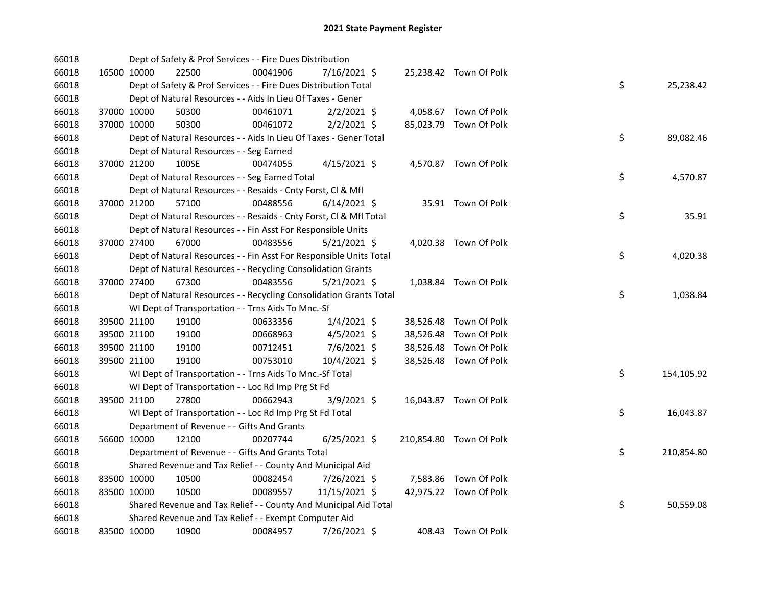# 2021 State Payment Register

| | | | | | | | | |
|---|---|---|---|---|---|---|---|---|
| 66018 | | | Dept of Safety & Prof Services - - Fire Dues Distribution | | | | | |
| 66018 | 16500 | 10000 | 22500 | 00041906 | 7/16/2021 | $ 25,238.42 | Town Of Polk | |
| 66018 | | | Dept of Safety & Prof Services - - Fire Dues Distribution Total | | | | | $ 25,238.42 |
| 66018 | | | Dept of Natural Resources - - Aids In Lieu Of Taxes - Gener | | | | | |
| 66018 | 37000 | 10000 | 50300 | 00461071 | 2/2/2021 | $ 4,058.67 | Town Of Polk | |
| 66018 | 37000 | 10000 | 50300 | 00461072 | 2/2/2021 | $ 85,023.79 | Town Of Polk | |
| 66018 | | | Dept of Natural Resources - - Aids In Lieu Of Taxes - Gener Total | | | | | $ 89,082.46 |
| 66018 | | | Dept of Natural Resources - - Seg Earned | | | | | |
| 66018 | 37000 | 21200 | 100SE | 00474055 | 4/15/2021 | $ 4,570.87 | Town Of Polk | |
| 66018 | | | Dept of Natural Resources - - Seg Earned Total | | | | | $ 4,570.87 |
| 66018 | | | Dept of Natural Resources - - Resaids - Cnty Forst, Cl & Mfl | | | | | |
| 66018 | 37000 | 21200 | 57100 | 00488556 | 6/14/2021 | $ 35.91 | Town Of Polk | |
| 66018 | | | Dept of Natural Resources - - Resaids - Cnty Forst, Cl & Mfl Total | | | | | $ 35.91 |
| 66018 | | | Dept of Natural Resources - - Fin Asst For Responsible Units | | | | | |
| 66018 | 37000 | 27400 | 67000 | 00483556 | 5/21/2021 | $ 4,020.38 | Town Of Polk | |
| 66018 | | | Dept of Natural Resources - - Fin Asst For Responsible Units Total | | | | | $ 4,020.38 |
| 66018 | | | Dept of Natural Resources - - Recycling Consolidation Grants | | | | | |
| 66018 | 37000 | 27400 | 67300 | 00483556 | 5/21/2021 | $ 1,038.84 | Town Of Polk | |
| 66018 | | | Dept of Natural Resources - - Recycling Consolidation Grants Total | | | | | $ 1,038.84 |
| 66018 | | | WI Dept of Transportation - - Trns Aids To Mnc.-Sf | | | | | |
| 66018 | 39500 | 21100 | 19100 | 00633356 | 1/4/2021 | $ 38,526.48 | Town Of Polk | |
| 66018 | 39500 | 21100 | 19100 | 00668963 | 4/5/2021 | $ 38,526.48 | Town Of Polk | |
| 66018 | 39500 | 21100 | 19100 | 00712451 | 7/6/2021 | $ 38,526.48 | Town Of Polk | |
| 66018 | 39500 | 21100 | 19100 | 00753010 | 10/4/2021 | $ 38,526.48 | Town Of Polk | |
| 66018 | | | WI Dept of Transportation - - Trns Aids To Mnc.-Sf Total | | | | | $ 154,105.92 |
| 66018 | | | WI Dept of Transportation - - Loc Rd Imp Prg St Fd | | | | | |
| 66018 | 39500 | 21100 | 27800 | 00662943 | 3/9/2021 | $ 16,043.87 | Town Of Polk | |
| 66018 | | | WI Dept of Transportation - - Loc Rd Imp Prg St Fd Total | | | | | $ 16,043.87 |
| 66018 | | | Department of Revenue - - Gifts And Grants | | | | | |
| 66018 | 56600 | 10000 | 12100 | 00207744 | 6/25/2021 | $ 210,854.80 | Town Of Polk | |
| 66018 | | | Department of Revenue - - Gifts And Grants Total | | | | | $ 210,854.80 |
| 66018 | | | Shared Revenue and Tax Relief - - County And Municipal Aid | | | | | |
| 66018 | 83500 | 10000 | 10500 | 00082454 | 7/26/2021 | $ 7,583.86 | Town Of Polk | |
| 66018 | 83500 | 10000 | 10500 | 00089557 | 11/15/2021 | $ 42,975.22 | Town Of Polk | |
| 66018 | | | Shared Revenue and Tax Relief - - County And Municipal Aid Total | | | | | $ 50,559.08 |
| 66018 | | | Shared Revenue and Tax Relief - - Exempt Computer Aid | | | | | |
| 66018 | 83500 | 10000 | 10900 | 00084957 | 7/26/2021 | $ 408.43 | Town Of Polk | |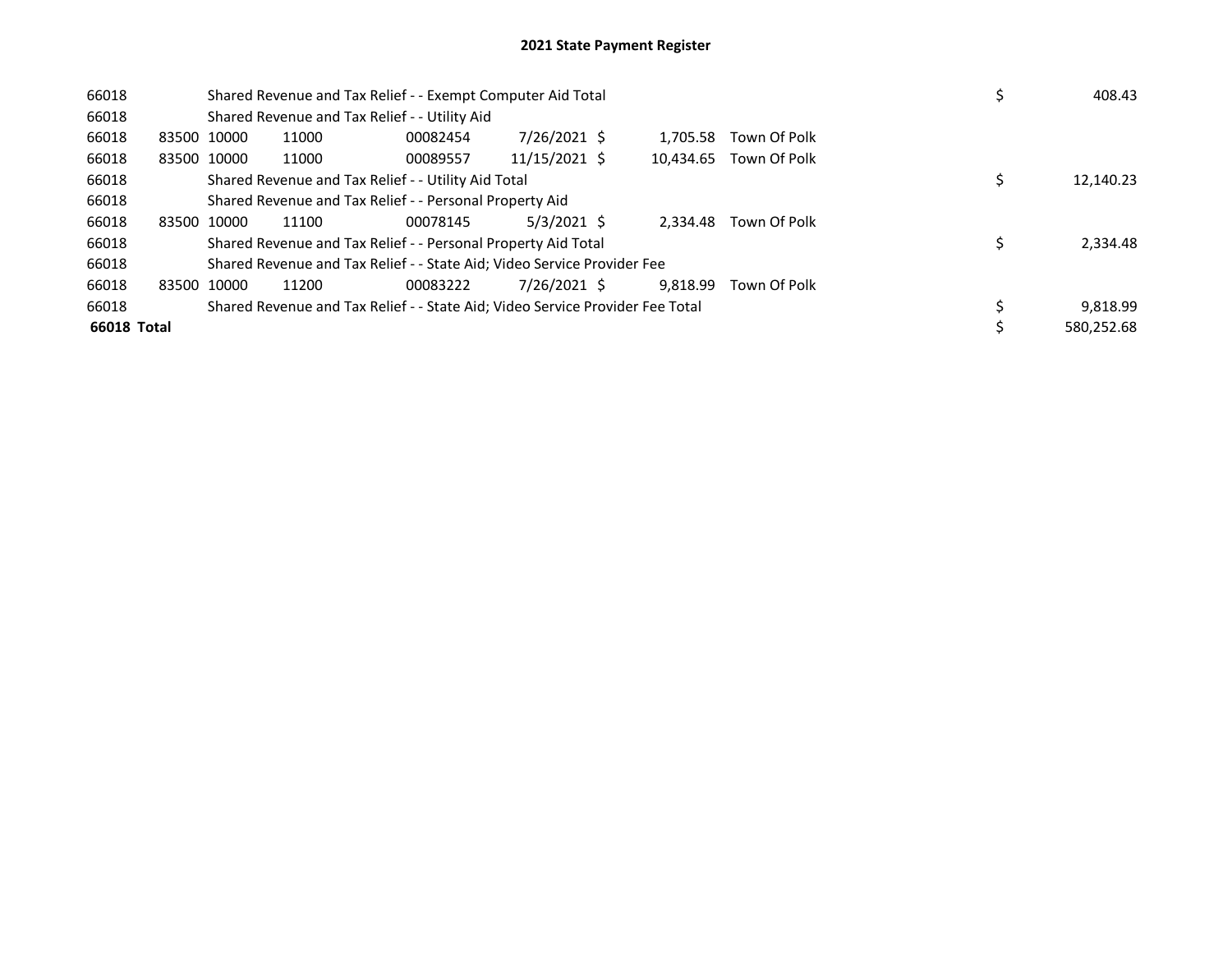# 2021 State Payment Register

| | | | | | | | | | |
|---|---|---|---|---|---|---|---|---|---|
| 66018 | | Shared Revenue and Tax Relief - - Exempt Computer Aid Total | | | | | | $ | 408.43 |
| 66018 | | Shared Revenue and Tax Relief - - Utility Aid | | | | | | | |
| 66018 | 83500 | 10000 | 11000 | 00082454 | 7/26/2021 | $ 1,705.58 | Town Of Polk | | |
| 66018 | 83500 | 10000 | 11000 | 00089557 | 11/15/2021 | $ 10,434.65 | Town Of Polk | | |
| 66018 | | Shared Revenue and Tax Relief - - Utility Aid Total | | | | | | $ | 12,140.23 |
| 66018 | | Shared Revenue and Tax Relief - - Personal Property Aid | | | | | | | |
| 66018 | 83500 | 10000 | 11100 | 00078145 | 5/3/2021 | $ 2,334.48 | Town Of Polk | | |
| 66018 | | Shared Revenue and Tax Relief - - Personal Property Aid Total | | | | | | $ | 2,334.48 |
| 66018 | | Shared Revenue and Tax Relief - - State Aid; Video Service Provider Fee | | | | | | | |
| 66018 | 83500 | 10000 | 11200 | 00083222 | 7/26/2021 | $ 9,818.99 | Town Of Polk | | |
| 66018 | | Shared Revenue and Tax Relief - - State Aid; Video Service Provider Fee Total | | | | | | $ | 9,818.99 |
| **66018 Total** | | | | | | | | $ | 580,252.68 |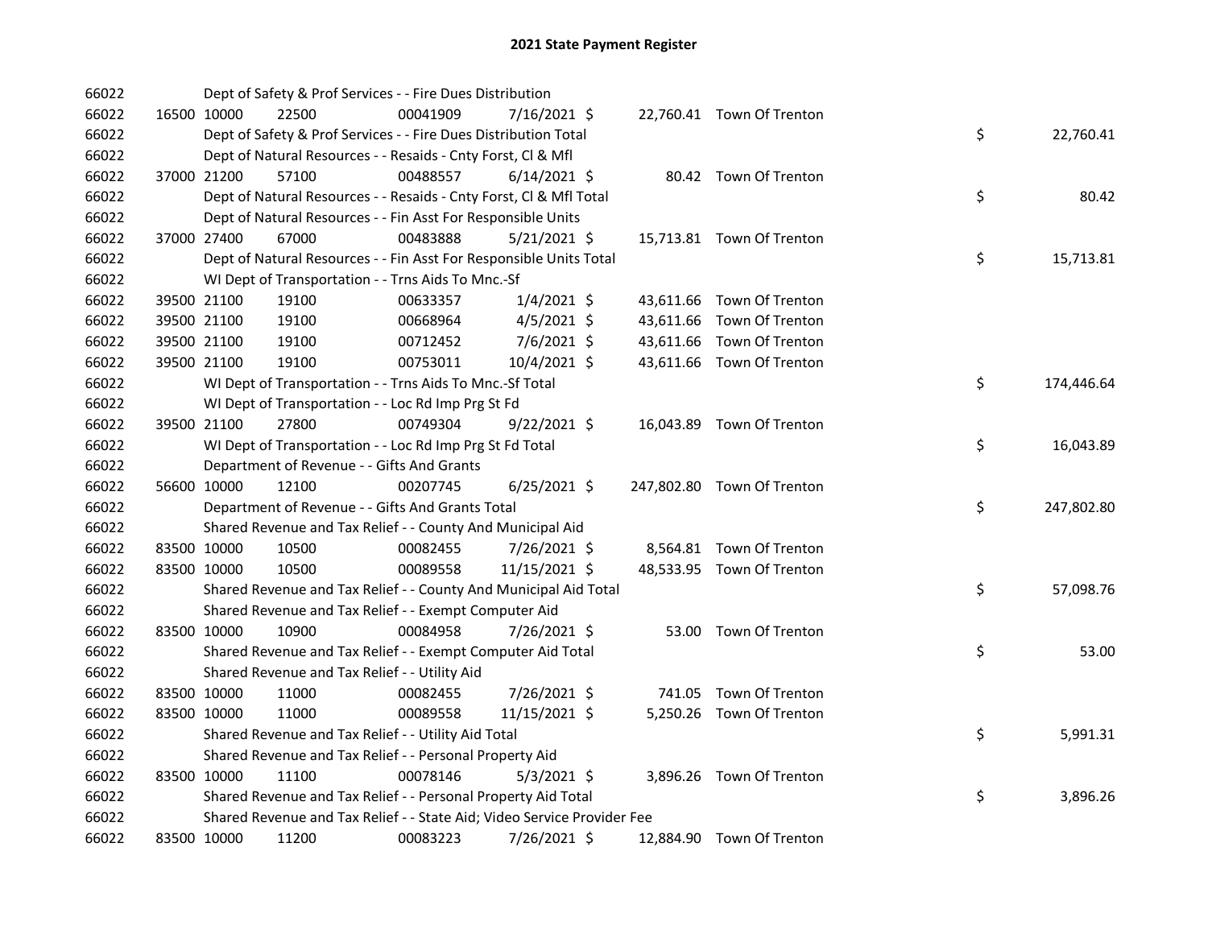# 2021 State Payment Register

| | | | | | | | | | |
|---|---|---|---|---|---|---|---|---|---|
| 66022 | | | Dept of Safety & Prof Services - - Fire Dues Distribution | | | | | | |
| 66022 | 16500 | 10000 | 22500 | 00041909 | 7/16/2021 | $ 22,760.41 | Town Of Trenton | | |
| 66022 | | | Dept of Safety & Prof Services - - Fire Dues Distribution Total | | | | | $ | 22,760.41 |
| 66022 | | | Dept of Natural Resources - - Resaids - Cnty Forst, Cl & Mfl | | | | | | |
| 66022 | 37000 | 21200 | 57100 | 00488557 | 6/14/2021 | $ 80.42 | Town Of Trenton | | |
| 66022 | | | Dept of Natural Resources - - Resaids - Cnty Forst, Cl & Mfl Total | | | | | $ | 80.42 |
| 66022 | | | Dept of Natural Resources - - Fin Asst For Responsible Units | | | | | | |
| 66022 | 37000 | 27400 | 67000 | 00483888 | 5/21/2021 | $ 15,713.81 | Town Of Trenton | | |
| 66022 | | | Dept of Natural Resources - - Fin Asst For Responsible Units Total | | | | | $ | 15,713.81 |
| 66022 | | | WI Dept of Transportation - - Trns Aids To Mnc.-Sf | | | | | | |
| 66022 | 39500 | 21100 | 19100 | 00633357 | 1/4/2021 | $ 43,611.66 | Town Of Trenton | | |
| 66022 | 39500 | 21100 | 19100 | 00668964 | 4/5/2021 | $ 43,611.66 | Town Of Trenton | | |
| 66022 | 39500 | 21100 | 19100 | 00712452 | 7/6/2021 | $ 43,611.66 | Town Of Trenton | | |
| 66022 | 39500 | 21100 | 19100 | 00753011 | 10/4/2021 | $ 43,611.66 | Town Of Trenton | | |
| 66022 | | | WI Dept of Transportation - - Trns Aids To Mnc.-Sf Total | | | | | $ | 174,446.64 |
| 66022 | | | WI Dept of Transportation - - Loc Rd Imp Prg St Fd | | | | | | |
| 66022 | 39500 | 21100 | 27800 | 00749304 | 9/22/2021 | $ 16,043.89 | Town Of Trenton | | |
| 66022 | | | WI Dept of Transportation - - Loc Rd Imp Prg St Fd Total | | | | | $ | 16,043.89 |
| 66022 | | | Department of Revenue - - Gifts And Grants | | | | | | |
| 66022 | 56600 | 10000 | 12100 | 00207745 | 6/25/2021 | $ 247,802.80 | Town Of Trenton | | |
| 66022 | | | Department of Revenue - - Gifts And Grants Total | | | | | $ | 247,802.80 |
| 66022 | | | Shared Revenue and Tax Relief - - County And Municipal Aid | | | | | | |
| 66022 | 83500 | 10000 | 10500 | 00082455 | 7/26/2021 | $ 8,564.81 | Town Of Trenton | | |
| 66022 | 83500 | 10000 | 10500 | 00089558 | 11/15/2021 | $ 48,533.95 | Town Of Trenton | | |
| 66022 | | | Shared Revenue and Tax Relief - - County And Municipal Aid Total | | | | | $ | 57,098.76 |
| 66022 | | | Shared Revenue and Tax Relief - - Exempt Computer Aid | | | | | | |
| 66022 | 83500 | 10000 | 10900 | 00084958 | 7/26/2021 | $ 53.00 | Town Of Trenton | | |
| 66022 | | | Shared Revenue and Tax Relief - - Exempt Computer Aid Total | | | | | $ | 53.00 |
| 66022 | | | Shared Revenue and Tax Relief - - Utility Aid | | | | | | |
| 66022 | 83500 | 10000 | 11000 | 00082455 | 7/26/2021 | $ 741.05 | Town Of Trenton | | |
| 66022 | 83500 | 10000 | 11000 | 00089558 | 11/15/2021 | $ 5,250.26 | Town Of Trenton | | |
| 66022 | | | Shared Revenue and Tax Relief - - Utility Aid Total | | | | | $ | 5,991.31 |
| 66022 | | | Shared Revenue and Tax Relief - - Personal Property Aid | | | | | | |
| 66022 | 83500 | 10000 | 11100 | 00078146 | 5/3/2021 | $ 3,896.26 | Town Of Trenton | | |
| 66022 | | | Shared Revenue and Tax Relief - - Personal Property Aid Total | | | | | $ | 3,896.26 |
| 66022 | | | Shared Revenue and Tax Relief - - State Aid; Video Service Provider Fee | | | | | | |
| 66022 | 83500 | 10000 | 11200 | 00083223 | 7/26/2021 | $ 12,884.90 | Town Of Trenton | | |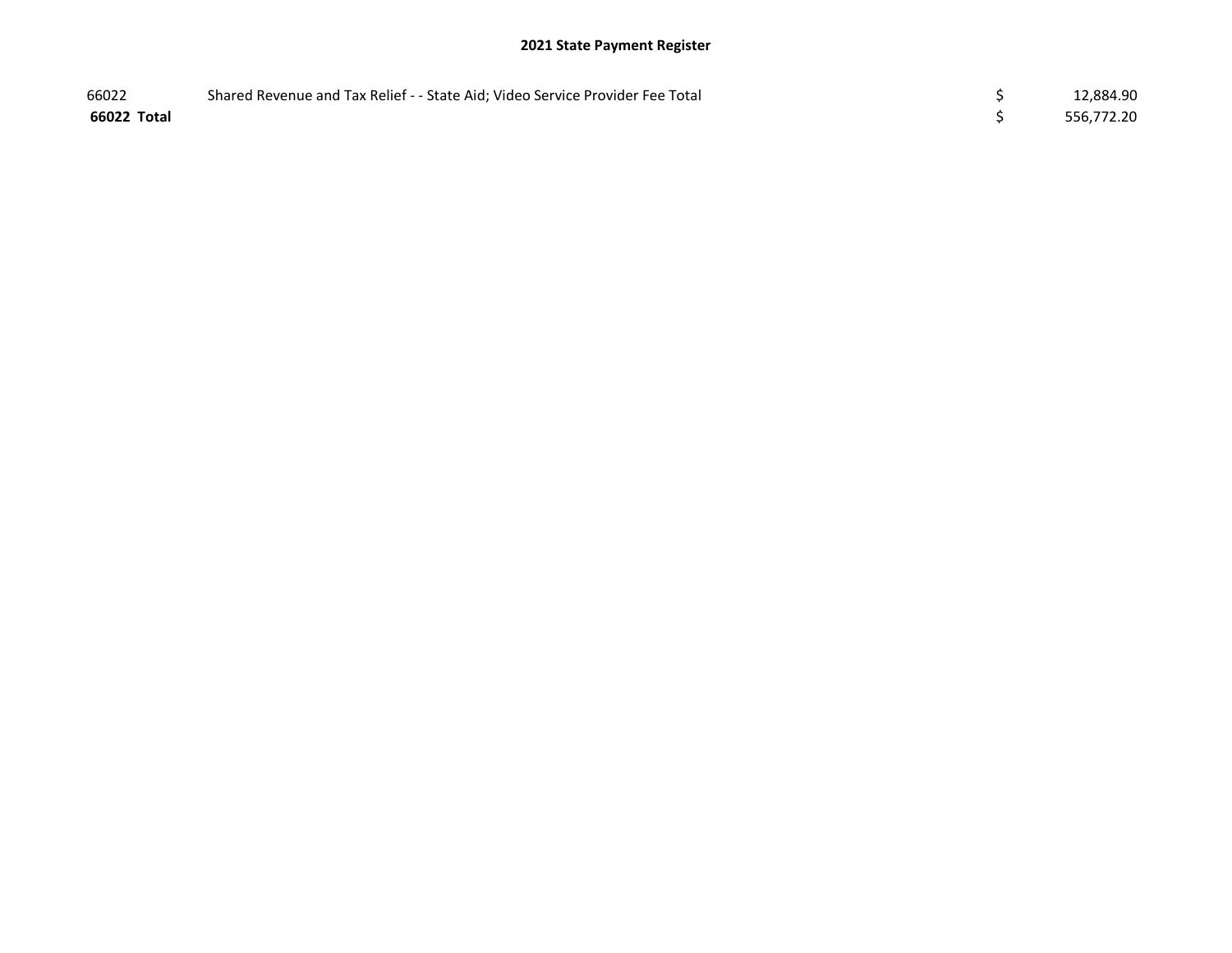# 2021 State Payment Register

| | | | |
|---|---|---|---|
| 66022 | Shared Revenue and Tax Relief - - State Aid; Video Service Provider Fee Total | $ | 12,884.90 |
| **66022 Total** | | $ | 556,772.20 |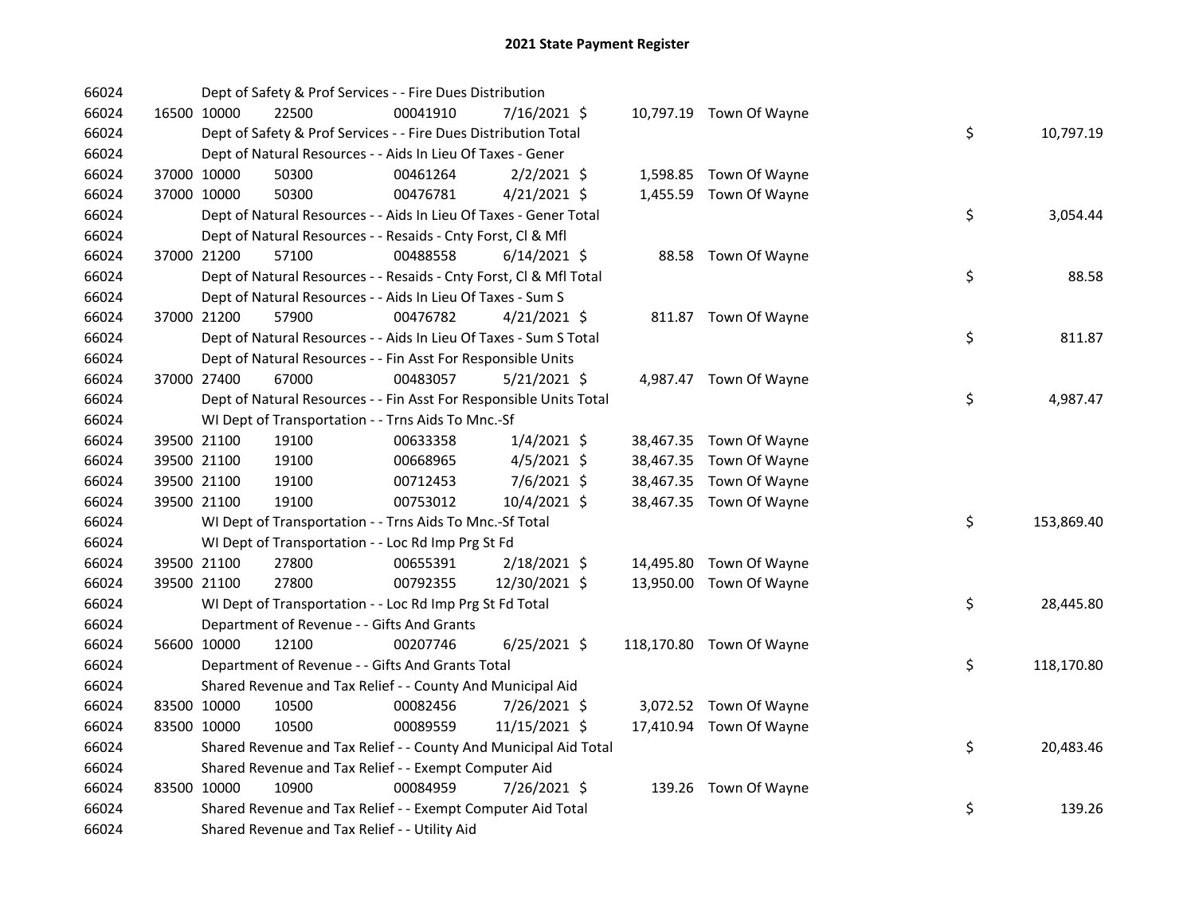# 2021 State Payment Register

| | | | | | | | | |
|---|---|---|---|---|---|---|---|---|
| 66024 | | Dept of Safety & Prof Services - - Fire Dues Distribution | | | | | | |
| 66024 | 16500 10000 | 22500 | 00041910 | 7/16/2021 $ | 10,797.19 | Town Of Wayne | | |
| 66024 | | Dept of Safety & Prof Services - - Fire Dues Distribution Total | | | | | $ | 10,797.19 |
| 66024 | | Dept of Natural Resources - - Aids In Lieu Of Taxes - Gener | | | | | | |
| 66024 | 37000 10000 | 50300 | 00461264 | 2/2/2021 $ | 1,598.85 | Town Of Wayne | | |
| 66024 | 37000 10000 | 50300 | 00476781 | 4/21/2021 $ | 1,455.59 | Town Of Wayne | | |
| 66024 | | Dept of Natural Resources - - Aids In Lieu Of Taxes - Gener Total | | | | | $ | 3,054.44 |
| 66024 | | Dept of Natural Resources - - Resaids - Cnty Forst, Cl & Mfl | | | | | | |
| 66024 | 37000 21200 | 57100 | 00488558 | 6/14/2021 $ | 88.58 | Town Of Wayne | | |
| 66024 | | Dept of Natural Resources - - Resaids - Cnty Forst, Cl & Mfl Total | | | | | $ | 88.58 |
| 66024 | | Dept of Natural Resources - - Aids In Lieu Of Taxes - Sum S | | | | | | |
| 66024 | 37000 21200 | 57900 | 00476782 | 4/21/2021 $ | 811.87 | Town Of Wayne | | |
| 66024 | | Dept of Natural Resources - - Aids In Lieu Of Taxes - Sum S Total | | | | | $ | 811.87 |
| 66024 | | Dept of Natural Resources - - Fin Asst For Responsible Units | | | | | | |
| 66024 | 37000 27400 | 67000 | 00483057 | 5/21/2021 $ | 4,987.47 | Town Of Wayne | | |
| 66024 | | Dept of Natural Resources - - Fin Asst For Responsible Units Total | | | | | $ | 4,987.47 |
| 66024 | | WI Dept of Transportation - - Trns Aids To Mnc.-Sf | | | | | | |
| 66024 | 39500 21100 | 19100 | 00633358 | 1/4/2021 $ | 38,467.35 | Town Of Wayne | | |
| 66024 | 39500 21100 | 19100 | 00668965 | 4/5/2021 $ | 38,467.35 | Town Of Wayne | | |
| 66024 | 39500 21100 | 19100 | 00712453 | 7/6/2021 $ | 38,467.35 | Town Of Wayne | | |
| 66024 | 39500 21100 | 19100 | 00753012 | 10/4/2021 $ | 38,467.35 | Town Of Wayne | | |
| 66024 | | WI Dept of Transportation - - Trns Aids To Mnc.-Sf Total | | | | | $ | 153,869.40 |
| 66024 | | WI Dept of Transportation - - Loc Rd Imp Prg St Fd | | | | | | |
| 66024 | 39500 21100 | 27800 | 00655391 | 2/18/2021 $ | 14,495.80 | Town Of Wayne | | |
| 66024 | 39500 21100 | 27800 | 00792355 | 12/30/2021 $ | 13,950.00 | Town Of Wayne | | |
| 66024 | | WI Dept of Transportation - - Loc Rd Imp Prg St Fd Total | | | | | $ | 28,445.80 |
| 66024 | | Department of Revenue - - Gifts And Grants | | | | | | |
| 66024 | 56600 10000 | 12100 | 00207746 | 6/25/2021 $ | 118,170.80 | Town Of Wayne | | |
| 66024 | | Department of Revenue - - Gifts And Grants Total | | | | | $ | 118,170.80 |
| 66024 | | Shared Revenue and Tax Relief - - County And Municipal Aid | | | | | | |
| 66024 | 83500 10000 | 10500 | 00082456 | 7/26/2021 $ | 3,072.52 | Town Of Wayne | | |
| 66024 | 83500 10000 | 10500 | 00089559 | 11/15/2021 $ | 17,410.94 | Town Of Wayne | | |
| 66024 | | Shared Revenue and Tax Relief - - County And Municipal Aid Total | | | | | $ | 20,483.46 |
| 66024 | | Shared Revenue and Tax Relief - - Exempt Computer Aid | | | | | | |
| 66024 | 83500 10000 | 10900 | 00084959 | 7/26/2021 $ | 139.26 | Town Of Wayne | | |
| 66024 | | Shared Revenue and Tax Relief - - Exempt Computer Aid Total | | | | | $ | 139.26 |
| 66024 | | Shared Revenue and Tax Relief - - Utility Aid | | | | | | |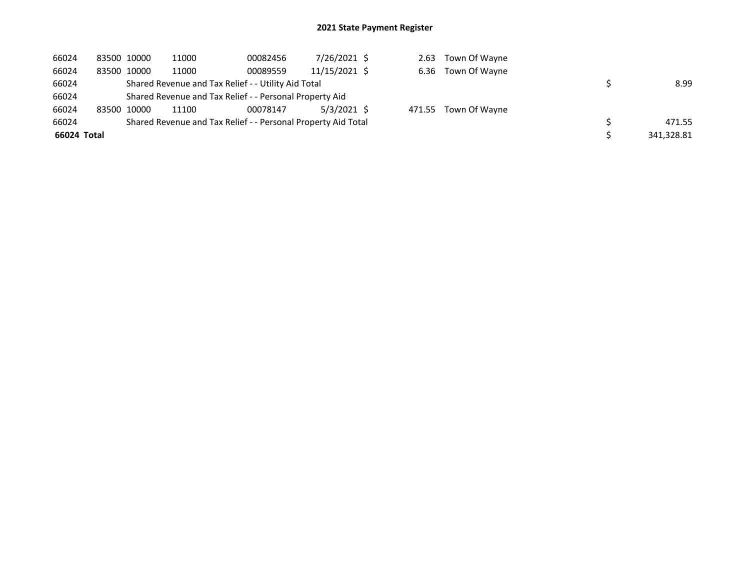## 2021 State Payment Register

| | | | | | | | | | |
|---|---|---|---|---|---|---|---|---|---|
| 66024 | 83500 | 10000 | 11000 | 00082456 | 7/26/2021 | $ 2.63 | Town Of Wayne | | |
| 66024 | 83500 | 10000 | 11000 | 00089559 | 11/15/2021 | $ 6.36 | Town Of Wayne | | |
| 66024 | | Shared Revenue and Tax Relief - - Utility Aid Total | | | | | | $ | 8.99 |
| 66024 | | Shared Revenue and Tax Relief - - Personal Property Aid | | | | | | | |
| 66024 | 83500 | 10000 | 11100 | 00078147 | 5/3/2021 | $ 471.55 | Town Of Wayne | | |
| 66024 | | Shared Revenue and Tax Relief - - Personal Property Aid Total | | | | | | $ | 471.55 |
| **66024 Total** | | | | | | | | $ | 341,328.81 |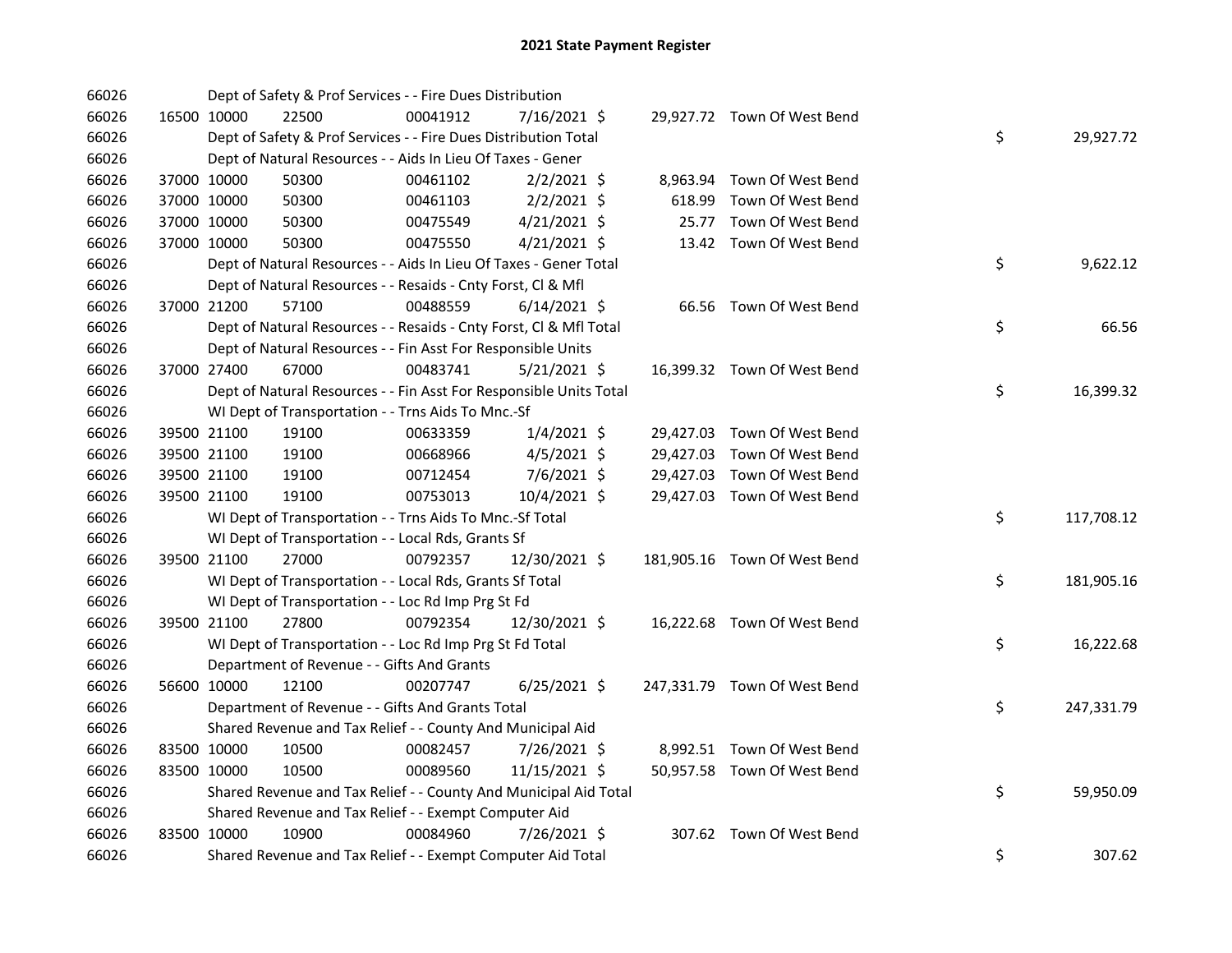# 2021 State Payment Register

| | | | | | | | | | |
|---|---|---|---|---|---|---|---|---|---|
| 66026 | | Dept of Safety & Prof Services - - Fire Dues Distribution | | | | | | | |
| 66026 | 16500 | 10000 | 22500 | 00041912 | 7/16/2021 | $ 29,927.72 | Town Of West Bend | | |
| 66026 | | Dept of Safety & Prof Services - - Fire Dues Distribution Total | | | | | | $ | 29,927.72 |
| 66026 | | Dept of Natural Resources - - Aids In Lieu Of Taxes - Gener | | | | | | | |
| 66026 | 37000 | 10000 | 50300 | 00461102 | 2/2/2021 | $ 8,963.94 | Town Of West Bend | | |
| 66026 | 37000 | 10000 | 50300 | 00461103 | 2/2/2021 | $ 618.99 | Town Of West Bend | | |
| 66026 | 37000 | 10000 | 50300 | 00475549 | 4/21/2021 | $ 25.77 | Town Of West Bend | | |
| 66026 | 37000 | 10000 | 50300 | 00475550 | 4/21/2021 | $ 13.42 | Town Of West Bend | | |
| 66026 | | Dept of Natural Resources - - Aids In Lieu Of Taxes - Gener Total | | | | | | $ | 9,622.12 |
| 66026 | | Dept of Natural Resources - - Resaids - Cnty Forst, Cl & Mfl | | | | | | | |
| 66026 | 37000 | 21200 | 57100 | 00488559 | 6/14/2021 | $ 66.56 | Town Of West Bend | | |
| 66026 | | Dept of Natural Resources - - Resaids - Cnty Forst, Cl & Mfl Total | | | | | | $ | 66.56 |
| 66026 | | Dept of Natural Resources - - Fin Asst For Responsible Units | | | | | | | |
| 66026 | 37000 | 27400 | 67000 | 00483741 | 5/21/2021 | $ 16,399.32 | Town Of West Bend | | |
| 66026 | | Dept of Natural Resources - - Fin Asst For Responsible Units Total | | | | | | $ | 16,399.32 |
| 66026 | | WI Dept of Transportation - - Trns Aids To Mnc.-Sf | | | | | | | |
| 66026 | 39500 | 21100 | 19100 | 00633359 | 1/4/2021 | $ 29,427.03 | Town Of West Bend | | |
| 66026 | 39500 | 21100 | 19100 | 00668966 | 4/5/2021 | $ 29,427.03 | Town Of West Bend | | |
| 66026 | 39500 | 21100 | 19100 | 00712454 | 7/6/2021 | $ 29,427.03 | Town Of West Bend | | |
| 66026 | 39500 | 21100 | 19100 | 00753013 | 10/4/2021 | $ 29,427.03 | Town Of West Bend | | |
| 66026 | | WI Dept of Transportation - - Trns Aids To Mnc.-Sf Total | | | | | | $ | 117,708.12 |
| 66026 | | WI Dept of Transportation - - Local Rds, Grants Sf | | | | | | | |
| 66026 | 39500 | 21100 | 27000 | 00792357 | 12/30/2021 | $ 181,905.16 | Town Of West Bend | | |
| 66026 | | WI Dept of Transportation - - Local Rds, Grants Sf Total | | | | | | $ | 181,905.16 |
| 66026 | | WI Dept of Transportation - - Loc Rd Imp Prg St Fd | | | | | | | |
| 66026 | 39500 | 21100 | 27800 | 00792354 | 12/30/2021 | $ 16,222.68 | Town Of West Bend | | |
| 66026 | | WI Dept of Transportation - - Loc Rd Imp Prg St Fd Total | | | | | | $ | 16,222.68 |
| 66026 | | Department of Revenue - - Gifts And Grants | | | | | | | |
| 66026 | 56600 | 10000 | 12100 | 00207747 | 6/25/2021 | $ 247,331.79 | Town Of West Bend | | |
| 66026 | | Department of Revenue - - Gifts And Grants Total | | | | | | $ | 247,331.79 |
| 66026 | | Shared Revenue and Tax Relief - - County And Municipal Aid | | | | | | | |
| 66026 | 83500 | 10000 | 10500 | 00082457 | 7/26/2021 | $ 8,992.51 | Town Of West Bend | | |
| 66026 | 83500 | 10000 | 10500 | 00089560 | 11/15/2021 | $ 50,957.58 | Town Of West Bend | | |
| 66026 | | Shared Revenue and Tax Relief - - County And Municipal Aid Total | | | | | | $ | 59,950.09 |
| 66026 | | Shared Revenue and Tax Relief - - Exempt Computer Aid | | | | | | | |
| 66026 | 83500 | 10000 | 10900 | 00084960 | 7/26/2021 | $ 307.62 | Town Of West Bend | | |
| 66026 | | Shared Revenue and Tax Relief - - Exempt Computer Aid Total | | | | | | $ | 307.62 |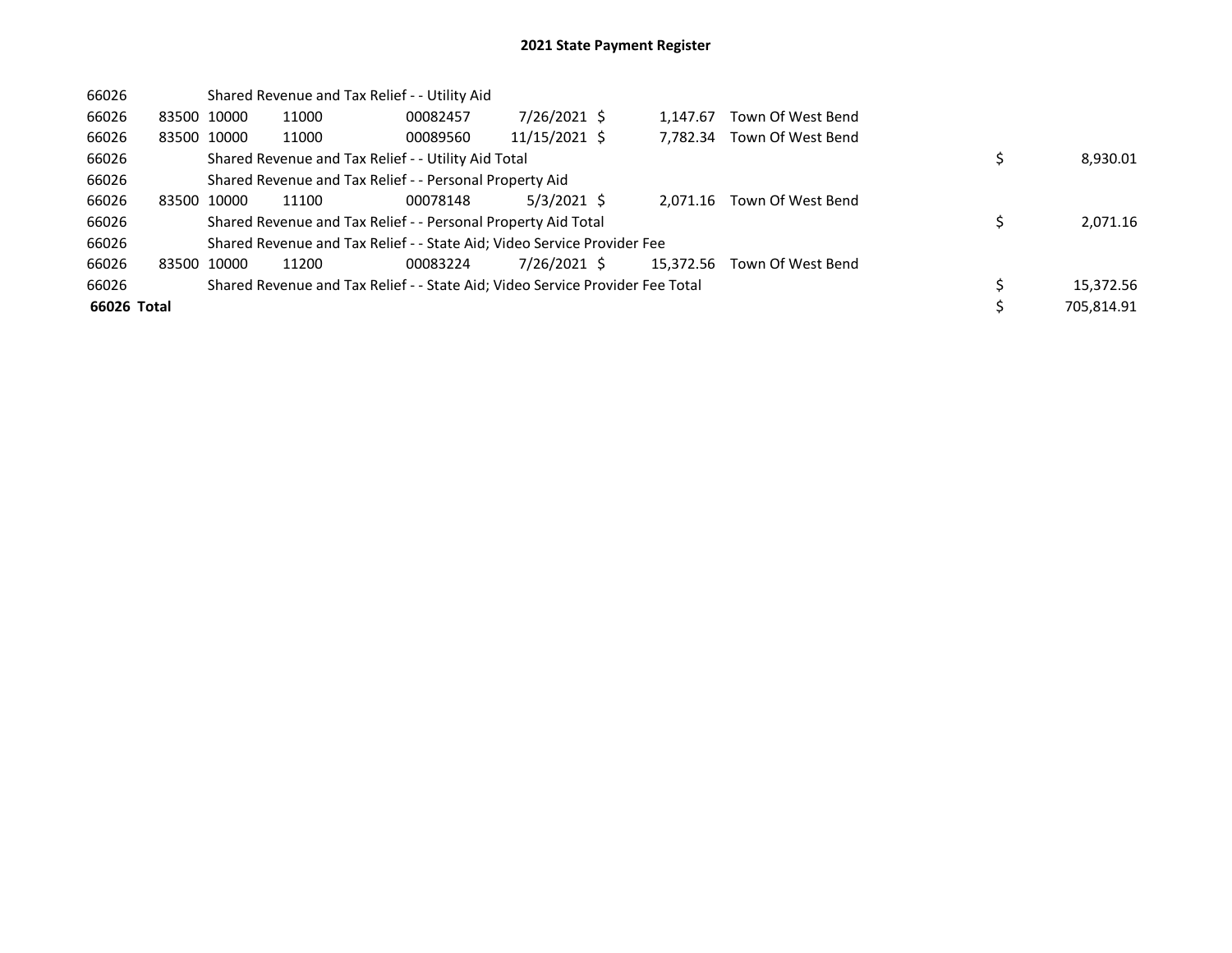# 2021 State Payment Register

| | | | | | | | | | |
|---|---|---|---|---|---|---|---|---|---|
| 66026 | | Shared Revenue and Tax Relief - - Utility Aid | | | | | | | |
| 66026 | 83500 | 10000 | 11000 | 00082457 | 7/26/2021 | $ 1,147.67 | Town Of West Bend | | |
| 66026 | 83500 | 10000 | 11000 | 00089560 | 11/15/2021 | $ 7,782.34 | Town Of West Bend | | |
| 66026 | | Shared Revenue and Tax Relief - - Utility Aid Total | | | | | | $ | 8,930.01 |
| 66026 | | Shared Revenue and Tax Relief - - Personal Property Aid | | | | | | | |
| 66026 | 83500 | 10000 | 11100 | 00078148 | 5/3/2021 | $ 2,071.16 | Town Of West Bend | | |
| 66026 | | Shared Revenue and Tax Relief - - Personal Property Aid Total | | | | | | $ | 2,071.16 |
| 66026 | | Shared Revenue and Tax Relief - - State Aid; Video Service Provider Fee | | | | | | | |
| 66026 | 83500 | 10000 | 11200 | 00083224 | 7/26/2021 | $ 15,372.56 | Town Of West Bend | | |
| 66026 | | Shared Revenue and Tax Relief - - State Aid; Video Service Provider Fee Total | | | | | | $ | 15,372.56 |
| **66026 Total** | | | | | | | | $ | 705,814.91 |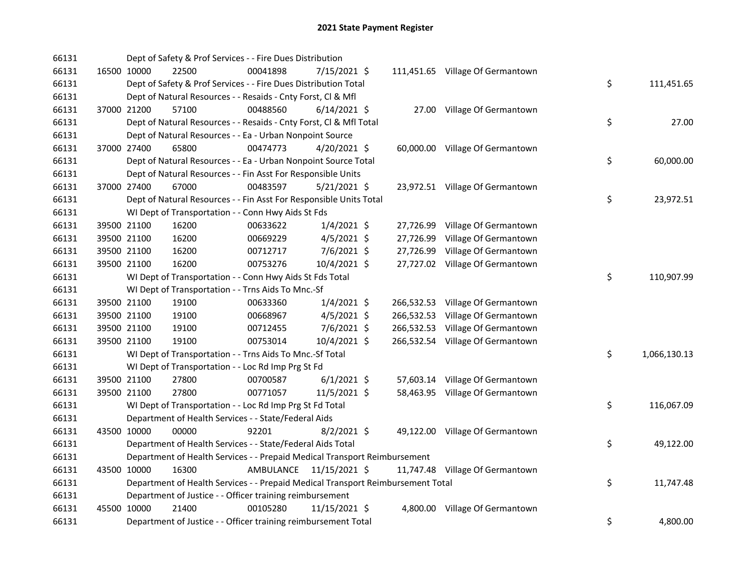# 2021 State Payment Register

| | | | | | | | | | |
|---|---|---|---|---|---|---|---|---|---|
| 66131 | | Dept of Safety & Prof Services - - Fire Dues Distribution | | | | | | | |
| 66131 | 16500 | 10000 | 22500 | 00041898 | 7/15/2021 | $ 111,451.65 | Village Of Germantown | | |
| 66131 | | Dept of Safety & Prof Services - - Fire Dues Distribution Total | | | | | | $ | 111,451.65 |
| 66131 | | Dept of Natural Resources - - Resaids - Cnty Forst, Cl & Mfl | | | | | | | |
| 66131 | 37000 | 21200 | 57100 | 00488560 | 6/14/2021 | $ 27.00 | Village Of Germantown | | |
| 66131 | | Dept of Natural Resources - - Resaids - Cnty Forst, Cl & Mfl Total | | | | | | $ | 27.00 |
| 66131 | | Dept of Natural Resources - - Ea - Urban Nonpoint Source | | | | | | | |
| 66131 | 37000 | 27400 | 65800 | 00474773 | 4/20/2021 | $ 60,000.00 | Village Of Germantown | | |
| 66131 | | Dept of Natural Resources - - Ea - Urban Nonpoint Source Total | | | | | | $ | 60,000.00 |
| 66131 | | Dept of Natural Resources - - Fin Asst For Responsible Units | | | | | | | |
| 66131 | 37000 | 27400 | 67000 | 00483597 | 5/21/2021 | $ 23,972.51 | Village Of Germantown | | |
| 66131 | | Dept of Natural Resources - - Fin Asst For Responsible Units Total | | | | | | $ | 23,972.51 |
| 66131 | | WI Dept of Transportation - - Conn Hwy Aids St Fds | | | | | | | |
| 66131 | 39500 | 21100 | 16200 | 00633622 | 1/4/2021 | $ 27,726.99 | Village Of Germantown | | |
| 66131 | 39500 | 21100 | 16200 | 00669229 | 4/5/2021 | $ 27,726.99 | Village Of Germantown | | |
| 66131 | 39500 | 21100 | 16200 | 00712717 | 7/6/2021 | $ 27,726.99 | Village Of Germantown | | |
| 66131 | 39500 | 21100 | 16200 | 00753276 | 10/4/2021 | $ 27,727.02 | Village Of Germantown | | |
| 66131 | | WI Dept of Transportation - - Conn Hwy Aids St Fds Total | | | | | | $ | 110,907.99 |
| 66131 | | WI Dept of Transportation - - Trns Aids To Mnc.-Sf | | | | | | | |
| 66131 | 39500 | 21100 | 19100 | 00633360 | 1/4/2021 | $ 266,532.53 | Village Of Germantown | | |
| 66131 | 39500 | 21100 | 19100 | 00668967 | 4/5/2021 | $ 266,532.53 | Village Of Germantown | | |
| 66131 | 39500 | 21100 | 19100 | 00712455 | 7/6/2021 | $ 266,532.53 | Village Of Germantown | | |
| 66131 | 39500 | 21100 | 19100 | 00753014 | 10/4/2021 | $ 266,532.54 | Village Of Germantown | | |
| 66131 | | WI Dept of Transportation - - Trns Aids To Mnc.-Sf Total | | | | | | $ | 1,066,130.13 |
| 66131 | | WI Dept of Transportation - - Loc Rd Imp Prg St Fd | | | | | | | |
| 66131 | 39500 | 21100 | 27800 | 00700587 | 6/1/2021 | $ 57,603.14 | Village Of Germantown | | |
| 66131 | 39500 | 21100 | 27800 | 00771057 | 11/5/2021 | $ 58,463.95 | Village Of Germantown | | |
| 66131 | | WI Dept of Transportation - - Loc Rd Imp Prg St Fd Total | | | | | | $ | 116,067.09 |
| 66131 | | Department of Health Services - - State/Federal Aids | | | | | | | |
| 66131 | 43500 | 10000 | 00000 | 92201 | 8/2/2021 | $ 49,122.00 | Village Of Germantown | | |
| 66131 | | Department of Health Services - - State/Federal Aids Total | | | | | | $ | 49,122.00 |
| 66131 | | Department of Health Services - - Prepaid Medical Transport Reimbursement | | | | | | | |
| 66131 | 43500 | 10000 | 16300 | AMBULANCE | 11/15/2021 | $ 11,747.48 | Village Of Germantown | | |
| 66131 | | Department of Health Services - - Prepaid Medical Transport Reimbursement Total | | | | | | $ | 11,747.48 |
| 66131 | | Department of Justice - - Officer training reimbursement | | | | | | | |
| 66131 | 45500 | 10000 | 21400 | 00105280 | 11/15/2021 | $ 4,800.00 | Village Of Germantown | | |
| 66131 | | Department of Justice - - Officer training reimbursement Total | | | | | | $ | 4,800.00 |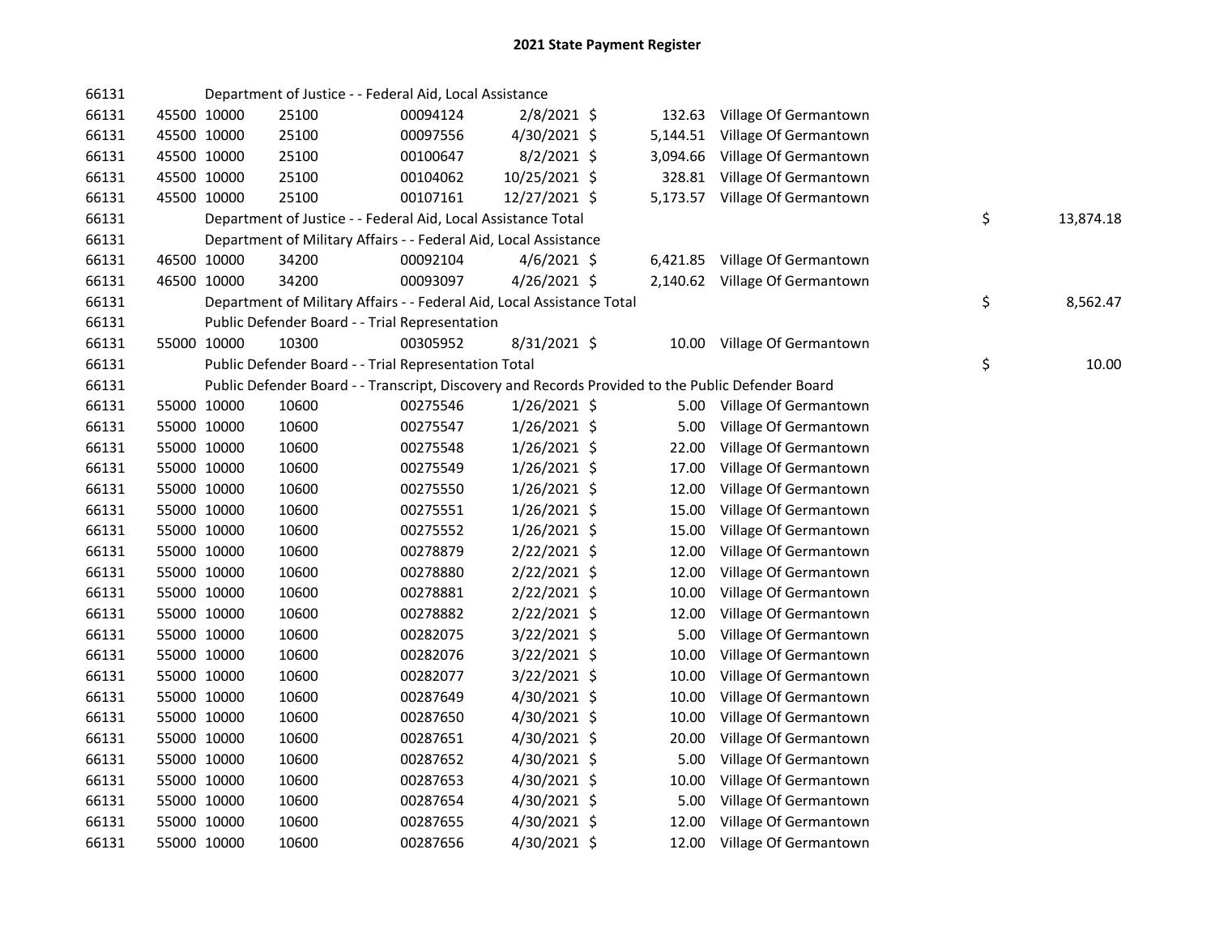# 2021 State Payment Register

| | | | | | | | | | |
|---|---|---|---|---|---|---|---|---|---|
| 66131 | | | Department of Justice - - Federal Aid, Local Assistance | | | | | | |
| 66131 | 45500 | 10000 | 25100 | 00094124 | 2/8/2021 | $ 132.63 | Village Of Germantown | | |
| 66131 | 45500 | 10000 | 25100 | 00097556 | 4/30/2021 | $ 5,144.51 | Village Of Germantown | | |
| 66131 | 45500 | 10000 | 25100 | 00100647 | 8/2/2021 | $ 3,094.66 | Village Of Germantown | | |
| 66131 | 45500 | 10000 | 25100 | 00104062 | 10/25/2021 | $ 328.81 | Village Of Germantown | | |
| 66131 | 45500 | 10000 | 25100 | 00107161 | 12/27/2021 | $ 5,173.57 | Village Of Germantown | | |
| 66131 | | | Department of Justice - - Federal Aid, Local Assistance Total | | | | | $ | 13,874.18 |
| 66131 | | | Department of Military Affairs - - Federal Aid, Local Assistance | | | | | | |
| 66131 | 46500 | 10000 | 34200 | 00092104 | 4/6/2021 | $ 6,421.85 | Village Of Germantown | | |
| 66131 | 46500 | 10000 | 34200 | 00093097 | 4/26/2021 | $ 2,140.62 | Village Of Germantown | | |
| 66131 | | | Department of Military Affairs - - Federal Aid, Local Assistance Total | | | | | $ | 8,562.47 |
| 66131 | | | Public Defender Board - - Trial Representation | | | | | | |
| 66131 | 55000 | 10000 | 10300 | 00305952 | 8/31/2021 | $ 10.00 | Village Of Germantown | | |
| 66131 | | | Public Defender Board - - Trial Representation Total | | | | | $ | 10.00 |
| 66131 | | | Public Defender Board - - Transcript, Discovery and Records Provided to the Public Defender Board | | | | | | |
| 66131 | 55000 | 10000 | 10600 | 00275546 | 1/26/2021 | $ 5.00 | Village Of Germantown | | |
| 66131 | 55000 | 10000 | 10600 | 00275547 | 1/26/2021 | $ 5.00 | Village Of Germantown | | |
| 66131 | 55000 | 10000 | 10600 | 00275548 | 1/26/2021 | $ 22.00 | Village Of Germantown | | |
| 66131 | 55000 | 10000 | 10600 | 00275549 | 1/26/2021 | $ 17.00 | Village Of Germantown | | |
| 66131 | 55000 | 10000 | 10600 | 00275550 | 1/26/2021 | $ 12.00 | Village Of Germantown | | |
| 66131 | 55000 | 10000 | 10600 | 00275551 | 1/26/2021 | $ 15.00 | Village Of Germantown | | |
| 66131 | 55000 | 10000 | 10600 | 00275552 | 1/26/2021 | $ 15.00 | Village Of Germantown | | |
| 66131 | 55000 | 10000 | 10600 | 00278879 | 2/22/2021 | $ 12.00 | Village Of Germantown | | |
| 66131 | 55000 | 10000 | 10600 | 00278880 | 2/22/2021 | $ 12.00 | Village Of Germantown | | |
| 66131 | 55000 | 10000 | 10600 | 00278881 | 2/22/2021 | $ 10.00 | Village Of Germantown | | |
| 66131 | 55000 | 10000 | 10600 | 00278882 | 2/22/2021 | $ 12.00 | Village Of Germantown | | |
| 66131 | 55000 | 10000 | 10600 | 00282075 | 3/22/2021 | $ 5.00 | Village Of Germantown | | |
| 66131 | 55000 | 10000 | 10600 | 00282076 | 3/22/2021 | $ 10.00 | Village Of Germantown | | |
| 66131 | 55000 | 10000 | 10600 | 00282077 | 3/22/2021 | $ 10.00 | Village Of Germantown | | |
| 66131 | 55000 | 10000 | 10600 | 00287649 | 4/30/2021 | $ 10.00 | Village Of Germantown | | |
| 66131 | 55000 | 10000 | 10600 | 00287650 | 4/30/2021 | $ 10.00 | Village Of Germantown | | |
| 66131 | 55000 | 10000 | 10600 | 00287651 | 4/30/2021 | $ 20.00 | Village Of Germantown | | |
| 66131 | 55000 | 10000 | 10600 | 00287652 | 4/30/2021 | $ 5.00 | Village Of Germantown | | |
| 66131 | 55000 | 10000 | 10600 | 00287653 | 4/30/2021 | $ 10.00 | Village Of Germantown | | |
| 66131 | 55000 | 10000 | 10600 | 00287654 | 4/30/2021 | $ 5.00 | Village Of Germantown | | |
| 66131 | 55000 | 10000 | 10600 | 00287655 | 4/30/2021 | $ 12.00 | Village Of Germantown | | |
| 66131 | 55000 | 10000 | 10600 | 00287656 | 4/30/2021 | $ 12.00 | Village Of Germantown | | |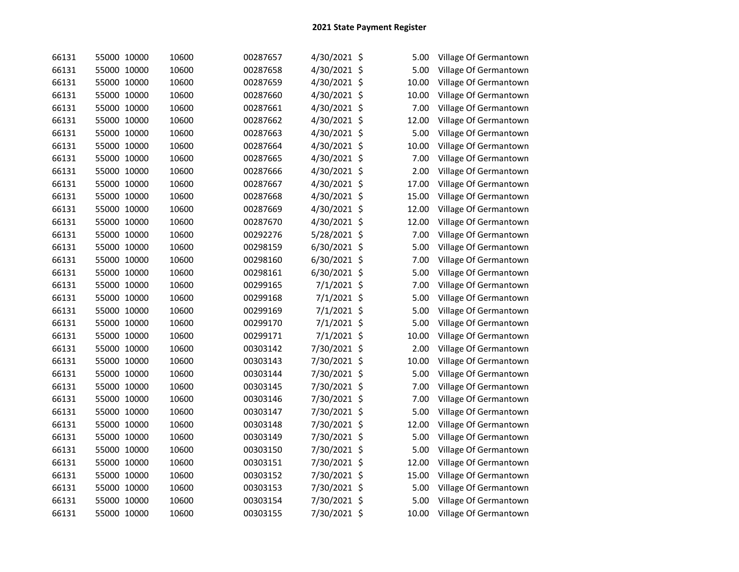# 2021 State Payment Register

| | | | | | | | | |
|---|---|---|---|---|---|---|---|---|
| 66131 | 55000 | 10000 | 10600 | 00287657 | 4/30/2021 | $ | 5.00 | Village Of Germantown |
| 66131 | 55000 | 10000 | 10600 | 00287658 | 4/30/2021 | $ | 5.00 | Village Of Germantown |
| 66131 | 55000 | 10000 | 10600 | 00287659 | 4/30/2021 | $ | 10.00 | Village Of Germantown |
| 66131 | 55000 | 10000 | 10600 | 00287660 | 4/30/2021 | $ | 10.00 | Village Of Germantown |
| 66131 | 55000 | 10000 | 10600 | 00287661 | 4/30/2021 | $ | 7.00 | Village Of Germantown |
| 66131 | 55000 | 10000 | 10600 | 00287662 | 4/30/2021 | $ | 12.00 | Village Of Germantown |
| 66131 | 55000 | 10000 | 10600 | 00287663 | 4/30/2021 | $ | 5.00 | Village Of Germantown |
| 66131 | 55000 | 10000 | 10600 | 00287664 | 4/30/2021 | $ | 10.00 | Village Of Germantown |
| 66131 | 55000 | 10000 | 10600 | 00287665 | 4/30/2021 | $ | 7.00 | Village Of Germantown |
| 66131 | 55000 | 10000 | 10600 | 00287666 | 4/30/2021 | $ | 2.00 | Village Of Germantown |
| 66131 | 55000 | 10000 | 10600 | 00287667 | 4/30/2021 | $ | 17.00 | Village Of Germantown |
| 66131 | 55000 | 10000 | 10600 | 00287668 | 4/30/2021 | $ | 15.00 | Village Of Germantown |
| 66131 | 55000 | 10000 | 10600 | 00287669 | 4/30/2021 | $ | 12.00 | Village Of Germantown |
| 66131 | 55000 | 10000 | 10600 | 00287670 | 4/30/2021 | $ | 12.00 | Village Of Germantown |
| 66131 | 55000 | 10000 | 10600 | 00292276 | 5/28/2021 | $ | 7.00 | Village Of Germantown |
| 66131 | 55000 | 10000 | 10600 | 00298159 | 6/30/2021 | $ | 5.00 | Village Of Germantown |
| 66131 | 55000 | 10000 | 10600 | 00298160 | 6/30/2021 | $ | 7.00 | Village Of Germantown |
| 66131 | 55000 | 10000 | 10600 | 00298161 | 6/30/2021 | $ | 5.00 | Village Of Germantown |
| 66131 | 55000 | 10000 | 10600 | 00299165 | 7/1/2021 | $ | 7.00 | Village Of Germantown |
| 66131 | 55000 | 10000 | 10600 | 00299168 | 7/1/2021 | $ | 5.00 | Village Of Germantown |
| 66131 | 55000 | 10000 | 10600 | 00299169 | 7/1/2021 | $ | 5.00 | Village Of Germantown |
| 66131 | 55000 | 10000 | 10600 | 00299170 | 7/1/2021 | $ | 5.00 | Village Of Germantown |
| 66131 | 55000 | 10000 | 10600 | 00299171 | 7/1/2021 | $ | 10.00 | Village Of Germantown |
| 66131 | 55000 | 10000 | 10600 | 00303142 | 7/30/2021 | $ | 2.00 | Village Of Germantown |
| 66131 | 55000 | 10000 | 10600 | 00303143 | 7/30/2021 | $ | 10.00 | Village Of Germantown |
| 66131 | 55000 | 10000 | 10600 | 00303144 | 7/30/2021 | $ | 5.00 | Village Of Germantown |
| 66131 | 55000 | 10000 | 10600 | 00303145 | 7/30/2021 | $ | 7.00 | Village Of Germantown |
| 66131 | 55000 | 10000 | 10600 | 00303146 | 7/30/2021 | $ | 7.00 | Village Of Germantown |
| 66131 | 55000 | 10000 | 10600 | 00303147 | 7/30/2021 | $ | 5.00 | Village Of Germantown |
| 66131 | 55000 | 10000 | 10600 | 00303148 | 7/30/2021 | $ | 12.00 | Village Of Germantown |
| 66131 | 55000 | 10000 | 10600 | 00303149 | 7/30/2021 | $ | 5.00 | Village Of Germantown |
| 66131 | 55000 | 10000 | 10600 | 00303150 | 7/30/2021 | $ | 5.00 | Village Of Germantown |
| 66131 | 55000 | 10000 | 10600 | 00303151 | 7/30/2021 | $ | 12.00 | Village Of Germantown |
| 66131 | 55000 | 10000 | 10600 | 00303152 | 7/30/2021 | $ | 15.00 | Village Of Germantown |
| 66131 | 55000 | 10000 | 10600 | 00303153 | 7/30/2021 | $ | 5.00 | Village Of Germantown |
| 66131 | 55000 | 10000 | 10600 | 00303154 | 7/30/2021 | $ | 5.00 | Village Of Germantown |
| 66131 | 55000 | 10000 | 10600 | 00303155 | 7/30/2021 | $ | 10.00 | Village Of Germantown |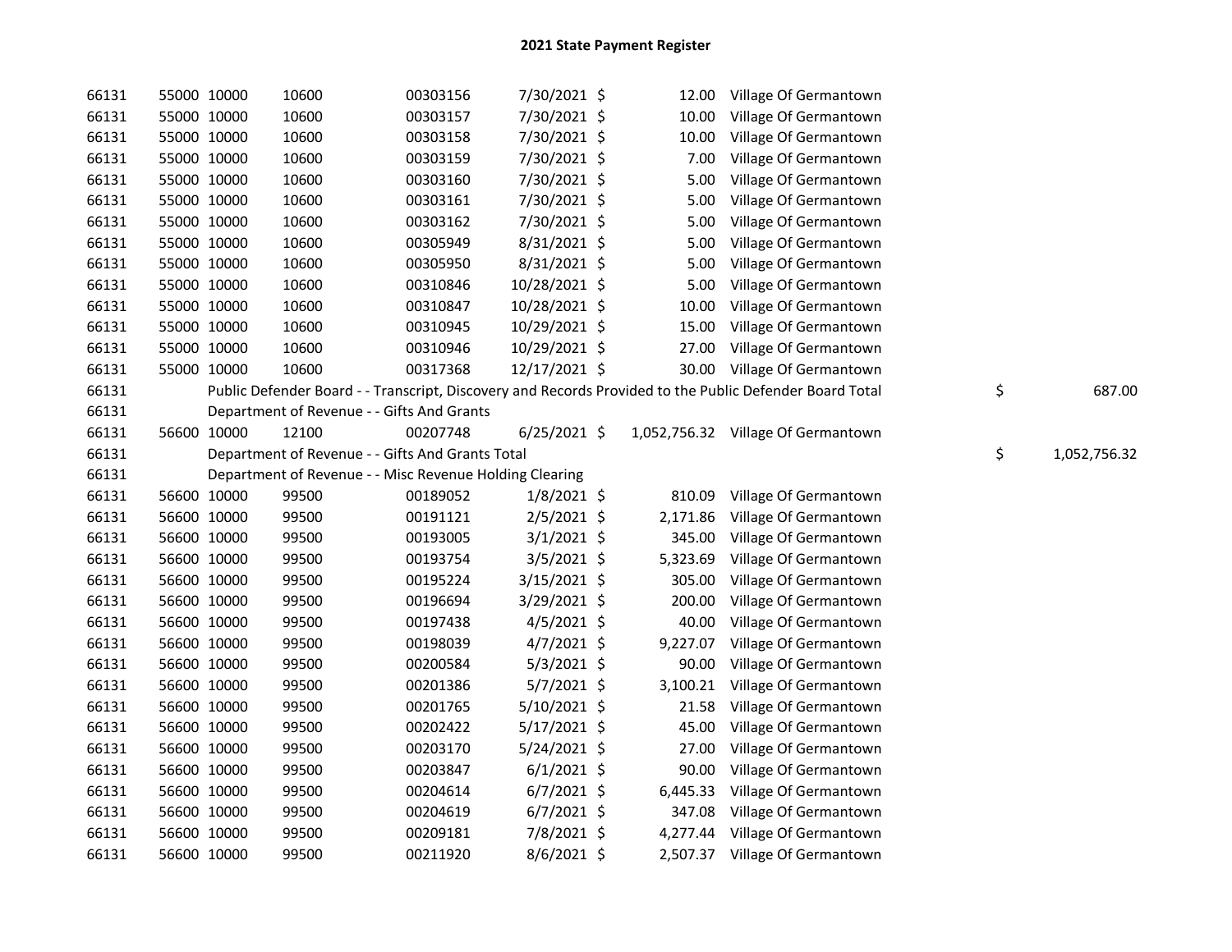# 2021 State Payment Register

| | | | | | | | | | |
|---|---|---|---|---|---|---|---|---|---|
| 66131 | 55000 | 10000 | 10600 | 00303156 | 7/30/2021 | $ 12.00 | Village Of Germantown | | |
| 66131 | 55000 | 10000 | 10600 | 00303157 | 7/30/2021 | $ 10.00 | Village Of Germantown | | |
| 66131 | 55000 | 10000 | 10600 | 00303158 | 7/30/2021 | $ 10.00 | Village Of Germantown | | |
| 66131 | 55000 | 10000 | 10600 | 00303159 | 7/30/2021 | $ 7.00 | Village Of Germantown | | |
| 66131 | 55000 | 10000 | 10600 | 00303160 | 7/30/2021 | $ 5.00 | Village Of Germantown | | |
| 66131 | 55000 | 10000 | 10600 | 00303161 | 7/30/2021 | $ 5.00 | Village Of Germantown | | |
| 66131 | 55000 | 10000 | 10600 | 00303162 | 7/30/2021 | $ 5.00 | Village Of Germantown | | |
| 66131 | 55000 | 10000 | 10600 | 00305949 | 8/31/2021 | $ 5.00 | Village Of Germantown | | |
| 66131 | 55000 | 10000 | 10600 | 00305950 | 8/31/2021 | $ 5.00 | Village Of Germantown | | |
| 66131 | 55000 | 10000 | 10600 | 00310846 | 10/28/2021 | $ 5.00 | Village Of Germantown | | |
| 66131 | 55000 | 10000 | 10600 | 00310847 | 10/28/2021 | $ 10.00 | Village Of Germantown | | |
| 66131 | 55000 | 10000 | 10600 | 00310945 | 10/29/2021 | $ 15.00 | Village Of Germantown | | |
| 66131 | 55000 | 10000 | 10600 | 00310946 | 10/29/2021 | $ 27.00 | Village Of Germantown | | |
| 66131 | 55000 | 10000 | 10600 | 00317368 | 12/17/2021 | $ 30.00 | Village Of Germantown | | |
| 66131 | Public Defender Board - - Transcript, Discovery and Records Provided to the Public Defender Board Total | | | | | | | $ | 687.00 |
| 66131 | Department of Revenue - - Gifts And Grants | | | | | | | | |
| 66131 | 56600 | 10000 | 12100 | 00207748 | 6/25/2021 | $ 1,052,756.32 | Village Of Germantown | | |
| 66131 | Department of Revenue - - Gifts And Grants Total | | | | | | | $ | 1,052,756.32 |
| 66131 | Department of Revenue - - Misc Revenue Holding Clearing | | | | | | | | |
| 66131 | 56600 | 10000 | 99500 | 00189052 | 1/8/2021 | $ 810.09 | Village Of Germantown | | |
| 66131 | 56600 | 10000 | 99500 | 00191121 | 2/5/2021 | $ 2,171.86 | Village Of Germantown | | |
| 66131 | 56600 | 10000 | 99500 | 00193005 | 3/1/2021 | $ 345.00 | Village Of Germantown | | |
| 66131 | 56600 | 10000 | 99500 | 00193754 | 3/5/2021 | $ 5,323.69 | Village Of Germantown | | |
| 66131 | 56600 | 10000 | 99500 | 00195224 | 3/15/2021 | $ 305.00 | Village Of Germantown | | |
| 66131 | 56600 | 10000 | 99500 | 00196694 | 3/29/2021 | $ 200.00 | Village Of Germantown | | |
| 66131 | 56600 | 10000 | 99500 | 00197438 | 4/5/2021 | $ 40.00 | Village Of Germantown | | |
| 66131 | 56600 | 10000 | 99500 | 00198039 | 4/7/2021 | $ 9,227.07 | Village Of Germantown | | |
| 66131 | 56600 | 10000 | 99500 | 00200584 | 5/3/2021 | $ 90.00 | Village Of Germantown | | |
| 66131 | 56600 | 10000 | 99500 | 00201386 | 5/7/2021 | $ 3,100.21 | Village Of Germantown | | |
| 66131 | 56600 | 10000 | 99500 | 00201765 | 5/10/2021 | $ 21.58 | Village Of Germantown | | |
| 66131 | 56600 | 10000 | 99500 | 00202422 | 5/17/2021 | $ 45.00 | Village Of Germantown | | |
| 66131 | 56600 | 10000 | 99500 | 00203170 | 5/24/2021 | $ 27.00 | Village Of Germantown | | |
| 66131 | 56600 | 10000 | 99500 | 00203847 | 6/1/2021 | $ 90.00 | Village Of Germantown | | |
| 66131 | 56600 | 10000 | 99500 | 00204614 | 6/7/2021 | $ 6,445.33 | Village Of Germantown | | |
| 66131 | 56600 | 10000 | 99500 | 00204619 | 6/7/2021 | $ 347.08 | Village Of Germantown | | |
| 66131 | 56600 | 10000 | 99500 | 00209181 | 7/8/2021 | $ 4,277.44 | Village Of Germantown | | |
| 66131 | 56600 | 10000 | 99500 | 00211920 | 8/6/2021 | $ 2,507.37 | Village Of Germantown | | |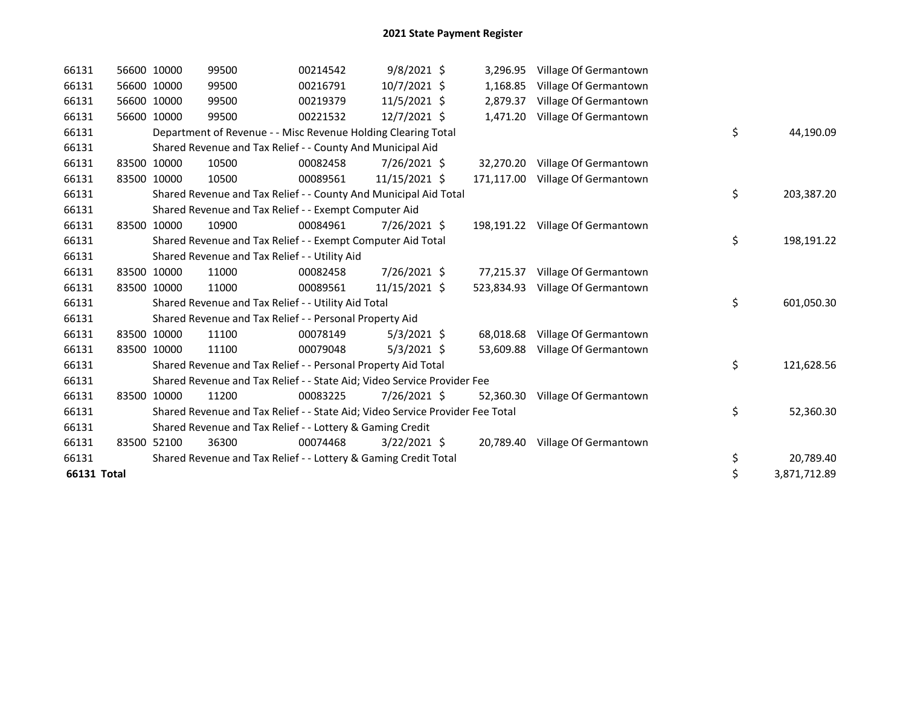# 2021 State Payment Register

| | | | | | | | | | |
|---|---|---|---|---|---|---|---|---|---|
| 66131 | 56600 | 10000 | 99500 | 00214542 | 9/8/2021 | $ 3,296.95 | Village Of Germantown | | |
| 66131 | 56600 | 10000 | 99500 | 00216791 | 10/7/2021 | $ 1,168.85 | Village Of Germantown | | |
| 66131 | 56600 | 10000 | 99500 | 00219379 | 11/5/2021 | $ 2,879.37 | Village Of Germantown | | |
| 66131 | 56600 | 10000 | 99500 | 00221532 | 12/7/2021 | $ 1,471.20 | Village Of Germantown | | |
| 66131 | | Department of Revenue - - Misc Revenue Holding Clearing Total | | | | | | $ | 44,190.09 |
| 66131 | | Shared Revenue and Tax Relief - - County And Municipal Aid | | | | | | | |
| 66131 | 83500 | 10000 | 10500 | 00082458 | 7/26/2021 | $ 32,270.20 | Village Of Germantown | | |
| 66131 | 83500 | 10000 | 10500 | 00089561 | 11/15/2021 | $ 171,117.00 | Village Of Germantown | | |
| 66131 | | Shared Revenue and Tax Relief - - County And Municipal Aid Total | | | | | | $ | 203,387.20 |
| 66131 | | Shared Revenue and Tax Relief - - Exempt Computer Aid | | | | | | | |
| 66131 | 83500 | 10000 | 10900 | 00084961 | 7/26/2021 | $ 198,191.22 | Village Of Germantown | | |
| 66131 | | Shared Revenue and Tax Relief - - Exempt Computer Aid Total | | | | | | $ | 198,191.22 |
| 66131 | | Shared Revenue and Tax Relief - - Utility Aid | | | | | | | |
| 66131 | 83500 | 10000 | 11000 | 00082458 | 7/26/2021 | $ 77,215.37 | Village Of Germantown | | |
| 66131 | 83500 | 10000 | 11000 | 00089561 | 11/15/2021 | $ 523,834.93 | Village Of Germantown | | |
| 66131 | | Shared Revenue and Tax Relief - - Utility Aid Total | | | | | | $ | 601,050.30 |
| 66131 | | Shared Revenue and Tax Relief - - Personal Property Aid | | | | | | | |
| 66131 | 83500 | 10000 | 11100 | 00078149 | 5/3/2021 | $ 68,018.68 | Village Of Germantown | | |
| 66131 | 83500 | 10000 | 11100 | 00079048 | 5/3/2021 | $ 53,609.88 | Village Of Germantown | | |
| 66131 | | Shared Revenue and Tax Relief - - Personal Property Aid Total | | | | | | $ | 121,628.56 |
| 66131 | | Shared Revenue and Tax Relief - - State Aid; Video Service Provider Fee | | | | | | | |
| 66131 | 83500 | 10000 | 11200 | 00083225 | 7/26/2021 | $ 52,360.30 | Village Of Germantown | | |
| 66131 | | Shared Revenue and Tax Relief - - State Aid; Video Service Provider Fee Total | | | | | | $ | 52,360.30 |
| 66131 | | Shared Revenue and Tax Relief - - Lottery & Gaming Credit | | | | | | | |
| 66131 | 83500 | 52100 | 36300 | 00074468 | 3/22/2021 | $ 20,789.40 | Village Of Germantown | | |
| 66131 | | Shared Revenue and Tax Relief - - Lottery & Gaming Credit Total | | | | | | $ | 20,789.40 |
| **66131 Total** | | | | | | | | $ | 3,871,712.89 |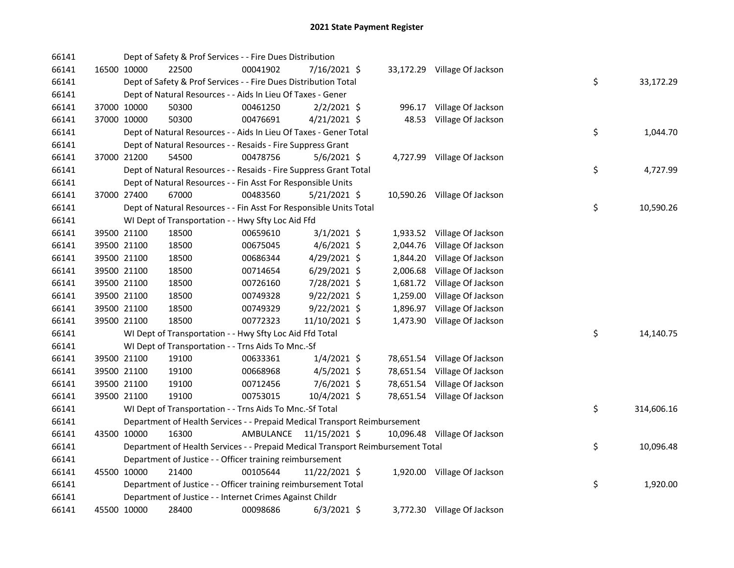# 2021 State Payment Register

| | | | | | | | | |
|---|---|---|---|---|---|---|---|---|
| 66141 | | Dept of Safety & Prof Services - - Fire Dues Distribution | | | | | | |
| 66141 | 16500 10000 | 22500 | 00041902 | 7/16/2021 $ | 33,172.29 | Village Of Jackson | | |
| 66141 | | Dept of Safety & Prof Services - - Fire Dues Distribution Total | | | | | $ | 33,172.29 |
| 66141 | | Dept of Natural Resources - - Aids In Lieu Of Taxes - Gener | | | | | | |
| 66141 | 37000 10000 | 50300 | 00461250 | 2/2/2021 $ | 996.17 | Village Of Jackson | | |
| 66141 | 37000 10000 | 50300 | 00476691 | 4/21/2021 $ | 48.53 | Village Of Jackson | | |
| 66141 | | Dept of Natural Resources - - Aids In Lieu Of Taxes - Gener Total | | | | | $ | 1,044.70 |
| 66141 | | Dept of Natural Resources - - Resaids - Fire Suppress Grant | | | | | | |
| 66141 | 37000 21200 | 54500 | 00478756 | 5/6/2021 $ | 4,727.99 | Village Of Jackson | | |
| 66141 | | Dept of Natural Resources - - Resaids - Fire Suppress Grant Total | | | | | $ | 4,727.99 |
| 66141 | | Dept of Natural Resources - - Fin Asst For Responsible Units | | | | | | |
| 66141 | 37000 27400 | 67000 | 00483560 | 5/21/2021 $ | 10,590.26 | Village Of Jackson | | |
| 66141 | | Dept of Natural Resources - - Fin Asst For Responsible Units Total | | | | | $ | 10,590.26 |
| 66141 | | WI Dept of Transportation - - Hwy Sfty Loc Aid Ffd | | | | | | |
| 66141 | 39500 21100 | 18500 | 00659610 | 3/1/2021 $ | 1,933.52 | Village Of Jackson | | |
| 66141 | 39500 21100 | 18500 | 00675045 | 4/6/2021 $ | 2,044.76 | Village Of Jackson | | |
| 66141 | 39500 21100 | 18500 | 00686344 | 4/29/2021 $ | 1,844.20 | Village Of Jackson | | |
| 66141 | 39500 21100 | 18500 | 00714654 | 6/29/2021 $ | 2,006.68 | Village Of Jackson | | |
| 66141 | 39500 21100 | 18500 | 00726160 | 7/28/2021 $ | 1,681.72 | Village Of Jackson | | |
| 66141 | 39500 21100 | 18500 | 00749328 | 9/22/2021 $ | 1,259.00 | Village Of Jackson | | |
| 66141 | 39500 21100 | 18500 | 00749329 | 9/22/2021 $ | 1,896.97 | Village Of Jackson | | |
| 66141 | 39500 21100 | 18500 | 00772323 | 11/10/2021 $ | 1,473.90 | Village Of Jackson | | |
| 66141 | | WI Dept of Transportation - - Hwy Sfty Loc Aid Ffd Total | | | | | $ | 14,140.75 |
| 66141 | | WI Dept of Transportation - - Trns Aids To Mnc.-Sf | | | | | | |
| 66141 | 39500 21100 | 19100 | 00633361 | 1/4/2021 $ | 78,651.54 | Village Of Jackson | | |
| 66141 | 39500 21100 | 19100 | 00668968 | 4/5/2021 $ | 78,651.54 | Village Of Jackson | | |
| 66141 | 39500 21100 | 19100 | 00712456 | 7/6/2021 $ | 78,651.54 | Village Of Jackson | | |
| 66141 | 39500 21100 | 19100 | 00753015 | 10/4/2021 $ | 78,651.54 | Village Of Jackson | | |
| 66141 | | WI Dept of Transportation - - Trns Aids To Mnc.-Sf Total | | | | | $ | 314,606.16 |
| 66141 | | Department of Health Services - - Prepaid Medical Transport Reimbursement | | | | | | |
| 66141 | 43500 10000 | 16300 | AMBULANCE | 11/15/2021 $ | 10,096.48 | Village Of Jackson | | |
| 66141 | | Department of Health Services - - Prepaid Medical Transport Reimbursement Total | | | | | $ | 10,096.48 |
| 66141 | | Department of Justice - - Officer training reimbursement | | | | | | |
| 66141 | 45500 10000 | 21400 | 00105644 | 11/22/2021 $ | 1,920.00 | Village Of Jackson | | |
| 66141 | | Department of Justice - - Officer training reimbursement Total | | | | | $ | 1,920.00 |
| 66141 | | Department of Justice - - Internet Crimes Against Childr | | | | | | |
| 66141 | 45500 10000 | 28400 | 00098686 | 6/3/2021 $ | 3,772.30 | Village Of Jackson | | |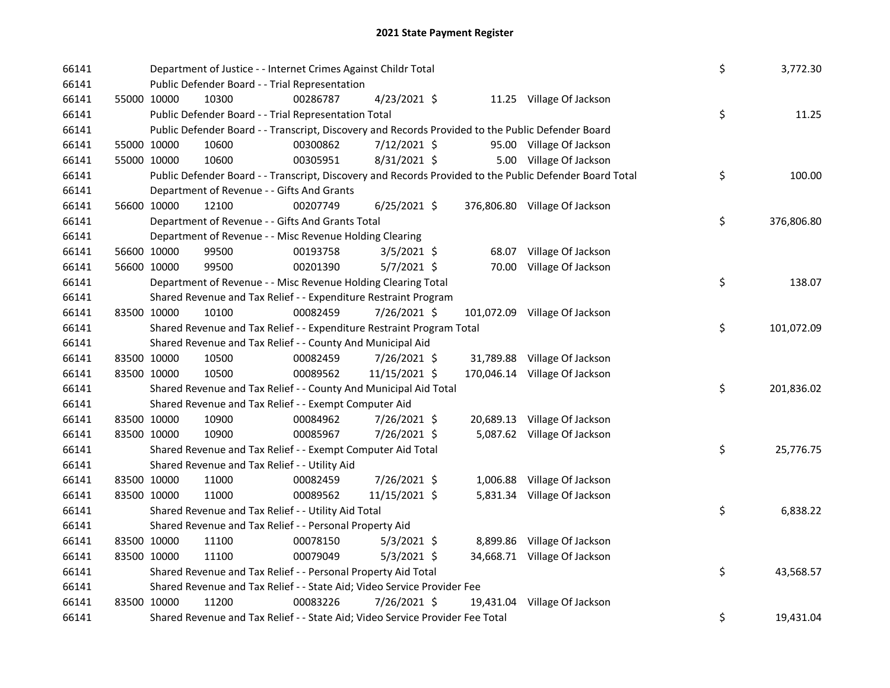# 2021 State Payment Register

| | | | | | | | | | |
|---|---|---|---|---|---|---|---|---|---|
| 66141 | | | Department of Justice - - Internet Crimes Against Childr Total | | | | | $ | 3,772.30 |
| 66141 | | | Public Defender Board - - Trial Representation | | | | | | |
| 66141 | 55000 | 10000 | 10300 | 00286787 | 4/23/2021 | $ 11.25 | Village Of Jackson | | |
| 66141 | | | Public Defender Board - - Trial Representation Total | | | | | $ | 11.25 |
| 66141 | | | Public Defender Board - - Transcript, Discovery and Records Provided to the Public Defender Board | | | | | | |
| 66141 | 55000 | 10000 | 10600 | 00300862 | 7/12/2021 | $ 95.00 | Village Of Jackson | | |
| 66141 | 55000 | 10000 | 10600 | 00305951 | 8/31/2021 | $ 5.00 | Village Of Jackson | | |
| 66141 | | | Public Defender Board - - Transcript, Discovery and Records Provided to the Public Defender Board Total | | | | | $ | 100.00 |
| 66141 | | | Department of Revenue - - Gifts And Grants | | | | | | |
| 66141 | 56600 | 10000 | 12100 | 00207749 | 6/25/2021 | $ 376,806.80 | Village Of Jackson | | |
| 66141 | | | Department of Revenue - - Gifts And Grants Total | | | | | $ | 376,806.80 |
| 66141 | | | Department of Revenue - - Misc Revenue Holding Clearing | | | | | | |
| 66141 | 56600 | 10000 | 99500 | 00193758 | 3/5/2021 | $ 68.07 | Village Of Jackson | | |
| 66141 | 56600 | 10000 | 99500 | 00201390 | 5/7/2021 | $ 70.00 | Village Of Jackson | | |
| 66141 | | | Department of Revenue - - Misc Revenue Holding Clearing Total | | | | | $ | 138.07 |
| 66141 | | | Shared Revenue and Tax Relief - - Expenditure Restraint Program | | | | | | |
| 66141 | 83500 | 10000 | 10100 | 00082459 | 7/26/2021 | $ 101,072.09 | Village Of Jackson | | |
| 66141 | | | Shared Revenue and Tax Relief - - Expenditure Restraint Program Total | | | | | $ | 101,072.09 |
| 66141 | | | Shared Revenue and Tax Relief - - County And Municipal Aid | | | | | | |
| 66141 | 83500 | 10000 | 10500 | 00082459 | 7/26/2021 | $ 31,789.88 | Village Of Jackson | | |
| 66141 | 83500 | 10000 | 10500 | 00089562 | 11/15/2021 | $ 170,046.14 | Village Of Jackson | | |
| 66141 | | | Shared Revenue and Tax Relief - - County And Municipal Aid Total | | | | | $ | 201,836.02 |
| 66141 | | | Shared Revenue and Tax Relief - - Exempt Computer Aid | | | | | | |
| 66141 | 83500 | 10000 | 10900 | 00084962 | 7/26/2021 | $ 20,689.13 | Village Of Jackson | | |
| 66141 | 83500 | 10000 | 10900 | 00085967 | 7/26/2021 | $ 5,087.62 | Village Of Jackson | | |
| 66141 | | | Shared Revenue and Tax Relief - - Exempt Computer Aid Total | | | | | $ | 25,776.75 |
| 66141 | | | Shared Revenue and Tax Relief - - Utility Aid | | | | | | |
| 66141 | 83500 | 10000 | 11000 | 00082459 | 7/26/2021 | $ 1,006.88 | Village Of Jackson | | |
| 66141 | 83500 | 10000 | 11000 | 00089562 | 11/15/2021 | $ 5,831.34 | Village Of Jackson | | |
| 66141 | | | Shared Revenue and Tax Relief - - Utility Aid Total | | | | | $ | 6,838.22 |
| 66141 | | | Shared Revenue and Tax Relief - - Personal Property Aid | | | | | | |
| 66141 | 83500 | 10000 | 11100 | 00078150 | 5/3/2021 | $ 8,899.86 | Village Of Jackson | | |
| 66141 | 83500 | 10000 | 11100 | 00079049 | 5/3/2021 | $ 34,668.71 | Village Of Jackson | | |
| 66141 | | | Shared Revenue and Tax Relief - - Personal Property Aid Total | | | | | $ | 43,568.57 |
| 66141 | | | Shared Revenue and Tax Relief - - State Aid; Video Service Provider Fee | | | | | | |
| 66141 | 83500 | 10000 | 11200 | 00083226 | 7/26/2021 | $ 19,431.04 | Village Of Jackson | | |
| 66141 | | | Shared Revenue and Tax Relief - - State Aid; Video Service Provider Fee Total | | | | | $ | 19,431.04 |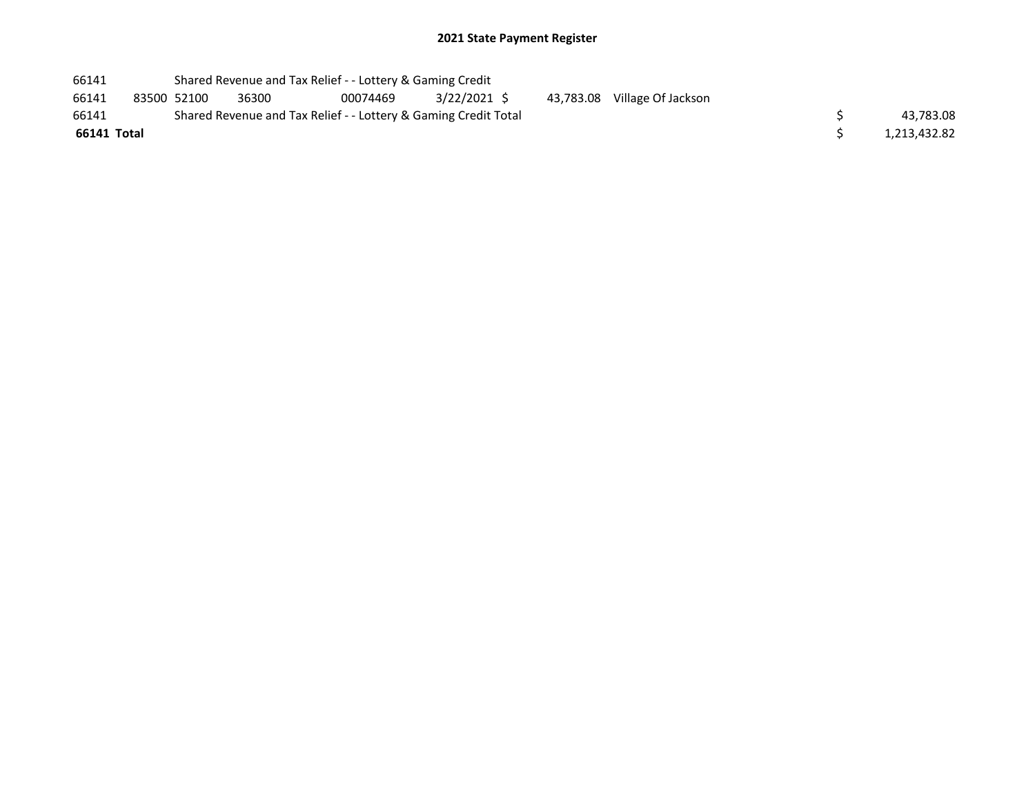## 2021 State Payment Register

| | | | | | | | | | |
|---|---|---|---|---|---|---|---|---|---|
| 66141 | | Shared Revenue and Tax Relief - - Lottery & Gaming Credit | | | | | | | |
| 66141 | 83500 | 52100 | 36300 | 00074469 | 3/22/2021 | $ 43,783.08 | Village Of Jackson | | |
| 66141 | | Shared Revenue and Tax Relief - - Lottery & Gaming Credit Total | | | | | | $ | 43,783.08 |
| **66141 Total** | | | | | | | | $ | 1,213,432.82 |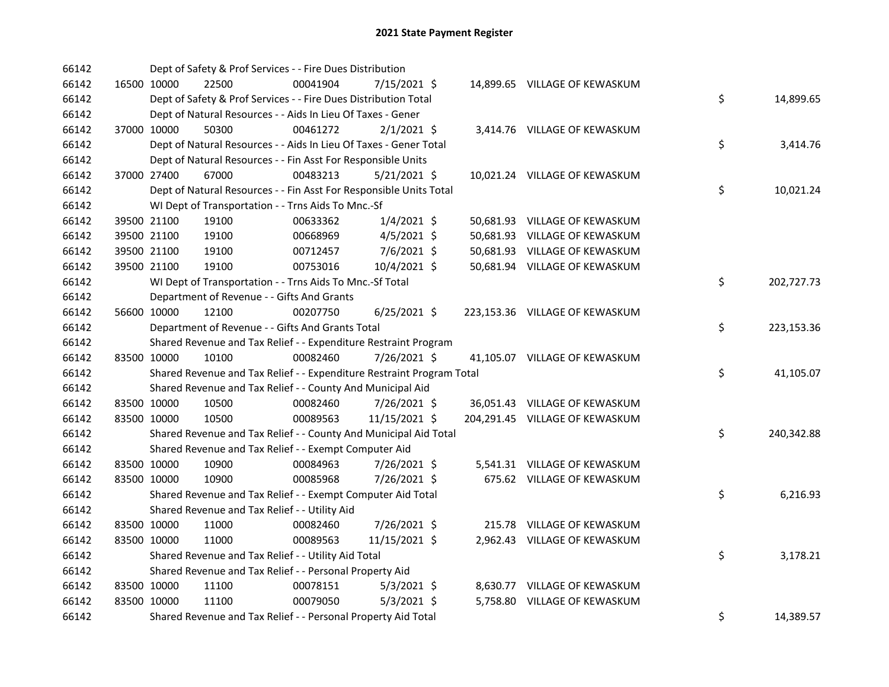# 2021 State Payment Register

| | | | | | | | | |
|---|---|---|---|---|---|---|---|---|
| 66142 | | | Dept of Safety & Prof Services - - Fire Dues Distribution | | | | | |
| 66142 | 16500 | 10000 | 22500 | 00041904 | 7/15/2021 $ | 14,899.65 | VILLAGE OF KEWASKUM | |
| 66142 | | | Dept of Safety & Prof Services - - Fire Dues Distribution Total | | | | | $ 14,899.65 |
| 66142 | | | Dept of Natural Resources - - Aids In Lieu Of Taxes - Gener | | | | | |
| 66142 | 37000 | 10000 | 50300 | 00461272 | 2/1/2021 $ | 3,414.76 | VILLAGE OF KEWASKUM | |
| 66142 | | | Dept of Natural Resources - - Aids In Lieu Of Taxes - Gener Total | | | | | $ 3,414.76 |
| 66142 | | | Dept of Natural Resources - - Fin Asst For Responsible Units | | | | | |
| 66142 | 37000 | 27400 | 67000 | 00483213 | 5/21/2021 $ | 10,021.24 | VILLAGE OF KEWASKUM | |
| 66142 | | | Dept of Natural Resources - - Fin Asst For Responsible Units Total | | | | | $ 10,021.24 |
| 66142 | | | WI Dept of Transportation - - Trns Aids To Mnc.-Sf | | | | | |
| 66142 | 39500 | 21100 | 19100 | 00633362 | 1/4/2021 $ | 50,681.93 | VILLAGE OF KEWASKUM | |
| 66142 | 39500 | 21100 | 19100 | 00668969 | 4/5/2021 $ | 50,681.93 | VILLAGE OF KEWASKUM | |
| 66142 | 39500 | 21100 | 19100 | 00712457 | 7/6/2021 $ | 50,681.93 | VILLAGE OF KEWASKUM | |
| 66142 | 39500 | 21100 | 19100 | 00753016 | 10/4/2021 $ | 50,681.94 | VILLAGE OF KEWASKUM | |
| 66142 | | | WI Dept of Transportation - - Trns Aids To Mnc.-Sf Total | | | | | $ 202,727.73 |
| 66142 | | | Department of Revenue - - Gifts And Grants | | | | | |
| 66142 | 56600 | 10000 | 12100 | 00207750 | 6/25/2021 $ | 223,153.36 | VILLAGE OF KEWASKUM | |
| 66142 | | | Department of Revenue - - Gifts And Grants Total | | | | | $ 223,153.36 |
| 66142 | | | Shared Revenue and Tax Relief - - Expenditure Restraint Program | | | | | |
| 66142 | 83500 | 10000 | 10100 | 00082460 | 7/26/2021 $ | 41,105.07 | VILLAGE OF KEWASKUM | |
| 66142 | | | Shared Revenue and Tax Relief - - Expenditure Restraint Program Total | | | | | $ 41,105.07 |
| 66142 | | | Shared Revenue and Tax Relief - - County And Municipal Aid | | | | | |
| 66142 | 83500 | 10000 | 10500 | 00082460 | 7/26/2021 $ | 36,051.43 | VILLAGE OF KEWASKUM | |
| 66142 | 83500 | 10000 | 10500 | 00089563 | 11/15/2021 $ | 204,291.45 | VILLAGE OF KEWASKUM | |
| 66142 | | | Shared Revenue and Tax Relief - - County And Municipal Aid Total | | | | | $ 240,342.88 |
| 66142 | | | Shared Revenue and Tax Relief - - Exempt Computer Aid | | | | | |
| 66142 | 83500 | 10000 | 10900 | 00084963 | 7/26/2021 $ | 5,541.31 | VILLAGE OF KEWASKUM | |
| 66142 | 83500 | 10000 | 10900 | 00085968 | 7/26/2021 $ | 675.62 | VILLAGE OF KEWASKUM | |
| 66142 | | | Shared Revenue and Tax Relief - - Exempt Computer Aid Total | | | | | $ 6,216.93 |
| 66142 | | | Shared Revenue and Tax Relief - - Utility Aid | | | | | |
| 66142 | 83500 | 10000 | 11000 | 00082460 | 7/26/2021 $ | 215.78 | VILLAGE OF KEWASKUM | |
| 66142 | 83500 | 10000 | 11000 | 00089563 | 11/15/2021 $ | 2,962.43 | VILLAGE OF KEWASKUM | |
| 66142 | | | Shared Revenue and Tax Relief - - Utility Aid Total | | | | | $ 3,178.21 |
| 66142 | | | Shared Revenue and Tax Relief - - Personal Property Aid | | | | | |
| 66142 | 83500 | 10000 | 11100 | 00078151 | 5/3/2021 $ | 8,630.77 | VILLAGE OF KEWASKUM | |
| 66142 | 83500 | 10000 | 11100 | 00079050 | 5/3/2021 $ | 5,758.80 | VILLAGE OF KEWASKUM | |
| 66142 | | | Shared Revenue and Tax Relief - - Personal Property Aid Total | | | | | $ 14,389.57 |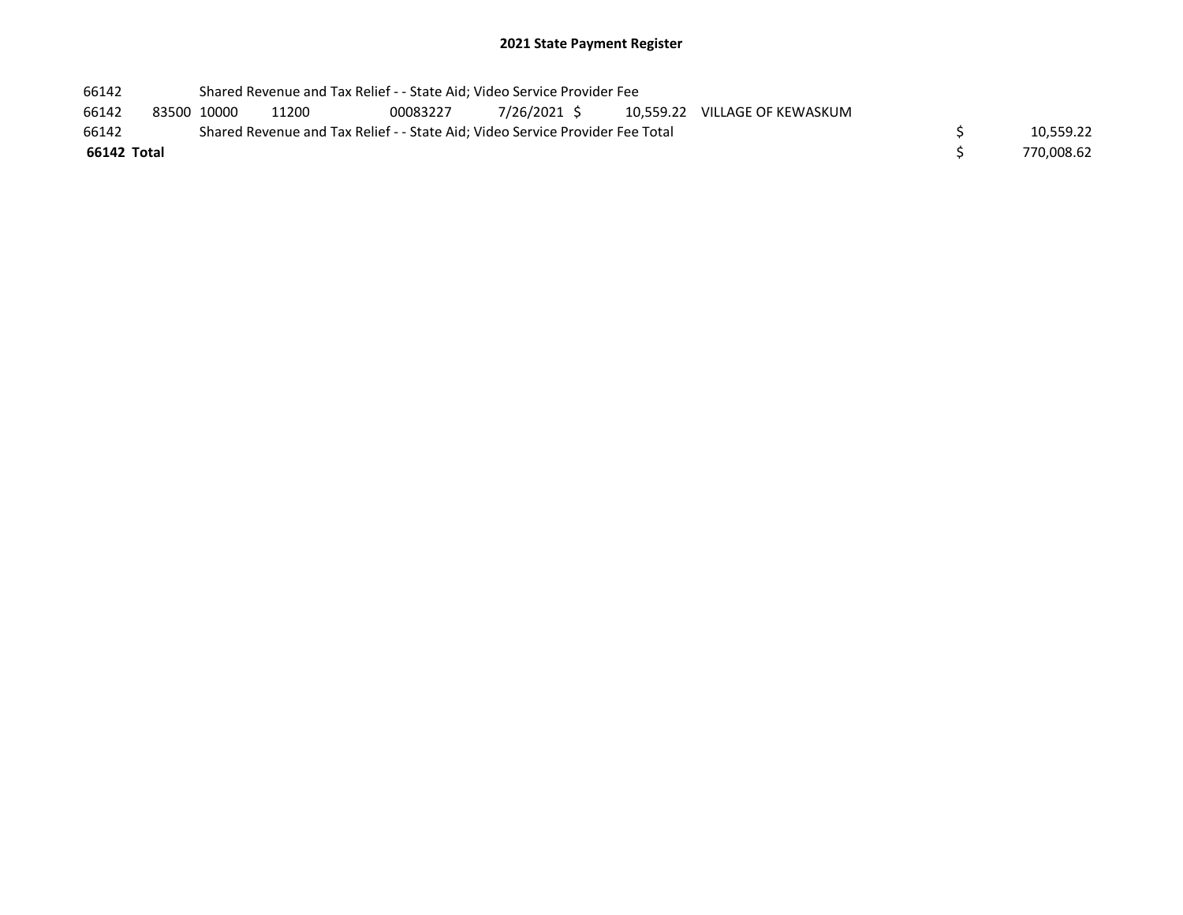## 2021 State Payment Register

| | | | | | | | | | |
|---|---|---|---|---|---|---|---|---|---|
| 66142 | | Shared Revenue and Tax Relief - - State Aid; Video Service Provider Fee | | | | | | | |
| 66142 | 83500 | 10000 | 11200 | 00083227 | 7/26/2021 | $ 10,559.22 | VILLAGE OF KEWASKUM | | |
| 66142 | | Shared Revenue and Tax Relief - - State Aid; Video Service Provider Fee Total | | | | | | $ | 10,559.22 |
| **66142 Total** | | | | | | | | $ | 770,008.62 |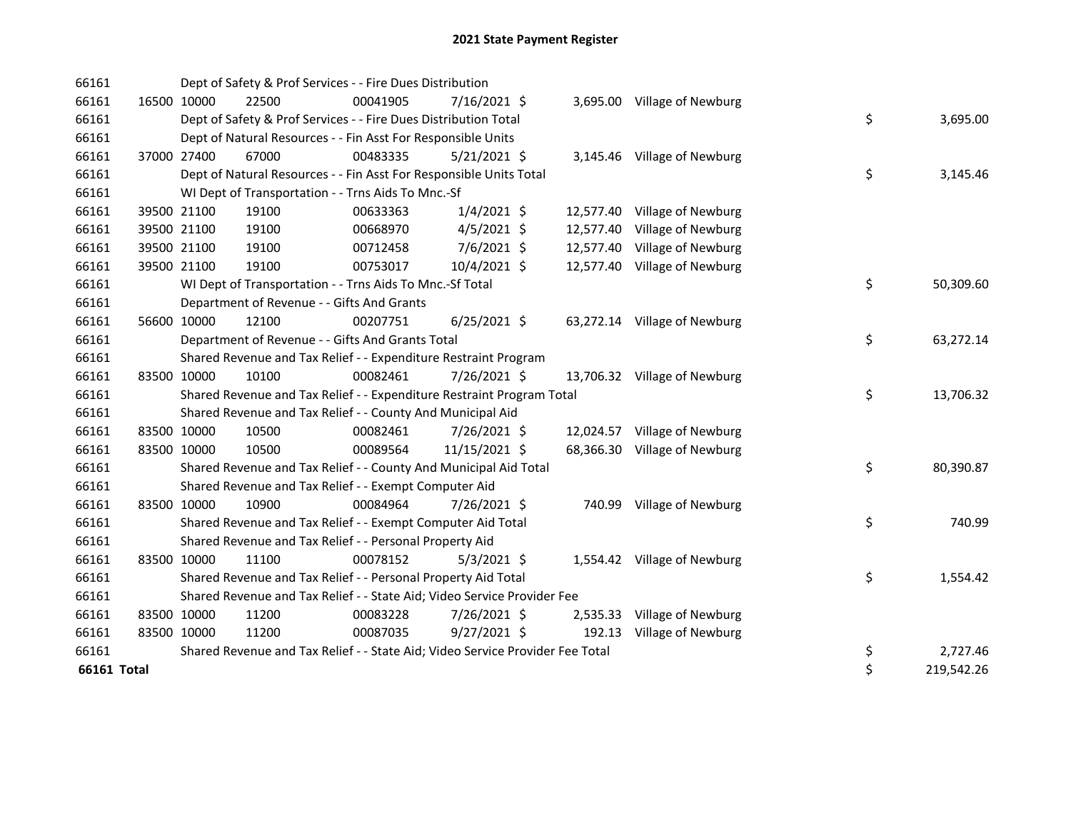# 2021 State Payment Register

| | | | | | | | | | |
|---|---|---|---|---|---|---|---|---|---|
| 66161 | | | Dept of Safety & Prof Services - - Fire Dues Distribution | | | | | | |
| 66161 | 16500 | 10000 | 22500 | 00041905 | 7/16/2021 | $ | 3,695.00 | Village of Newburg | |
| 66161 | | | Dept of Safety & Prof Services - - Fire Dues Distribution Total | | | | | | $ 3,695.00 |
| 66161 | | | Dept of Natural Resources - - Fin Asst For Responsible Units | | | | | | |
| 66161 | 37000 | 27400 | 67000 | 00483335 | 5/21/2021 | $ | 3,145.46 | Village of Newburg | |
| 66161 | | | Dept of Natural Resources - - Fin Asst For Responsible Units Total | | | | | | $ 3,145.46 |
| 66161 | | | WI Dept of Transportation - - Trns Aids To Mnc.-Sf | | | | | | |
| 66161 | 39500 | 21100 | 19100 | 00633363 | 1/4/2021 | $ | 12,577.40 | Village of Newburg | |
| 66161 | 39500 | 21100 | 19100 | 00668970 | 4/5/2021 | $ | 12,577.40 | Village of Newburg | |
| 66161 | 39500 | 21100 | 19100 | 00712458 | 7/6/2021 | $ | 12,577.40 | Village of Newburg | |
| 66161 | 39500 | 21100 | 19100 | 00753017 | 10/4/2021 | $ | 12,577.40 | Village of Newburg | |
| 66161 | | | WI Dept of Transportation - - Trns Aids To Mnc.-Sf Total | | | | | | $ 50,309.60 |
| 66161 | | | Department of Revenue - - Gifts And Grants | | | | | | |
| 66161 | 56600 | 10000 | 12100 | 00207751 | 6/25/2021 | $ | 63,272.14 | Village of Newburg | |
| 66161 | | | Department of Revenue - - Gifts And Grants Total | | | | | | $ 63,272.14 |
| 66161 | | | Shared Revenue and Tax Relief - - Expenditure Restraint Program | | | | | | |
| 66161 | 83500 | 10000 | 10100 | 00082461 | 7/26/2021 | $ | 13,706.32 | Village of Newburg | |
| 66161 | | | Shared Revenue and Tax Relief - - Expenditure Restraint Program Total | | | | | | $ 13,706.32 |
| 66161 | | | Shared Revenue and Tax Relief - - County And Municipal Aid | | | | | | |
| 66161 | 83500 | 10000 | 10500 | 00082461 | 7/26/2021 | $ | 12,024.57 | Village of Newburg | |
| 66161 | 83500 | 10000 | 10500 | 00089564 | 11/15/2021 | $ | 68,366.30 | Village of Newburg | |
| 66161 | | | Shared Revenue and Tax Relief - - County And Municipal Aid Total | | | | | | $ 80,390.87 |
| 66161 | | | Shared Revenue and Tax Relief - - Exempt Computer Aid | | | | | | |
| 66161 | 83500 | 10000 | 10900 | 00084964 | 7/26/2021 | $ | 740.99 | Village of Newburg | |
| 66161 | | | Shared Revenue and Tax Relief - - Exempt Computer Aid Total | | | | | | $ 740.99 |
| 66161 | | | Shared Revenue and Tax Relief - - Personal Property Aid | | | | | | |
| 66161 | 83500 | 10000 | 11100 | 00078152 | 5/3/2021 | $ | 1,554.42 | Village of Newburg | |
| 66161 | | | Shared Revenue and Tax Relief - - Personal Property Aid Total | | | | | | $ 1,554.42 |
| 66161 | | | Shared Revenue and Tax Relief - - State Aid; Video Service Provider Fee | | | | | | |
| 66161 | 83500 | 10000 | 11200 | 00083228 | 7/26/2021 | $ | 2,535.33 | Village of Newburg | |
| 66161 | 83500 | 10000 | 11200 | 00087035 | 9/27/2021 | $ | 192.13 | Village of Newburg | |
| 66161 | | | Shared Revenue and Tax Relief - - State Aid; Video Service Provider Fee Total | | | | | | $ 2,727.46 |
| **66161 Total** | | | | | | | | | $ 219,542.26 |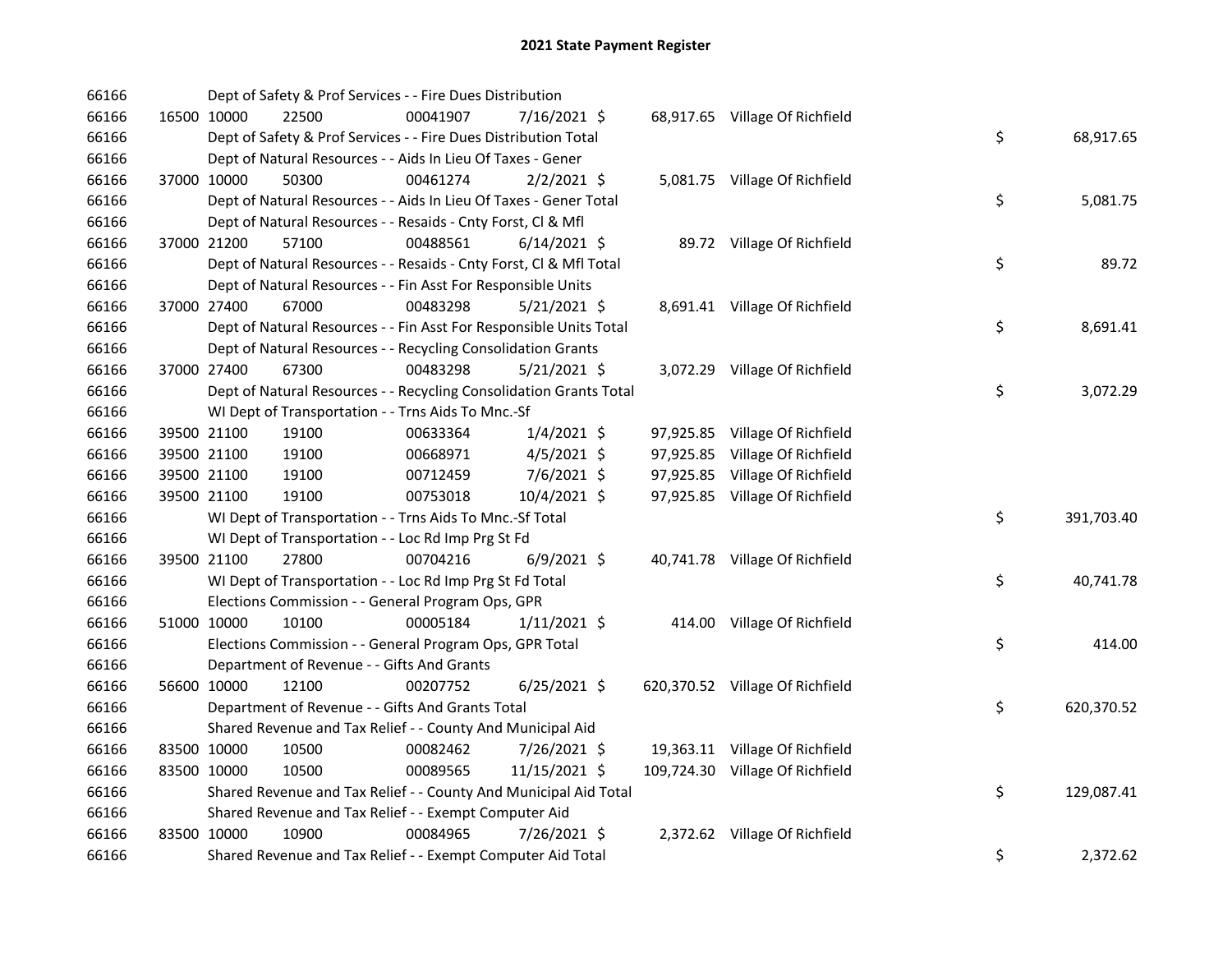# 2021 State Payment Register

| | | | | | | | | | |
|---|---|---|---|---|---|---|---|---|---|
| 66166 | | Dept of Safety & Prof Services - - Fire Dues Distribution | | | | | | | |
| 66166 | 16500 | 10000 | 22500 | 00041907 | 7/16/2021 | $ 68,917.65 | Village Of Richfield | | |
| 66166 | | Dept of Safety & Prof Services - - Fire Dues Distribution Total | | | | | | $ | 68,917.65 |
| 66166 | | Dept of Natural Resources - - Aids In Lieu Of Taxes - Gener | | | | | | | |
| 66166 | 37000 | 10000 | 50300 | 00461274 | 2/2/2021 | $ 5,081.75 | Village Of Richfield | | |
| 66166 | | Dept of Natural Resources - - Aids In Lieu Of Taxes - Gener Total | | | | | | $ | 5,081.75 |
| 66166 | | Dept of Natural Resources - - Resaids - Cnty Forst, Cl & Mfl | | | | | | | |
| 66166 | 37000 | 21200 | 57100 | 00488561 | 6/14/2021 | $ 89.72 | Village Of Richfield | | |
| 66166 | | Dept of Natural Resources - - Resaids - Cnty Forst, Cl & Mfl Total | | | | | | $ | 89.72 |
| 66166 | | Dept of Natural Resources - - Fin Asst For Responsible Units | | | | | | | |
| 66166 | 37000 | 27400 | 67000 | 00483298 | 5/21/2021 | $ 8,691.41 | Village Of Richfield | | |
| 66166 | | Dept of Natural Resources - - Fin Asst For Responsible Units Total | | | | | | $ | 8,691.41 |
| 66166 | | Dept of Natural Resources - - Recycling Consolidation Grants | | | | | | | |
| 66166 | 37000 | 27400 | 67300 | 00483298 | 5/21/2021 | $ 3,072.29 | Village Of Richfield | | |
| 66166 | | Dept of Natural Resources - - Recycling Consolidation Grants Total | | | | | | $ | 3,072.29 |
| 66166 | | WI Dept of Transportation - - Trns Aids To Mnc.-Sf | | | | | | | |
| 66166 | 39500 | 21100 | 19100 | 00633364 | 1/4/2021 | $ 97,925.85 | Village Of Richfield | | |
| 66166 | 39500 | 21100 | 19100 | 00668971 | 4/5/2021 | $ 97,925.85 | Village Of Richfield | | |
| 66166 | 39500 | 21100 | 19100 | 00712459 | 7/6/2021 | $ 97,925.85 | Village Of Richfield | | |
| 66166 | 39500 | 21100 | 19100 | 00753018 | 10/4/2021 | $ 97,925.85 | Village Of Richfield | | |
| 66166 | | WI Dept of Transportation - - Trns Aids To Mnc.-Sf Total | | | | | | $ | 391,703.40 |
| 66166 | | WI Dept of Transportation - - Loc Rd Imp Prg St Fd | | | | | | | |
| 66166 | 39500 | 21100 | 27800 | 00704216 | 6/9/2021 | $ 40,741.78 | Village Of Richfield | | |
| 66166 | | WI Dept of Transportation - - Loc Rd Imp Prg St Fd Total | | | | | | $ | 40,741.78 |
| 66166 | | Elections Commission - - General Program Ops, GPR | | | | | | | |
| 66166 | 51000 | 10000 | 10100 | 00005184 | 1/11/2021 | $ 414.00 | Village Of Richfield | | |
| 66166 | | Elections Commission - - General Program Ops, GPR Total | | | | | | $ | 414.00 |
| 66166 | | Department of Revenue - - Gifts And Grants | | | | | | | |
| 66166 | 56600 | 10000 | 12100 | 00207752 | 6/25/2021 | $ 620,370.52 | Village Of Richfield | | |
| 66166 | | Department of Revenue - - Gifts And Grants Total | | | | | | $ | 620,370.52 |
| 66166 | | Shared Revenue and Tax Relief - - County And Municipal Aid | | | | | | | |
| 66166 | 83500 | 10000 | 10500 | 00082462 | 7/26/2021 | $ 19,363.11 | Village Of Richfield | | |
| 66166 | 83500 | 10000 | 10500 | 00089565 | 11/15/2021 | $ 109,724.30 | Village Of Richfield | | |
| 66166 | | Shared Revenue and Tax Relief - - County And Municipal Aid Total | | | | | | $ | 129,087.41 |
| 66166 | | Shared Revenue and Tax Relief - - Exempt Computer Aid | | | | | | | |
| 66166 | 83500 | 10000 | 10900 | 00084965 | 7/26/2021 | $ 2,372.62 | Village Of Richfield | | |
| 66166 | | Shared Revenue and Tax Relief - - Exempt Computer Aid Total | | | | | | $ | 2,372.62 |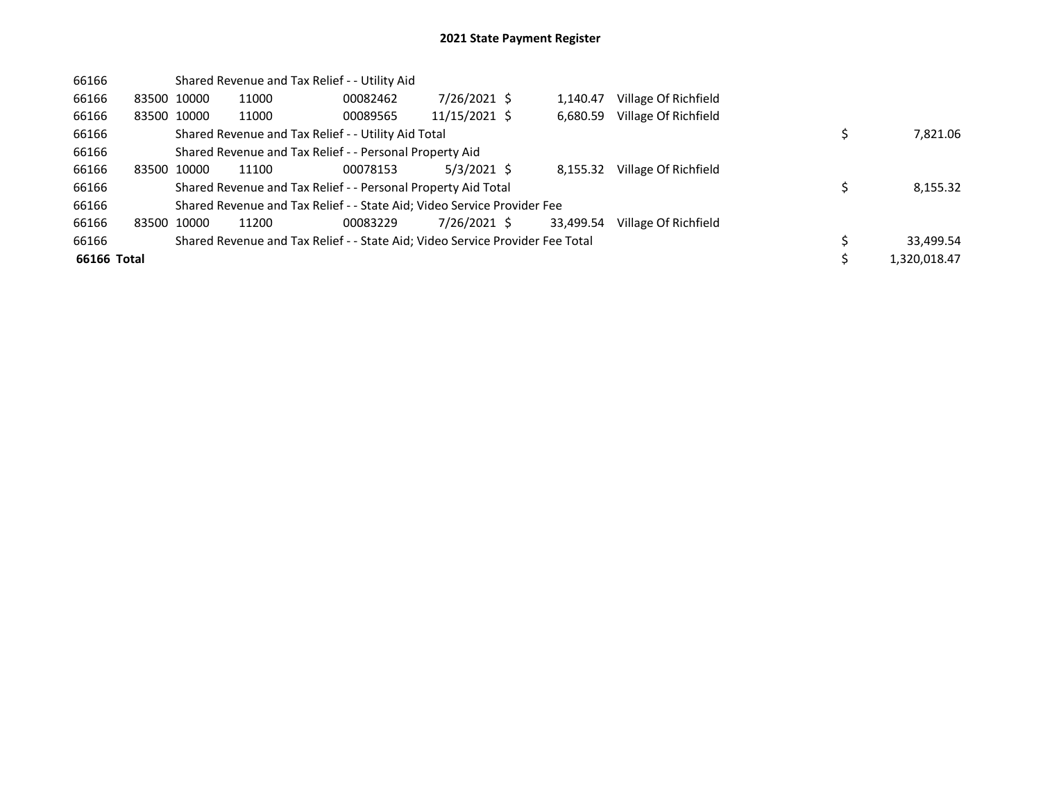# 2021 State Payment Register

| | | | | | | | | | |
|---|---|---|---|---|---|---|---|---|---|
| 66166 | | Shared Revenue and Tax Relief - - Utility Aid | | | | | | | |
| 66166 | 83500 | 10000 | 11000 | 00082462 | 7/26/2021 | $ 1,140.47 | Village Of Richfield | | |
| 66166 | 83500 | 10000 | 11000 | 00089565 | 11/15/2021 | $ 6,680.59 | Village Of Richfield | | |
| 66166 | | Shared Revenue and Tax Relief - - Utility Aid Total | | | | | | $ | 7,821.06 |
| 66166 | | Shared Revenue and Tax Relief - - Personal Property Aid | | | | | | | |
| 66166 | 83500 | 10000 | 11100 | 00078153 | 5/3/2021 | $ 8,155.32 | Village Of Richfield | | |
| 66166 | | Shared Revenue and Tax Relief - - Personal Property Aid Total | | | | | | $ | 8,155.32 |
| 66166 | | Shared Revenue and Tax Relief - - State Aid; Video Service Provider Fee | | | | | | | |
| 66166 | 83500 | 10000 | 11200 | 00083229 | 7/26/2021 | $ 33,499.54 | Village Of Richfield | | |
| 66166 | | Shared Revenue and Tax Relief - - State Aid; Video Service Provider Fee Total | | | | | | $ | 33,499.54 |
| **66166 Total** | | | | | | | | $ | 1,320,018.47 |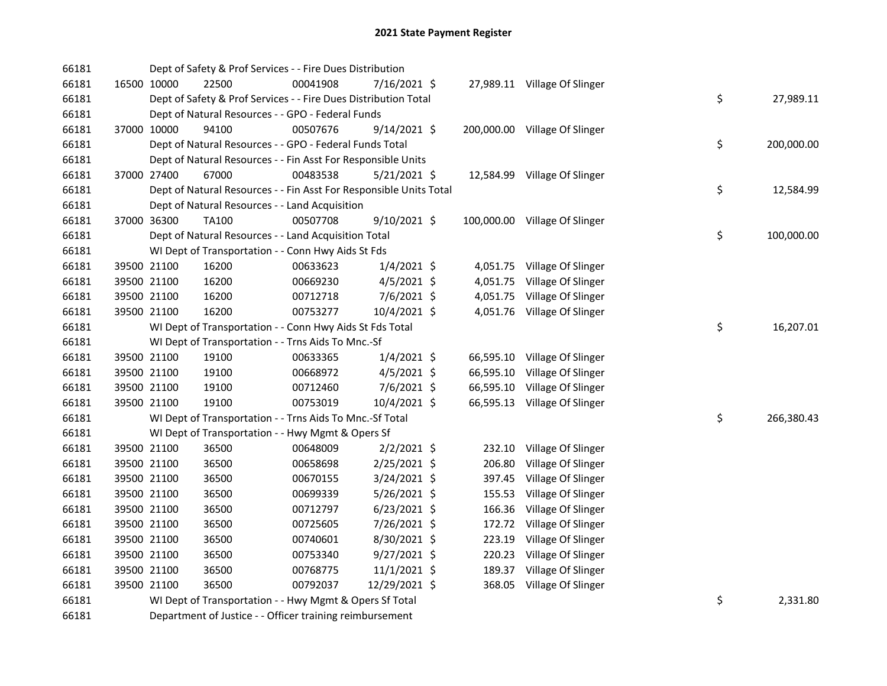# 2021 State Payment Register

| | | | | | | | | | |
|---|---|---|---|---|---|---|---|---|---|
| 66181 | | Dept of Safety & Prof Services - - Fire Dues Distribution | | | | | | | |
| 66181 | 16500 | 10000 | 22500 | 00041908 | 7/16/2021 | $ 27,989.11 | Village Of Slinger | | |
| 66181 | | Dept of Safety & Prof Services - - Fire Dues Distribution Total | | | | | | $ | 27,989.11 |
| 66181 | | Dept of Natural Resources - - GPO - Federal Funds | | | | | | | |
| 66181 | 37000 | 10000 | 94100 | 00507676 | 9/14/2021 | $ 200,000.00 | Village Of Slinger | | |
| 66181 | | Dept of Natural Resources - - GPO - Federal Funds Total | | | | | | $ | 200,000.00 |
| 66181 | | Dept of Natural Resources - - Fin Asst For Responsible Units | | | | | | | |
| 66181 | 37000 | 27400 | 67000 | 00483538 | 5/21/2021 | $ 12,584.99 | Village Of Slinger | | |
| 66181 | | Dept of Natural Resources - - Fin Asst For Responsible Units Total | | | | | | $ | 12,584.99 |
| 66181 | | Dept of Natural Resources - - Land Acquisition | | | | | | | |
| 66181 | 37000 | 36300 | TA100 | 00507708 | 9/10/2021 | $ 100,000.00 | Village Of Slinger | | |
| 66181 | | Dept of Natural Resources - - Land Acquisition Total | | | | | | $ | 100,000.00 |
| 66181 | | WI Dept of Transportation - - Conn Hwy Aids St Fds | | | | | | | |
| 66181 | 39500 | 21100 | 16200 | 00633623 | 1/4/2021 | $ 4,051.75 | Village Of Slinger | | |
| 66181 | 39500 | 21100 | 16200 | 00669230 | 4/5/2021 | $ 4,051.75 | Village Of Slinger | | |
| 66181 | 39500 | 21100 | 16200 | 00712718 | 7/6/2021 | $ 4,051.75 | Village Of Slinger | | |
| 66181 | 39500 | 21100 | 16200 | 00753277 | 10/4/2021 | $ 4,051.76 | Village Of Slinger | | |
| 66181 | | WI Dept of Transportation - - Conn Hwy Aids St Fds Total | | | | | | $ | 16,207.01 |
| 66181 | | WI Dept of Transportation - - Trns Aids To Mnc.-Sf | | | | | | | |
| 66181 | 39500 | 21100 | 19100 | 00633365 | 1/4/2021 | $ 66,595.10 | Village Of Slinger | | |
| 66181 | 39500 | 21100 | 19100 | 00668972 | 4/5/2021 | $ 66,595.10 | Village Of Slinger | | |
| 66181 | 39500 | 21100 | 19100 | 00712460 | 7/6/2021 | $ 66,595.10 | Village Of Slinger | | |
| 66181 | 39500 | 21100 | 19100 | 00753019 | 10/4/2021 | $ 66,595.13 | Village Of Slinger | | |
| 66181 | | WI Dept of Transportation - - Trns Aids To Mnc.-Sf Total | | | | | | $ | 266,380.43 |
| 66181 | | WI Dept of Transportation - - Hwy Mgmt & Opers Sf | | | | | | | |
| 66181 | 39500 | 21100 | 36500 | 00648009 | 2/2/2021 | $ 232.10 | Village Of Slinger | | |
| 66181 | 39500 | 21100 | 36500 | 00658698 | 2/25/2021 | $ 206.80 | Village Of Slinger | | |
| 66181 | 39500 | 21100 | 36500 | 00670155 | 3/24/2021 | $ 397.45 | Village Of Slinger | | |
| 66181 | 39500 | 21100 | 36500 | 00699339 | 5/26/2021 | $ 155.53 | Village Of Slinger | | |
| 66181 | 39500 | 21100 | 36500 | 00712797 | 6/23/2021 | $ 166.36 | Village Of Slinger | | |
| 66181 | 39500 | 21100 | 36500 | 00725605 | 7/26/2021 | $ 172.72 | Village Of Slinger | | |
| 66181 | 39500 | 21100 | 36500 | 00740601 | 8/30/2021 | $ 223.19 | Village Of Slinger | | |
| 66181 | 39500 | 21100 | 36500 | 00753340 | 9/27/2021 | $ 220.23 | Village Of Slinger | | |
| 66181 | 39500 | 21100 | 36500 | 00768775 | 11/1/2021 | $ 189.37 | Village Of Slinger | | |
| 66181 | 39500 | 21100 | 36500 | 00792037 | 12/29/2021 | $ 368.05 | Village Of Slinger | | |
| 66181 | | WI Dept of Transportation - - Hwy Mgmt & Opers Sf Total | | | | | | $ | 2,331.80 |
| 66181 | | Department of Justice - - Officer training reimbursement | | | | | | | |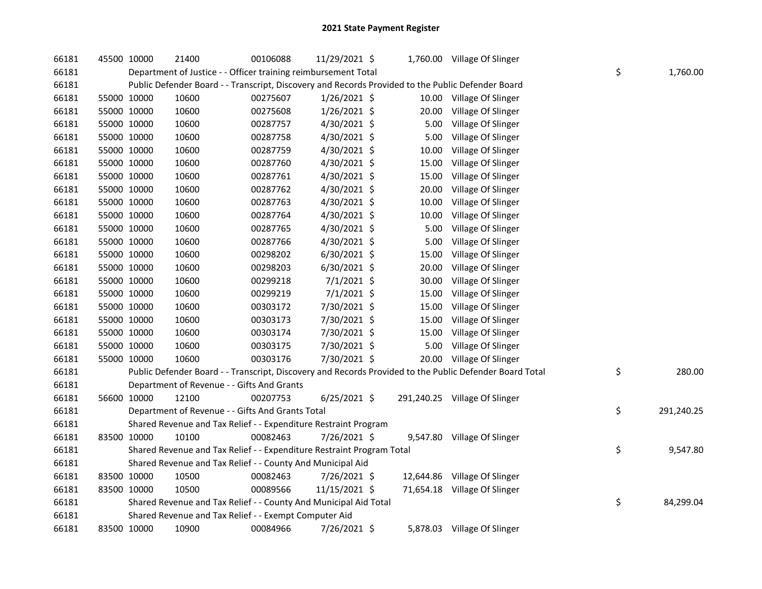# 2021 State Payment Register

| | | | | | | | | | |
|---|---|---|---|---|---|---|---|---|---|
| 66181 | 45500 | 10000 | 21400 | 00106088 | 11/29/2021 | $ 1,760.00 | Village Of Slinger | | |
| 66181 | | Department of Justice - - Officer training reimbursement Total | | | | | | $ | 1,760.00 |
| 66181 | | Public Defender Board - - Transcript, Discovery and Records Provided to the Public Defender Board | | | | | | | |
| 66181 | 55000 | 10000 | 10600 | 00275607 | 1/26/2021 | $ 10.00 | Village Of Slinger | | |
| 66181 | 55000 | 10000 | 10600 | 00275608 | 1/26/2021 | $ 20.00 | Village Of Slinger | | |
| 66181 | 55000 | 10000 | 10600 | 00287757 | 4/30/2021 | $ 5.00 | Village Of Slinger | | |
| 66181 | 55000 | 10000 | 10600 | 00287758 | 4/30/2021 | $ 5.00 | Village Of Slinger | | |
| 66181 | 55000 | 10000 | 10600 | 00287759 | 4/30/2021 | $ 10.00 | Village Of Slinger | | |
| 66181 | 55000 | 10000 | 10600 | 00287760 | 4/30/2021 | $ 15.00 | Village Of Slinger | | |
| 66181 | 55000 | 10000 | 10600 | 00287761 | 4/30/2021 | $ 15.00 | Village Of Slinger | | |
| 66181 | 55000 | 10000 | 10600 | 00287762 | 4/30/2021 | $ 20.00 | Village Of Slinger | | |
| 66181 | 55000 | 10000 | 10600 | 00287763 | 4/30/2021 | $ 10.00 | Village Of Slinger | | |
| 66181 | 55000 | 10000 | 10600 | 00287764 | 4/30/2021 | $ 10.00 | Village Of Slinger | | |
| 66181 | 55000 | 10000 | 10600 | 00287765 | 4/30/2021 | $ 5.00 | Village Of Slinger | | |
| 66181 | 55000 | 10000 | 10600 | 00287766 | 4/30/2021 | $ 5.00 | Village Of Slinger | | |
| 66181 | 55000 | 10000 | 10600 | 00298202 | 6/30/2021 | $ 15.00 | Village Of Slinger | | |
| 66181 | 55000 | 10000 | 10600 | 00298203 | 6/30/2021 | $ 20.00 | Village Of Slinger | | |
| 66181 | 55000 | 10000 | 10600 | 00299218 | 7/1/2021 | $ 30.00 | Village Of Slinger | | |
| 66181 | 55000 | 10000 | 10600 | 00299219 | 7/1/2021 | $ 15.00 | Village Of Slinger | | |
| 66181 | 55000 | 10000 | 10600 | 00303172 | 7/30/2021 | $ 15.00 | Village Of Slinger | | |
| 66181 | 55000 | 10000 | 10600 | 00303173 | 7/30/2021 | $ 15.00 | Village Of Slinger | | |
| 66181 | 55000 | 10000 | 10600 | 00303174 | 7/30/2021 | $ 15.00 | Village Of Slinger | | |
| 66181 | 55000 | 10000 | 10600 | 00303175 | 7/30/2021 | $ 5.00 | Village Of Slinger | | |
| 66181 | 55000 | 10000 | 10600 | 00303176 | 7/30/2021 | $ 20.00 | Village Of Slinger | | |
| 66181 | | Public Defender Board - - Transcript, Discovery and Records Provided to the Public Defender Board Total | | | | | | $ | 280.00 |
| 66181 | | Department of Revenue - - Gifts And Grants | | | | | | | |
| 66181 | 56600 | 10000 | 12100 | 00207753 | 6/25/2021 | $ 291,240.25 | Village Of Slinger | | |
| 66181 | | Department of Revenue - - Gifts And Grants Total | | | | | | $ | 291,240.25 |
| 66181 | | Shared Revenue and Tax Relief - - Expenditure Restraint Program | | | | | | | |
| 66181 | 83500 | 10000 | 10100 | 00082463 | 7/26/2021 | $ 9,547.80 | Village Of Slinger | | |
| 66181 | | Shared Revenue and Tax Relief - - Expenditure Restraint Program Total | | | | | | $ | 9,547.80 |
| 66181 | | Shared Revenue and Tax Relief - - County And Municipal Aid | | | | | | | |
| 66181 | 83500 | 10000 | 10500 | 00082463 | 7/26/2021 | $ 12,644.86 | Village Of Slinger | | |
| 66181 | 83500 | 10000 | 10500 | 00089566 | 11/15/2021 | $ 71,654.18 | Village Of Slinger | | |
| 66181 | | Shared Revenue and Tax Relief - - County And Municipal Aid Total | | | | | | $ | 84,299.04 |
| 66181 | | Shared Revenue and Tax Relief - - Exempt Computer Aid | | | | | | | |
| 66181 | 83500 | 10000 | 10900 | 00084966 | 7/26/2021 | $ 5,878.03 | Village Of Slinger | | |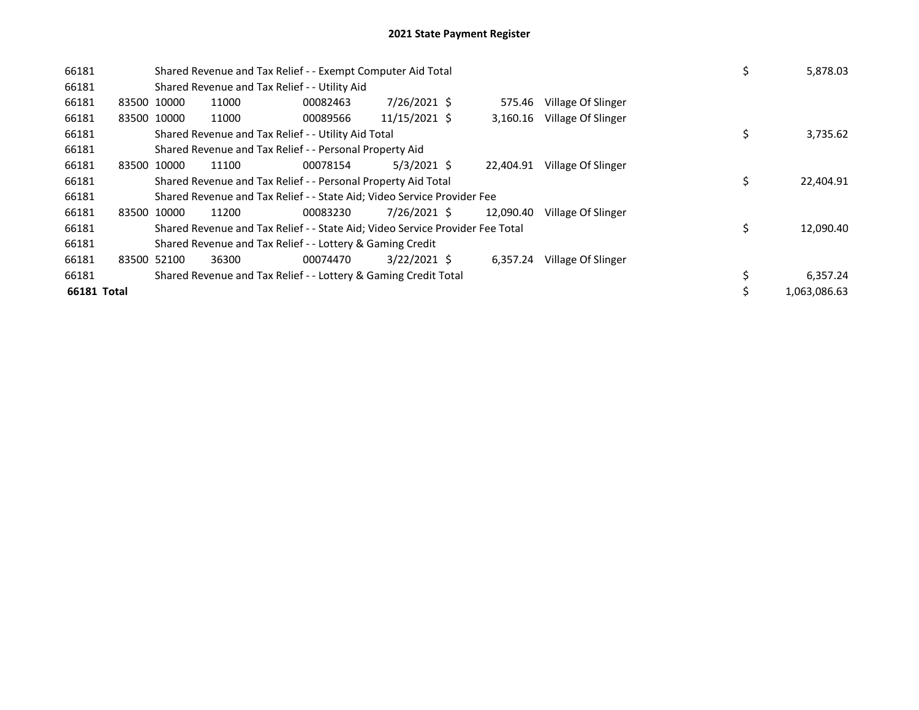# 2021 State Payment Register

| | | | | | | | | | |
|---|---|---|---|---|---|---|---|---|---|
| 66181 | | Shared Revenue and Tax Relief - - Exempt Computer Aid Total | | | | | | $ | 5,878.03 |
| 66181 | | Shared Revenue and Tax Relief - - Utility Aid | | | | | | | |
| 66181 | 83500 | 10000 | 11000 | 00082463 | 7/26/2021 | $ 575.46 | Village Of Slinger | | |
| 66181 | 83500 | 10000 | 11000 | 00089566 | 11/15/2021 | $ 3,160.16 | Village Of Slinger | | |
| 66181 | | Shared Revenue and Tax Relief - - Utility Aid Total | | | | | | $ | 3,735.62 |
| 66181 | | Shared Revenue and Tax Relief - - Personal Property Aid | | | | | | | |
| 66181 | 83500 | 10000 | 11100 | 00078154 | 5/3/2021 | $ 22,404.91 | Village Of Slinger | | |
| 66181 | | Shared Revenue and Tax Relief - - Personal Property Aid Total | | | | | | $ | 22,404.91 |
| 66181 | | Shared Revenue and Tax Relief - - State Aid; Video Service Provider Fee | | | | | | | |
| 66181 | 83500 | 10000 | 11200 | 00083230 | 7/26/2021 | $ 12,090.40 | Village Of Slinger | | |
| 66181 | | Shared Revenue and Tax Relief - - State Aid; Video Service Provider Fee Total | | | | | | $ | 12,090.40 |
| 66181 | | Shared Revenue and Tax Relief - - Lottery & Gaming Credit | | | | | | | |
| 66181 | 83500 | 52100 | 36300 | 00074470 | 3/22/2021 | $ 6,357.24 | Village Of Slinger | | |
| 66181 | | Shared Revenue and Tax Relief - - Lottery & Gaming Credit Total | | | | | | $ | 6,357.24 |
| **66181 Total** | | | | | | | | $ | 1,063,086.63 |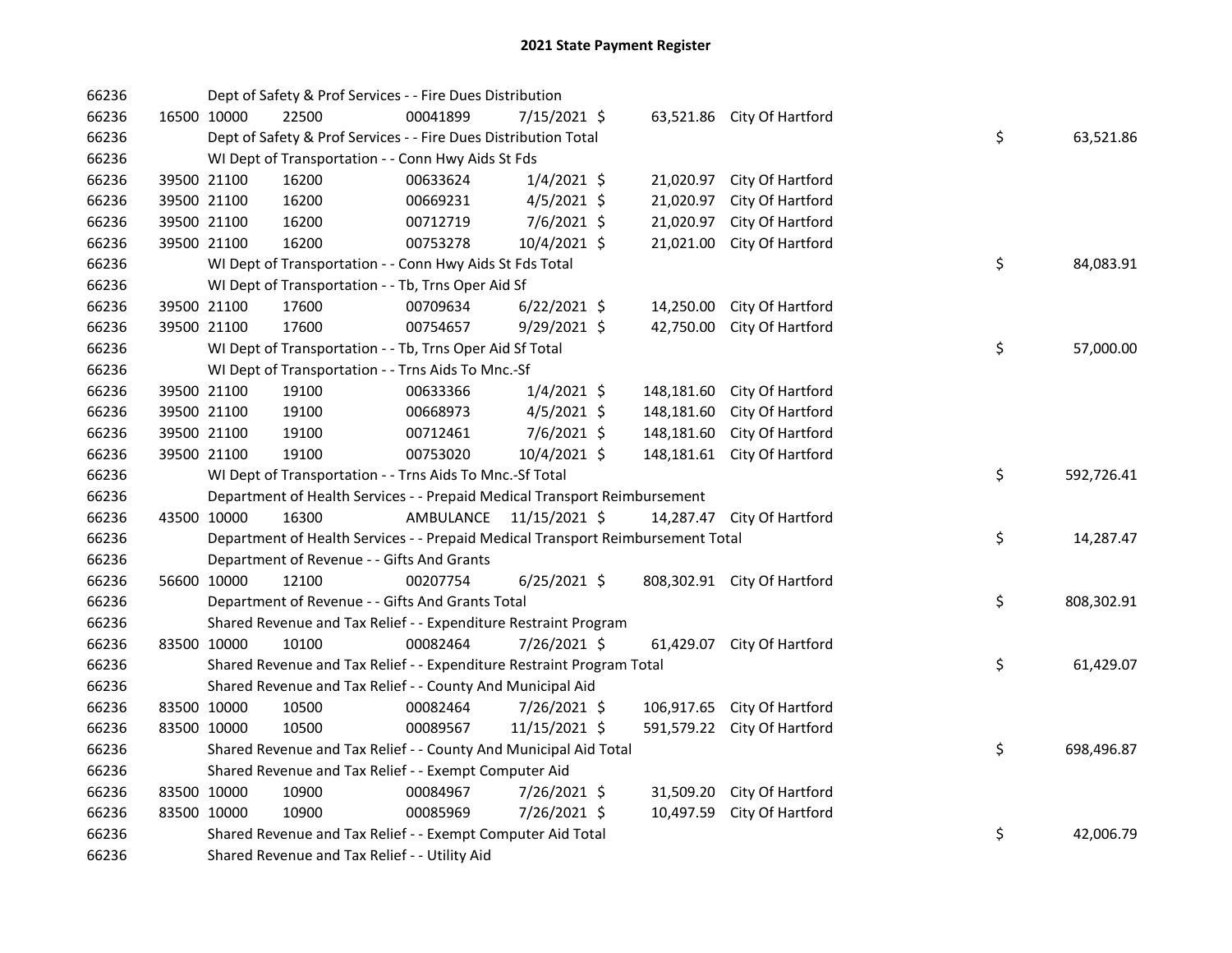## 2021 State Payment Register

| | | | | | | | | | |
|---|---|---|---|---|---|---|---|---|---|
| 66236 | | Dept of Safety & Prof Services - - Fire Dues Distribution | | | | | | | |
| 66236 | 16500 | 10000 | 22500 | 00041899 | 7/15/2021 | $ 63,521.86 | City Of Hartford | | |
| 66236 | | Dept of Safety & Prof Services - - Fire Dues Distribution Total | | | | | | $ | 63,521.86 |
| 66236 | | WI Dept of Transportation - - Conn Hwy Aids St Fds | | | | | | | |
| 66236 | 39500 | 21100 | 16200 | 00633624 | 1/4/2021 | $ 21,020.97 | City Of Hartford | | |
| 66236 | 39500 | 21100 | 16200 | 00669231 | 4/5/2021 | $ 21,020.97 | City Of Hartford | | |
| 66236 | 39500 | 21100 | 16200 | 00712719 | 7/6/2021 | $ 21,020.97 | City Of Hartford | | |
| 66236 | 39500 | 21100 | 16200 | 00753278 | 10/4/2021 | $ 21,021.00 | City Of Hartford | | |
| 66236 | | WI Dept of Transportation - - Conn Hwy Aids St Fds Total | | | | | | $ | 84,083.91 |
| 66236 | | WI Dept of Transportation - - Tb, Trns Oper Aid Sf | | | | | | | |
| 66236 | 39500 | 21100 | 17600 | 00709634 | 6/22/2021 | $ 14,250.00 | City Of Hartford | | |
| 66236 | 39500 | 21100 | 17600 | 00754657 | 9/29/2021 | $ 42,750.00 | City Of Hartford | | |
| 66236 | | WI Dept of Transportation - - Tb, Trns Oper Aid Sf Total | | | | | | $ | 57,000.00 |
| 66236 | | WI Dept of Transportation - - Trns Aids To Mnc.-Sf | | | | | | | |
| 66236 | 39500 | 21100 | 19100 | 00633366 | 1/4/2021 | $ 148,181.60 | City Of Hartford | | |
| 66236 | 39500 | 21100 | 19100 | 00668973 | 4/5/2021 | $ 148,181.60 | City Of Hartford | | |
| 66236 | 39500 | 21100 | 19100 | 00712461 | 7/6/2021 | $ 148,181.60 | City Of Hartford | | |
| 66236 | 39500 | 21100 | 19100 | 00753020 | 10/4/2021 | $ 148,181.61 | City Of Hartford | | |
| 66236 | | WI Dept of Transportation - - Trns Aids To Mnc.-Sf Total | | | | | | $ | 592,726.41 |
| 66236 | | Department of Health Services - - Prepaid Medical Transport Reimbursement | | | | | | | |
| 66236 | 43500 | 10000 | 16300 | AMBULANCE | 11/15/2021 | $ 14,287.47 | City Of Hartford | | |
| 66236 | | Department of Health Services - - Prepaid Medical Transport Reimbursement Total | | | | | | $ | 14,287.47 |
| 66236 | | Department of Revenue - - Gifts And Grants | | | | | | | |
| 66236 | 56600 | 10000 | 12100 | 00207754 | 6/25/2021 | $ 808,302.91 | City Of Hartford | | |
| 66236 | | Department of Revenue - - Gifts And Grants Total | | | | | | $ | 808,302.91 |
| 66236 | | Shared Revenue and Tax Relief - - Expenditure Restraint Program | | | | | | | |
| 66236 | 83500 | 10000 | 10100 | 00082464 | 7/26/2021 | $ 61,429.07 | City Of Hartford | | |
| 66236 | | Shared Revenue and Tax Relief - - Expenditure Restraint Program Total | | | | | | $ | 61,429.07 |
| 66236 | | Shared Revenue and Tax Relief - - County And Municipal Aid | | | | | | | |
| 66236 | 83500 | 10000 | 10500 | 00082464 | 7/26/2021 | $ 106,917.65 | City Of Hartford | | |
| 66236 | 83500 | 10000 | 10500 | 00089567 | 11/15/2021 | $ 591,579.22 | City Of Hartford | | |
| 66236 | | Shared Revenue and Tax Relief - - County And Municipal Aid Total | | | | | | $ | 698,496.87 |
| 66236 | | Shared Revenue and Tax Relief - - Exempt Computer Aid | | | | | | | |
| 66236 | 83500 | 10000 | 10900 | 00084967 | 7/26/2021 | $ 31,509.20 | City Of Hartford | | |
| 66236 | 83500 | 10000 | 10900 | 00085969 | 7/26/2021 | $ 10,497.59 | City Of Hartford | | |
| 66236 | | Shared Revenue and Tax Relief - - Exempt Computer Aid Total | | | | | | $ | 42,006.79 |
| 66236 | | Shared Revenue and Tax Relief - - Utility Aid | | | | | | | |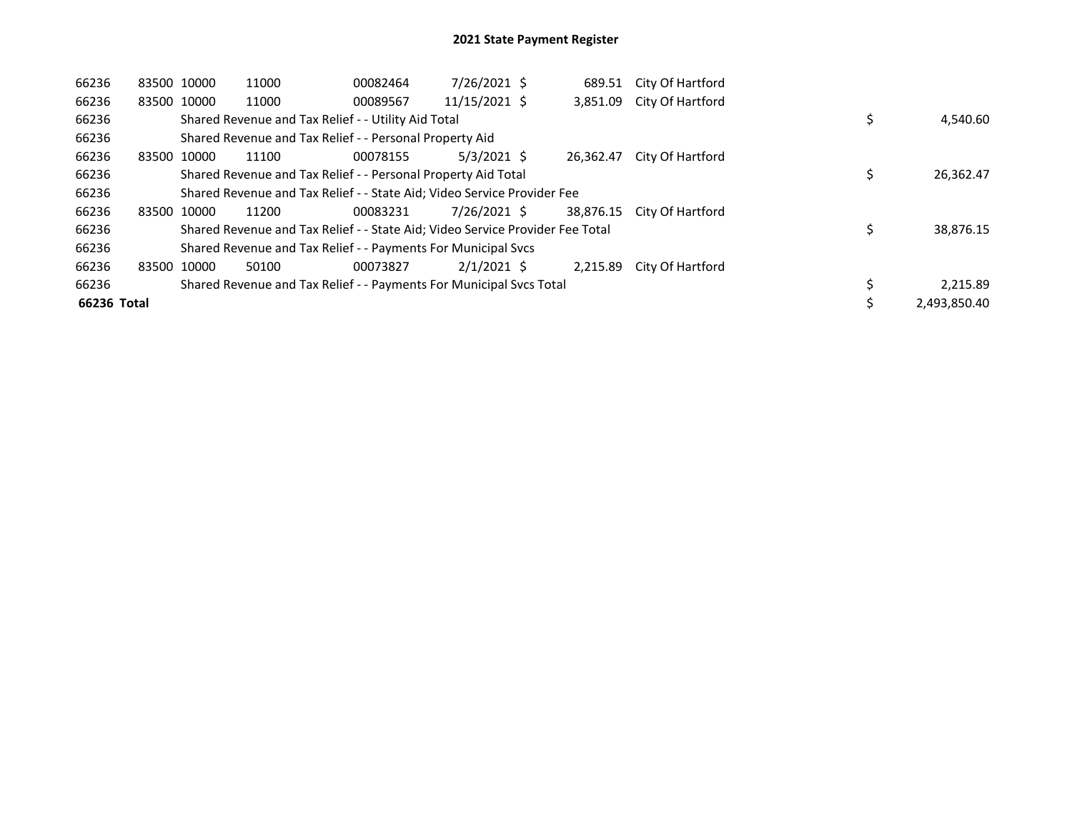# 2021 State Payment Register

| | | | | | | | | | |
|---|---|---|---|---|---|---|---|---|---|
| 66236 | 83500 | 10000 | 11000 | 00082464 | 7/26/2021 | $ 689.51 | City Of Hartford | | |
| 66236 | 83500 | 10000 | 11000 | 00089567 | 11/15/2021 | $ 3,851.09 | City Of Hartford | | |
| 66236 | | Shared Revenue and Tax Relief - - Utility Aid Total | | | | | | $ | 4,540.60 |
| 66236 | | Shared Revenue and Tax Relief - - Personal Property Aid | | | | | | | |
| 66236 | 83500 | 10000 | 11100 | 00078155 | 5/3/2021 | $ 26,362.47 | City Of Hartford | | |
| 66236 | | Shared Revenue and Tax Relief - - Personal Property Aid Total | | | | | | $ | 26,362.47 |
| 66236 | | Shared Revenue and Tax Relief - - State Aid; Video Service Provider Fee | | | | | | | |
| 66236 | 83500 | 10000 | 11200 | 00083231 | 7/26/2021 | $ 38,876.15 | City Of Hartford | | |
| 66236 | | Shared Revenue and Tax Relief - - State Aid; Video Service Provider Fee Total | | | | | | $ | 38,876.15 |
| 66236 | | Shared Revenue and Tax Relief - - Payments For Municipal Svcs | | | | | | | |
| 66236 | 83500 | 10000 | 50100 | 00073827 | 2/1/2021 | $ 2,215.89 | City Of Hartford | | |
| 66236 | | Shared Revenue and Tax Relief - - Payments For Municipal Svcs Total | | | | | | $ | 2,215.89 |
| **66236 Total** | | | | | | | | $ | 2,493,850.40 |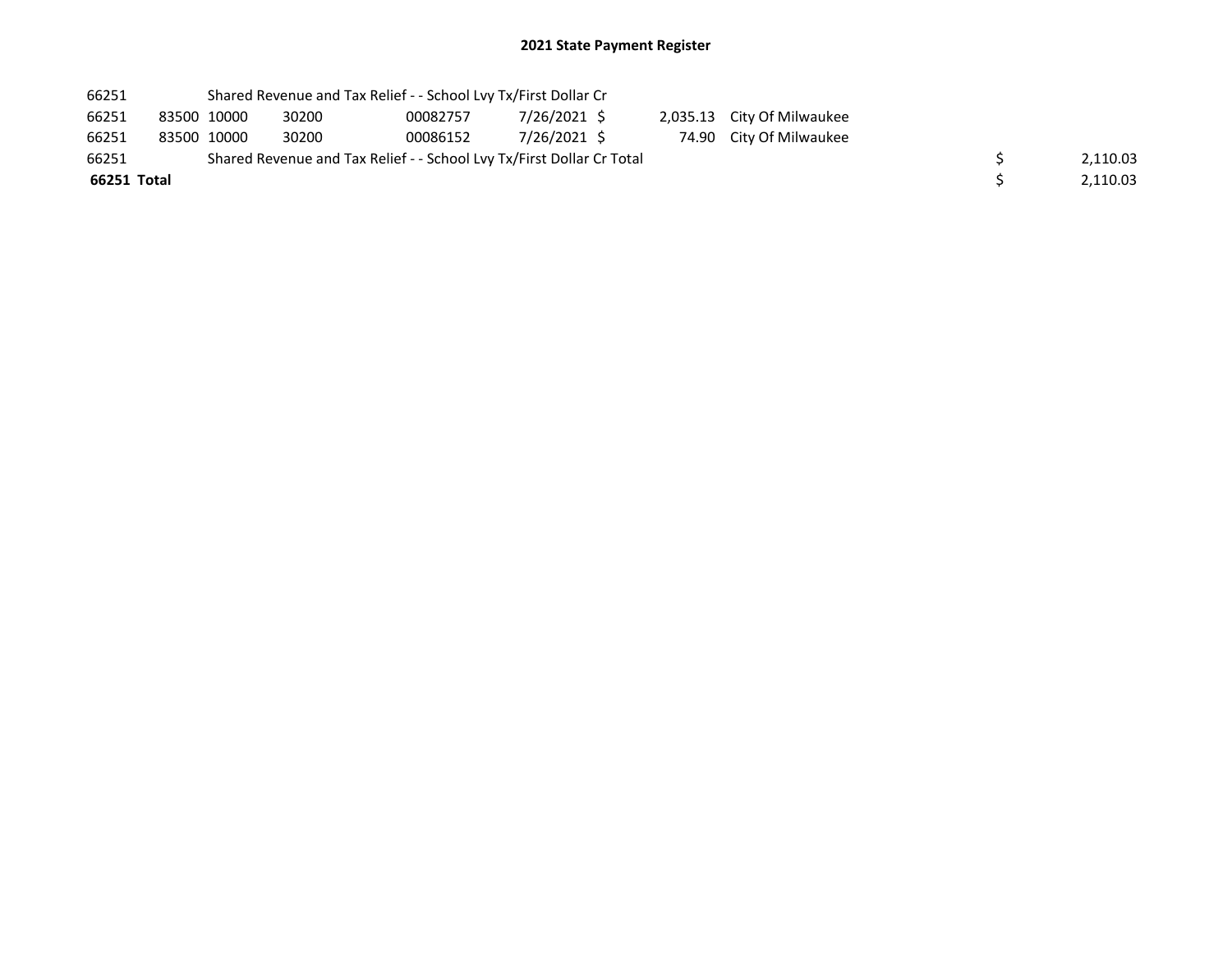# 2021 State Payment Register

| | | | | | | | | | |
|---|---|---|---|---|---|---|---|---|---|
| 66251 | | Shared Revenue and Tax Relief - - School Lvy Tx/First Dollar Cr | | | | | | | |
| 66251 | 83500 | 10000 | 30200 | 00082757 | 7/26/2021 | $ | 2,035.13 | City Of Milwaukee | |
| 66251 | 83500 | 10000 | 30200 | 00086152 | 7/26/2021 | $ | 74.90 | City Of Milwaukee | |
| 66251 | | Shared Revenue and Tax Relief - - School Lvy Tx/First Dollar Cr Total | | | | | | | $ 2,110.03 |
| **66251 Total** | | | | | | | | | $ 2,110.03 |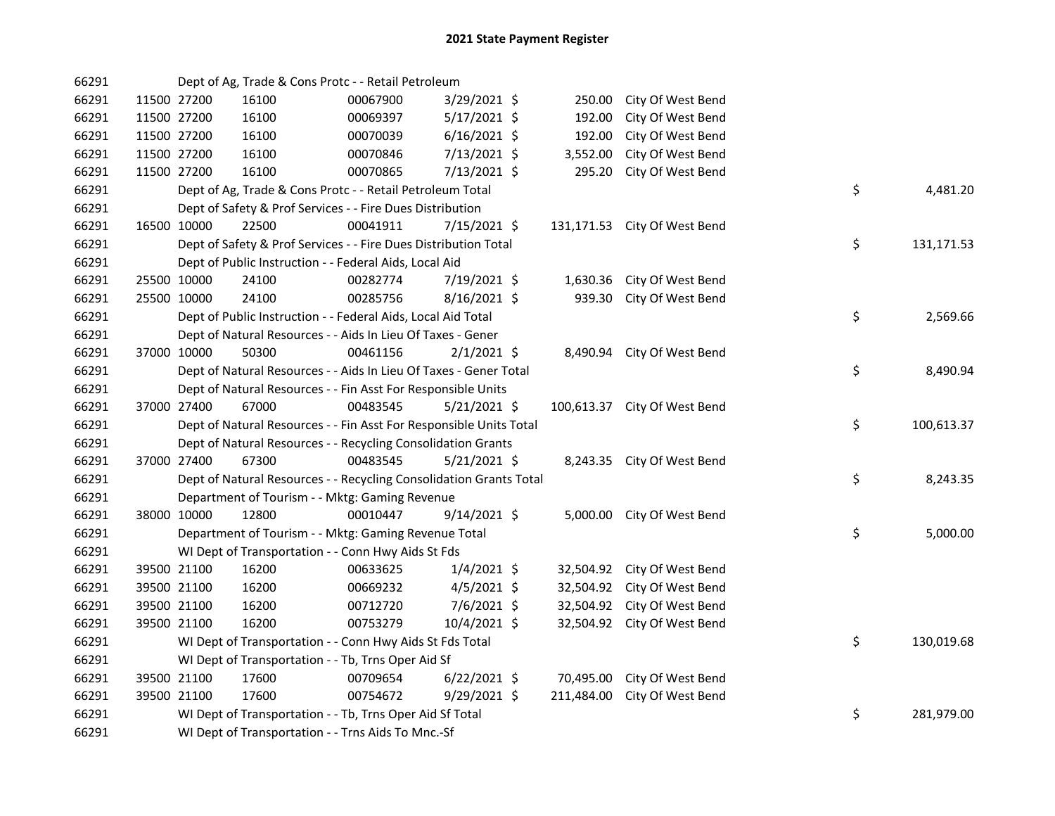# 2021 State Payment Register

| | | | | | | | | | |
|---|---|---|---|---|---|---|---|---|---|
| 66291 | | Dept of Ag, Trade & Cons Protc - - Retail Petroleum | | | | | | | |
| 66291 | 11500 | 27200 | 16100 | 00067900 | 3/29/2021 | $ 250.00 | City Of West Bend | | |
| 66291 | 11500 | 27200 | 16100 | 00069397 | 5/17/2021 | $ 192.00 | City Of West Bend | | |
| 66291 | 11500 | 27200 | 16100 | 00070039 | 6/16/2021 | $ 192.00 | City Of West Bend | | |
| 66291 | 11500 | 27200 | 16100 | 00070846 | 7/13/2021 | $ 3,552.00 | City Of West Bend | | |
| 66291 | 11500 | 27200 | 16100 | 00070865 | 7/13/2021 | $ 295.20 | City Of West Bend | | |
| 66291 | | Dept of Ag, Trade & Cons Protc - - Retail Petroleum Total | | | | | | $ | 4,481.20 |
| 66291 | | Dept of Safety & Prof Services - - Fire Dues Distribution | | | | | | | |
| 66291 | 16500 | 10000 | 22500 | 00041911 | 7/15/2021 | $ 131,171.53 | City Of West Bend | | |
| 66291 | | Dept of Safety & Prof Services - - Fire Dues Distribution Total | | | | | | $ | 131,171.53 |
| 66291 | | Dept of Public Instruction - - Federal Aids, Local Aid | | | | | | | |
| 66291 | 25500 | 10000 | 24100 | 00282774 | 7/19/2021 | $ 1,630.36 | City Of West Bend | | |
| 66291 | 25500 | 10000 | 24100 | 00285756 | 8/16/2021 | $ 939.30 | City Of West Bend | | |
| 66291 | | Dept of Public Instruction - - Federal Aids, Local Aid Total | | | | | | $ | 2,569.66 |
| 66291 | | Dept of Natural Resources - - Aids In Lieu Of Taxes - Gener | | | | | | | |
| 66291 | 37000 | 10000 | 50300 | 00461156 | 2/1/2021 | $ 8,490.94 | City Of West Bend | | |
| 66291 | | Dept of Natural Resources - - Aids In Lieu Of Taxes - Gener Total | | | | | | $ | 8,490.94 |
| 66291 | | Dept of Natural Resources - - Fin Asst For Responsible Units | | | | | | | |
| 66291 | 37000 | 27400 | 67000 | 00483545 | 5/21/2021 | $ 100,613.37 | City Of West Bend | | |
| 66291 | | Dept of Natural Resources - - Fin Asst For Responsible Units Total | | | | | | $ | 100,613.37 |
| 66291 | | Dept of Natural Resources - - Recycling Consolidation Grants | | | | | | | |
| 66291 | 37000 | 27400 | 67300 | 00483545 | 5/21/2021 | $ 8,243.35 | City Of West Bend | | |
| 66291 | | Dept of Natural Resources - - Recycling Consolidation Grants Total | | | | | | $ | 8,243.35 |
| 66291 | | Department of Tourism - - Mktg: Gaming Revenue | | | | | | | |
| 66291 | 38000 | 10000 | 12800 | 00010447 | 9/14/2021 | $ 5,000.00 | City Of West Bend | | |
| 66291 | | Department of Tourism - - Mktg: Gaming Revenue Total | | | | | | $ | 5,000.00 |
| 66291 | | WI Dept of Transportation - - Conn Hwy Aids St Fds | | | | | | | |
| 66291 | 39500 | 21100 | 16200 | 00633625 | 1/4/2021 | $ 32,504.92 | City Of West Bend | | |
| 66291 | 39500 | 21100 | 16200 | 00669232 | 4/5/2021 | $ 32,504.92 | City Of West Bend | | |
| 66291 | 39500 | 21100 | 16200 | 00712720 | 7/6/2021 | $ 32,504.92 | City Of West Bend | | |
| 66291 | 39500 | 21100 | 16200 | 00753279 | 10/4/2021 | $ 32,504.92 | City Of West Bend | | |
| 66291 | | WI Dept of Transportation - - Conn Hwy Aids St Fds Total | | | | | | $ | 130,019.68 |
| 66291 | | WI Dept of Transportation - - Tb, Trns Oper Aid Sf | | | | | | | |
| 66291 | 39500 | 21100 | 17600 | 00709654 | 6/22/2021 | $ 70,495.00 | City Of West Bend | | |
| 66291 | 39500 | 21100 | 17600 | 00754672 | 9/29/2021 | $ 211,484.00 | City Of West Bend | | |
| 66291 | | WI Dept of Transportation - - Tb, Trns Oper Aid Sf Total | | | | | | $ | 281,979.00 |
| 66291 | | WI Dept of Transportation - - Trns Aids To Mnc.-Sf | | | | | | | |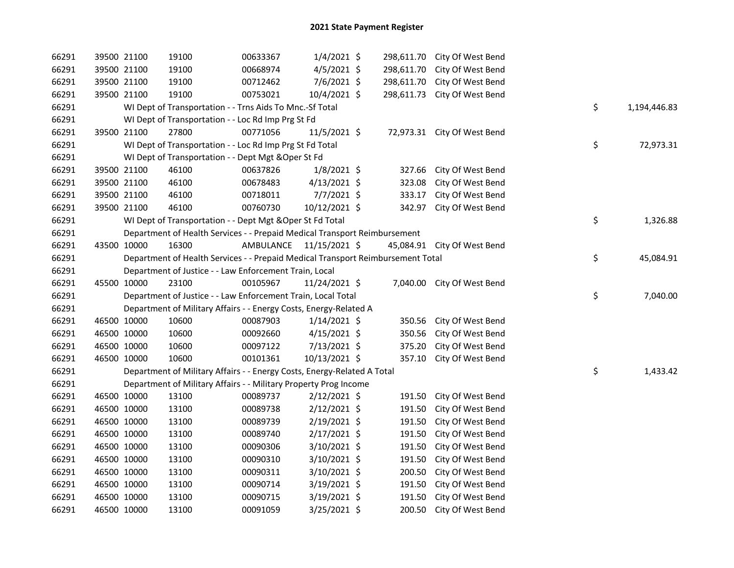## 2021 State Payment Register

| | | | | | | | | | |
|---|---|---|---|---|---|---|---|---|---|
| 66291 | 39500 | 21100 | 19100 | 00633367 | 1/4/2021 | $ | 298,611.70 | City Of West Bend | | |
| 66291 | 39500 | 21100 | 19100 | 00668974 | 4/5/2021 | $ | 298,611.70 | City Of West Bend | | |
| 66291 | 39500 | 21100 | 19100 | 00712462 | 7/6/2021 | $ | 298,611.70 | City Of West Bend | | |
| 66291 | 39500 | 21100 | 19100 | 00753021 | 10/4/2021 | $ | 298,611.73 | City Of West Bend | | |
| 66291 | | WI Dept of Transportation - - Trns Aids To Mnc.-Sf Total | | | | | | | $ | 1,194,446.83 |
| 66291 | | WI Dept of Transportation - - Loc Rd Imp Prg St Fd | | | | | | | | |
| 66291 | 39500 | 21100 | 27800 | 00771056 | 11/5/2021 | $ | 72,973.31 | City Of West Bend | | |
| 66291 | | WI Dept of Transportation - - Loc Rd Imp Prg St Fd Total | | | | | | | $ | 72,973.31 |
| 66291 | | WI Dept of Transportation - - Dept Mgt &Oper St Fd | | | | | | | | |
| 66291 | 39500 | 21100 | 46100 | 00637826 | 1/8/2021 | $ | 327.66 | City Of West Bend | | |
| 66291 | 39500 | 21100 | 46100 | 00678483 | 4/13/2021 | $ | 323.08 | City Of West Bend | | |
| 66291 | 39500 | 21100 | 46100 | 00718011 | 7/7/2021 | $ | 333.17 | City Of West Bend | | |
| 66291 | 39500 | 21100 | 46100 | 00760730 | 10/12/2021 | $ | 342.97 | City Of West Bend | | |
| 66291 | | WI Dept of Transportation - - Dept Mgt &Oper St Fd Total | | | | | | | $ | 1,326.88 |
| 66291 | | Department of Health Services - - Prepaid Medical Transport Reimbursement | | | | | | | | |
| 66291 | 43500 | 10000 | 16300 | AMBULANCE | 11/15/2021 | $ | 45,084.91 | City Of West Bend | | |
| 66291 | | Department of Health Services - - Prepaid Medical Transport Reimbursement Total | | | | | | | $ | 45,084.91 |
| 66291 | | Department of Justice - - Law Enforcement Train, Local | | | | | | | | |
| 66291 | 45500 | 10000 | 23100 | 00105967 | 11/24/2021 | $ | 7,040.00 | City Of West Bend | | |
| 66291 | | Department of Justice - - Law Enforcement Train, Local Total | | | | | | | $ | 7,040.00 |
| 66291 | | Department of Military Affairs - - Energy Costs, Energy-Related A | | | | | | | | |
| 66291 | 46500 | 10000 | 10600 | 00087903 | 1/14/2021 | $ | 350.56 | City Of West Bend | | |
| 66291 | 46500 | 10000 | 10600 | 00092660 | 4/15/2021 | $ | 350.56 | City Of West Bend | | |
| 66291 | 46500 | 10000 | 10600 | 00097122 | 7/13/2021 | $ | 375.20 | City Of West Bend | | |
| 66291 | 46500 | 10000 | 10600 | 00101361 | 10/13/2021 | $ | 357.10 | City Of West Bend | | |
| 66291 | | Department of Military Affairs - - Energy Costs, Energy-Related A Total | | | | | | | $ | 1,433.42 |
| 66291 | | Department of Military Affairs - - Military Property Prog Income | | | | | | | | |
| 66291 | 46500 | 10000 | 13100 | 00089737 | 2/12/2021 | $ | 191.50 | City Of West Bend | | |
| 66291 | 46500 | 10000 | 13100 | 00089738 | 2/12/2021 | $ | 191.50 | City Of West Bend | | |
| 66291 | 46500 | 10000 | 13100 | 00089739 | 2/19/2021 | $ | 191.50 | City Of West Bend | | |
| 66291 | 46500 | 10000 | 13100 | 00089740 | 2/17/2021 | $ | 191.50 | City Of West Bend | | |
| 66291 | 46500 | 10000 | 13100 | 00090306 | 3/10/2021 | $ | 191.50 | City Of West Bend | | |
| 66291 | 46500 | 10000 | 13100 | 00090310 | 3/10/2021 | $ | 191.50 | City Of West Bend | | |
| 66291 | 46500 | 10000 | 13100 | 00090311 | 3/10/2021 | $ | 200.50 | City Of West Bend | | |
| 66291 | 46500 | 10000 | 13100 | 00090714 | 3/19/2021 | $ | 191.50 | City Of West Bend | | |
| 66291 | 46500 | 10000 | 13100 | 00090715 | 3/19/2021 | $ | 191.50 | City Of West Bend | | |
| 66291 | 46500 | 10000 | 13100 | 00091059 | 3/25/2021 | $ | 200.50 | City Of West Bend | | |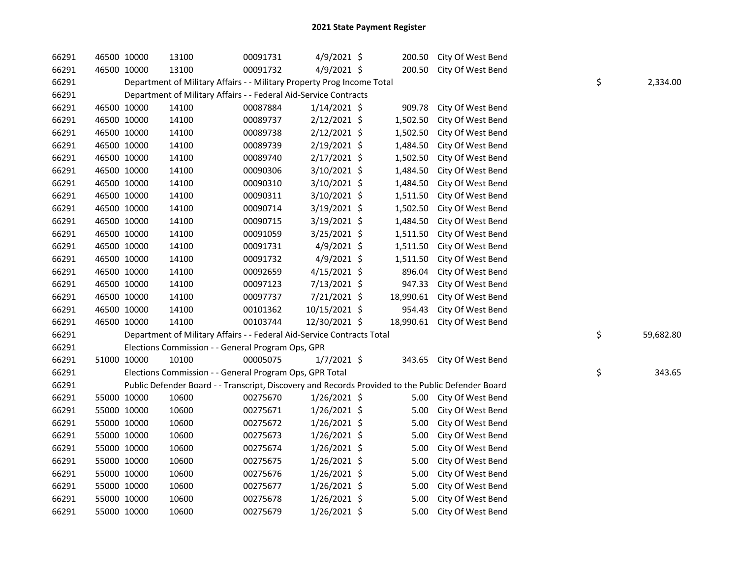# 2021 State Payment Register

| | | | | | | | | | |
|---|---|---|---|---|---|---|---|---|---|
| 66291 | 46500 | 10000 | 13100 | 00091731 | 4/9/2021 | $ 200.50 | City Of West Bend | | |
| 66291 | 46500 | 10000 | 13100 | 00091732 | 4/9/2021 | $ 200.50 | City Of West Bend | | |
| 66291 | Department of Military Affairs - - Military Property Prog Income Total | | | | | | | $ | 2,334.00 |
| 66291 | Department of Military Affairs - - Federal Aid-Service Contracts | | | | | | | | |
| 66291 | 46500 | 10000 | 14100 | 00087884 | 1/14/2021 | $ 909.78 | City Of West Bend | | |
| 66291 | 46500 | 10000 | 14100 | 00089737 | 2/12/2021 | $ 1,502.50 | City Of West Bend | | |
| 66291 | 46500 | 10000 | 14100 | 00089738 | 2/12/2021 | $ 1,502.50 | City Of West Bend | | |
| 66291 | 46500 | 10000 | 14100 | 00089739 | 2/19/2021 | $ 1,484.50 | City Of West Bend | | |
| 66291 | 46500 | 10000 | 14100 | 00089740 | 2/17/2021 | $ 1,502.50 | City Of West Bend | | |
| 66291 | 46500 | 10000 | 14100 | 00090306 | 3/10/2021 | $ 1,484.50 | City Of West Bend | | |
| 66291 | 46500 | 10000 | 14100 | 00090310 | 3/10/2021 | $ 1,484.50 | City Of West Bend | | |
| 66291 | 46500 | 10000 | 14100 | 00090311 | 3/10/2021 | $ 1,511.50 | City Of West Bend | | |
| 66291 | 46500 | 10000 | 14100 | 00090714 | 3/19/2021 | $ 1,502.50 | City Of West Bend | | |
| 66291 | 46500 | 10000 | 14100 | 00090715 | 3/19/2021 | $ 1,484.50 | City Of West Bend | | |
| 66291 | 46500 | 10000 | 14100 | 00091059 | 3/25/2021 | $ 1,511.50 | City Of West Bend | | |
| 66291 | 46500 | 10000 | 14100 | 00091731 | 4/9/2021 | $ 1,511.50 | City Of West Bend | | |
| 66291 | 46500 | 10000 | 14100 | 00091732 | 4/9/2021 | $ 1,511.50 | City Of West Bend | | |
| 66291 | 46500 | 10000 | 14100 | 00092659 | 4/15/2021 | $ 896.04 | City Of West Bend | | |
| 66291 | 46500 | 10000 | 14100 | 00097123 | 7/13/2021 | $ 947.33 | City Of West Bend | | |
| 66291 | 46500 | 10000 | 14100 | 00097737 | 7/21/2021 | $ 18,990.61 | City Of West Bend | | |
| 66291 | 46500 | 10000 | 14100 | 00101362 | 10/15/2021 | $ 954.43 | City Of West Bend | | |
| 66291 | 46500 | 10000 | 14100 | 00103744 | 12/30/2021 | $ 18,990.61 | City Of West Bend | | |
| 66291 | Department of Military Affairs - - Federal Aid-Service Contracts Total | | | | | | | $ | 59,682.80 |
| 66291 | Elections Commission - - General Program Ops, GPR | | | | | | | | |
| 66291 | 51000 | 10000 | 10100 | 00005075 | 1/7/2021 | $ 343.65 | City Of West Bend | | |
| 66291 | Elections Commission - - General Program Ops, GPR Total | | | | | | | $ | 343.65 |
| 66291 | Public Defender Board - - Transcript, Discovery and Records Provided to the Public Defender Board | | | | | | | | |
| 66291 | 55000 | 10000 | 10600 | 00275670 | 1/26/2021 | $ 5.00 | City Of West Bend | | |
| 66291 | 55000 | 10000 | 10600 | 00275671 | 1/26/2021 | $ 5.00 | City Of West Bend | | |
| 66291 | 55000 | 10000 | 10600 | 00275672 | 1/26/2021 | $ 5.00 | City Of West Bend | | |
| 66291 | 55000 | 10000 | 10600 | 00275673 | 1/26/2021 | $ 5.00 | City Of West Bend | | |
| 66291 | 55000 | 10000 | 10600 | 00275674 | 1/26/2021 | $ 5.00 | City Of West Bend | | |
| 66291 | 55000 | 10000 | 10600 | 00275675 | 1/26/2021 | $ 5.00 | City Of West Bend | | |
| 66291 | 55000 | 10000 | 10600 | 00275676 | 1/26/2021 | $ 5.00 | City Of West Bend | | |
| 66291 | 55000 | 10000 | 10600 | 00275677 | 1/26/2021 | $ 5.00 | City Of West Bend | | |
| 66291 | 55000 | 10000 | 10600 | 00275678 | 1/26/2021 | $ 5.00 | City Of West Bend | | |
| 66291 | 55000 | 10000 | 10600 | 00275679 | 1/26/2021 | $ 5.00 | City Of West Bend | | |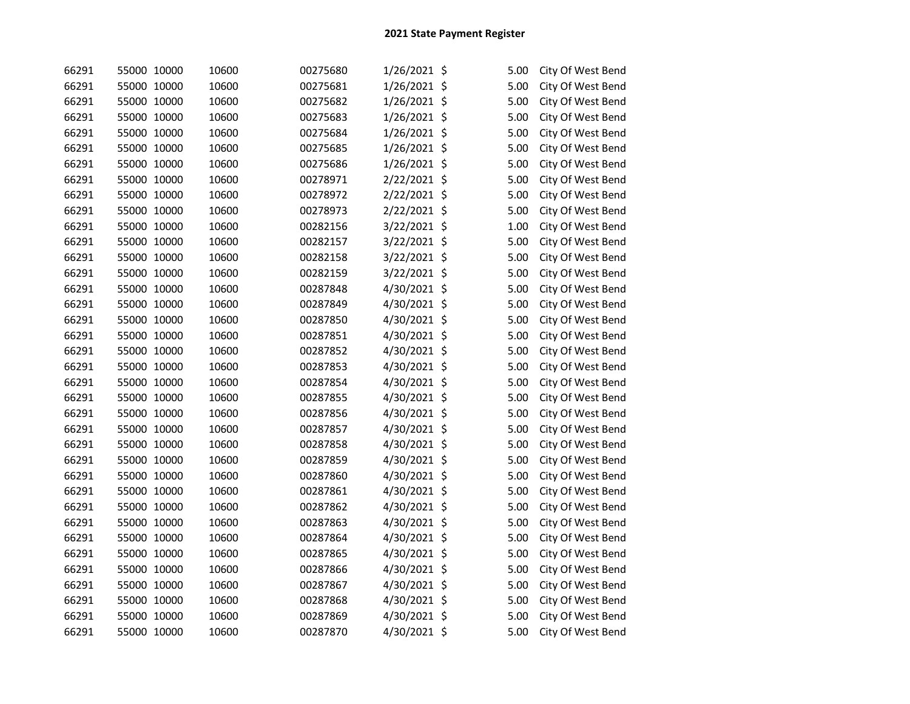# 2021 State Payment Register

| | | | | | | | | |
|---|---|---|---|---|---|---|---|---|
| 66291 | 55000 | 10000 | 10600 | 00275680 | 1/26/2021 | $ | 5.00 | City Of West Bend |
| 66291 | 55000 | 10000 | 10600 | 00275681 | 1/26/2021 | $ | 5.00 | City Of West Bend |
| 66291 | 55000 | 10000 | 10600 | 00275682 | 1/26/2021 | $ | 5.00 | City Of West Bend |
| 66291 | 55000 | 10000 | 10600 | 00275683 | 1/26/2021 | $ | 5.00 | City Of West Bend |
| 66291 | 55000 | 10000 | 10600 | 00275684 | 1/26/2021 | $ | 5.00 | City Of West Bend |
| 66291 | 55000 | 10000 | 10600 | 00275685 | 1/26/2021 | $ | 5.00 | City Of West Bend |
| 66291 | 55000 | 10000 | 10600 | 00275686 | 1/26/2021 | $ | 5.00 | City Of West Bend |
| 66291 | 55000 | 10000 | 10600 | 00278971 | 2/22/2021 | $ | 5.00 | City Of West Bend |
| 66291 | 55000 | 10000 | 10600 | 00278972 | 2/22/2021 | $ | 5.00 | City Of West Bend |
| 66291 | 55000 | 10000 | 10600 | 00278973 | 2/22/2021 | $ | 5.00 | City Of West Bend |
| 66291 | 55000 | 10000 | 10600 | 00282156 | 3/22/2021 | $ | 1.00 | City Of West Bend |
| 66291 | 55000 | 10000 | 10600 | 00282157 | 3/22/2021 | $ | 5.00 | City Of West Bend |
| 66291 | 55000 | 10000 | 10600 | 00282158 | 3/22/2021 | $ | 5.00 | City Of West Bend |
| 66291 | 55000 | 10000 | 10600 | 00282159 | 3/22/2021 | $ | 5.00 | City Of West Bend |
| 66291 | 55000 | 10000 | 10600 | 00287848 | 4/30/2021 | $ | 5.00 | City Of West Bend |
| 66291 | 55000 | 10000 | 10600 | 00287849 | 4/30/2021 | $ | 5.00 | City Of West Bend |
| 66291 | 55000 | 10000 | 10600 | 00287850 | 4/30/2021 | $ | 5.00 | City Of West Bend |
| 66291 | 55000 | 10000 | 10600 | 00287851 | 4/30/2021 | $ | 5.00 | City Of West Bend |
| 66291 | 55000 | 10000 | 10600 | 00287852 | 4/30/2021 | $ | 5.00 | City Of West Bend |
| 66291 | 55000 | 10000 | 10600 | 00287853 | 4/30/2021 | $ | 5.00 | City Of West Bend |
| 66291 | 55000 | 10000 | 10600 | 00287854 | 4/30/2021 | $ | 5.00 | City Of West Bend |
| 66291 | 55000 | 10000 | 10600 | 00287855 | 4/30/2021 | $ | 5.00 | City Of West Bend |
| 66291 | 55000 | 10000 | 10600 | 00287856 | 4/30/2021 | $ | 5.00 | City Of West Bend |
| 66291 | 55000 | 10000 | 10600 | 00287857 | 4/30/2021 | $ | 5.00 | City Of West Bend |
| 66291 | 55000 | 10000 | 10600 | 00287858 | 4/30/2021 | $ | 5.00 | City Of West Bend |
| 66291 | 55000 | 10000 | 10600 | 00287859 | 4/30/2021 | $ | 5.00 | City Of West Bend |
| 66291 | 55000 | 10000 | 10600 | 00287860 | 4/30/2021 | $ | 5.00 | City Of West Bend |
| 66291 | 55000 | 10000 | 10600 | 00287861 | 4/30/2021 | $ | 5.00 | City Of West Bend |
| 66291 | 55000 | 10000 | 10600 | 00287862 | 4/30/2021 | $ | 5.00 | City Of West Bend |
| 66291 | 55000 | 10000 | 10600 | 00287863 | 4/30/2021 | $ | 5.00 | City Of West Bend |
| 66291 | 55000 | 10000 | 10600 | 00287864 | 4/30/2021 | $ | 5.00 | City Of West Bend |
| 66291 | 55000 | 10000 | 10600 | 00287865 | 4/30/2021 | $ | 5.00 | City Of West Bend |
| 66291 | 55000 | 10000 | 10600 | 00287866 | 4/30/2021 | $ | 5.00 | City Of West Bend |
| 66291 | 55000 | 10000 | 10600 | 00287867 | 4/30/2021 | $ | 5.00 | City Of West Bend |
| 66291 | 55000 | 10000 | 10600 | 00287868 | 4/30/2021 | $ | 5.00 | City Of West Bend |
| 66291 | 55000 | 10000 | 10600 | 00287869 | 4/30/2021 | $ | 5.00 | City Of West Bend |
| 66291 | 55000 | 10000 | 10600 | 00287870 | 4/30/2021 | $ | 5.00 | City Of West Bend |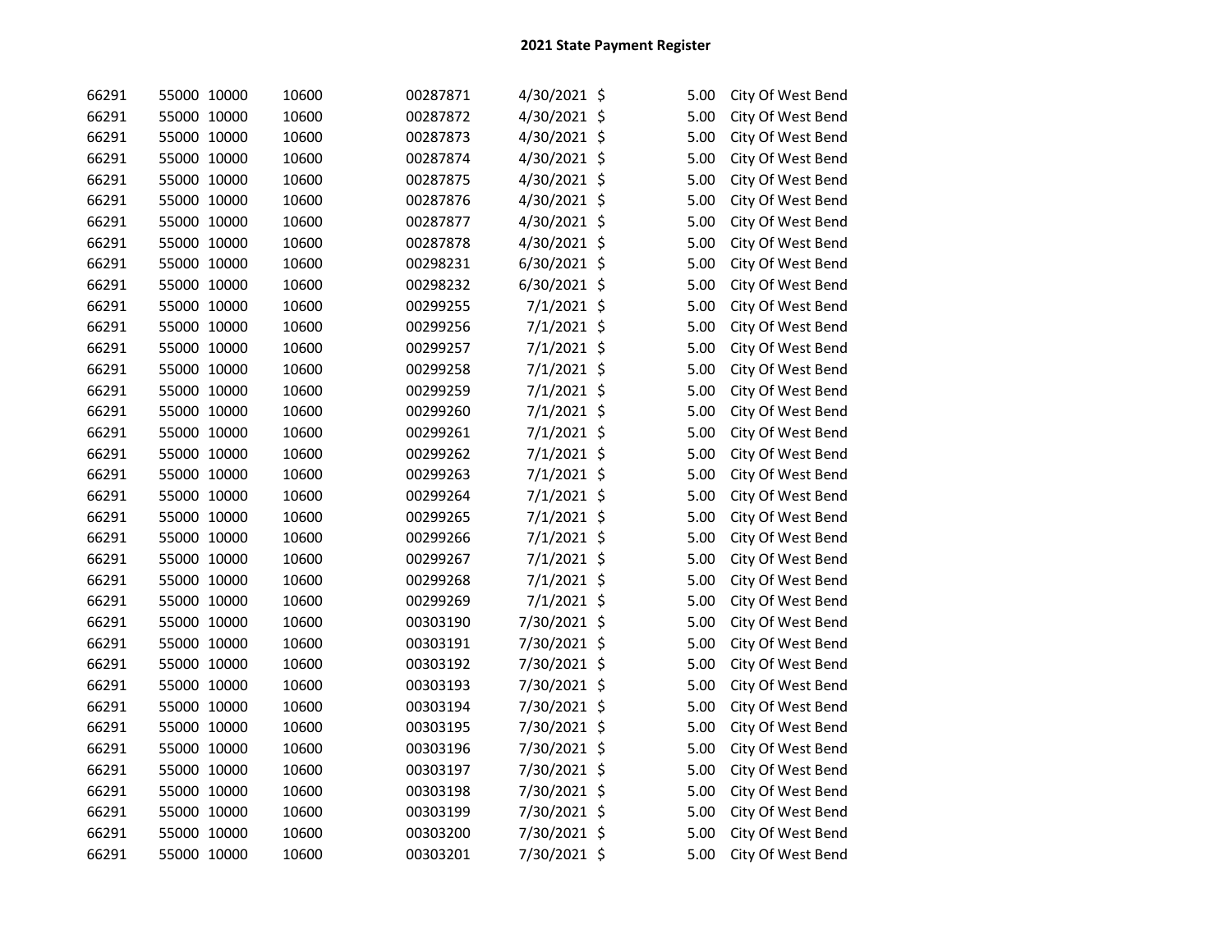# 2021 State Payment Register

| | | | | | | | | |
|---|---|---|---|---|---|---|---|---|
| 66291 | 55000 | 10000 | 10600 | 00287871 | 4/30/2021 | $ | 5.00 | City Of West Bend |
| 66291 | 55000 | 10000 | 10600 | 00287872 | 4/30/2021 | $ | 5.00 | City Of West Bend |
| 66291 | 55000 | 10000 | 10600 | 00287873 | 4/30/2021 | $ | 5.00 | City Of West Bend |
| 66291 | 55000 | 10000 | 10600 | 00287874 | 4/30/2021 | $ | 5.00 | City Of West Bend |
| 66291 | 55000 | 10000 | 10600 | 00287875 | 4/30/2021 | $ | 5.00 | City Of West Bend |
| 66291 | 55000 | 10000 | 10600 | 00287876 | 4/30/2021 | $ | 5.00 | City Of West Bend |
| 66291 | 55000 | 10000 | 10600 | 00287877 | 4/30/2021 | $ | 5.00 | City Of West Bend |
| 66291 | 55000 | 10000 | 10600 | 00287878 | 4/30/2021 | $ | 5.00 | City Of West Bend |
| 66291 | 55000 | 10000 | 10600 | 00298231 | 6/30/2021 | $ | 5.00 | City Of West Bend |
| 66291 | 55000 | 10000 | 10600 | 00298232 | 6/30/2021 | $ | 5.00 | City Of West Bend |
| 66291 | 55000 | 10000 | 10600 | 00299255 | 7/1/2021 | $ | 5.00 | City Of West Bend |
| 66291 | 55000 | 10000 | 10600 | 00299256 | 7/1/2021 | $ | 5.00 | City Of West Bend |
| 66291 | 55000 | 10000 | 10600 | 00299257 | 7/1/2021 | $ | 5.00 | City Of West Bend |
| 66291 | 55000 | 10000 | 10600 | 00299258 | 7/1/2021 | $ | 5.00 | City Of West Bend |
| 66291 | 55000 | 10000 | 10600 | 00299259 | 7/1/2021 | $ | 5.00 | City Of West Bend |
| 66291 | 55000 | 10000 | 10600 | 00299260 | 7/1/2021 | $ | 5.00 | City Of West Bend |
| 66291 | 55000 | 10000 | 10600 | 00299261 | 7/1/2021 | $ | 5.00 | City Of West Bend |
| 66291 | 55000 | 10000 | 10600 | 00299262 | 7/1/2021 | $ | 5.00 | City Of West Bend |
| 66291 | 55000 | 10000 | 10600 | 00299263 | 7/1/2021 | $ | 5.00 | City Of West Bend |
| 66291 | 55000 | 10000 | 10600 | 00299264 | 7/1/2021 | $ | 5.00 | City Of West Bend |
| 66291 | 55000 | 10000 | 10600 | 00299265 | 7/1/2021 | $ | 5.00 | City Of West Bend |
| 66291 | 55000 | 10000 | 10600 | 00299266 | 7/1/2021 | $ | 5.00 | City Of West Bend |
| 66291 | 55000 | 10000 | 10600 | 00299267 | 7/1/2021 | $ | 5.00 | City Of West Bend |
| 66291 | 55000 | 10000 | 10600 | 00299268 | 7/1/2021 | $ | 5.00 | City Of West Bend |
| 66291 | 55000 | 10000 | 10600 | 00299269 | 7/1/2021 | $ | 5.00 | City Of West Bend |
| 66291 | 55000 | 10000 | 10600 | 00303190 | 7/30/2021 | $ | 5.00 | City Of West Bend |
| 66291 | 55000 | 10000 | 10600 | 00303191 | 7/30/2021 | $ | 5.00 | City Of West Bend |
| 66291 | 55000 | 10000 | 10600 | 00303192 | 7/30/2021 | $ | 5.00 | City Of West Bend |
| 66291 | 55000 | 10000 | 10600 | 00303193 | 7/30/2021 | $ | 5.00 | City Of West Bend |
| 66291 | 55000 | 10000 | 10600 | 00303194 | 7/30/2021 | $ | 5.00 | City Of West Bend |
| 66291 | 55000 | 10000 | 10600 | 00303195 | 7/30/2021 | $ | 5.00 | City Of West Bend |
| 66291 | 55000 | 10000 | 10600 | 00303196 | 7/30/2021 | $ | 5.00 | City Of West Bend |
| 66291 | 55000 | 10000 | 10600 | 00303197 | 7/30/2021 | $ | 5.00 | City Of West Bend |
| 66291 | 55000 | 10000 | 10600 | 00303198 | 7/30/2021 | $ | 5.00 | City Of West Bend |
| 66291 | 55000 | 10000 | 10600 | 00303199 | 7/30/2021 | $ | 5.00 | City Of West Bend |
| 66291 | 55000 | 10000 | 10600 | 00303200 | 7/30/2021 | $ | 5.00 | City Of West Bend |
| 66291 | 55000 | 10000 | 10600 | 00303201 | 7/30/2021 | $ | 5.00 | City Of West Bend |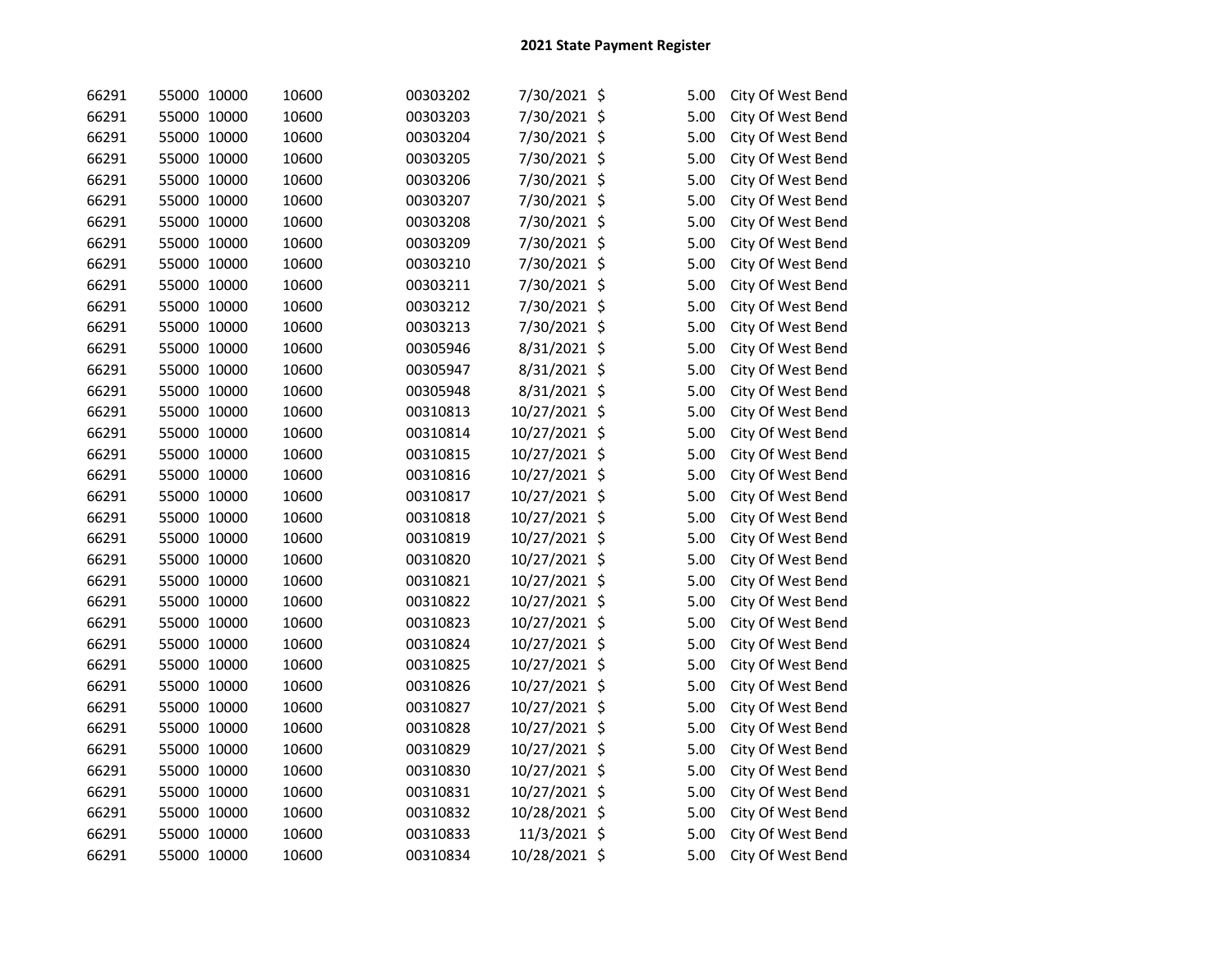## 2021 State Payment Register

| | | | | | | | | |
|---|---|---|---|---|---|---|---|---|
| 66291 | 55000 | 10000 | 10600 | 00303202 | 7/30/2021 | $ | 5.00 | City Of West Bend |
| 66291 | 55000 | 10000 | 10600 | 00303203 | 7/30/2021 | $ | 5.00 | City Of West Bend |
| 66291 | 55000 | 10000 | 10600 | 00303204 | 7/30/2021 | $ | 5.00 | City Of West Bend |
| 66291 | 55000 | 10000 | 10600 | 00303205 | 7/30/2021 | $ | 5.00 | City Of West Bend |
| 66291 | 55000 | 10000 | 10600 | 00303206 | 7/30/2021 | $ | 5.00 | City Of West Bend |
| 66291 | 55000 | 10000 | 10600 | 00303207 | 7/30/2021 | $ | 5.00 | City Of West Bend |
| 66291 | 55000 | 10000 | 10600 | 00303208 | 7/30/2021 | $ | 5.00 | City Of West Bend |
| 66291 | 55000 | 10000 | 10600 | 00303209 | 7/30/2021 | $ | 5.00 | City Of West Bend |
| 66291 | 55000 | 10000 | 10600 | 00303210 | 7/30/2021 | $ | 5.00 | City Of West Bend |
| 66291 | 55000 | 10000 | 10600 | 00303211 | 7/30/2021 | $ | 5.00 | City Of West Bend |
| 66291 | 55000 | 10000 | 10600 | 00303212 | 7/30/2021 | $ | 5.00 | City Of West Bend |
| 66291 | 55000 | 10000 | 10600 | 00303213 | 7/30/2021 | $ | 5.00 | City Of West Bend |
| 66291 | 55000 | 10000 | 10600 | 00305946 | 8/31/2021 | $ | 5.00 | City Of West Bend |
| 66291 | 55000 | 10000 | 10600 | 00305947 | 8/31/2021 | $ | 5.00 | City Of West Bend |
| 66291 | 55000 | 10000 | 10600 | 00305948 | 8/31/2021 | $ | 5.00 | City Of West Bend |
| 66291 | 55000 | 10000 | 10600 | 00310813 | 10/27/2021 | $ | 5.00 | City Of West Bend |
| 66291 | 55000 | 10000 | 10600 | 00310814 | 10/27/2021 | $ | 5.00 | City Of West Bend |
| 66291 | 55000 | 10000 | 10600 | 00310815 | 10/27/2021 | $ | 5.00 | City Of West Bend |
| 66291 | 55000 | 10000 | 10600 | 00310816 | 10/27/2021 | $ | 5.00 | City Of West Bend |
| 66291 | 55000 | 10000 | 10600 | 00310817 | 10/27/2021 | $ | 5.00 | City Of West Bend |
| 66291 | 55000 | 10000 | 10600 | 00310818 | 10/27/2021 | $ | 5.00 | City Of West Bend |
| 66291 | 55000 | 10000 | 10600 | 00310819 | 10/27/2021 | $ | 5.00 | City Of West Bend |
| 66291 | 55000 | 10000 | 10600 | 00310820 | 10/27/2021 | $ | 5.00 | City Of West Bend |
| 66291 | 55000 | 10000 | 10600 | 00310821 | 10/27/2021 | $ | 5.00 | City Of West Bend |
| 66291 | 55000 | 10000 | 10600 | 00310822 | 10/27/2021 | $ | 5.00 | City Of West Bend |
| 66291 | 55000 | 10000 | 10600 | 00310823 | 10/27/2021 | $ | 5.00 | City Of West Bend |
| 66291 | 55000 | 10000 | 10600 | 00310824 | 10/27/2021 | $ | 5.00 | City Of West Bend |
| 66291 | 55000 | 10000 | 10600 | 00310825 | 10/27/2021 | $ | 5.00 | City Of West Bend |
| 66291 | 55000 | 10000 | 10600 | 00310826 | 10/27/2021 | $ | 5.00 | City Of West Bend |
| 66291 | 55000 | 10000 | 10600 | 00310827 | 10/27/2021 | $ | 5.00 | City Of West Bend |
| 66291 | 55000 | 10000 | 10600 | 00310828 | 10/27/2021 | $ | 5.00 | City Of West Bend |
| 66291 | 55000 | 10000 | 10600 | 00310829 | 10/27/2021 | $ | 5.00 | City Of West Bend |
| 66291 | 55000 | 10000 | 10600 | 00310830 | 10/27/2021 | $ | 5.00 | City Of West Bend |
| 66291 | 55000 | 10000 | 10600 | 00310831 | 10/27/2021 | $ | 5.00 | City Of West Bend |
| 66291 | 55000 | 10000 | 10600 | 00310832 | 10/28/2021 | $ | 5.00 | City Of West Bend |
| 66291 | 55000 | 10000 | 10600 | 00310833 | 11/3/2021 | $ | 5.00 | City Of West Bend |
| 66291 | 55000 | 10000 | 10600 | 00310834 | 10/28/2021 | $ | 5.00 | City Of West Bend |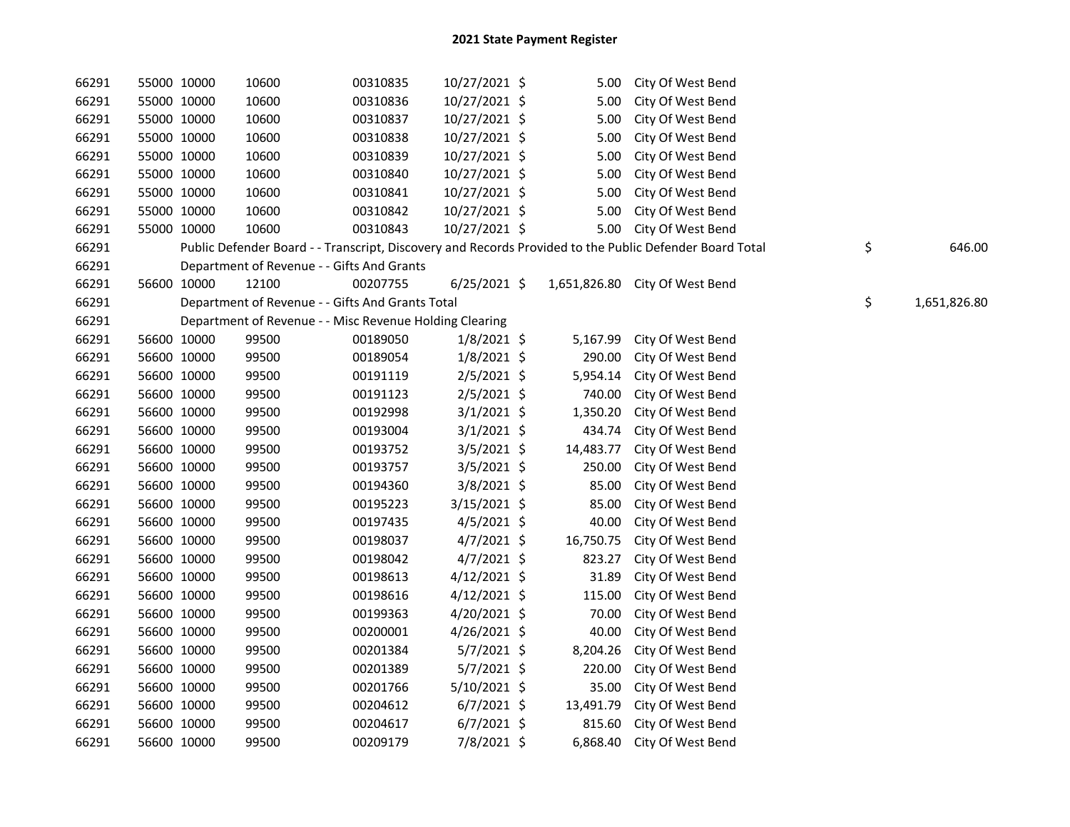# 2021 State Payment Register

| | | | | | | | | | |
|---|---|---|---|---|---|---|---|---|---|
| 66291 | 55000 | 10000 | 10600 | 00310835 | 10/27/2021 | $ | 5.00 | City Of West Bend | | |
| 66291 | 55000 | 10000 | 10600 | 00310836 | 10/27/2021 | $ | 5.00 | City Of West Bend | | |
| 66291 | 55000 | 10000 | 10600 | 00310837 | 10/27/2021 | $ | 5.00 | City Of West Bend | | |
| 66291 | 55000 | 10000 | 10600 | 00310838 | 10/27/2021 | $ | 5.00 | City Of West Bend | | |
| 66291 | 55000 | 10000 | 10600 | 00310839 | 10/27/2021 | $ | 5.00 | City Of West Bend | | |
| 66291 | 55000 | 10000 | 10600 | 00310840 | 10/27/2021 | $ | 5.00 | City Of West Bend | | |
| 66291 | 55000 | 10000 | 10600 | 00310841 | 10/27/2021 | $ | 5.00 | City Of West Bend | | |
| 66291 | 55000 | 10000 | 10600 | 00310842 | 10/27/2021 | $ | 5.00 | City Of West Bend | | |
| 66291 | 55000 | 10000 | 10600 | 00310843 | 10/27/2021 | $ | 5.00 | City Of West Bend | | |
| 66291 | | Public Defender Board - - Transcript, Discovery and Records Provided to the Public Defender Board Total | | | | | | | $ | 646.00 |
| 66291 | | Department of Revenue - - Gifts And Grants | | | | | | | | |
| 66291 | 56600 | 10000 | 12100 | 00207755 | 6/25/2021 | $ | 1,651,826.80 | City Of West Bend | | |
| 66291 | | Department of Revenue - - Gifts And Grants Total | | | | | | | $ | 1,651,826.80 |
| 66291 | | Department of Revenue - - Misc Revenue Holding Clearing | | | | | | | | |
| 66291 | 56600 | 10000 | 99500 | 00189050 | 1/8/2021 | $ | 5,167.99 | City Of West Bend | | |
| 66291 | 56600 | 10000 | 99500 | 00189054 | 1/8/2021 | $ | 290.00 | City Of West Bend | | |
| 66291 | 56600 | 10000 | 99500 | 00191119 | 2/5/2021 | $ | 5,954.14 | City Of West Bend | | |
| 66291 | 56600 | 10000 | 99500 | 00191123 | 2/5/2021 | $ | 740.00 | City Of West Bend | | |
| 66291 | 56600 | 10000 | 99500 | 00192998 | 3/1/2021 | $ | 1,350.20 | City Of West Bend | | |
| 66291 | 56600 | 10000 | 99500 | 00193004 | 3/1/2021 | $ | 434.74 | City Of West Bend | | |
| 66291 | 56600 | 10000 | 99500 | 00193752 | 3/5/2021 | $ | 14,483.77 | City Of West Bend | | |
| 66291 | 56600 | 10000 | 99500 | 00193757 | 3/5/2021 | $ | 250.00 | City Of West Bend | | |
| 66291 | 56600 | 10000 | 99500 | 00194360 | 3/8/2021 | $ | 85.00 | City Of West Bend | | |
| 66291 | 56600 | 10000 | 99500 | 00195223 | 3/15/2021 | $ | 85.00 | City Of West Bend | | |
| 66291 | 56600 | 10000 | 99500 | 00197435 | 4/5/2021 | $ | 40.00 | City Of West Bend | | |
| 66291 | 56600 | 10000 | 99500 | 00198037 | 4/7/2021 | $ | 16,750.75 | City Of West Bend | | |
| 66291 | 56600 | 10000 | 99500 | 00198042 | 4/7/2021 | $ | 823.27 | City Of West Bend | | |
| 66291 | 56600 | 10000 | 99500 | 00198613 | 4/12/2021 | $ | 31.89 | City Of West Bend | | |
| 66291 | 56600 | 10000 | 99500 | 00198616 | 4/12/2021 | $ | 115.00 | City Of West Bend | | |
| 66291 | 56600 | 10000 | 99500 | 00199363 | 4/20/2021 | $ | 70.00 | City Of West Bend | | |
| 66291 | 56600 | 10000 | 99500 | 00200001 | 4/26/2021 | $ | 40.00 | City Of West Bend | | |
| 66291 | 56600 | 10000 | 99500 | 00201384 | 5/7/2021 | $ | 8,204.26 | City Of West Bend | | |
| 66291 | 56600 | 10000 | 99500 | 00201389 | 5/7/2021 | $ | 220.00 | City Of West Bend | | |
| 66291 | 56600 | 10000 | 99500 | 00201766 | 5/10/2021 | $ | 35.00 | City Of West Bend | | |
| 66291 | 56600 | 10000 | 99500 | 00204612 | 6/7/2021 | $ | 13,491.79 | City Of West Bend | | |
| 66291 | 56600 | 10000 | 99500 | 00204617 | 6/7/2021 | $ | 815.60 | City Of West Bend | | |
| 66291 | 56600 | 10000 | 99500 | 00209179 | 7/8/2021 | $ | 6,868.40 | City Of West Bend | | |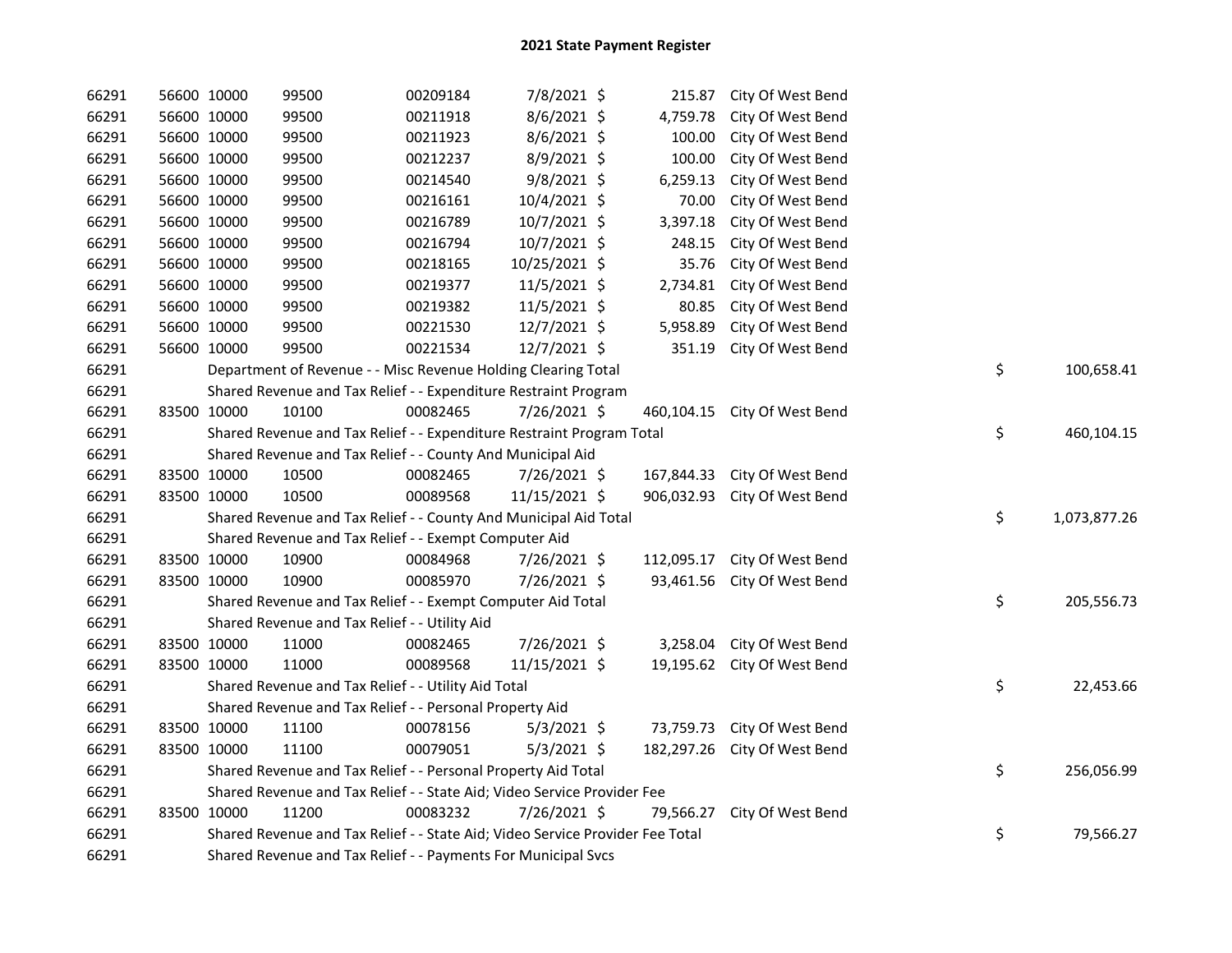# 2021 State Payment Register

| | | | | | | | | | |
|---|---|---|---|---|---|---|---|---|---|
| 66291 | 56600 | 10000 | 99500 | 00209184 | 7/8/2021 | $ 215.87 | City Of West Bend | | |
| 66291 | 56600 | 10000 | 99500 | 00211918 | 8/6/2021 | $ 4,759.78 | City Of West Bend | | |
| 66291 | 56600 | 10000 | 99500 | 00211923 | 8/6/2021 | $ 100.00 | City Of West Bend | | |
| 66291 | 56600 | 10000 | 99500 | 00212237 | 8/9/2021 | $ 100.00 | City Of West Bend | | |
| 66291 | 56600 | 10000 | 99500 | 00214540 | 9/8/2021 | $ 6,259.13 | City Of West Bend | | |
| 66291 | 56600 | 10000 | 99500 | 00216161 | 10/4/2021 | $ 70.00 | City Of West Bend | | |
| 66291 | 56600 | 10000 | 99500 | 00216789 | 10/7/2021 | $ 3,397.18 | City Of West Bend | | |
| 66291 | 56600 | 10000 | 99500 | 00216794 | 10/7/2021 | $ 248.15 | City Of West Bend | | |
| 66291 | 56600 | 10000 | 99500 | 00218165 | 10/25/2021 | $ 35.76 | City Of West Bend | | |
| 66291 | 56600 | 10000 | 99500 | 00219377 | 11/5/2021 | $ 2,734.81 | City Of West Bend | | |
| 66291 | 56600 | 10000 | 99500 | 00219382 | 11/5/2021 | $ 80.85 | City Of West Bend | | |
| 66291 | 56600 | 10000 | 99500 | 00221530 | 12/7/2021 | $ 5,958.89 | City Of West Bend | | |
| 66291 | 56600 | 10000 | 99500 | 00221534 | 12/7/2021 | $ 351.19 | City Of West Bend | | |
| 66291 | | | Department of Revenue - - Misc Revenue Holding Clearing Total | | | | | $ | 100,658.41 |
| 66291 | | | Shared Revenue and Tax Relief - - Expenditure Restraint Program | | | | | | |
| 66291 | 83500 | 10000 | 10100 | 00082465 | 7/26/2021 | $ 460,104.15 | City Of West Bend | | |
| 66291 | | | Shared Revenue and Tax Relief - - Expenditure Restraint Program Total | | | | | $ | 460,104.15 |
| 66291 | | | Shared Revenue and Tax Relief - - County And Municipal Aid | | | | | | |
| 66291 | 83500 | 10000 | 10500 | 00082465 | 7/26/2021 | $ 167,844.33 | City Of West Bend | | |
| 66291 | 83500 | 10000 | 10500 | 00089568 | 11/15/2021 | $ 906,032.93 | City Of West Bend | | |
| 66291 | | | Shared Revenue and Tax Relief - - County And Municipal Aid Total | | | | | $ | 1,073,877.26 |
| 66291 | | | Shared Revenue and Tax Relief - - Exempt Computer Aid | | | | | | |
| 66291 | 83500 | 10000 | 10900 | 00084968 | 7/26/2021 | $ 112,095.17 | City Of West Bend | | |
| 66291 | 83500 | 10000 | 10900 | 00085970 | 7/26/2021 | $ 93,461.56 | City Of West Bend | | |
| 66291 | | | Shared Revenue and Tax Relief - - Exempt Computer Aid Total | | | | | $ | 205,556.73 |
| 66291 | | | Shared Revenue and Tax Relief - - Utility Aid | | | | | | |
| 66291 | 83500 | 10000 | 11000 | 00082465 | 7/26/2021 | $ 3,258.04 | City Of West Bend | | |
| 66291 | 83500 | 10000 | 11000 | 00089568 | 11/15/2021 | $ 19,195.62 | City Of West Bend | | |
| 66291 | | | Shared Revenue and Tax Relief - - Utility Aid Total | | | | | $ | 22,453.66 |
| 66291 | | | Shared Revenue and Tax Relief - - Personal Property Aid | | | | | | |
| 66291 | 83500 | 10000 | 11100 | 00078156 | 5/3/2021 | $ 73,759.73 | City Of West Bend | | |
| 66291 | 83500 | 10000 | 11100 | 00079051 | 5/3/2021 | $ 182,297.26 | City Of West Bend | | |
| 66291 | | | Shared Revenue and Tax Relief - - Personal Property Aid Total | | | | | $ | 256,056.99 |
| 66291 | | | Shared Revenue and Tax Relief - - State Aid; Video Service Provider Fee | | | | | | |
| 66291 | 83500 | 10000 | 11200 | 00083232 | 7/26/2021 | $ 79,566.27 | City Of West Bend | | |
| 66291 | | | Shared Revenue and Tax Relief - - State Aid; Video Service Provider Fee Total | | | | | $ | 79,566.27 |
| 66291 | | | Shared Revenue and Tax Relief - - Payments For Municipal Svcs | | | | | | |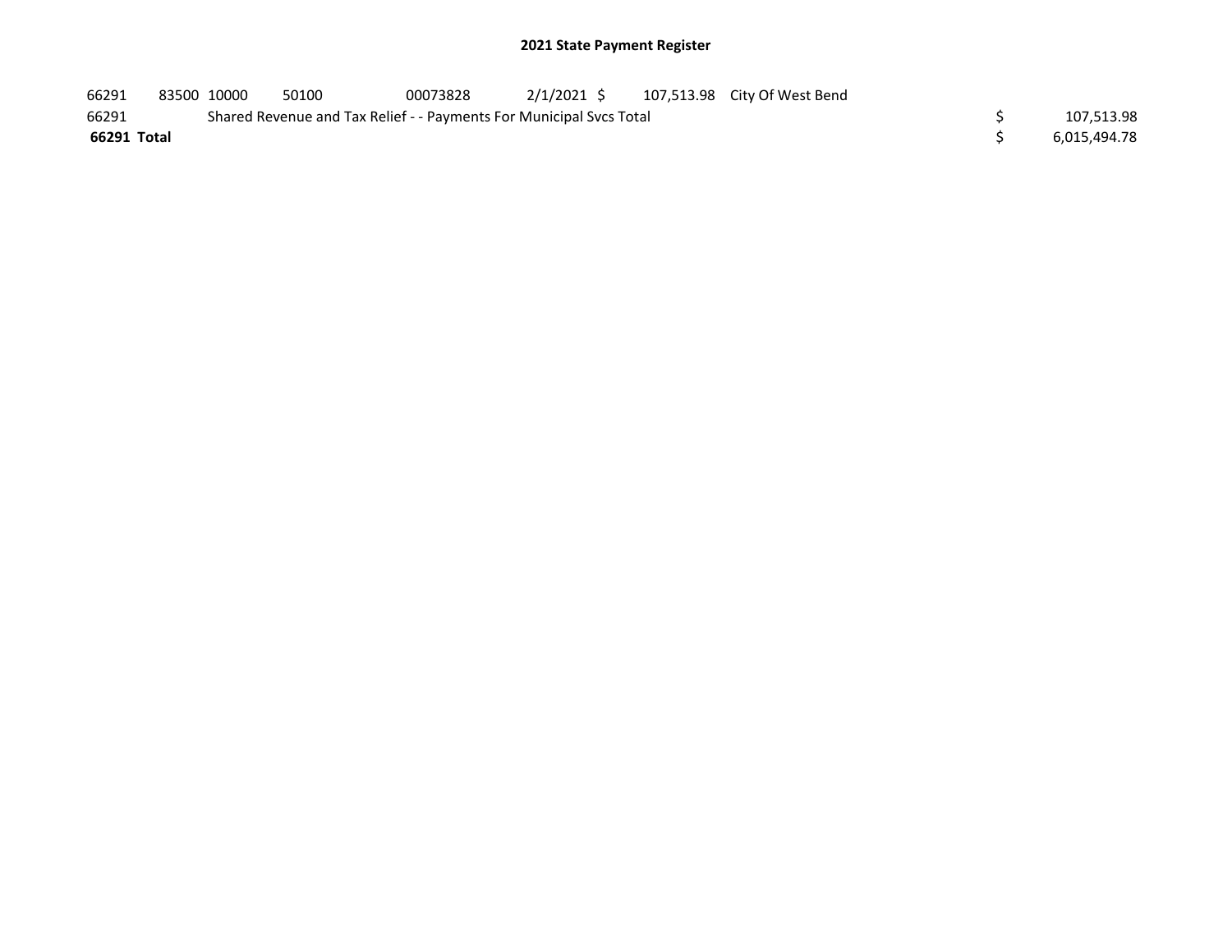## 2021 State Payment Register

| | | | | | | | | | |
|---|---|---|---|---|---|---|---|---|---|
| 66291 | 83500 | 10000 | 50100 | 00073828 | 2/1/2021 | $ 107,513.98 | City Of West Bend | | |
| 66291 | | Shared Revenue and Tax Relief - - Payments For Municipal Svcs Total | | | | | | $ | 107,513.98 |
| **66291 Total** | | | | | | | | $ | 6,015,494.78 |